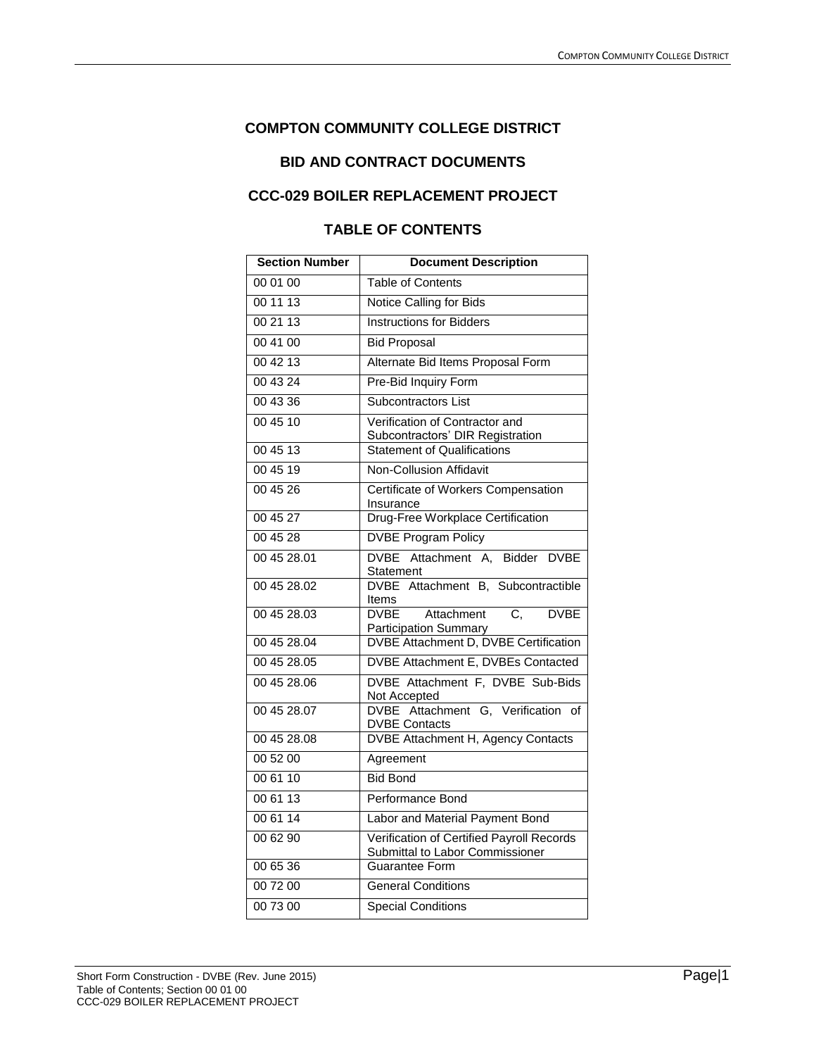# COMPTON COMMUNITY COLLEGE DISTRICT

## BID AND CONTRACT DOCUMENTS

## CCC-029 BOILER REPLACEMENT PROJECT

## TABLE OF CONTENTS

| Section Number | Document Description |
|---|---|
| 00 01 00 | Table of Contents |
| 00 11 13 | Notice Calling for Bids |
| 00 21 13 | Instructions for Bidders |
| 00 41 00 | Bid Proposal |
| 00 42 13 | Alternate Bid Items Proposal Form |
| 00 43 24 | Pre-Bid Inquiry Form |
| 00 43 36 | Subcontractors List |
| 00 45 10 | Verification of Contractor and Subcontractors' DIR Registration |
| 00 45 13 | Statement of Qualifications |
| 00 45 19 | Non-Collusion Affidavit |
| 00 45 26 | Certificate of Workers Compensation Insurance |
| 00 45 27 | Drug-Free Workplace Certification |
| 00 45 28 | DVBE Program Policy |
| 00 45 28.01 | DVBE Attachment A, Bidder DVBE Statement |
| 00 45 28.02 | DVBE Attachment B, Subcontractible Items |
| 00 45 28.03 | DVBE Attachment C, DVBE Participation Summary |
| 00 45 28.04 | DVBE Attachment D, DVBE Certification |
| 00 45 28.05 | DVBE Attachment E, DVBEs Contacted |
| 00 45 28.06 | DVBE Attachment F, DVBE Sub-Bids Not Accepted |
| 00 45 28.07 | DVBE Attachment G, Verification of DVBE Contacts |
| 00 45 28.08 | DVBE Attachment H, Agency Contacts |
| 00 52 00 | Agreement |
| 00 61 10 | Bid Bond |
| 00 61 13 | Performance Bond |
| 00 61 14 | Labor and Material Payment Bond |
| 00 62 90 | Verification of Certified Payroll Records Submittal to Labor Commissioner |
| 00 65 36 | Guarantee Form |
| 00 72 00 | General Conditions |
| 00 73 00 | Special Conditions |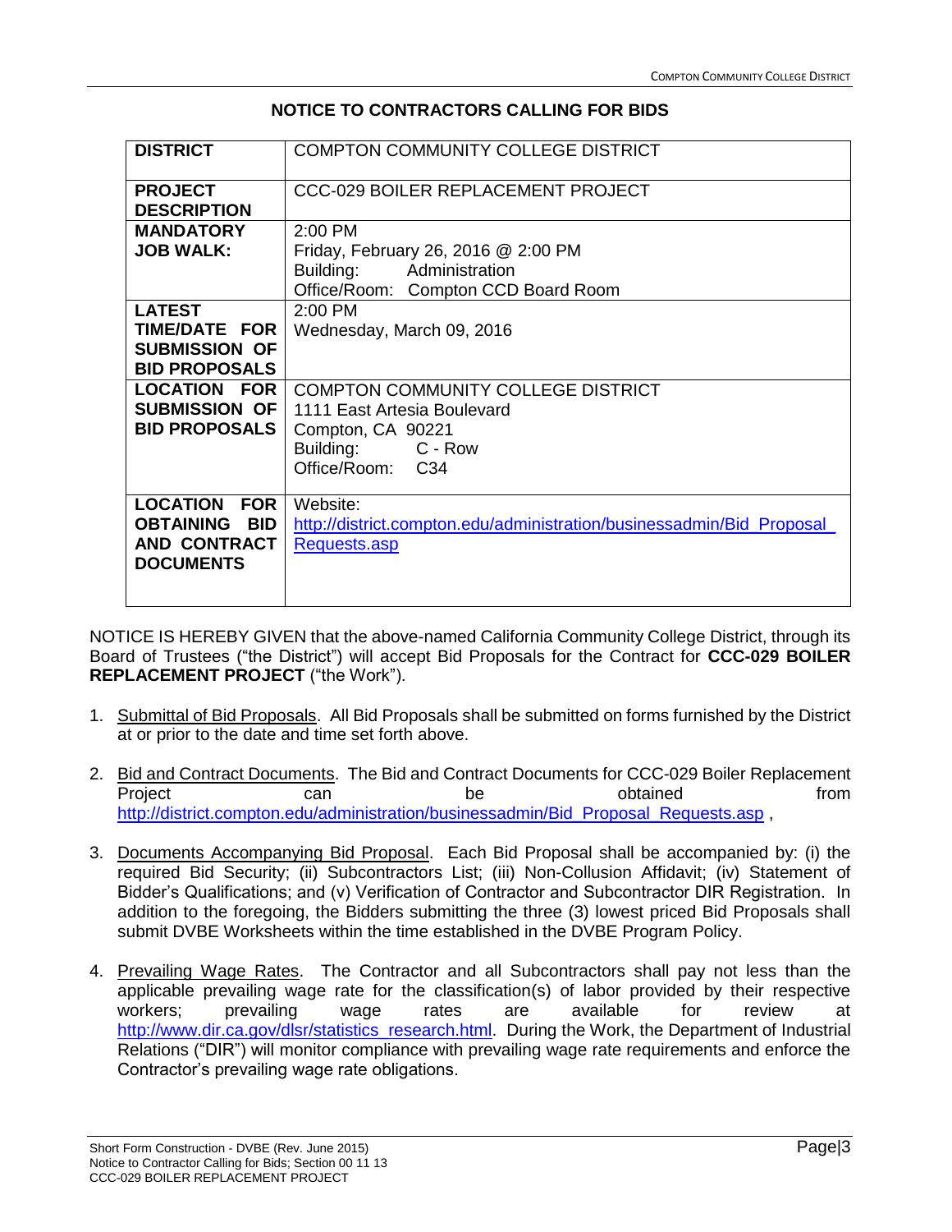## NOTICE TO CONTRACTORS CALLING FOR BIDS

| **DISTRICT** | COMPTON COMMUNITY COLLEGE DISTRICT |
|---|---|
| **PROJECT DESCRIPTION** | CCC-029 BOILER REPLACEMENT PROJECT |
| **MANDATORY JOB WALK:** | 2:00 PM<br>Friday, February 26, 2016 @ 2:00 PM<br>Building: Administration<br>Office/Room: Compton CCD Board Room |
| **LATEST TIME/DATE FOR SUBMISSION OF BID PROPOSALS** | 2:00 PM<br>Wednesday, March 09, 2016 |
| **LOCATION FOR SUBMISSION OF BID PROPOSALS** | COMPTON COMMUNITY COLLEGE DISTRICT<br>1111 East Artesia Boulevard<br>Compton, CA 90221<br>Building: C - Row<br>Office/Room: C34 |
| **LOCATION FOR OBTAINING BID AND CONTRACT DOCUMENTS** | Website:<br>http://district.compton.edu/administration/businessadmin/Bid_Proposal_Requests.asp |

NOTICE IS HEREBY GIVEN that the above-named California Community College District, through its Board of Trustees ("the District") will accept Bid Proposals for the Contract for **CCC-029 BOILER REPLACEMENT PROJECT** ("the Work").

1. Submittal of Bid Proposals. All Bid Proposals shall be submitted on forms furnished by the District at or prior to the date and time set forth above.

2. Bid and Contract Documents. The Bid and Contract Documents for CCC-029 Boiler Replacement Project can be obtained from http://district.compton.edu/administration/businessadmin/Bid_Proposal_Requests.asp ,

3. Documents Accompanying Bid Proposal. Each Bid Proposal shall be accompanied by: (i) the required Bid Security; (ii) Subcontractors List; (iii) Non-Collusion Affidavit; (iv) Statement of Bidder's Qualifications; and (v) Verification of Contractor and Subcontractor DIR Registration. In addition to the foregoing, the Bidders submitting the three (3) lowest priced Bid Proposals shall submit DVBE Worksheets within the time established in the DVBE Program Policy.

4. Prevailing Wage Rates. The Contractor and all Subcontractors shall pay not less than the applicable prevailing wage rate for the classification(s) of labor provided by their respective workers; prevailing wage rates are available for review at http://www.dir.ca.gov/dlsr/statistics_research.html. During the Work, the Department of Industrial Relations ("DIR") will monitor compliance with prevailing wage rate requirements and enforce the Contractor's prevailing wage rate obligations.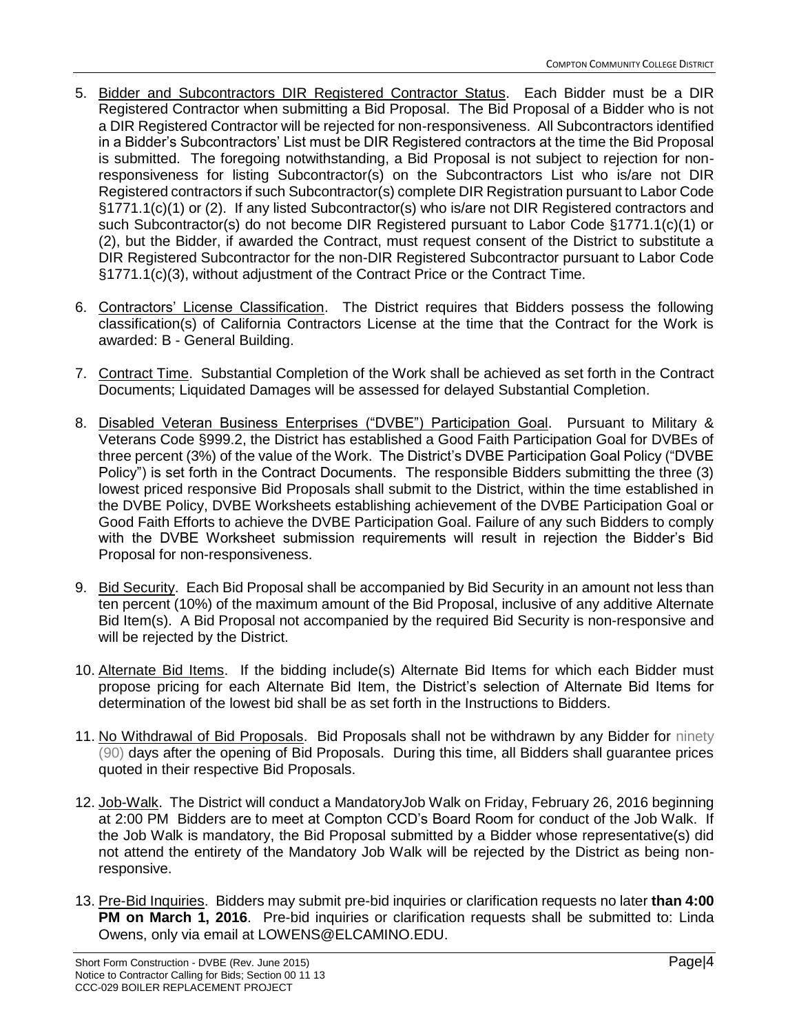5. Bidder and Subcontractors DIR Registered Contractor Status. Each Bidder must be a DIR Registered Contractor when submitting a Bid Proposal. The Bid Proposal of a Bidder who is not a DIR Registered Contractor will be rejected for non-responsiveness. All Subcontractors identified in a Bidder's Subcontractors' List must be DIR Registered contractors at the time the Bid Proposal is submitted. The foregoing notwithstanding, a Bid Proposal is not subject to rejection for non-responsiveness for listing Subcontractor(s) on the Subcontractors List who is/are not DIR Registered contractors if such Subcontractor(s) complete DIR Registration pursuant to Labor Code §1771.1(c)(1) or (2). If any listed Subcontractor(s) who is/are not DIR Registered contractors and such Subcontractor(s) do not become DIR Registered pursuant to Labor Code §1771.1(c)(1) or (2), but the Bidder, if awarded the Contract, must request consent of the District to substitute a DIR Registered Subcontractor for the non-DIR Registered Subcontractor pursuant to Labor Code §1771.1(c)(3), without adjustment of the Contract Price or the Contract Time.

6. Contractors' License Classification. The District requires that Bidders possess the following classification(s) of California Contractors License at the time that the Contract for the Work is awarded: B - General Building.

7. Contract Time. Substantial Completion of the Work shall be achieved as set forth in the Contract Documents; Liquidated Damages will be assessed for delayed Substantial Completion.

8. Disabled Veteran Business Enterprises ("DVBE") Participation Goal. Pursuant to Military & Veterans Code §999.2, the District has established a Good Faith Participation Goal for DVBEs of three percent (3%) of the value of the Work. The District's DVBE Participation Goal Policy ("DVBE Policy") is set forth in the Contract Documents. The responsible Bidders submitting the three (3) lowest priced responsive Bid Proposals shall submit to the District, within the time established in the DVBE Policy, DVBE Worksheets establishing achievement of the DVBE Participation Goal or Good Faith Efforts to achieve the DVBE Participation Goal. Failure of any such Bidders to comply with the DVBE Worksheet submission requirements will result in rejection the Bidder's Bid Proposal for non-responsiveness.

9. Bid Security. Each Bid Proposal shall be accompanied by Bid Security in an amount not less than ten percent (10%) of the maximum amount of the Bid Proposal, inclusive of any additive Alternate Bid Item(s). A Bid Proposal not accompanied by the required Bid Security is non-responsive and will be rejected by the District.

10. Alternate Bid Items. If the bidding include(s) Alternate Bid Items for which each Bidder must propose pricing for each Alternate Bid Item, the District's selection of Alternate Bid Items for determination of the lowest bid shall be as set forth in the Instructions to Bidders.

11. No Withdrawal of Bid Proposals. Bid Proposals shall not be withdrawn by any Bidder for ninety (90) days after the opening of Bid Proposals. During this time, all Bidders shall guarantee prices quoted in their respective Bid Proposals.

12. Job-Walk. The District will conduct a MandatoryJob Walk on Friday, February 26, 2016 beginning at 2:00 PM Bidders are to meet at Compton CCD's Board Room for conduct of the Job Walk. If the Job Walk is mandatory, the Bid Proposal submitted by a Bidder whose representative(s) did not attend the entirety of the Mandatory Job Walk will be rejected by the District as being non-responsive.

13. Pre-Bid Inquiries. Bidders may submit pre-bid inquiries or clarification requests no later **than 4:00 PM on March 1, 2016**. Pre-bid inquiries or clarification requests shall be submitted to: Linda Owens, only via email at LOWENS@ELCAMINO.EDU.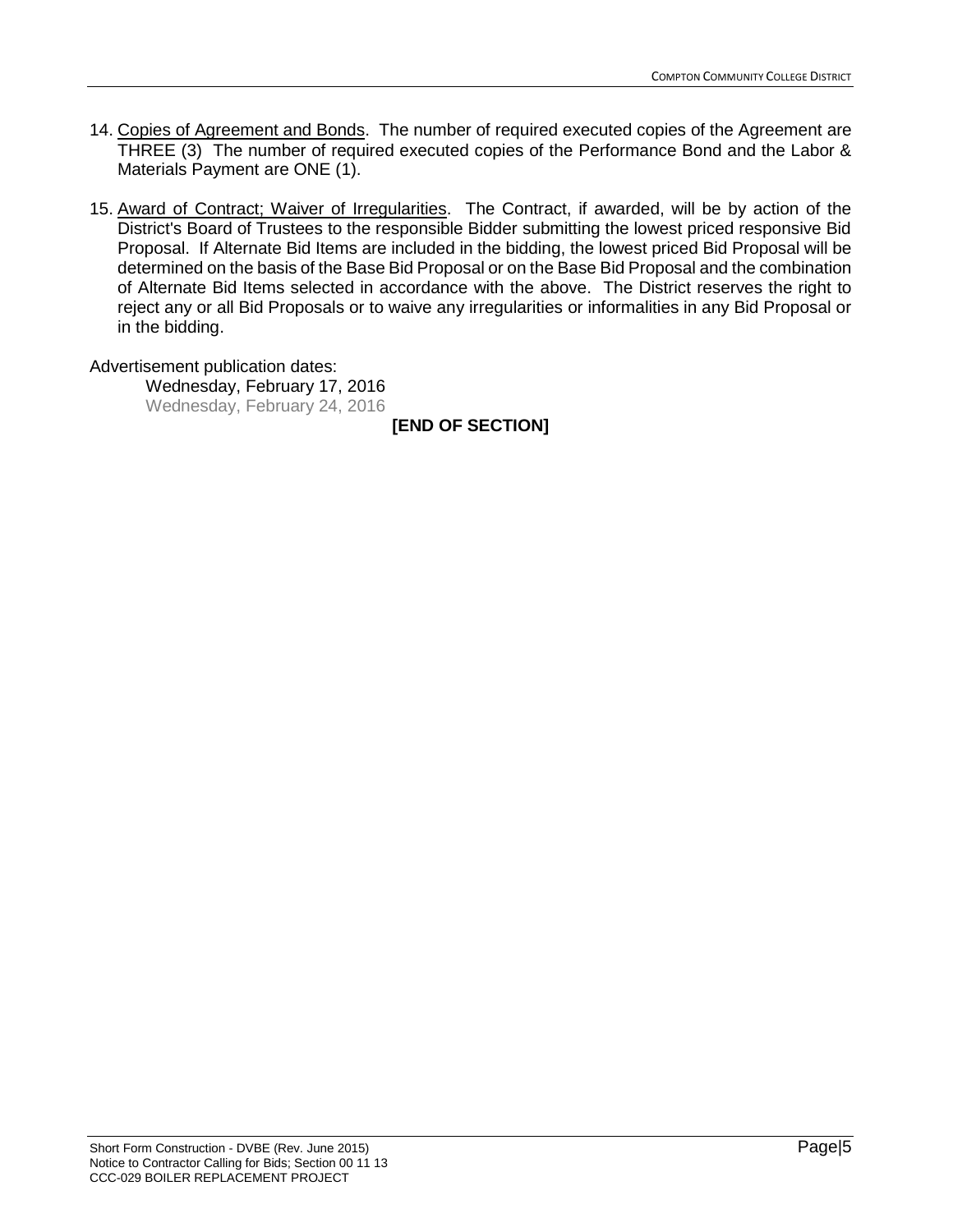14. Copies of Agreement and Bonds. The number of required executed copies of the Agreement are THREE (3) The number of required executed copies of the Performance Bond and the Labor & Materials Payment are ONE (1).

15. Award of Contract; Waiver of Irregularities. The Contract, if awarded, will be by action of the District's Board of Trustees to the responsible Bidder submitting the lowest priced responsive Bid Proposal. If Alternate Bid Items are included in the bidding, the lowest priced Bid Proposal will be determined on the basis of the Base Bid Proposal or on the Base Bid Proposal and the combination of Alternate Bid Items selected in accordance with the above. The District reserves the right to reject any or all Bid Proposals or to waive any irregularities or informalities in any Bid Proposal or in the bidding.

Advertisement publication dates:

Wednesday, February 17, 2016
Wednesday, February 24, 2016

**[END OF SECTION]**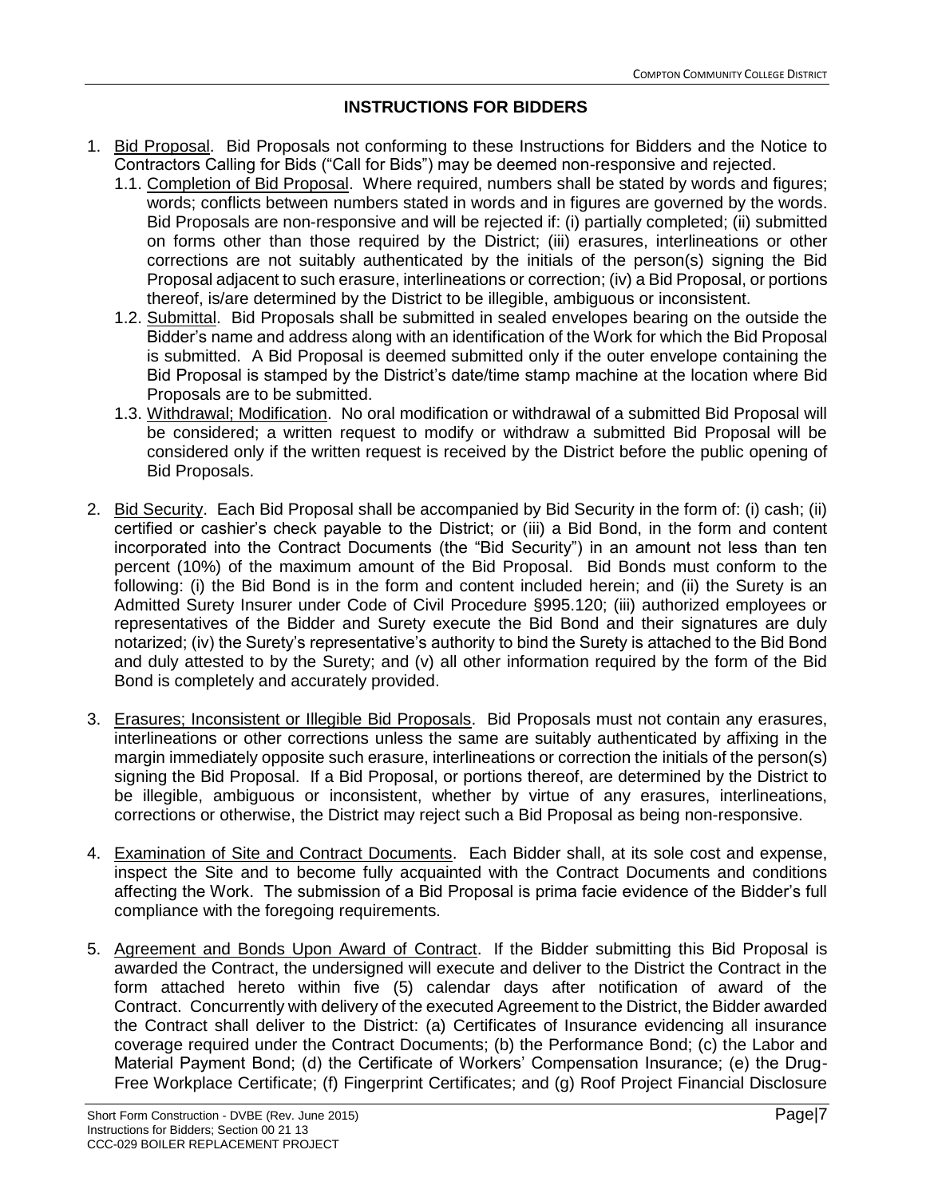# INSTRUCTIONS FOR BIDDERS

1. Bid Proposal. Bid Proposals not conforming to these Instructions for Bidders and the Notice to Contractors Calling for Bids ("Call for Bids") may be deemed non-responsive and rejected.
   1.1. Completion of Bid Proposal. Where required, numbers shall be stated by words and figures; words; conflicts between numbers stated in words and in figures are governed by the words. Bid Proposals are non-responsive and will be rejected if: (i) partially completed; (ii) submitted on forms other than those required by the District; (iii) erasures, interlineations or other corrections are not suitably authenticated by the initials of the person(s) signing the Bid Proposal adjacent to such erasure, interlineations or correction; (iv) a Bid Proposal, or portions thereof, is/are determined by the District to be illegible, ambiguous or inconsistent.
   1.2. Submittal. Bid Proposals shall be submitted in sealed envelopes bearing on the outside the Bidder's name and address along with an identification of the Work for which the Bid Proposal is submitted. A Bid Proposal is deemed submitted only if the outer envelope containing the Bid Proposal is stamped by the District's date/time stamp machine at the location where Bid Proposals are to be submitted.
   1.3. Withdrawal; Modification. No oral modification or withdrawal of a submitted Bid Proposal will be considered; a written request to modify or withdraw a submitted Bid Proposal will be considered only if the written request is received by the District before the public opening of Bid Proposals.

2. Bid Security. Each Bid Proposal shall be accompanied by Bid Security in the form of: (i) cash; (ii) certified or cashier's check payable to the District; or (iii) a Bid Bond, in the form and content incorporated into the Contract Documents (the "Bid Security") in an amount not less than ten percent (10%) of the maximum amount of the Bid Proposal. Bid Bonds must conform to the following: (i) the Bid Bond is in the form and content included herein; and (ii) the Surety is an Admitted Surety Insurer under Code of Civil Procedure §995.120; (iii) authorized employees or representatives of the Bidder and Surety execute the Bid Bond and their signatures are duly notarized; (iv) the Surety's representative's authority to bind the Surety is attached to the Bid Bond and duly attested to by the Surety; and (v) all other information required by the form of the Bid Bond is completely and accurately provided.

3. Erasures; Inconsistent or Illegible Bid Proposals. Bid Proposals must not contain any erasures, interlineations or other corrections unless the same are suitably authenticated by affixing in the margin immediately opposite such erasure, interlineations or correction the initials of the person(s) signing the Bid Proposal. If a Bid Proposal, or portions thereof, are determined by the District to be illegible, ambiguous or inconsistent, whether by virtue of any erasures, interlineations, corrections or otherwise, the District may reject such a Bid Proposal as being non-responsive.

4. Examination of Site and Contract Documents. Each Bidder shall, at its sole cost and expense, inspect the Site and to become fully acquainted with the Contract Documents and conditions affecting the Work. The submission of a Bid Proposal is prima facie evidence of the Bidder's full compliance with the foregoing requirements.

5. Agreement and Bonds Upon Award of Contract. If the Bidder submitting this Bid Proposal is awarded the Contract, the undersigned will execute and deliver to the District the Contract in the form attached hereto within five (5) calendar days after notification of award of the Contract. Concurrently with delivery of the executed Agreement to the District, the Bidder awarded the Contract shall deliver to the District: (a) Certificates of Insurance evidencing all insurance coverage required under the Contract Documents; (b) the Performance Bond; (c) the Labor and Material Payment Bond; (d) the Certificate of Workers' Compensation Insurance; (e) the Drug-Free Workplace Certificate; (f) Fingerprint Certificates; and (g) Roof Project Financial Disclosure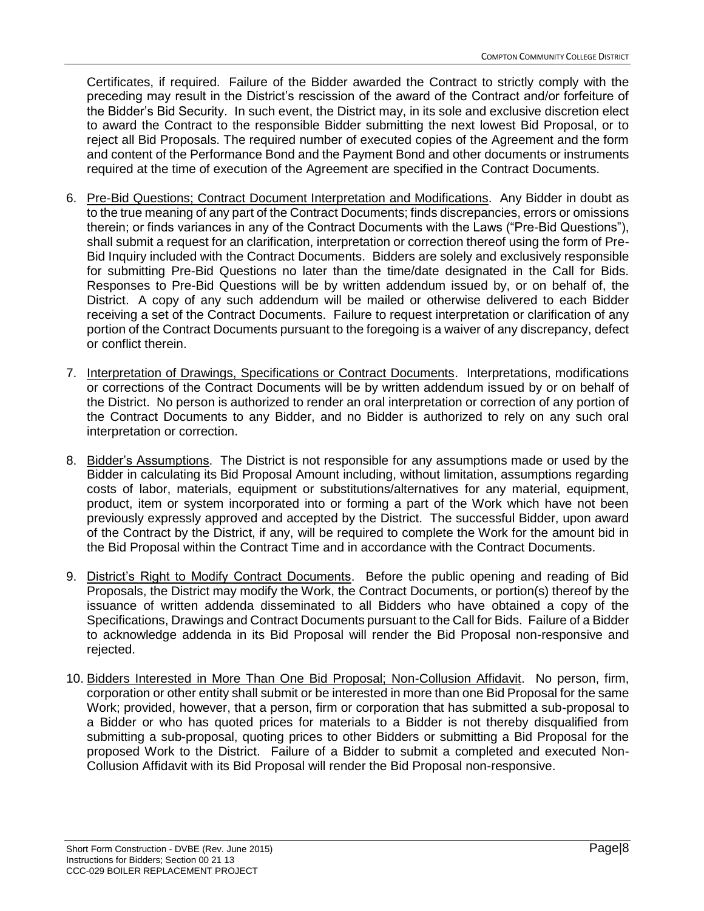Certificates, if required. Failure of the Bidder awarded the Contract to strictly comply with the preceding may result in the District's rescission of the award of the Contract and/or forfeiture of the Bidder's Bid Security. In such event, the District may, in its sole and exclusive discretion elect to award the Contract to the responsible Bidder submitting the next lowest Bid Proposal, or to reject all Bid Proposals. The required number of executed copies of the Agreement and the form and content of the Performance Bond and the Payment Bond and other documents or instruments required at the time of execution of the Agreement are specified in the Contract Documents.

6. Pre-Bid Questions; Contract Document Interpretation and Modifications. Any Bidder in doubt as to the true meaning of any part of the Contract Documents; finds discrepancies, errors or omissions therein; or finds variances in any of the Contract Documents with the Laws ("Pre-Bid Questions"), shall submit a request for an clarification, interpretation or correction thereof using the form of Pre-Bid Inquiry included with the Contract Documents. Bidders are solely and exclusively responsible for submitting Pre-Bid Questions no later than the time/date designated in the Call for Bids. Responses to Pre-Bid Questions will be by written addendum issued by, or on behalf of, the District. A copy of any such addendum will be mailed or otherwise delivered to each Bidder receiving a set of the Contract Documents. Failure to request interpretation or clarification of any portion of the Contract Documents pursuant to the foregoing is a waiver of any discrepancy, defect or conflict therein.

7. Interpretation of Drawings, Specifications or Contract Documents. Interpretations, modifications or corrections of the Contract Documents will be by written addendum issued by or on behalf of the District. No person is authorized to render an oral interpretation or correction of any portion of the Contract Documents to any Bidder, and no Bidder is authorized to rely on any such oral interpretation or correction.

8. Bidder's Assumptions. The District is not responsible for any assumptions made or used by the Bidder in calculating its Bid Proposal Amount including, without limitation, assumptions regarding costs of labor, materials, equipment or substitutions/alternatives for any material, equipment, product, item or system incorporated into or forming a part of the Work which have not been previously expressly approved and accepted by the District. The successful Bidder, upon award of the Contract by the District, if any, will be required to complete the Work for the amount bid in the Bid Proposal within the Contract Time and in accordance with the Contract Documents.

9. District's Right to Modify Contract Documents. Before the public opening and reading of Bid Proposals, the District may modify the Work, the Contract Documents, or portion(s) thereof by the issuance of written addenda disseminated to all Bidders who have obtained a copy of the Specifications, Drawings and Contract Documents pursuant to the Call for Bids. Failure of a Bidder to acknowledge addenda in its Bid Proposal will render the Bid Proposal non-responsive and rejected.

10. Bidders Interested in More Than One Bid Proposal; Non-Collusion Affidavit. No person, firm, corporation or other entity shall submit or be interested in more than one Bid Proposal for the same Work; provided, however, that a person, firm or corporation that has submitted a sub-proposal to a Bidder or who has quoted prices for materials to a Bidder is not thereby disqualified from submitting a sub-proposal, quoting prices to other Bidders or submitting a Bid Proposal for the proposed Work to the District. Failure of a Bidder to submit a completed and executed Non-Collusion Affidavit with its Bid Proposal will render the Bid Proposal non-responsive.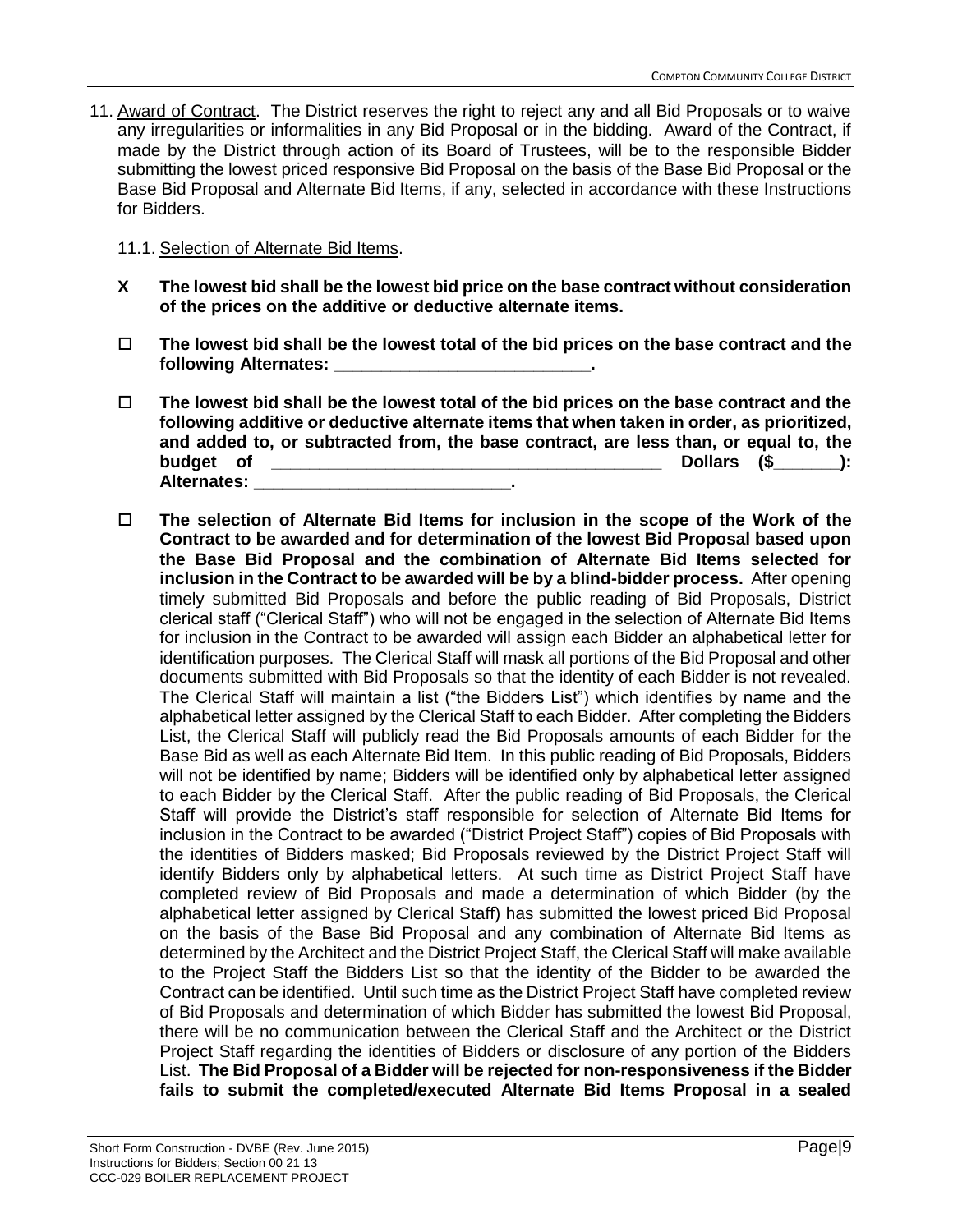11. Award of Contract. The District reserves the right to reject any and all Bid Proposals or to waive any irregularities or informalities in any Bid Proposal or in the bidding. Award of the Contract, if made by the District through action of its Board of Trustees, will be to the responsible Bidder submitting the lowest priced responsive Bid Proposal on the basis of the Base Bid Proposal or the Base Bid Proposal and Alternate Bid Items, if any, selected in accordance with these Instructions for Bidders.

    11.1. Selection of Alternate Bid Items.

    **X The lowest bid shall be the lowest bid price on the base contract without consideration of the prices on the additive or deductive alternate items.**

    ☐ **The lowest bid shall be the lowest total of the bid prices on the base contract and the following Alternates: ___________________________.**

    ☐ **The lowest bid shall be the lowest total of the bid prices on the base contract and the following additive or deductive alternate items that when taken in order, as prioritized, and added to, or subtracted from, the base contract, are less than, or equal to, the budget of ________________________________________ Dollars ($_______): Alternates: ___________________________.**

    ☐ **The selection of Alternate Bid Items for inclusion in the scope of the Work of the Contract to be awarded and for determination of the lowest Bid Proposal based upon the Base Bid Proposal and the combination of Alternate Bid Items selected for inclusion in the Contract to be awarded will be by a blind-bidder process.** After opening timely submitted Bid Proposals and before the public reading of Bid Proposals, District clerical staff ("Clerical Staff") who will not be engaged in the selection of Alternate Bid Items for inclusion in the Contract to be awarded will assign each Bidder an alphabetical letter for identification purposes. The Clerical Staff will mask all portions of the Bid Proposal and other documents submitted with Bid Proposals so that the identity of each Bidder is not revealed. The Clerical Staff will maintain a list ("the Bidders List") which identifies by name and the alphabetical letter assigned by the Clerical Staff to each Bidder. After completing the Bidders List, the Clerical Staff will publicly read the Bid Proposals amounts of each Bidder for the Base Bid as well as each Alternate Bid Item. In this public reading of Bid Proposals, Bidders will not be identified by name; Bidders will be identified only by alphabetical letter assigned to each Bidder by the Clerical Staff. After the public reading of Bid Proposals, the Clerical Staff will provide the District's staff responsible for selection of Alternate Bid Items for inclusion in the Contract to be awarded ("District Project Staff") copies of Bid Proposals with the identities of Bidders masked; Bid Proposals reviewed by the District Project Staff will identify Bidders only by alphabetical letters. At such time as District Project Staff have completed review of Bid Proposals and made a determination of which Bidder (by the alphabetical letter assigned by Clerical Staff) has submitted the lowest priced Bid Proposal on the basis of the Base Bid Proposal and any combination of Alternate Bid Items as determined by the Architect and the District Project Staff, the Clerical Staff will make available to the Project Staff the Bidders List so that the identity of the Bidder to be awarded the Contract can be identified. Until such time as the District Project Staff have completed review of Bid Proposals and determination of which Bidder has submitted the lowest Bid Proposal, there will be no communication between the Clerical Staff and the Architect or the District Project Staff regarding the identities of Bidders or disclosure of any portion of the Bidders List. **The Bid Proposal of a Bidder will be rejected for non-responsiveness if the Bidder fails to submit the completed/executed Alternate Bid Items Proposal in a sealed**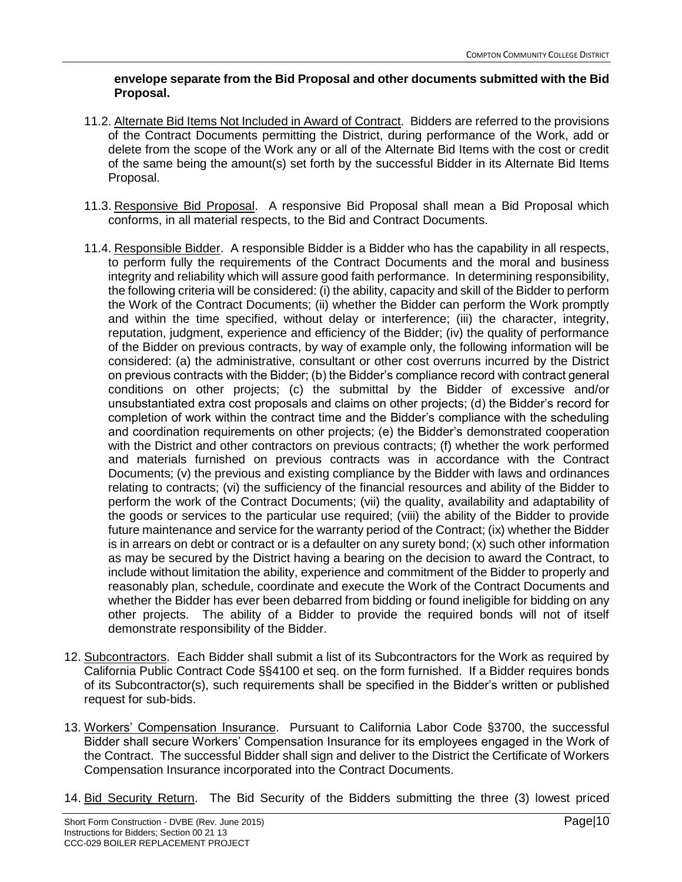**envelope separate from the Bid Proposal and other documents submitted with the Bid Proposal.**

11.2. Alternate Bid Items Not Included in Award of Contract. Bidders are referred to the provisions of the Contract Documents permitting the District, during performance of the Work, add or delete from the scope of the Work any or all of the Alternate Bid Items with the cost or credit of the same being the amount(s) set forth by the successful Bidder in its Alternate Bid Items Proposal.

11.3. Responsive Bid Proposal. A responsive Bid Proposal shall mean a Bid Proposal which conforms, in all material respects, to the Bid and Contract Documents.

11.4. Responsible Bidder. A responsible Bidder is a Bidder who has the capability in all respects, to perform fully the requirements of the Contract Documents and the moral and business integrity and reliability which will assure good faith performance. In determining responsibility, the following criteria will be considered: (i) the ability, capacity and skill of the Bidder to perform the Work of the Contract Documents; (ii) whether the Bidder can perform the Work promptly and within the time specified, without delay or interference; (iii) the character, integrity, reputation, judgment, experience and efficiency of the Bidder; (iv) the quality of performance of the Bidder on previous contracts, by way of example only, the following information will be considered: (a) the administrative, consultant or other cost overruns incurred by the District on previous contracts with the Bidder; (b) the Bidder's compliance record with contract general conditions on other projects; (c) the submittal by the Bidder of excessive and/or unsubstantiated extra cost proposals and claims on other projects; (d) the Bidder's record for completion of work within the contract time and the Bidder's compliance with the scheduling and coordination requirements on other projects; (e) the Bidder's demonstrated cooperation with the District and other contractors on previous contracts; (f) whether the work performed and materials furnished on previous contracts was in accordance with the Contract Documents; (v) the previous and existing compliance by the Bidder with laws and ordinances relating to contracts; (vi) the sufficiency of the financial resources and ability of the Bidder to perform the work of the Contract Documents; (vii) the quality, availability and adaptability of the goods or services to the particular use required; (viii) the ability of the Bidder to provide future maintenance and service for the warranty period of the Contract; (ix) whether the Bidder is in arrears on debt or contract or is a defaulter on any surety bond; (x) such other information as may be secured by the District having a bearing on the decision to award the Contract, to include without limitation the ability, experience and commitment of the Bidder to properly and reasonably plan, schedule, coordinate and execute the Work of the Contract Documents and whether the Bidder has ever been debarred from bidding or found ineligible for bidding on any other projects. The ability of a Bidder to provide the required bonds will not of itself demonstrate responsibility of the Bidder.

12. Subcontractors. Each Bidder shall submit a list of its Subcontractors for the Work as required by California Public Contract Code §§4100 et seq. on the form furnished. If a Bidder requires bonds of its Subcontractor(s), such requirements shall be specified in the Bidder's written or published request for sub-bids.

13. Workers' Compensation Insurance. Pursuant to California Labor Code §3700, the successful Bidder shall secure Workers' Compensation Insurance for its employees engaged in the Work of the Contract. The successful Bidder shall sign and deliver to the District the Certificate of Workers Compensation Insurance incorporated into the Contract Documents.

14. Bid Security Return. The Bid Security of the Bidders submitting the three (3) lowest priced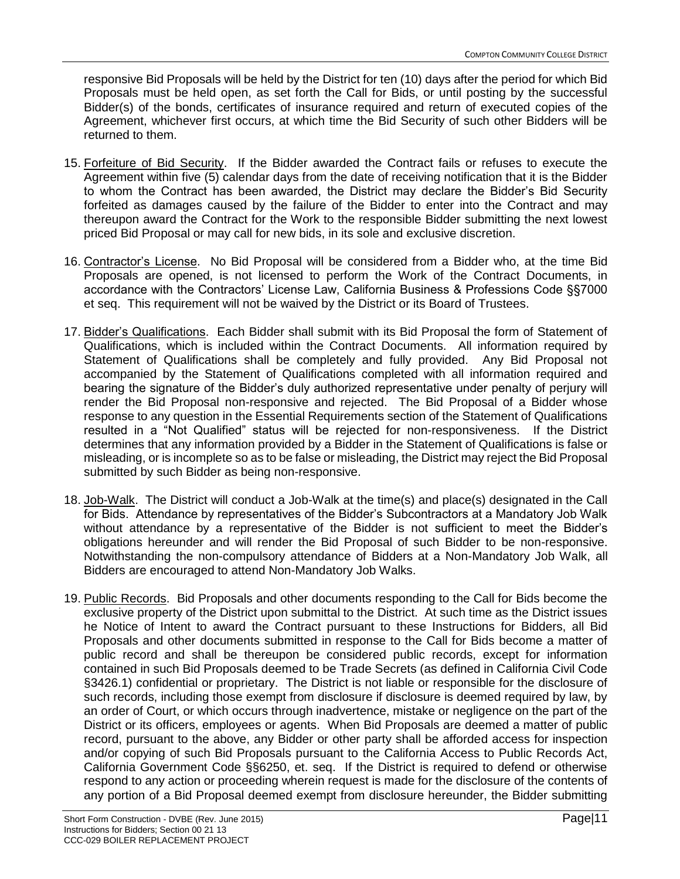responsive Bid Proposals will be held by the District for ten (10) days after the period for which Bid Proposals must be held open, as set forth the Call for Bids, or until posting by the successful Bidder(s) of the bonds, certificates of insurance required and return of executed copies of the Agreement, whichever first occurs, at which time the Bid Security of such other Bidders will be returned to them.

15. Forfeiture of Bid Security. If the Bidder awarded the Contract fails or refuses to execute the Agreement within five (5) calendar days from the date of receiving notification that it is the Bidder to whom the Contract has been awarded, the District may declare the Bidder's Bid Security forfeited as damages caused by the failure of the Bidder to enter into the Contract and may thereupon award the Contract for the Work to the responsible Bidder submitting the next lowest priced Bid Proposal or may call for new bids, in its sole and exclusive discretion.

16. Contractor's License. No Bid Proposal will be considered from a Bidder who, at the time Bid Proposals are opened, is not licensed to perform the Work of the Contract Documents, in accordance with the Contractors' License Law, California Business & Professions Code §§7000 et seq. This requirement will not be waived by the District or its Board of Trustees.

17. Bidder's Qualifications. Each Bidder shall submit with its Bid Proposal the form of Statement of Qualifications, which is included within the Contract Documents. All information required by Statement of Qualifications shall be completely and fully provided. Any Bid Proposal not accompanied by the Statement of Qualifications completed with all information required and bearing the signature of the Bidder's duly authorized representative under penalty of perjury will render the Bid Proposal non-responsive and rejected. The Bid Proposal of a Bidder whose response to any question in the Essential Requirements section of the Statement of Qualifications resulted in a "Not Qualified" status will be rejected for non-responsiveness. If the District determines that any information provided by a Bidder in the Statement of Qualifications is false or misleading, or is incomplete so as to be false or misleading, the District may reject the Bid Proposal submitted by such Bidder as being non-responsive.

18. Job-Walk. The District will conduct a Job-Walk at the time(s) and place(s) designated in the Call for Bids. Attendance by representatives of the Bidder's Subcontractors at a Mandatory Job Walk without attendance by a representative of the Bidder is not sufficient to meet the Bidder's obligations hereunder and will render the Bid Proposal of such Bidder to be non-responsive. Notwithstanding the non-compulsory attendance of Bidders at a Non-Mandatory Job Walk, all Bidders are encouraged to attend Non-Mandatory Job Walks.

19. Public Records. Bid Proposals and other documents responding to the Call for Bids become the exclusive property of the District upon submittal to the District. At such time as the District issues he Notice of Intent to award the Contract pursuant to these Instructions for Bidders, all Bid Proposals and other documents submitted in response to the Call for Bids become a matter of public record and shall be thereupon be considered public records, except for information contained in such Bid Proposals deemed to be Trade Secrets (as defined in California Civil Code §3426.1) confidential or proprietary. The District is not liable or responsible for the disclosure of such records, including those exempt from disclosure if disclosure is deemed required by law, by an order of Court, or which occurs through inadvertence, mistake or negligence on the part of the District or its officers, employees or agents. When Bid Proposals are deemed a matter of public record, pursuant to the above, any Bidder or other party shall be afforded access for inspection and/or copying of such Bid Proposals pursuant to the California Access to Public Records Act, California Government Code §§6250, et. seq. If the District is required to defend or otherwise respond to any action or proceeding wherein request is made for the disclosure of the contents of any portion of a Bid Proposal deemed exempt from disclosure hereunder, the Bidder submitting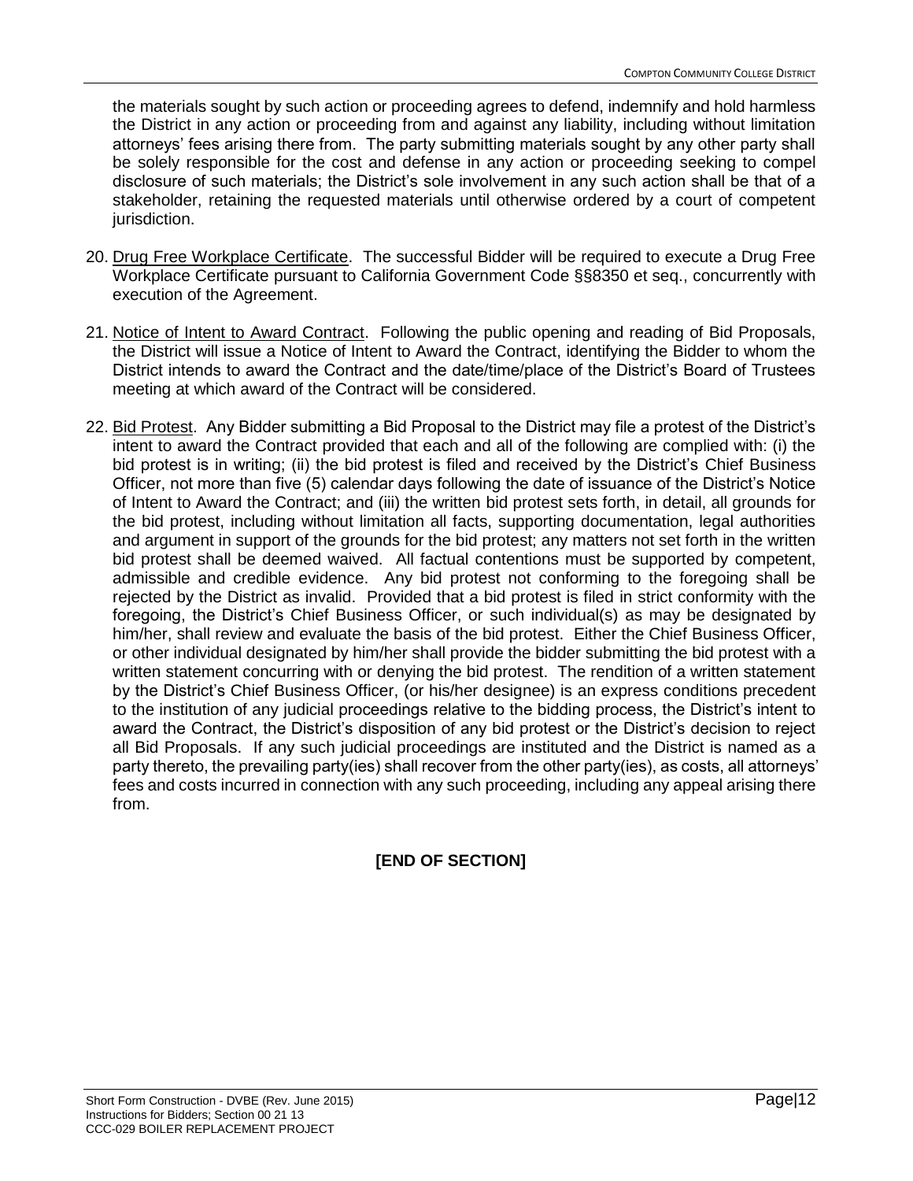the materials sought by such action or proceeding agrees to defend, indemnify and hold harmless the District in any action or proceeding from and against any liability, including without limitation attorneys' fees arising there from. The party submitting materials sought by any other party shall be solely responsible for the cost and defense in any action or proceeding seeking to compel disclosure of such materials; the District's sole involvement in any such action shall be that of a stakeholder, retaining the requested materials until otherwise ordered by a court of competent jurisdiction.

20. <u>Drug Free Workplace Certificate</u>. The successful Bidder will be required to execute a Drug Free Workplace Certificate pursuant to California Government Code §§8350 et seq., concurrently with execution of the Agreement.

21. <u>Notice of Intent to Award Contract</u>. Following the public opening and reading of Bid Proposals, the District will issue a Notice of Intent to Award the Contract, identifying the Bidder to whom the District intends to award the Contract and the date/time/place of the District's Board of Trustees meeting at which award of the Contract will be considered.

22. <u>Bid Protest</u>. Any Bidder submitting a Bid Proposal to the District may file a protest of the District's intent to award the Contract provided that each and all of the following are complied with: (i) the bid protest is in writing; (ii) the bid protest is filed and received by the District's Chief Business Officer, not more than five (5) calendar days following the date of issuance of the District's Notice of Intent to Award the Contract; and (iii) the written bid protest sets forth, in detail, all grounds for the bid protest, including without limitation all facts, supporting documentation, legal authorities and argument in support of the grounds for the bid protest; any matters not set forth in the written bid protest shall be deemed waived. All factual contentions must be supported by competent, admissible and credible evidence. Any bid protest not conforming to the foregoing shall be rejected by the District as invalid. Provided that a bid protest is filed in strict conformity with the foregoing, the District's Chief Business Officer, or such individual(s) as may be designated by him/her, shall review and evaluate the basis of the bid protest. Either the Chief Business Officer, or other individual designated by him/her shall provide the bidder submitting the bid protest with a written statement concurring with or denying the bid protest. The rendition of a written statement by the District's Chief Business Officer, (or his/her designee) is an express conditions precedent to the institution of any judicial proceedings relative to the bidding process, the District's intent to award the Contract, the District's disposition of any bid protest or the District's decision to reject all Bid Proposals. If any such judicial proceedings are instituted and the District is named as a party thereto, the prevailing party(ies) shall recover from the other party(ies), as costs, all attorneys' fees and costs incurred in connection with any such proceeding, including any appeal arising there from.

**[END OF SECTION]**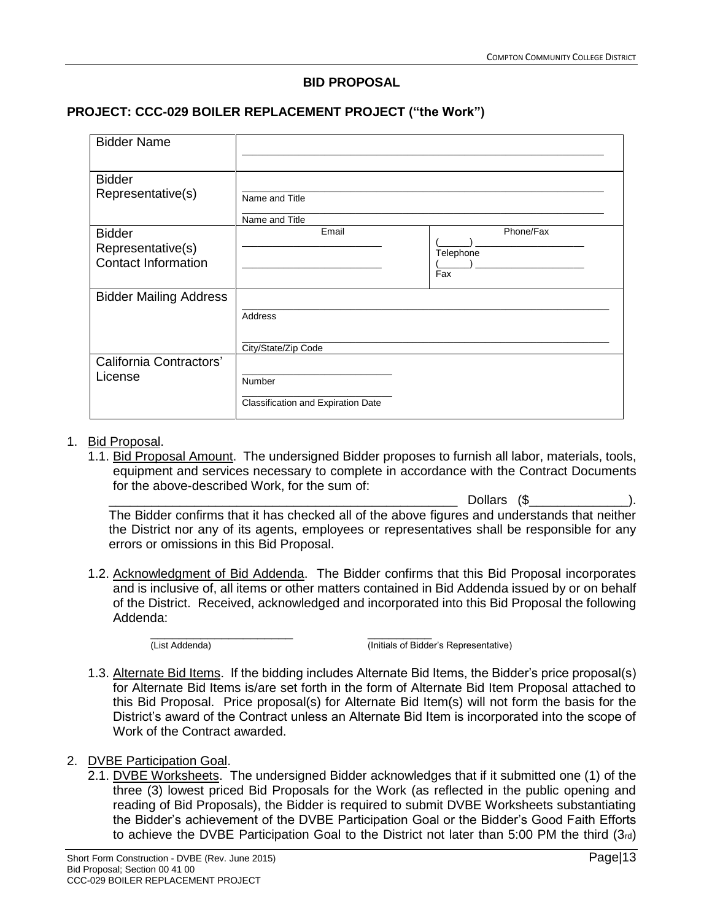## BID PROPOSAL

### PROJECT: CCC-029 BOILER REPLACEMENT PROJECT ("the Work")

| | | |
|---|---|---|
| Bidder Name | _______________________________________________ | |
| Bidder Representative(s) | _______________________________________________ Name and Title<br>_______________________________________________ Name and Title | |
| Bidder Representative(s) Contact Information | Email<br>_______________________<br>_______________________ | Phone/Fax<br>(______) ____________________ Telephone<br>(______) ____________________ Fax |
| Bidder Mailing Address | _______________________________________________ Address<br>_______________________________________________ City/State/Zip Code | |
| California Contractors' License | _______________________ Number<br>_______________________ Classification and Expiration Date | |

1. Bid Proposal.
   1.1. Bid Proposal Amount. The undersigned Bidder proposes to furnish all labor, materials, tools, equipment and services necessary to complete in accordance with the Contract Documents for the above-described Work, for the sum of:

   __________________________________________________ Dollars ($______________).

   The Bidder confirms that it has checked all of the above figures and understands that neither the District nor any of its agents, employees or representatives shall be responsible for any errors or omissions in this Bid Proposal.

   1.2. Acknowledgment of Bid Addenda. The Bidder confirms that this Bid Proposal incorporates and is inclusive of, all items or other matters contained in Bid Addenda issued by or on behalf of the District. Received, acknowledged and incorporated into this Bid Proposal the following Addenda:

   _____________________ (List Addenda) __________ (Initials of Bidder's Representative)

   1.3. Alternate Bid Items. If the bidding includes Alternate Bid Items, the Bidder's price proposal(s) for Alternate Bid Items is/are set forth in the form of Alternate Bid Item Proposal attached to this Bid Proposal. Price proposal(s) for Alternate Bid Item(s) will not form the basis for the District's award of the Contract unless an Alternate Bid Item is incorporated into the scope of Work of the Contract awarded.

2. DVBE Participation Goal.
   2.1. DVBE Worksheets. The undersigned Bidder acknowledges that if it submitted one (1) of the three (3) lowest priced Bid Proposals for the Work (as reflected in the public opening and reading of Bid Proposals), the Bidder is required to submit DVBE Worksheets substantiating the Bidder's achievement of the DVBE Participation Goal or the Bidder's Good Faith Efforts to achieve the DVBE Participation Goal to the District not later than 5:00 PM the third (3rd)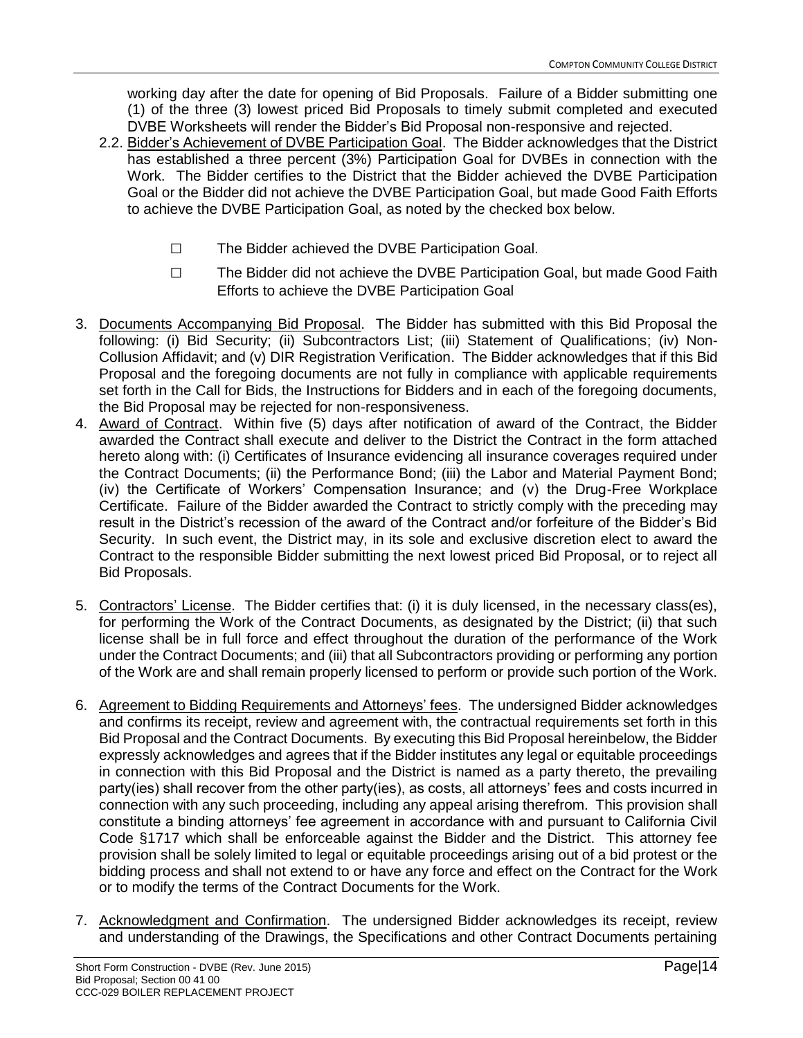working day after the date for opening of Bid Proposals. Failure of a Bidder submitting one (1) of the three (3) lowest priced Bid Proposals to timely submit completed and executed DVBE Worksheets will render the Bidder's Bid Proposal non-responsive and rejected.

2.2. Bidder's Achievement of DVBE Participation Goal. The Bidder acknowledges that the District has established a three percent (3%) Participation Goal for DVBEs in connection with the Work. The Bidder certifies to the District that the Bidder achieved the DVBE Participation Goal or the Bidder did not achieve the DVBE Participation Goal, but made Good Faith Efforts to achieve the DVBE Participation Goal, as noted by the checked box below.

☐ The Bidder achieved the DVBE Participation Goal.

☐ The Bidder did not achieve the DVBE Participation Goal, but made Good Faith Efforts to achieve the DVBE Participation Goal

3. Documents Accompanying Bid Proposal. The Bidder has submitted with this Bid Proposal the following: (i) Bid Security; (ii) Subcontractors List; (iii) Statement of Qualifications; (iv) Non-Collusion Affidavit; and (v) DIR Registration Verification. The Bidder acknowledges that if this Bid Proposal and the foregoing documents are not fully in compliance with applicable requirements set forth in the Call for Bids, the Instructions for Bidders and in each of the foregoing documents, the Bid Proposal may be rejected for non-responsiveness.

4. Award of Contract. Within five (5) days after notification of award of the Contract, the Bidder awarded the Contract shall execute and deliver to the District the Contract in the form attached hereto along with: (i) Certificates of Insurance evidencing all insurance coverages required under the Contract Documents; (ii) the Performance Bond; (iii) the Labor and Material Payment Bond; (iv) the Certificate of Workers' Compensation Insurance; and (v) the Drug-Free Workplace Certificate. Failure of the Bidder awarded the Contract to strictly comply with the preceding may result in the District's recession of the award of the Contract and/or forfeiture of the Bidder's Bid Security. In such event, the District may, in its sole and exclusive discretion elect to award the Contract to the responsible Bidder submitting the next lowest priced Bid Proposal, or to reject all Bid Proposals.

5. Contractors' License. The Bidder certifies that: (i) it is duly licensed, in the necessary class(es), for performing the Work of the Contract Documents, as designated by the District; (ii) that such license shall be in full force and effect throughout the duration of the performance of the Work under the Contract Documents; and (iii) that all Subcontractors providing or performing any portion of the Work are and shall remain properly licensed to perform or provide such portion of the Work.

6. Agreement to Bidding Requirements and Attorneys' fees. The undersigned Bidder acknowledges and confirms its receipt, review and agreement with, the contractual requirements set forth in this Bid Proposal and the Contract Documents. By executing this Bid Proposal hereinbelow, the Bidder expressly acknowledges and agrees that if the Bidder institutes any legal or equitable proceedings in connection with this Bid Proposal and the District is named as a party thereto, the prevailing party(ies) shall recover from the other party(ies), as costs, all attorneys' fees and costs incurred in connection with any such proceeding, including any appeal arising therefrom. This provision shall constitute a binding attorneys' fee agreement in accordance with and pursuant to California Civil Code §1717 which shall be enforceable against the Bidder and the District. This attorney fee provision shall be solely limited to legal or equitable proceedings arising out of a bid protest or the bidding process and shall not extend to or have any force and effect on the Contract for the Work or to modify the terms of the Contract Documents for the Work.

7. Acknowledgment and Confirmation. The undersigned Bidder acknowledges its receipt, review and understanding of the Drawings, the Specifications and other Contract Documents pertaining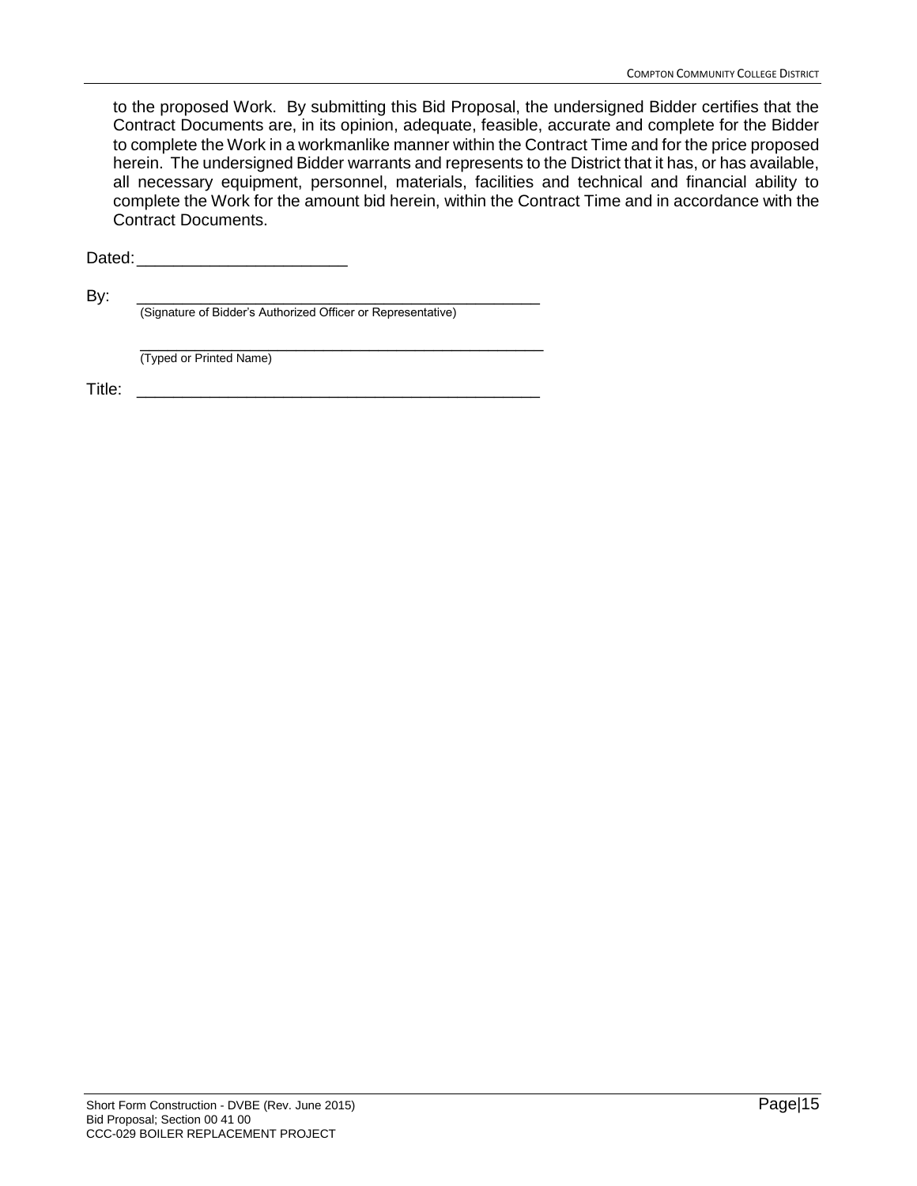to the proposed Work. By submitting this Bid Proposal, the undersigned Bidder certifies that the Contract Documents are, in its opinion, adequate, feasible, accurate and complete for the Bidder to complete the Work in a workmanlike manner within the Contract Time and for the price proposed herein. The undersigned Bidder warrants and represents to the District that it has, or has available, all necessary equipment, personnel, materials, facilities and technical and financial ability to complete the Work for the amount bid herein, within the Contract Time and in accordance with the Contract Documents.

Dated:_______________________

By: _____________________________________________
(Signature of Bidder's Authorized Officer or Representative)

_____________________________________________
(Typed or Printed Name)

Title: _____________________________________________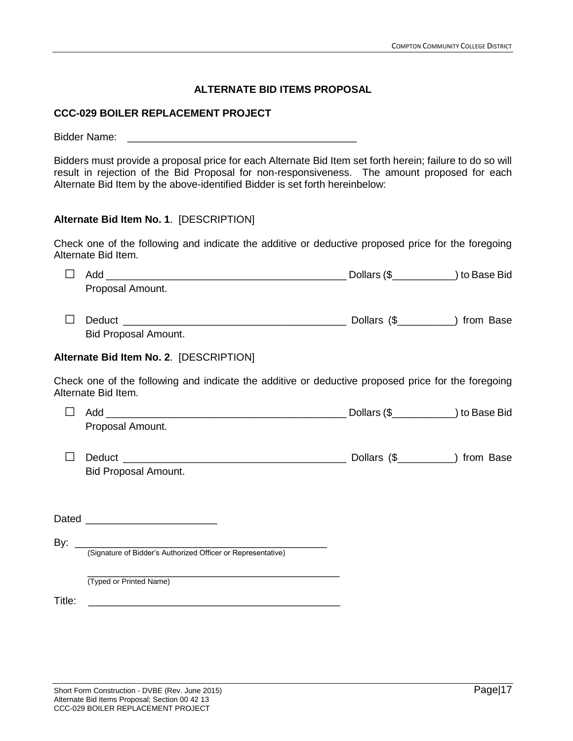## ALTERNATE BID ITEMS PROPOSAL

### CCC-029 BOILER REPLACEMENT PROJECT

Bidder Name: ________________________________________

Bidders must provide a proposal price for each Alternate Bid Item set forth herein; failure to do so will result in rejection of the Bid Proposal for non-responsiveness. The amount proposed for each Alternate Bid Item by the above-identified Bidder is set forth hereinbelow:

**Alternate Bid Item No. 1**. [DESCRIPTION]

Check one of the following and indicate the additive or deductive proposed price for the foregoing Alternate Bid Item.

☐ Add __________________________________________ Dollars ($__________) to Base Bid Proposal Amount.

☐ Deduct ______________________________________ Dollars ($_________) from Base Bid Proposal Amount.

**Alternate Bid Item No. 2**. [DESCRIPTION]

Check one of the following and indicate the additive or deductive proposed price for the foregoing Alternate Bid Item.

☐ Add __________________________________________ Dollars ($__________) to Base Bid Proposal Amount.

☐ Deduct ______________________________________ Dollars ($_________) from Base Bid Proposal Amount.

Dated ______________________

By: ____________________________________________
(Signature of Bidder's Authorized Officer or Representative)

____________________________________________
(Typed or Printed Name)

Title: ____________________________________________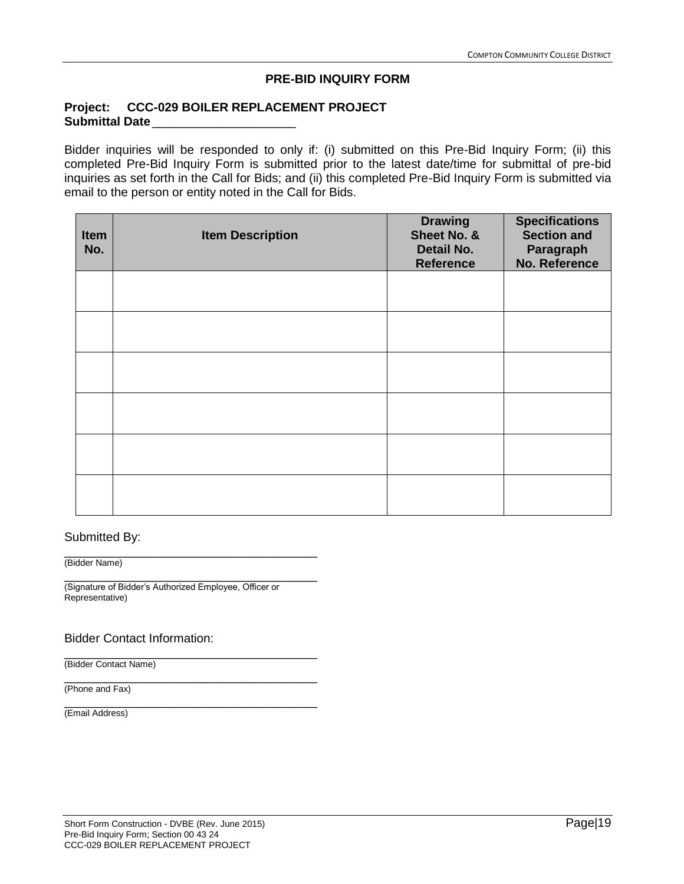## PRE-BID INQUIRY FORM

**Project: CCC-029 BOILER REPLACEMENT PROJECT**
**Submittal Date** ____________________

Bidder inquiries will be responded to only if: (i) submitted on this Pre-Bid Inquiry Form; (ii) this completed Pre-Bid Inquiry Form is submitted prior to the latest date/time for submittal of pre-bid inquiries as set forth in the Call for Bids; and (ii) this completed Pre-Bid Inquiry Form is submitted via email to the person or entity noted in the Call for Bids.

| Item No. | Item Description | Drawing Sheet No. & Detail No. Reference | Specifications Section and Paragraph No. Reference |
|---|---|---|---|
| | | | |
| | | | |
| | | | |
| | | | |
| | | | |
| | | | |

Submitted By:

____________________________________
(Bidder Name)

____________________________________
(Signature of Bidder's Authorized Employee, Officer or Representative)

Bidder Contact Information:

____________________________________
(Bidder Contact Name)

____________________________________
(Phone and Fax)

____________________________________
(Email Address)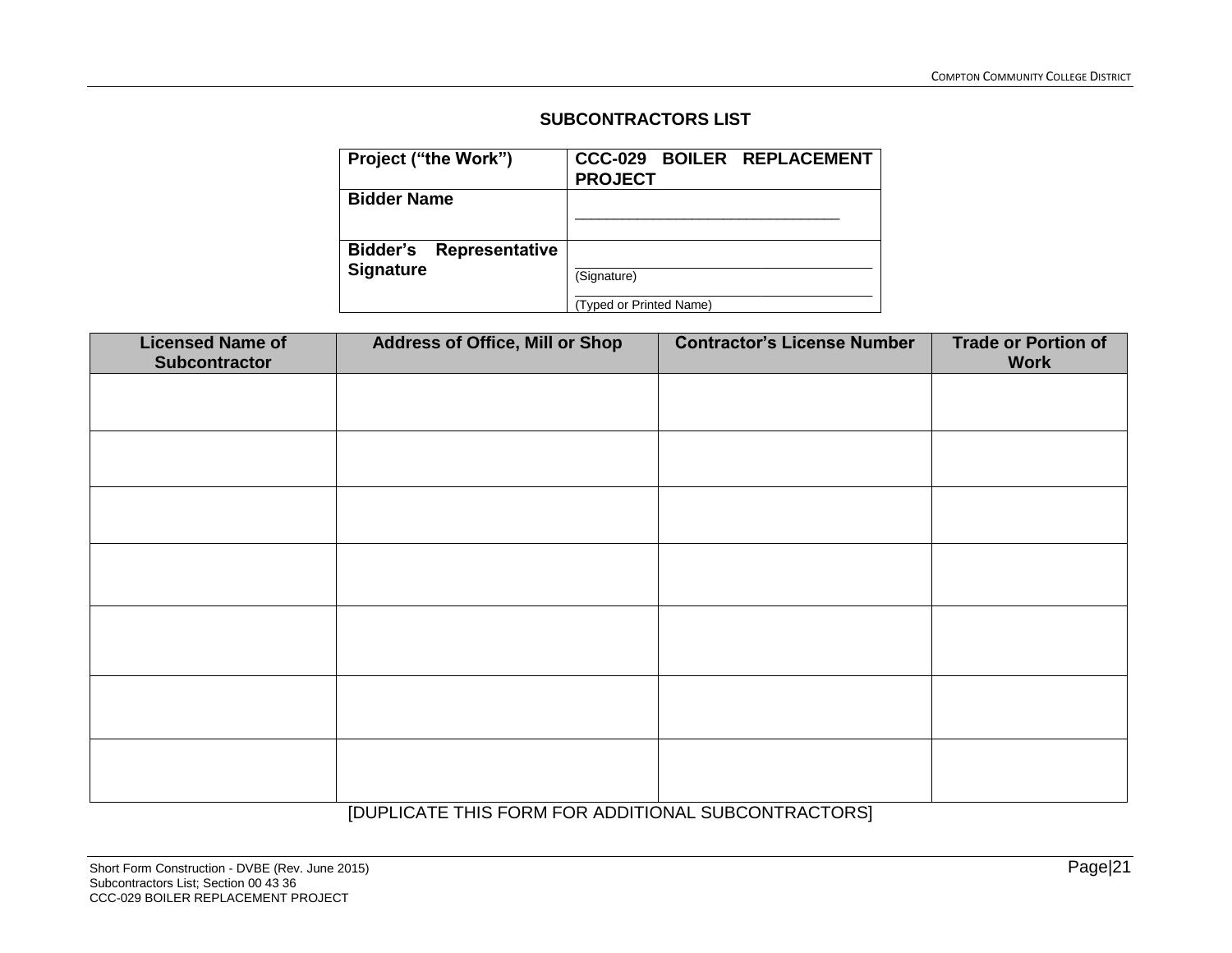## SUBCONTRACTORS LIST

| **Project ("the Work")** | **CCC-029 BOILER REPLACEMENT PROJECT** |
|---|---|
| **Bidder Name** | ________________________________ |
| **Bidder's Representative Signature** | ________________________________ (Signature) ________________________________ (Typed or Printed Name) |

| Licensed Name of Subcontractor | Address of Office, Mill or Shop | Contractor's License Number | Trade or Portion of Work |
|---|---|---|---|
| | | | |
| | | | |
| | | | |
| | | | |
| | | | |
| | | | |
| | | | |

[DUPLICATE THIS FORM FOR ADDITIONAL SUBCONTRACTORS]

Short Form Construction - DVBE (Rev. June 2015)
Subcontractors List; Section 00 43 36
CCC-029 BOILER REPLACEMENT PROJECT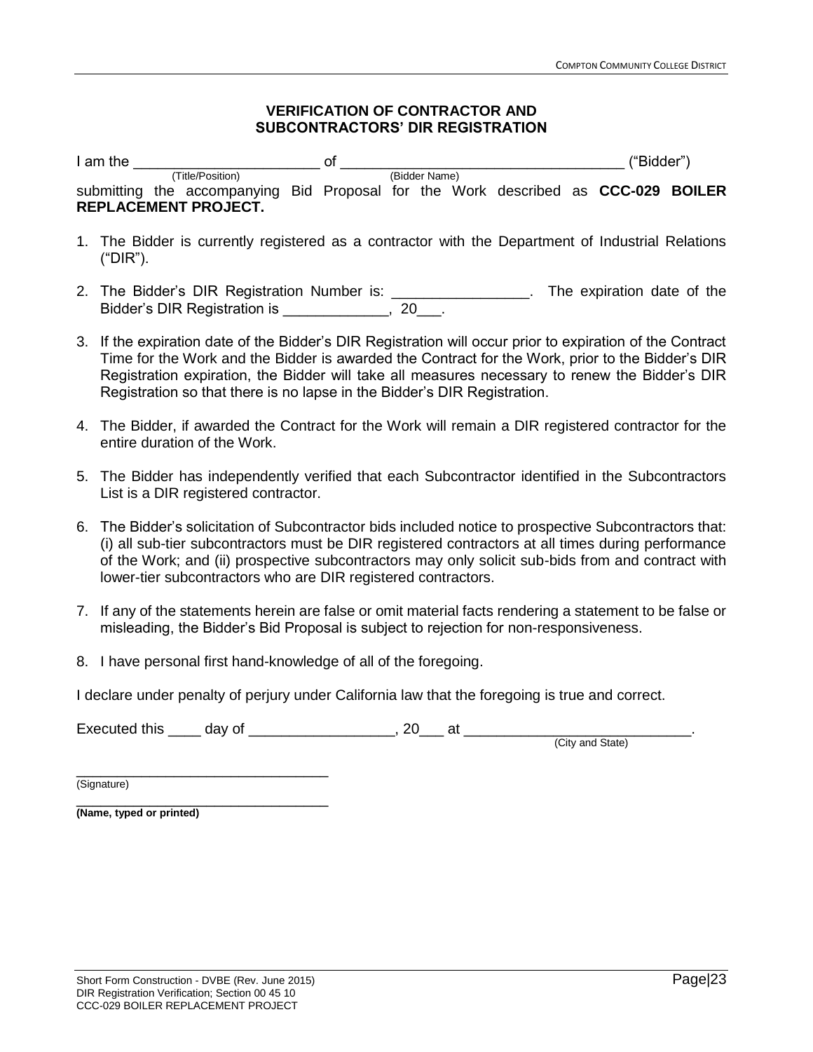## VERIFICATION OF CONTRACTOR AND SUBCONTRACTORS' DIR REGISTRATION

I am the _______________________ of ___________________________________ ("Bidder")
(Title/Position) (Bidder Name)
submitting the accompanying Bid Proposal for the Work described as **CCC-029 BOILER REPLACEMENT PROJECT.**

1. The Bidder is currently registered as a contractor with the Department of Industrial Relations ("DIR").

2. The Bidder's DIR Registration Number is: _________________. The expiration date of the Bidder's DIR Registration is _____________, 20___.

3. If the expiration date of the Bidder's DIR Registration will occur prior to expiration of the Contract Time for the Work and the Bidder is awarded the Contract for the Work, prior to the Bidder's DIR Registration expiration, the Bidder will take all measures necessary to renew the Bidder's DIR Registration so that there is no lapse in the Bidder's DIR Registration.

4. The Bidder, if awarded the Contract for the Work will remain a DIR registered contractor for the entire duration of the Work.

5. The Bidder has independently verified that each Subcontractor identified in the Subcontractors List is a DIR registered contractor.

6. The Bidder's solicitation of Subcontractor bids included notice to prospective Subcontractors that: (i) all sub-tier subcontractors must be DIR registered contractors at all times during performance of the Work; and (ii) prospective subcontractors may only solicit sub-bids from and contract with lower-tier subcontractors who are DIR registered contractors.

7. If any of the statements herein are false or omit material facts rendering a statement to be false or misleading, the Bidder's Bid Proposal is subject to rejection for non-responsiveness.

8. I have personal first hand-knowledge of all of the foregoing.

I declare under penalty of perjury under California law that the foregoing is true and correct.

Executed this ____ day of __________________, 20___ at _____________________________.
(City and State)

_________________________________
(Signature)

_________________________________
**(Name, typed or printed)**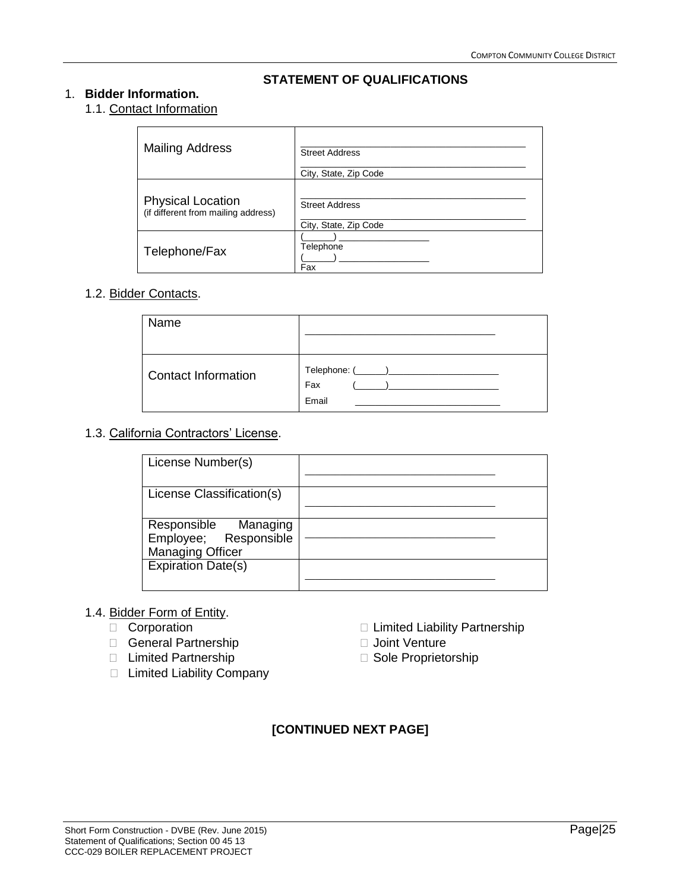## STATEMENT OF QUALIFICATIONS

1. **Bidder Information.**

   1.1. Contact Information

| Mailing Address | \_\_\_\_\_\_\_\_\_\_\_\_\_\_\_\_\_\_\_\_ Street Address<br>\_\_\_\_\_\_\_\_\_\_\_\_\_\_\_\_\_\_\_\_ City, State, Zip Code |
|---|---|
| Physical Location (if different from mailing address) | \_\_\_\_\_\_\_\_\_\_\_\_\_\_\_\_\_\_\_\_ Street Address<br>\_\_\_\_\_\_\_\_\_\_\_\_\_\_\_\_\_\_\_\_ City, State, Zip Code |
| Telephone/Fax | (\_\_\_\_\_\_) \_\_\_\_\_\_\_\_\_\_\_\_\_\_\_\_ Telephone<br>(\_\_\_\_\_\_) \_\_\_\_\_\_\_\_\_\_\_\_\_\_\_\_ Fax |

   1.2. Bidder Contacts.

| Name | \_\_\_\_\_\_\_\_\_\_\_\_\_\_\_\_\_\_\_\_\_\_\_\_\_\_\_\_ |
|---|---|
| Contact Information | Telephone: (\_\_\_\_\_\_)\_\_\_\_\_\_\_\_\_\_\_\_\_\_\_\_\_\_\_\_<br>Fax (\_\_\_\_\_\_)\_\_\_\_\_\_\_\_\_\_\_\_\_\_\_\_\_\_\_\_<br>Email \_\_\_\_\_\_\_\_\_\_\_\_\_\_\_\_\_\_\_\_\_\_\_\_ |

   1.3. California Contractors' License.

| License Number(s) | \_\_\_\_\_\_\_\_\_\_\_\_\_\_\_\_\_\_\_\_\_\_\_\_\_\_\_\_ |
|---|---|
| License Classification(s) | \_\_\_\_\_\_\_\_\_\_\_\_\_\_\_\_\_\_\_\_\_\_\_\_\_\_\_\_ |
| Responsible Managing Employee; Responsible Managing Officer | \_\_\_\_\_\_\_\_\_\_\_\_\_\_\_\_\_\_\_\_\_\_\_\_\_\_\_\_ |
| Expiration Date(s) | \_\_\_\_\_\_\_\_\_\_\_\_\_\_\_\_\_\_\_\_\_\_\_\_\_\_\_\_ |

   1.4. Bidder Form of Entity.

- ☐ Corporation
- ☐ General Partnership
- ☐ Limited Partnership
- ☐ Limited Liability Company
- ☐ Limited Liability Partnership
- ☐ Joint Venture
- ☐ Sole Proprietorship

**[CONTINUED NEXT PAGE]**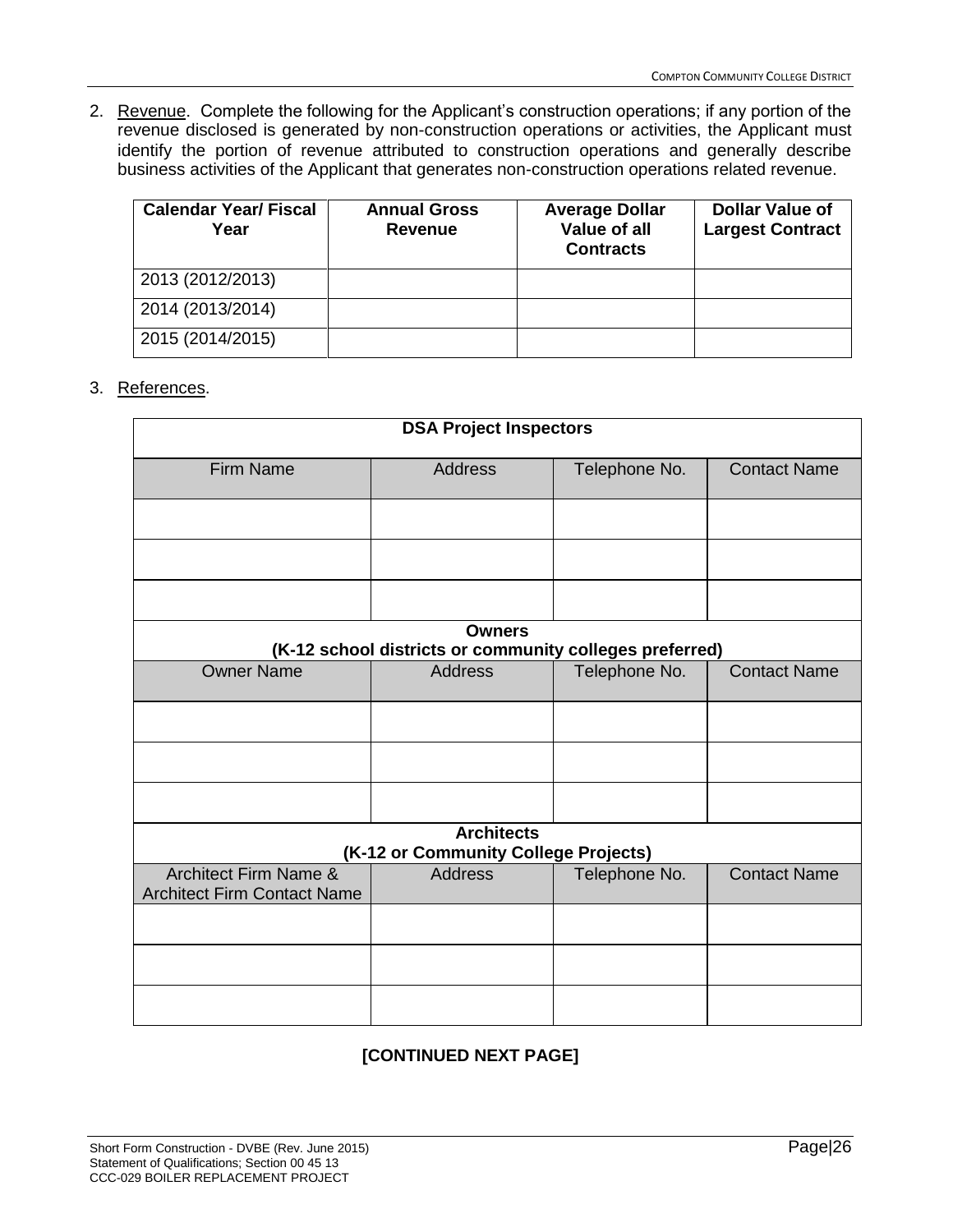2. Revenue. Complete the following for the Applicant's construction operations; if any portion of the revenue disclosed is generated by non-construction operations or activities, the Applicant must identify the portion of revenue attributed to construction operations and generally describe business activities of the Applicant that generates non-construction operations related revenue.

| Calendar Year/ Fiscal Year | Annual Gross Revenue | Average Dollar Value of all Contracts | Dollar Value of Largest Contract |
|---|---|---|---|
| 2013 (2012/2013) | | | |
| 2014 (2013/2014) | | | |
| 2015 (2014/2015) | | | |

3. References.

| **DSA Project Inspectors** | | | |
|---|---|---|---|
| Firm Name | Address | Telephone No. | Contact Name |
| | | | |
| | | | |
| | | | |
| **Owners (K-12 school districts or community colleges preferred)** | | | |
| Owner Name | Address | Telephone No. | Contact Name |
| | | | |
| | | | |
| | | | |
| **Architects (K-12 or Community College Projects)** | | | |
| Architect Firm Name & Architect Firm Contact Name | Address | Telephone No. | Contact Name |
| | | | |
| | | | |
| | | | |

**[CONTINUED NEXT PAGE]**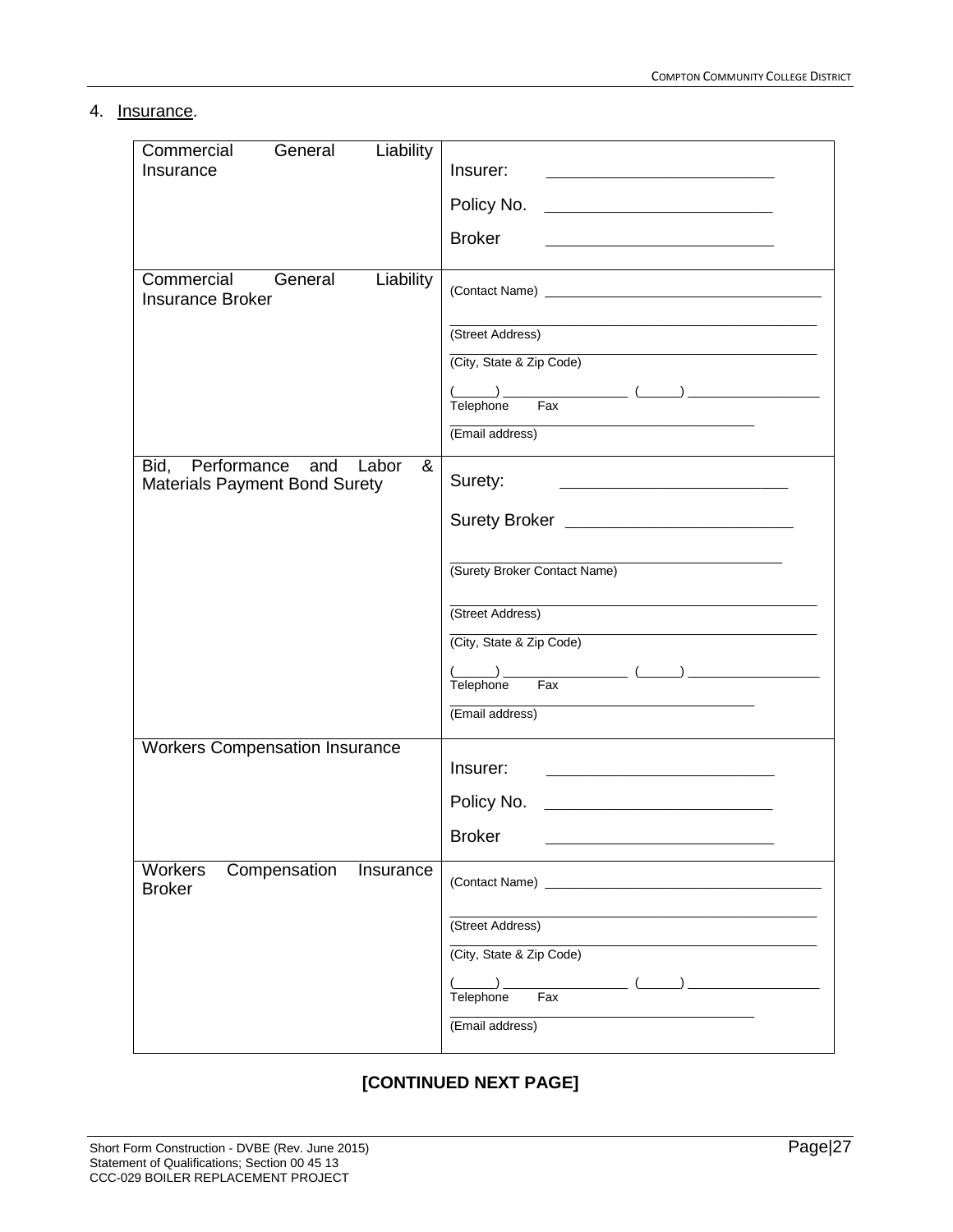4. Insurance.

| | |
|---|---|
| Commercial General Liability Insurance | Insurer: _________________________<br><br>Policy No. _________________________<br><br>Broker _________________________ |
| Commercial General Liability Insurance Broker | (Contact Name) ___________________________________<br><br>___________________________________<br>(Street Address)<br>___________________________________<br>(City, State & Zip Code)<br><br>(______) ________________ (______) ________________<br>Telephone Fax<br>___________________________________<br>(Email address) |
| Bid, Performance and Labor & Materials Payment Bond Surety | Surety: _________________________<br><br>Surety Broker _________________________<br><br>___________________________________<br>(Surety Broker Contact Name)<br><br>___________________________________<br>(Street Address)<br>___________________________________<br>(City, State & Zip Code)<br><br>(______) ________________ (______) ________________<br>Telephone Fax<br>___________________________________<br>(Email address) |
| Workers Compensation Insurance | Insurer: _________________________<br><br>Policy No. _________________________<br><br>Broker _________________________ |
| Workers Compensation Insurance Broker | (Contact Name) ___________________________________<br><br>___________________________________<br>(Street Address)<br>___________________________________<br>(City, State & Zip Code)<br><br>(______) ________________ (______) ________________<br>Telephone Fax<br>___________________________________<br>(Email address) |

**[CONTINUED NEXT PAGE]**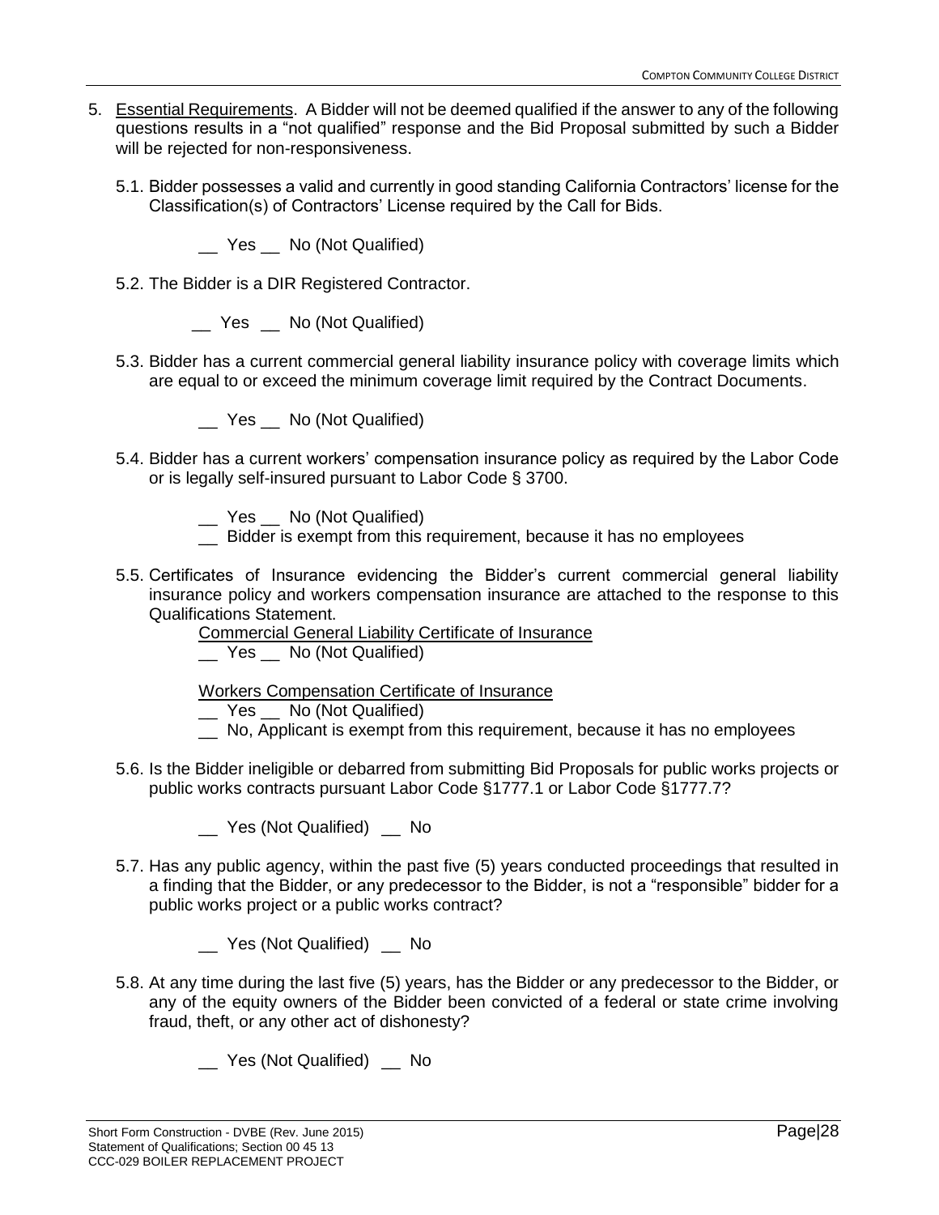5. Essential Requirements. A Bidder will not be deemed qualified if the answer to any of the following questions results in a "not qualified" response and the Bid Proposal submitted by such a Bidder will be rejected for non-responsiveness.

   5.1. Bidder possesses a valid and currently in good standing California Contractors' license for the Classification(s) of Contractors' License required by the Call for Bids.

   __ Yes __ No (Not Qualified)

   5.2. The Bidder is a DIR Registered Contractor.

   __ Yes __ No (Not Qualified)

   5.3. Bidder has a current commercial general liability insurance policy with coverage limits which are equal to or exceed the minimum coverage limit required by the Contract Documents.

   __ Yes __ No (Not Qualified)

   5.4. Bidder has a current workers' compensation insurance policy as required by the Labor Code or is legally self-insured pursuant to Labor Code § 3700.

   __ Yes __ No (Not Qualified)
   __ Bidder is exempt from this requirement, because it has no employees

   5.5. Certificates of Insurance evidencing the Bidder's current commercial general liability insurance policy and workers compensation insurance are attached to the response to this Qualifications Statement.

   Commercial General Liability Certificate of Insurance
   __ Yes __ No (Not Qualified)

   Workers Compensation Certificate of Insurance
   __ Yes __ No (Not Qualified)
   __ No, Applicant is exempt from this requirement, because it has no employees

   5.6. Is the Bidder ineligible or debarred from submitting Bid Proposals for public works projects or public works contracts pursuant Labor Code §1777.1 or Labor Code §1777.7?

   __ Yes (Not Qualified) __ No

   5.7. Has any public agency, within the past five (5) years conducted proceedings that resulted in a finding that the Bidder, or any predecessor to the Bidder, is not a "responsible" bidder for a public works project or a public works contract?

   __ Yes (Not Qualified) __ No

   5.8. At any time during the last five (5) years, has the Bidder or any predecessor to the Bidder, or any of the equity owners of the Bidder been convicted of a federal or state crime involving fraud, theft, or any other act of dishonesty?

   __ Yes (Not Qualified) __ No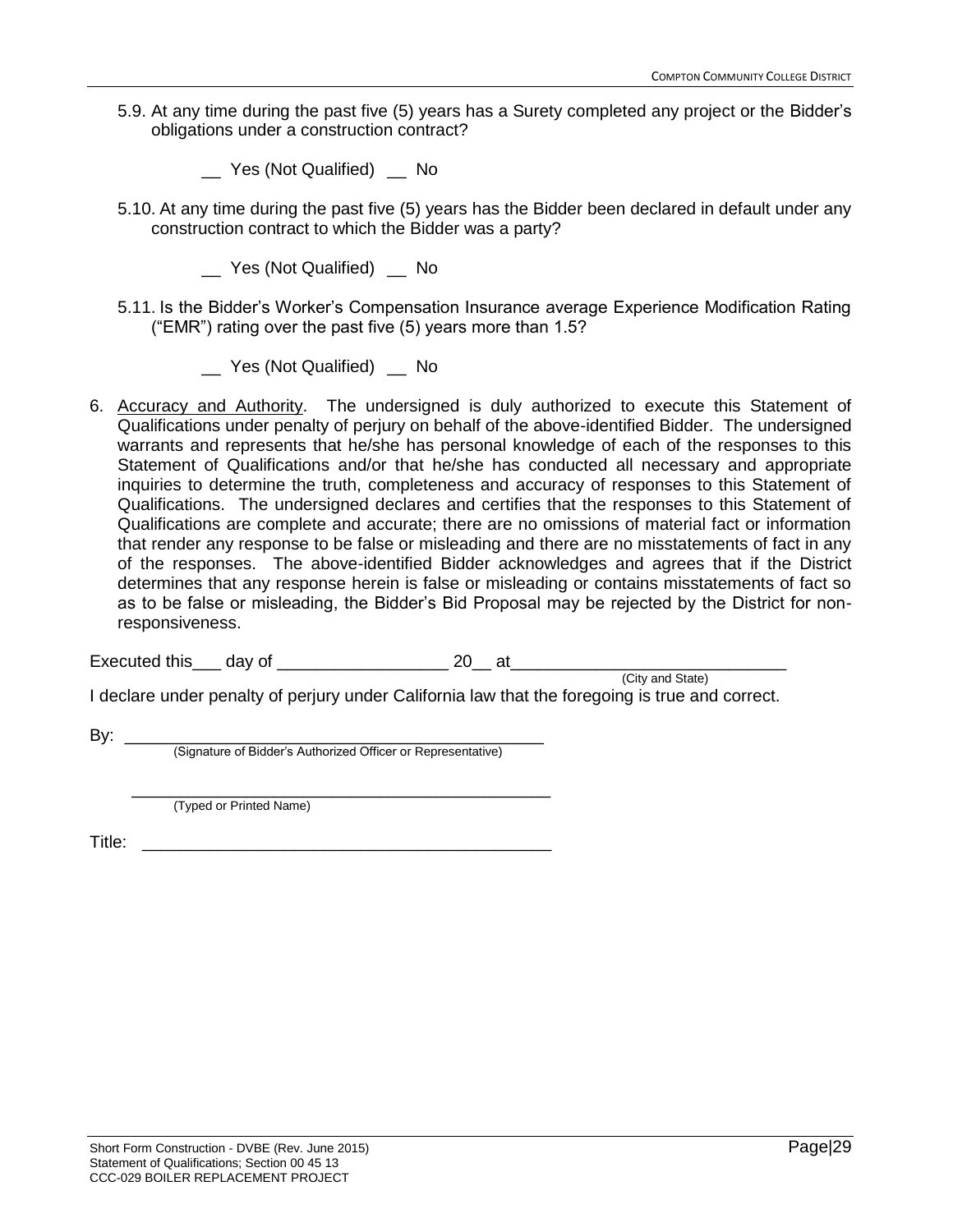5.9. At any time during the past five (5) years has a Surety completed any project or the Bidder's obligations under a construction contract?

__ Yes (Not Qualified) __ No

5.10. At any time during the past five (5) years has the Bidder been declared in default under any construction contract to which the Bidder was a party?

__ Yes (Not Qualified) __ No

5.11. Is the Bidder's Worker's Compensation Insurance average Experience Modification Rating ("EMR") rating over the past five (5) years more than 1.5?

__ Yes (Not Qualified) __ No

6. Accuracy and Authority. The undersigned is duly authorized to execute this Statement of Qualifications under penalty of perjury on behalf of the above-identified Bidder. The undersigned warrants and represents that he/she has personal knowledge of each of the responses to this Statement of Qualifications and/or that he/she has conducted all necessary and appropriate inquiries to determine the truth, completeness and accuracy of responses to this Statement of Qualifications. The undersigned declares and certifies that the responses to this Statement of Qualifications are complete and accurate; there are no omissions of material fact or information that render any response to be false or misleading and there are no misstatements of fact in any of the responses. The above-identified Bidder acknowledges and agrees that if the District determines that any response herein is false or misleading or contains misstatements of fact so as to be false or misleading, the Bidder's Bid Proposal may be rejected by the District for non-responsiveness.

Executed this___ day of __________________ 20__ at____________________________
(City and State)

I declare under penalty of perjury under California law that the foregoing is true and correct.

By: _______________________________________________
(Signature of Bidder's Authorized Officer or Representative)

_______________________________________________
(Typed or Printed Name)

Title: _______________________________________________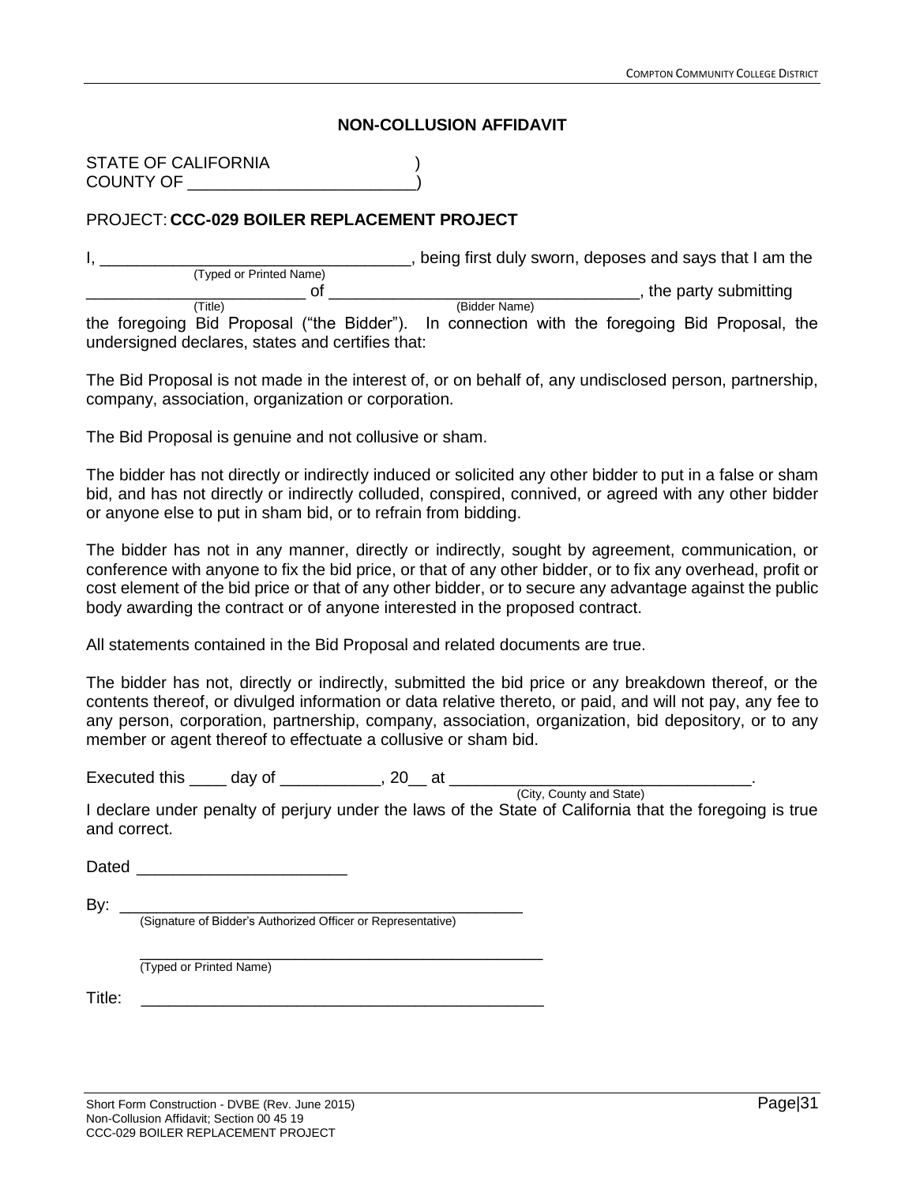## NON-COLLUSION AFFIDAVIT

STATE OF CALIFORNIA )
COUNTY OF ________________________)

PROJECT: **CCC-029 BOILER REPLACEMENT PROJECT**

I, _________________________________, being first duly sworn, deposes and says that I am the
(Typed or Printed Name)
_______________________ of _________________________________, the party submitting
(Title) (Bidder Name)
the foregoing Bid Proposal ("the Bidder"). In connection with the foregoing Bid Proposal, the undersigned declares, states and certifies that:

The Bid Proposal is not made in the interest of, or on behalf of, any undisclosed person, partnership, company, association, organization or corporation.

The Bid Proposal is genuine and not collusive or sham.

The bidder has not directly or indirectly induced or solicited any other bidder to put in a false or sham bid, and has not directly or indirectly colluded, conspired, connived, or agreed with any other bidder or anyone else to put in sham bid, or to refrain from bidding.

The bidder has not in any manner, directly or indirectly, sought by agreement, communication, or conference with anyone to fix the bid price, or that of any other bidder, or to fix any overhead, profit or cost element of the bid price or that of any other bidder, or to secure any advantage against the public body awarding the contract or of anyone interested in the proposed contract.

All statements contained in the Bid Proposal and related documents are true.

The bidder has not, directly or indirectly, submitted the bid price or any breakdown thereof, or the contents thereof, or divulged information or data relative thereto, or paid, and will not pay, any fee to any person, corporation, partnership, company, association, organization, bid depository, or to any member or agent thereof to effectuate a collusive or sham bid.

Executed this ____ day of ___________, 20__ at _________________________________.
(City, County and State)

I declare under penalty of perjury under the laws of the State of California that the foregoing is true and correct.

Dated ______________________

By: ____________________________________________
(Signature of Bidder's Authorized Officer or Representative)

____________________________________________
(Typed or Printed Name)

Title: ____________________________________________

Short Form Construction - DVBE (Rev. June 2015)
Non-Collusion Affidavit; Section 00 45 19
CCC-029 BOILER REPLACEMENT PROJECT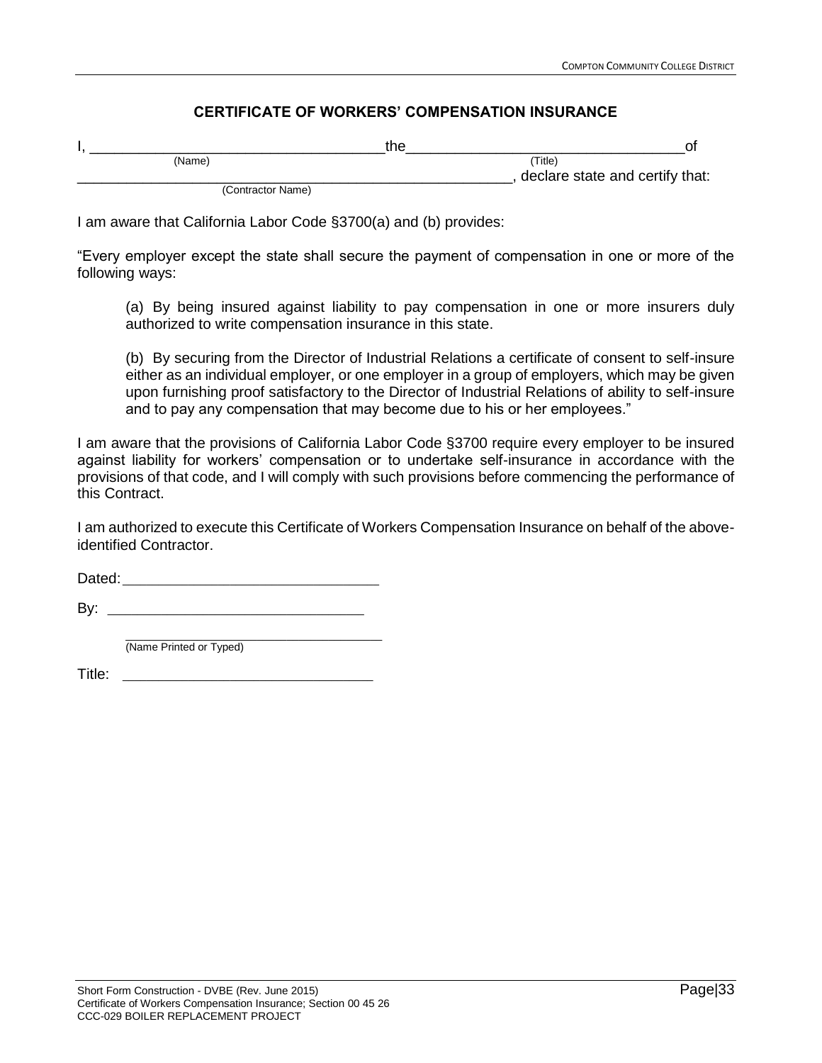## CERTIFICATE OF WORKERS' COMPENSATION INSURANCE

I, ___________________________________ the ________________________________ of
(Name) (Title)

______________________________________________________, declare state and certify that:
(Contractor Name)

I am aware that California Labor Code §3700(a) and (b) provides:

"Every employer except the state shall secure the payment of compensation in one or more of the following ways:

> (a) By being insured against liability to pay compensation in one or more insurers duly authorized to write compensation insurance in this state.
>
> (b) By securing from the Director of Industrial Relations a certificate of consent to self-insure either as an individual employer, or one employer in a group of employers, which may be given upon furnishing proof satisfactory to the Director of Industrial Relations of ability to self-insure and to pay any compensation that may become due to his or her employees."

I am aware that the provisions of California Labor Code §3700 require every employer to be insured against liability for workers' compensation or to undertake self-insurance in accordance with the provisions of that code, and I will comply with such provisions before commencing the performance of this Contract.

I am authorized to execute this Certificate of Workers Compensation Insurance on behalf of the above-identified Contractor.

Dated: ________________________________

By: ________________________________

________________________________
(Name Printed or Typed)

Title: ________________________________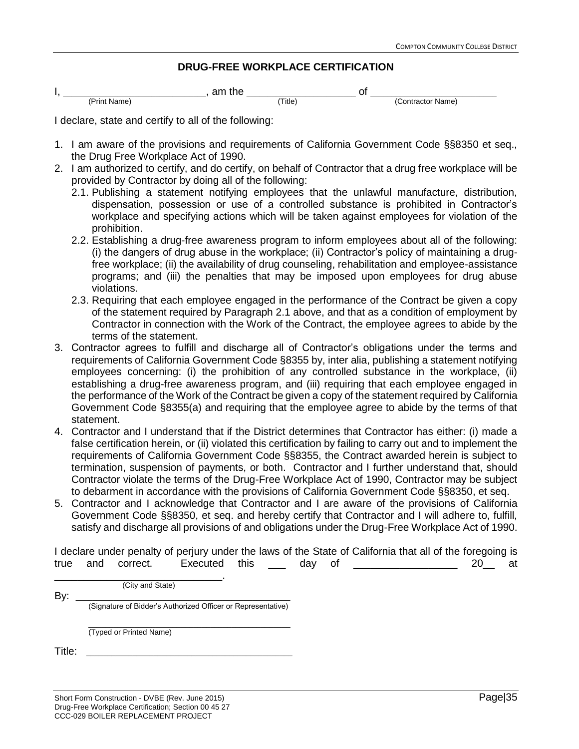## DRUG-FREE WORKPLACE CERTIFICATION

I, \_\_\_\_\_\_\_\_\_\_\_\_\_\_\_\_\_\_\_\_\_\_\_\_\_\_, am the \_\_\_\_\_\_\_\_\_\_\_\_\_\_\_\_\_\_\_\_\_ of \_\_\_\_\_\_\_\_\_\_\_\_\_\_\_\_\_\_\_\_\_\_\_
(Print Name) (Title) (Contractor Name)

I declare, state and certify to all of the following:

1. I am aware of the provisions and requirements of California Government Code §§8350 et seq., the Drug Free Workplace Act of 1990.
2. I am authorized to certify, and do certify, on behalf of Contractor that a drug free workplace will be provided by Contractor by doing all of the following:
   - 2.1. Publishing a statement notifying employees that the unlawful manufacture, distribution, dispensation, possession or use of a controlled substance is prohibited in Contractor's workplace and specifying actions which will be taken against employees for violation of the prohibition.
   - 2.2. Establishing a drug-free awareness program to inform employees about all of the following: (i) the dangers of drug abuse in the workplace; (ii) Contractor's policy of maintaining a drug-free workplace; (ii) the availability of drug counseling, rehabilitation and employee-assistance programs; and (iii) the penalties that may be imposed upon employees for drug abuse violations.
   - 2.3. Requiring that each employee engaged in the performance of the Contract be given a copy of the statement required by Paragraph 2.1 above, and that as a condition of employment by Contractor in connection with the Work of the Contract, the employee agrees to abide by the terms of the statement.
3. Contractor agrees to fulfill and discharge all of Contractor's obligations under the terms and requirements of California Government Code §8355 by, inter alia, publishing a statement notifying employees concerning: (i) the prohibition of any controlled substance in the workplace, (ii) establishing a drug-free awareness program, and (iii) requiring that each employee engaged in the performance of the Work of the Contract be given a copy of the statement required by California Government Code §8355(a) and requiring that the employee agree to abide by the terms of that statement.
4. Contractor and I understand that if the District determines that Contractor has either: (i) made a false certification herein, or (ii) violated this certification by failing to carry out and to implement the requirements of California Government Code §§8355, the Contract awarded herein is subject to termination, suspension of payments, or both. Contractor and I further understand that, should Contractor violate the terms of the Drug-Free Workplace Act of 1990, Contractor may be subject to debarment in accordance with the provisions of California Government Code §§8350, et seq.
5. Contractor and I acknowledge that Contractor and I are aware of the provisions of California Government Code §§8350, et seq. and hereby certify that Contractor and I will adhere to, fulfill, satisfy and discharge all provisions of and obligations under the Drug-Free Workplace Act of 1990.

I declare under penalty of perjury under the laws of the State of California that all of the foregoing is true and correct. Executed this \_\_\_ day of \_\_\_\_\_\_\_\_\_\_\_\_\_\_\_\_\_\_ 20\_\_ at \_\_\_\_\_\_\_\_\_\_\_\_\_\_\_\_\_\_\_\_\_\_\_\_\_\_\_\_\_\_.
(City and State)

By: \_\_\_\_\_\_\_\_\_\_\_\_\_\_\_\_\_\_\_\_\_\_\_\_\_\_\_\_\_\_\_\_\_\_\_\_\_\_\_\_\_\_\_\_
(Signature of Bidder's Authorized Officer or Representative)

\_\_\_\_\_\_\_\_\_\_\_\_\_\_\_\_\_\_\_\_\_\_\_\_\_\_\_\_\_\_\_\_\_\_\_\_\_\_\_\_\_\_\_\_
(Typed or Printed Name)

Title: \_\_\_\_\_\_\_\_\_\_\_\_\_\_\_\_\_\_\_\_\_\_\_\_\_\_\_\_\_\_\_\_\_\_\_\_\_\_\_\_

Short Form Construction - DVBE (Rev. June 2015)
Drug-Free Workplace Certification; Section 00 45 27
CCC-029 BOILER REPLACEMENT PROJECT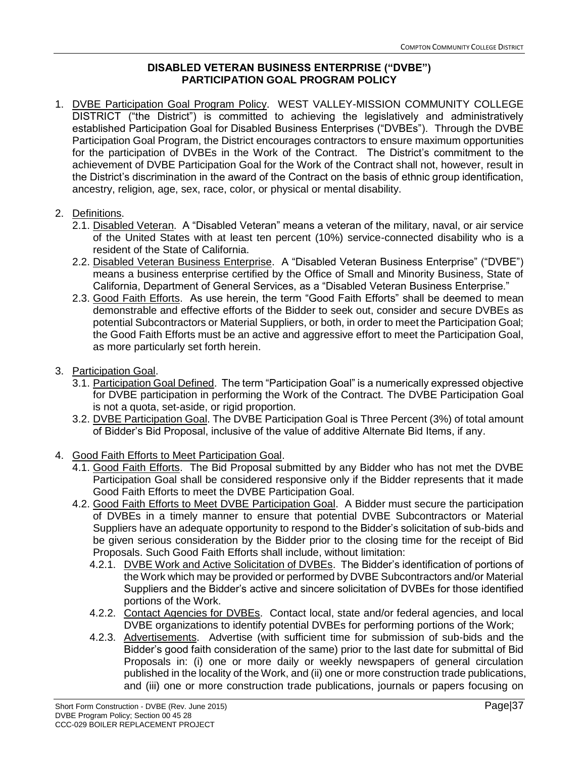## DISABLED VETERAN BUSINESS ENTERPRISE ("DVBE") PARTICIPATION GOAL PROGRAM POLICY

1. DVBE Participation Goal Program Policy. WEST VALLEY-MISSION COMMUNITY COLLEGE DISTRICT ("the District") is committed to achieving the legislatively and administratively established Participation Goal for Disabled Business Enterprises ("DVBEs"). Through the DVBE Participation Goal Program, the District encourages contractors to ensure maximum opportunities for the participation of DVBEs in the Work of the Contract. The District's commitment to the achievement of DVBE Participation Goal for the Work of the Contract shall not, however, result in the District's discrimination in the award of the Contract on the basis of ethnic group identification, ancestry, religion, age, sex, race, color, or physical or mental disability.

2. Definitions.
   - 2.1. Disabled Veteran. A "Disabled Veteran" means a veteran of the military, naval, or air service of the United States with at least ten percent (10%) service-connected disability who is a resident of the State of California.
   - 2.2. Disabled Veteran Business Enterprise. A "Disabled Veteran Business Enterprise" ("DVBE") means a business enterprise certified by the Office of Small and Minority Business, State of California, Department of General Services, as a "Disabled Veteran Business Enterprise."
   - 2.3. Good Faith Efforts. As use herein, the term "Good Faith Efforts" shall be deemed to mean demonstrable and effective efforts of the Bidder to seek out, consider and secure DVBEs as potential Subcontractors or Material Suppliers, or both, in order to meet the Participation Goal; the Good Faith Efforts must be an active and aggressive effort to meet the Participation Goal, as more particularly set forth herein.

3. Participation Goal.
   - 3.1. Participation Goal Defined. The term "Participation Goal" is a numerically expressed objective for DVBE participation in performing the Work of the Contract. The DVBE Participation Goal is not a quota, set-aside, or rigid proportion.
   - 3.2. DVBE Participation Goal. The DVBE Participation Goal is Three Percent (3%) of total amount of Bidder's Bid Proposal, inclusive of the value of additive Alternate Bid Items, if any.

4. Good Faith Efforts to Meet Participation Goal.
   - 4.1. Good Faith Efforts. The Bid Proposal submitted by any Bidder who has not met the DVBE Participation Goal shall be considered responsive only if the Bidder represents that it made Good Faith Efforts to meet the DVBE Participation Goal.
   - 4.2. Good Faith Efforts to Meet DVBE Participation Goal. A Bidder must secure the participation of DVBEs in a timely manner to ensure that potential DVBE Subcontractors or Material Suppliers have an adequate opportunity to respond to the Bidder's solicitation of sub-bids and be given serious consideration by the Bidder prior to the closing time for the receipt of Bid Proposals. Such Good Faith Efforts shall include, without limitation:
     - 4.2.1. DVBE Work and Active Solicitation of DVBEs. The Bidder's identification of portions of the Work which may be provided or performed by DVBE Subcontractors and/or Material Suppliers and the Bidder's active and sincere solicitation of DVBEs for those identified portions of the Work.
     - 4.2.2. Contact Agencies for DVBEs. Contact local, state and/or federal agencies, and local DVBE organizations to identify potential DVBEs for performing portions of the Work;
     - 4.2.3. Advertisements. Advertise (with sufficient time for submission of sub-bids and the Bidder's good faith consideration of the same) prior to the last date for submittal of Bid Proposals in: (i) one or more daily or weekly newspapers of general circulation published in the locality of the Work, and (ii) one or more construction trade publications, and (iii) one or more construction trade publications, journals or papers focusing on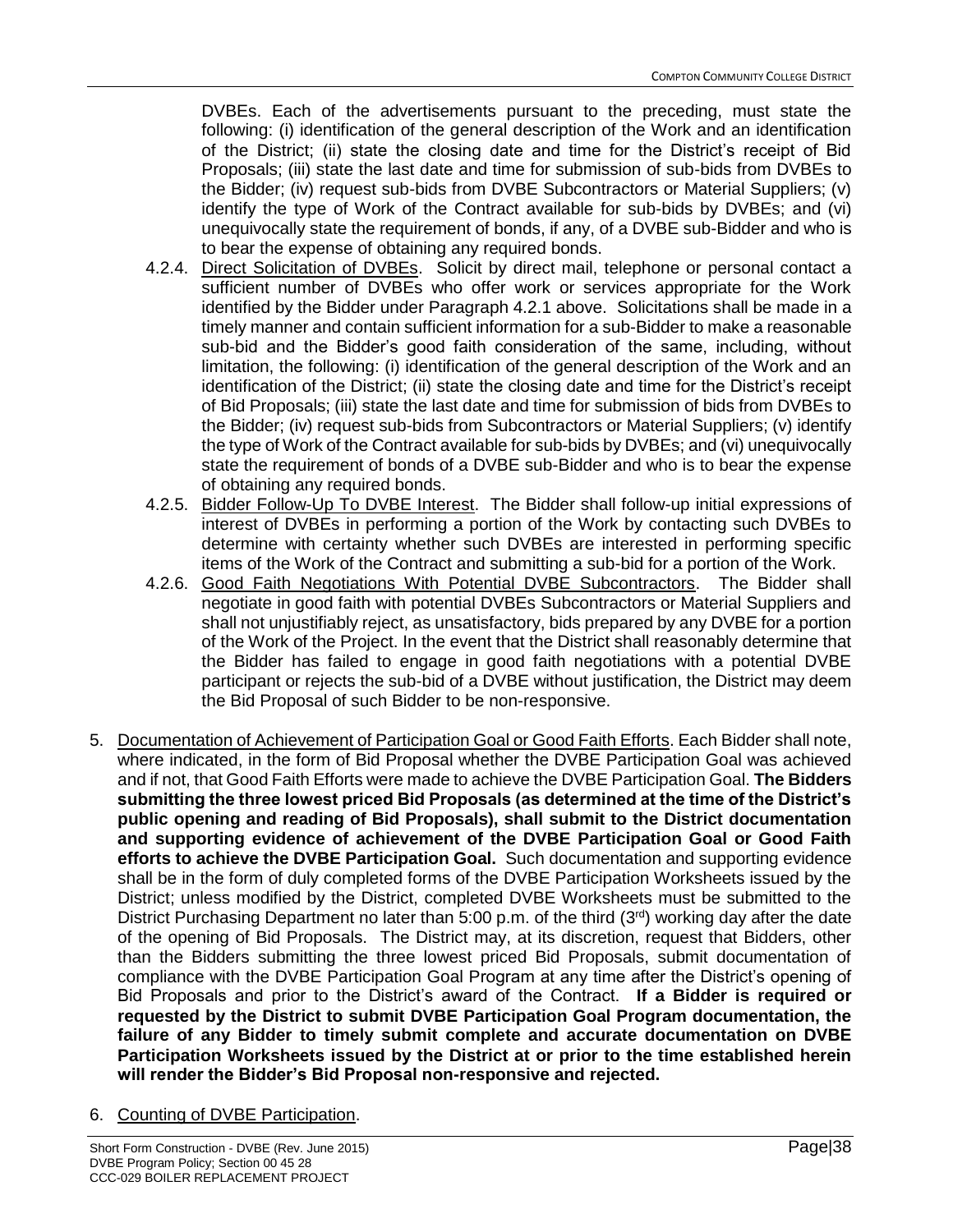DVBEs. Each of the advertisements pursuant to the preceding, must state the following: (i) identification of the general description of the Work and an identification of the District; (ii) state the closing date and time for the District's receipt of Bid Proposals; (iii) state the last date and time for submission of sub-bids from DVBEs to the Bidder; (iv) request sub-bids from DVBE Subcontractors or Material Suppliers; (v) identify the type of Work of the Contract available for sub-bids by DVBEs; and (vi) unequivocally state the requirement of bonds, if any, of a DVBE sub-Bidder and who is to bear the expense of obtaining any required bonds.

4.2.4. Direct Solicitation of DVBEs. Solicit by direct mail, telephone or personal contact a sufficient number of DVBEs who offer work or services appropriate for the Work identified by the Bidder under Paragraph 4.2.1 above. Solicitations shall be made in a timely manner and contain sufficient information for a sub-Bidder to make a reasonable sub-bid and the Bidder's good faith consideration of the same, including, without limitation, the following: (i) identification of the general description of the Work and an identification of the District; (ii) state the closing date and time for the District's receipt of Bid Proposals; (iii) state the last date and time for submission of bids from DVBEs to the Bidder; (iv) request sub-bids from Subcontractors or Material Suppliers; (v) identify the type of Work of the Contract available for sub-bids by DVBEs; and (vi) unequivocally state the requirement of bonds of a DVBE sub-Bidder and who is to bear the expense of obtaining any required bonds.

4.2.5. Bidder Follow-Up To DVBE Interest. The Bidder shall follow-up initial expressions of interest of DVBEs in performing a portion of the Work by contacting such DVBEs to determine with certainty whether such DVBEs are interested in performing specific items of the Work of the Contract and submitting a sub-bid for a portion of the Work.

4.2.6. Good Faith Negotiations With Potential DVBE Subcontractors. The Bidder shall negotiate in good faith with potential DVBEs Subcontractors or Material Suppliers and shall not unjustifiably reject, as unsatisfactory, bids prepared by any DVBE for a portion of the Work of the Project. In the event that the District shall reasonably determine that the Bidder has failed to engage in good faith negotiations with a potential DVBE participant or rejects the sub-bid of a DVBE without justification, the District may deem the Bid Proposal of such Bidder to be non-responsive.

5. Documentation of Achievement of Participation Goal or Good Faith Efforts. Each Bidder shall note, where indicated, in the form of Bid Proposal whether the DVBE Participation Goal was achieved and if not, that Good Faith Efforts were made to achieve the DVBE Participation Goal. **The Bidders submitting the three lowest priced Bid Proposals (as determined at the time of the District's public opening and reading of Bid Proposals), shall submit to the District documentation and supporting evidence of achievement of the DVBE Participation Goal or Good Faith efforts to achieve the DVBE Participation Goal.** Such documentation and supporting evidence shall be in the form of duly completed forms of the DVBE Participation Worksheets issued by the District; unless modified by the District, completed DVBE Worksheets must be submitted to the District Purchasing Department no later than 5:00 p.m. of the third (3rd) working day after the date of the opening of Bid Proposals. The District may, at its discretion, request that Bidders, other than the Bidders submitting the three lowest priced Bid Proposals, submit documentation of compliance with the DVBE Participation Goal Program at any time after the District's opening of Bid Proposals and prior to the District's award of the Contract. **If a Bidder is required or requested by the District to submit DVBE Participation Goal Program documentation, the failure of any Bidder to timely submit complete and accurate documentation on DVBE Participation Worksheets issued by the District at or prior to the time established herein will render the Bidder's Bid Proposal non-responsive and rejected.**

6. Counting of DVBE Participation.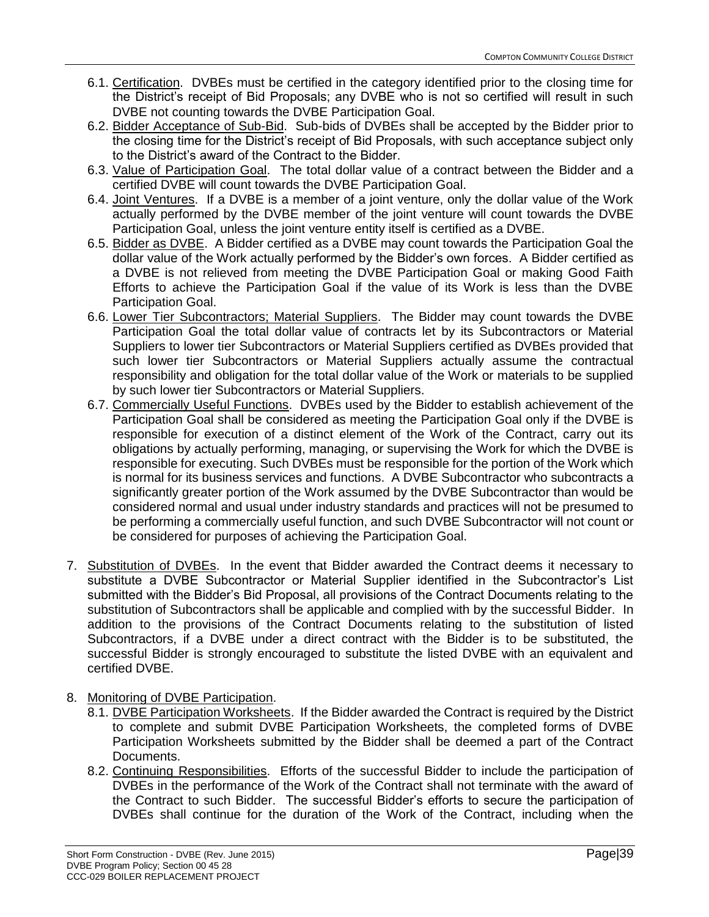6.1. Certification. DVBEs must be certified in the category identified prior to the closing time for the District's receipt of Bid Proposals; any DVBE who is not so certified will result in such DVBE not counting towards the DVBE Participation Goal.

6.2. Bidder Acceptance of Sub-Bid. Sub-bids of DVBEs shall be accepted by the Bidder prior to the closing time for the District's receipt of Bid Proposals, with such acceptance subject only to the District's award of the Contract to the Bidder.

6.3. Value of Participation Goal. The total dollar value of a contract between the Bidder and a certified DVBE will count towards the DVBE Participation Goal.

6.4. Joint Ventures. If a DVBE is a member of a joint venture, only the dollar value of the Work actually performed by the DVBE member of the joint venture will count towards the DVBE Participation Goal, unless the joint venture entity itself is certified as a DVBE.

6.5. Bidder as DVBE. A Bidder certified as a DVBE may count towards the Participation Goal the dollar value of the Work actually performed by the Bidder's own forces. A Bidder certified as a DVBE is not relieved from meeting the DVBE Participation Goal or making Good Faith Efforts to achieve the Participation Goal if the value of its Work is less than the DVBE Participation Goal.

6.6. Lower Tier Subcontractors; Material Suppliers. The Bidder may count towards the DVBE Participation Goal the total dollar value of contracts let by its Subcontractors or Material Suppliers to lower tier Subcontractors or Material Suppliers certified as DVBEs provided that such lower tier Subcontractors or Material Suppliers actually assume the contractual responsibility and obligation for the total dollar value of the Work or materials to be supplied by such lower tier Subcontractors or Material Suppliers.

6.7. Commercially Useful Functions. DVBEs used by the Bidder to establish achievement of the Participation Goal shall be considered as meeting the Participation Goal only if the DVBE is responsible for execution of a distinct element of the Work of the Contract, carry out its obligations by actually performing, managing, or supervising the Work for which the DVBE is responsible for executing. Such DVBEs must be responsible for the portion of the Work which is normal for its business services and functions. A DVBE Subcontractor who subcontracts a significantly greater portion of the Work assumed by the DVBE Subcontractor than would be considered normal and usual under industry standards and practices will not be presumed to be performing a commercially useful function, and such DVBE Subcontractor will not count or be considered for purposes of achieving the Participation Goal.

7. Substitution of DVBEs. In the event that Bidder awarded the Contract deems it necessary to substitute a DVBE Subcontractor or Material Supplier identified in the Subcontractor's List submitted with the Bidder's Bid Proposal, all provisions of the Contract Documents relating to the substitution of Subcontractors shall be applicable and complied with by the successful Bidder. In addition to the provisions of the Contract Documents relating to the substitution of listed Subcontractors, if a DVBE under a direct contract with the Bidder is to be substituted, the successful Bidder is strongly encouraged to substitute the listed DVBE with an equivalent and certified DVBE.

8. Monitoring of DVBE Participation.

8.1. DVBE Participation Worksheets. If the Bidder awarded the Contract is required by the District to complete and submit DVBE Participation Worksheets, the completed forms of DVBE Participation Worksheets submitted by the Bidder shall be deemed a part of the Contract Documents.

8.2. Continuing Responsibilities. Efforts of the successful Bidder to include the participation of DVBEs in the performance of the Work of the Contract shall not terminate with the award of the Contract to such Bidder. The successful Bidder's efforts to secure the participation of DVBEs shall continue for the duration of the Work of the Contract, including when the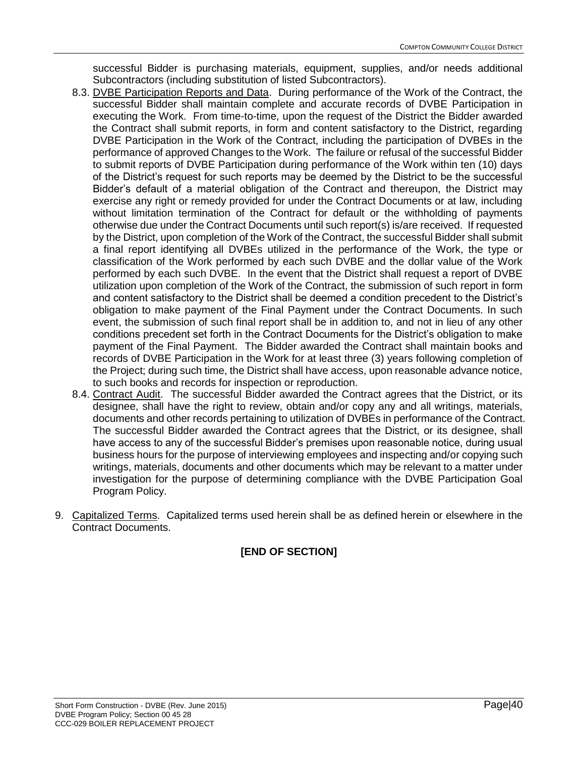successful Bidder is purchasing materials, equipment, supplies, and/or needs additional Subcontractors (including substitution of listed Subcontractors).

8.3. DVBE Participation Reports and Data. During performance of the Work of the Contract, the successful Bidder shall maintain complete and accurate records of DVBE Participation in executing the Work. From time-to-time, upon the request of the District the Bidder awarded the Contract shall submit reports, in form and content satisfactory to the District, regarding DVBE Participation in the Work of the Contract, including the participation of DVBEs in the performance of approved Changes to the Work. The failure or refusal of the successful Bidder to submit reports of DVBE Participation during performance of the Work within ten (10) days of the District's request for such reports may be deemed by the District to be the successful Bidder's default of a material obligation of the Contract and thereupon, the District may exercise any right or remedy provided for under the Contract Documents or at law, including without limitation termination of the Contract for default or the withholding of payments otherwise due under the Contract Documents until such report(s) is/are received. If requested by the District, upon completion of the Work of the Contract, the successful Bidder shall submit a final report identifying all DVBEs utilized in the performance of the Work, the type or classification of the Work performed by each such DVBE and the dollar value of the Work performed by each such DVBE. In the event that the District shall request a report of DVBE utilization upon completion of the Work of the Contract, the submission of such report in form and content satisfactory to the District shall be deemed a condition precedent to the District's obligation to make payment of the Final Payment under the Contract Documents. In such event, the submission of such final report shall be in addition to, and not in lieu of any other conditions precedent set forth in the Contract Documents for the District's obligation to make payment of the Final Payment. The Bidder awarded the Contract shall maintain books and records of DVBE Participation in the Work for at least three (3) years following completion of the Project; during such time, the District shall have access, upon reasonable advance notice, to such books and records for inspection or reproduction.

8.4. Contract Audit. The successful Bidder awarded the Contract agrees that the District, or its designee, shall have the right to review, obtain and/or copy any and all writings, materials, documents and other records pertaining to utilization of DVBEs in performance of the Contract. The successful Bidder awarded the Contract agrees that the District, or its designee, shall have access to any of the successful Bidder's premises upon reasonable notice, during usual business hours for the purpose of interviewing employees and inspecting and/or copying such writings, materials, documents and other documents which may be relevant to a matter under investigation for the purpose of determining compliance with the DVBE Participation Goal Program Policy.

9. Capitalized Terms. Capitalized terms used herein shall be as defined herein or elsewhere in the Contract Documents.

**[END OF SECTION]**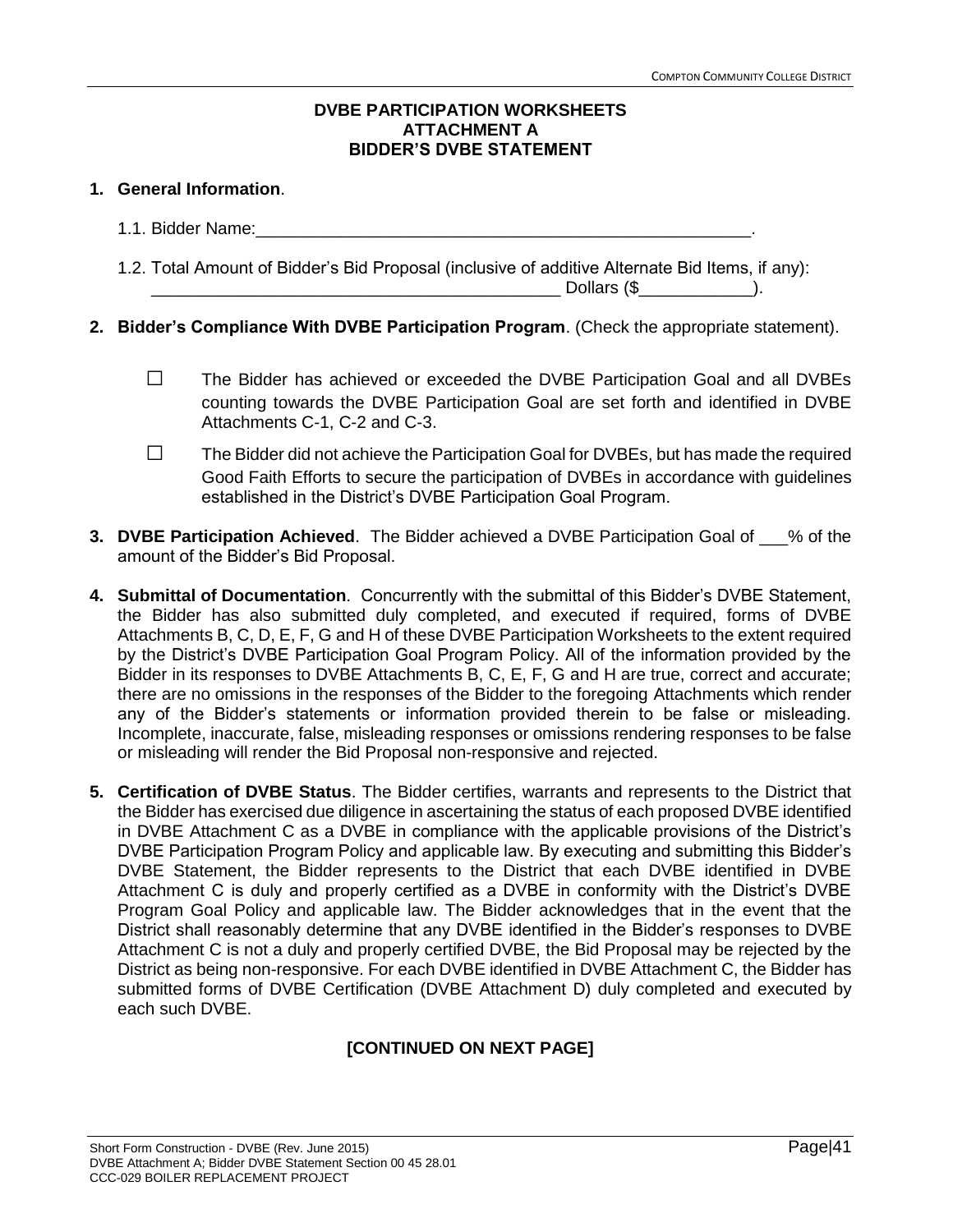**DVBE PARTICIPATION WORKSHEETS**
**ATTACHMENT A**
**BIDDER'S DVBE STATEMENT**

1. **General Information**.

   1.1. Bidder Name:_____________________________________________________.

   1.2. Total Amount of Bidder's Bid Proposal (inclusive of additive Alternate Bid Items, if any): ___________________________________________ Dollars ($____________).

2. **Bidder's Compliance With DVBE Participation Program**. (Check the appropriate statement).

   ☐ The Bidder has achieved or exceeded the DVBE Participation Goal and all DVBEs counting towards the DVBE Participation Goal are set forth and identified in DVBE Attachments C-1, C-2 and C-3.

   ☐ The Bidder did not achieve the Participation Goal for DVBEs, but has made the required Good Faith Efforts to secure the participation of DVBEs in accordance with guidelines established in the District's DVBE Participation Goal Program.

3. **DVBE Participation Achieved**. The Bidder achieved a DVBE Participation Goal of ___% of the amount of the Bidder's Bid Proposal.

4. **Submittal of Documentation**. Concurrently with the submittal of this Bidder's DVBE Statement, the Bidder has also submitted duly completed, and executed if required, forms of DVBE Attachments B, C, D, E, F, G and H of these DVBE Participation Worksheets to the extent required by the District's DVBE Participation Goal Program Policy. All of the information provided by the Bidder in its responses to DVBE Attachments B, C, E, F, G and H are true, correct and accurate; there are no omissions in the responses of the Bidder to the foregoing Attachments which render any of the Bidder's statements or information provided therein to be false or misleading. Incomplete, inaccurate, false, misleading responses or omissions rendering responses to be false or misleading will render the Bid Proposal non-responsive and rejected.

5. **Certification of DVBE Status**. The Bidder certifies, warrants and represents to the District that the Bidder has exercised due diligence in ascertaining the status of each proposed DVBE identified in DVBE Attachment C as a DVBE in compliance with the applicable provisions of the District's DVBE Participation Program Policy and applicable law. By executing and submitting this Bidder's DVBE Statement, the Bidder represents to the District that each DVBE identified in DVBE Attachment C is duly and properly certified as a DVBE in conformity with the District's DVBE Program Goal Policy and applicable law. The Bidder acknowledges that in the event that the District shall reasonably determine that any DVBE identified in the Bidder's responses to DVBE Attachment C is not a duly and properly certified DVBE, the Bid Proposal may be rejected by the District as being non-responsive. For each DVBE identified in DVBE Attachment C, the Bidder has submitted forms of DVBE Certification (DVBE Attachment D) duly completed and executed by each such DVBE.

**[CONTINUED ON NEXT PAGE]**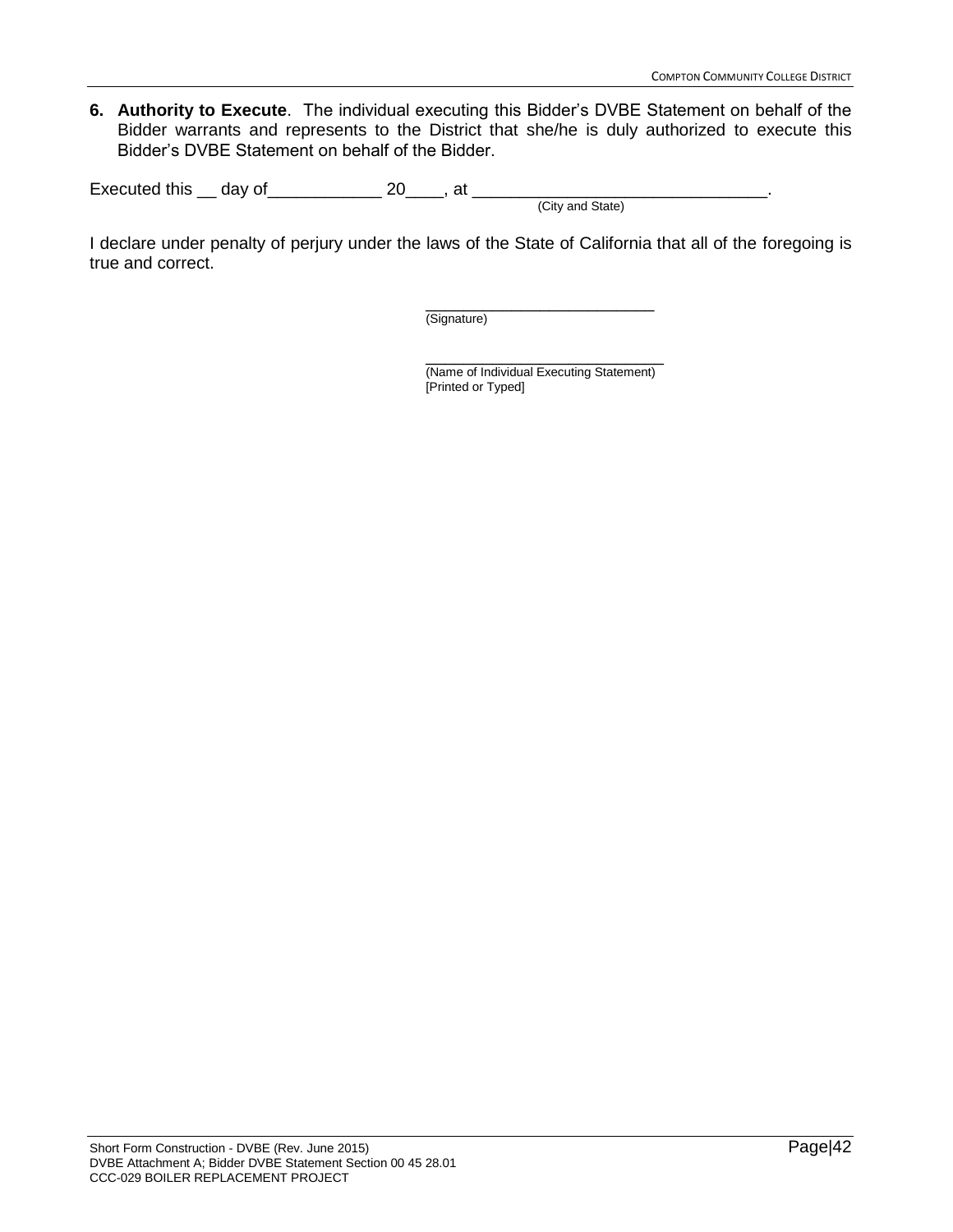6. **Authority to Execute**. The individual executing this Bidder's DVBE Statement on behalf of the Bidder warrants and represents to the District that she/he is duly authorized to execute this Bidder's DVBE Statement on behalf of the Bidder.

Executed this __ day of____________ 20____, at _______________________________.
(City and State)

I declare under penalty of perjury under the laws of the State of California that all of the foregoing is true and correct.

___________________________
(Signature)

_____________________________
(Name of Individual Executing Statement)
[Printed or Typed]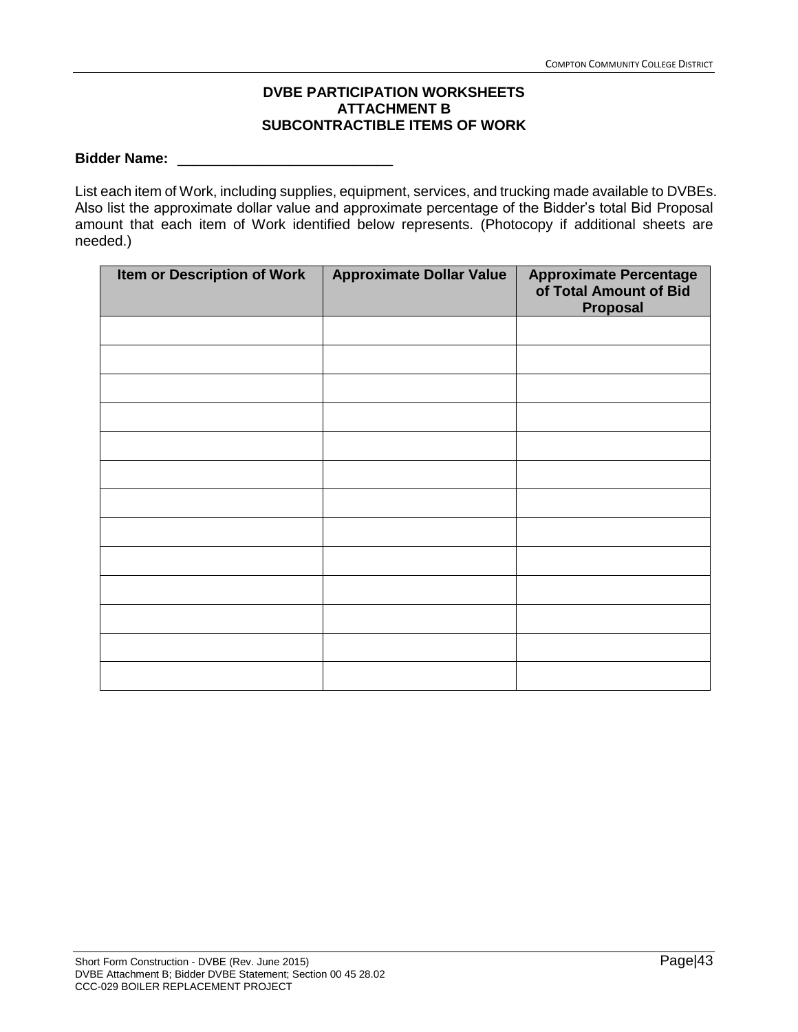**DVBE PARTICIPATION WORKSHEETS**
**ATTACHMENT B**
**SUBCONTRACTIBLE ITEMS OF WORK**

**Bidder Name:** ___________________________

List each item of Work, including supplies, equipment, services, and trucking made available to DVBEs. Also list the approximate dollar value and approximate percentage of the Bidder's total Bid Proposal amount that each item of Work identified below represents. (Photocopy if additional sheets are needed.)

| Item or Description of Work | Approximate Dollar Value | Approximate Percentage of Total Amount of Bid Proposal |
|---|---|---|
| | | |
| | | |
| | | |
| | | |
| | | |
| | | |
| | | |
| | | |
| | | |
| | | |
| | | |
| | | |
| | | |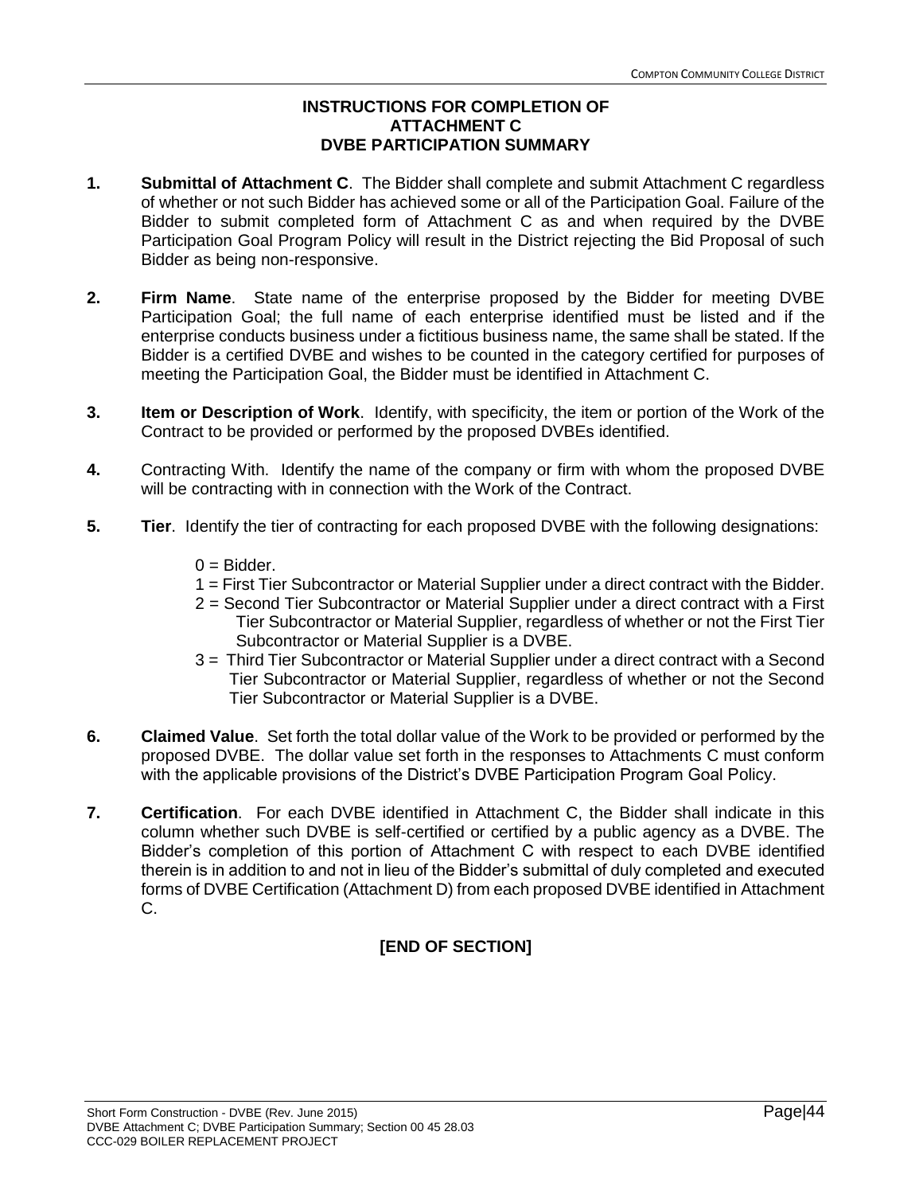## INSTRUCTIONS FOR COMPLETION OF ATTACHMENT C DVBE PARTICIPATION SUMMARY

1. **Submittal of Attachment C**. The Bidder shall complete and submit Attachment C regardless of whether or not such Bidder has achieved some or all of the Participation Goal. Failure of the Bidder to submit completed form of Attachment C as and when required by the DVBE Participation Goal Program Policy will result in the District rejecting the Bid Proposal of such Bidder as being non-responsive.

2. **Firm Name**. State name of the enterprise proposed by the Bidder for meeting DVBE Participation Goal; the full name of each enterprise identified must be listed and if the enterprise conducts business under a fictitious business name, the same shall be stated. If the Bidder is a certified DVBE and wishes to be counted in the category certified for purposes of meeting the Participation Goal, the Bidder must be identified in Attachment C.

3. **Item or Description of Work**. Identify, with specificity, the item or portion of the Work of the Contract to be provided or performed by the proposed DVBEs identified.

4. Contracting With. Identify the name of the company or firm with whom the proposed DVBE will be contracting with in connection with the Work of the Contract.

5. **Tier**. Identify the tier of contracting for each proposed DVBE with the following designations:

   0 = Bidder.
   1 = First Tier Subcontractor or Material Supplier under a direct contract with the Bidder.
   2 = Second Tier Subcontractor or Material Supplier under a direct contract with a First Tier Subcontractor or Material Supplier, regardless of whether or not the First Tier Subcontractor or Material Supplier is a DVBE.
   3 = Third Tier Subcontractor or Material Supplier under a direct contract with a Second Tier Subcontractor or Material Supplier, regardless of whether or not the Second Tier Subcontractor or Material Supplier is a DVBE.

6. **Claimed Value**. Set forth the total dollar value of the Work to be provided or performed by the proposed DVBE. The dollar value set forth in the responses to Attachments C must conform with the applicable provisions of the District's DVBE Participation Program Goal Policy.

7. **Certification**. For each DVBE identified in Attachment C, the Bidder shall indicate in this column whether such DVBE is self-certified or certified by a public agency as a DVBE. The Bidder's completion of this portion of Attachment C with respect to each DVBE identified therein is in addition to and not in lieu of the Bidder's submittal of duly completed and executed forms of DVBE Certification (Attachment D) from each proposed DVBE identified in Attachment C.

**[END OF SECTION]**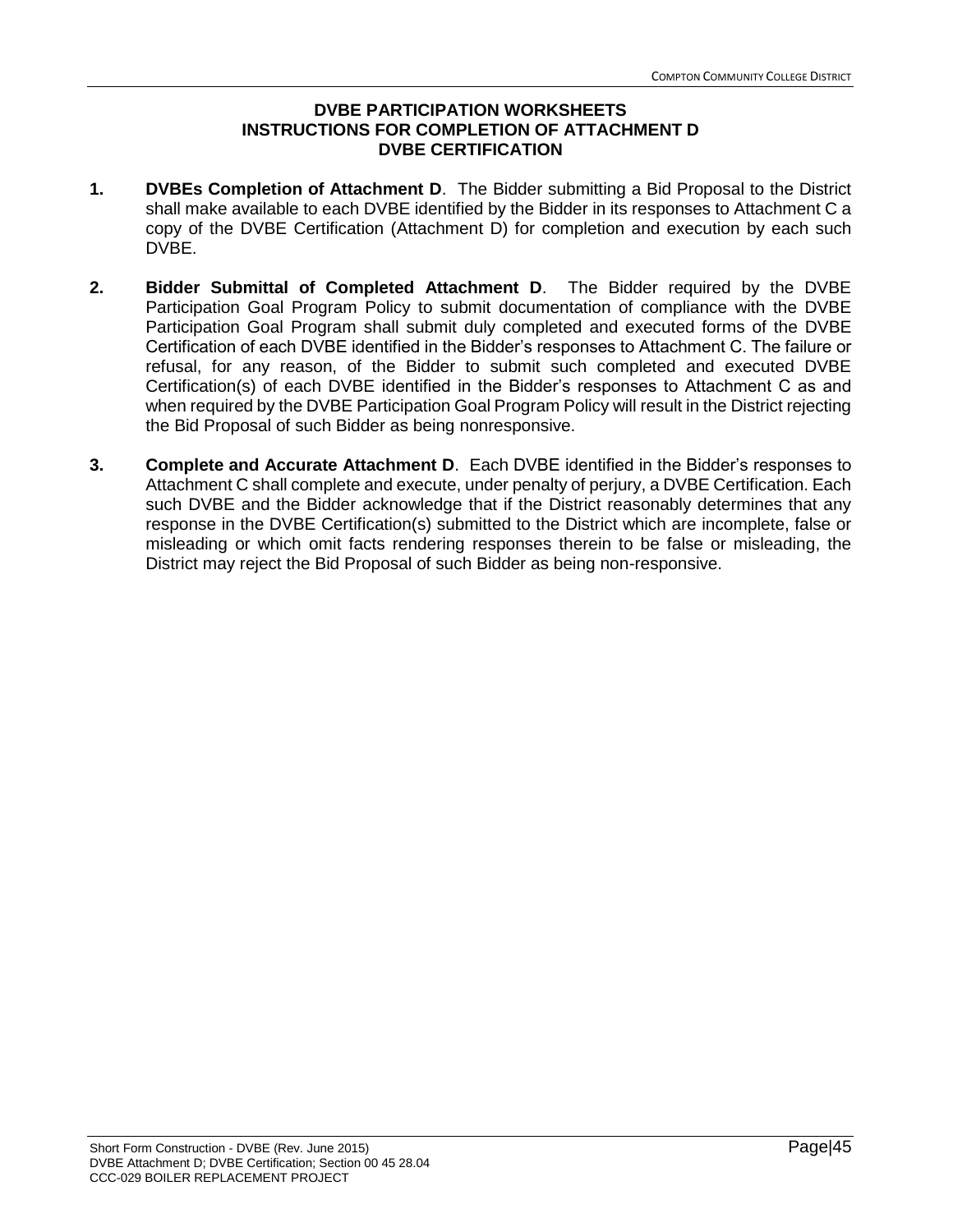## DVBE PARTICIPATION WORKSHEETS
## INSTRUCTIONS FOR COMPLETION OF ATTACHMENT D
## DVBE CERTIFICATION

1. **DVBEs Completion of Attachment D**. The Bidder submitting a Bid Proposal to the District shall make available to each DVBE identified by the Bidder in its responses to Attachment C a copy of the DVBE Certification (Attachment D) for completion and execution by each such DVBE.

2. **Bidder Submittal of Completed Attachment D**. The Bidder required by the DVBE Participation Goal Program Policy to submit documentation of compliance with the DVBE Participation Goal Program shall submit duly completed and executed forms of the DVBE Certification of each DVBE identified in the Bidder's responses to Attachment C. The failure or refusal, for any reason, of the Bidder to submit such completed and executed DVBE Certification(s) of each DVBE identified in the Bidder's responses to Attachment C as and when required by the DVBE Participation Goal Program Policy will result in the District rejecting the Bid Proposal of such Bidder as being nonresponsive.

3. **Complete and Accurate Attachment D**. Each DVBE identified in the Bidder's responses to Attachment C shall complete and execute, under penalty of perjury, a DVBE Certification. Each such DVBE and the Bidder acknowledge that if the District reasonably determines that any response in the DVBE Certification(s) submitted to the District which are incomplete, false or misleading or which omit facts rendering responses therein to be false or misleading, the District may reject the Bid Proposal of such Bidder as being non-responsive.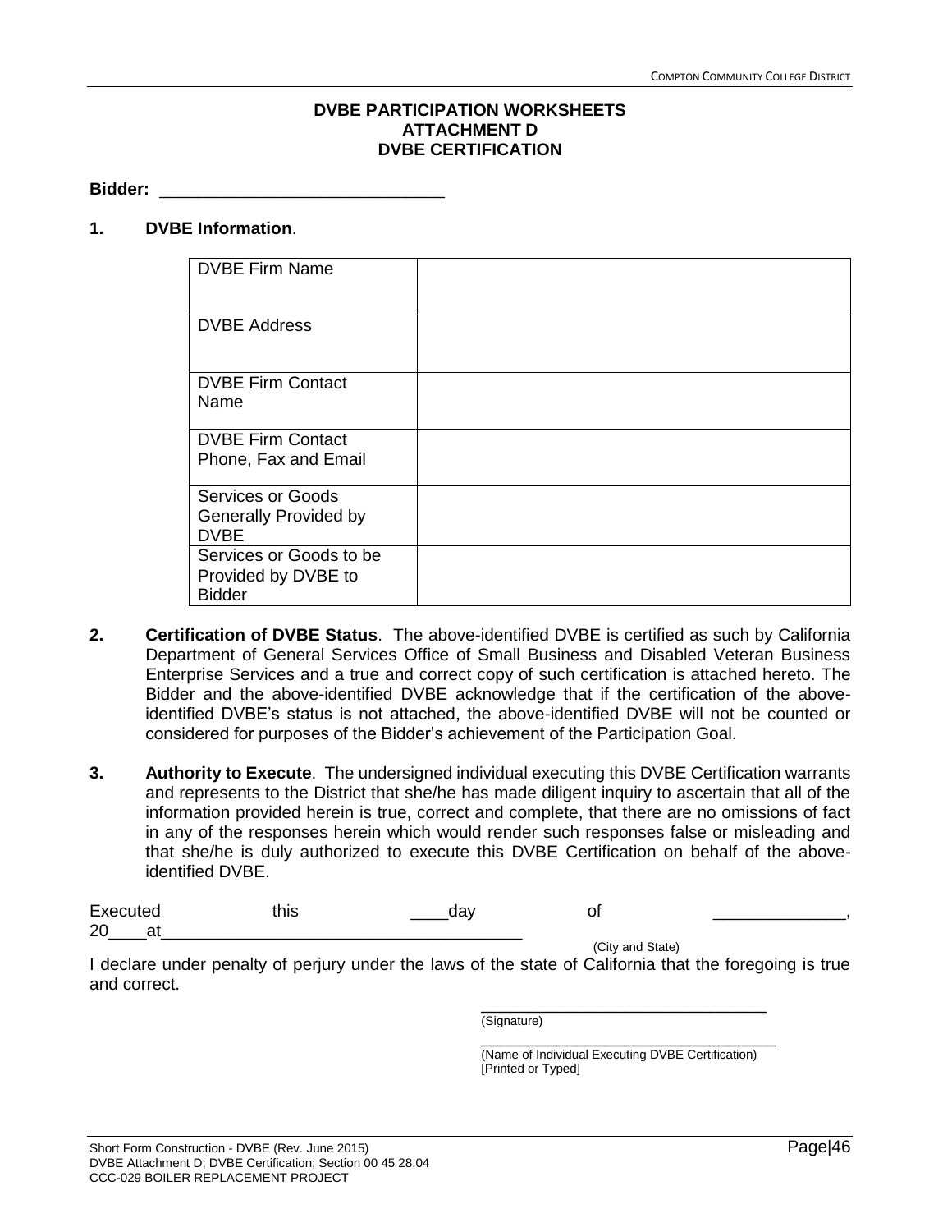**DVBE PARTICIPATION WORKSHEETS**
**ATTACHMENT D**
**DVBE CERTIFICATION**

**Bidder:** ______________________________

**1. DVBE Information.**

| DVBE Firm Name | |
|---|---|
| DVBE Address | |
| DVBE Firm Contact Name | |
| DVBE Firm Contact Phone, Fax and Email | |
| Services or Goods Generally Provided by DVBE | |
| Services or Goods to be Provided by DVBE to Bidder | |

**2. Certification of DVBE Status.** The above-identified DVBE is certified as such by California Department of General Services Office of Small Business and Disabled Veteran Business Enterprise Services and a true and correct copy of such certification is attached hereto. The Bidder and the above-identified DVBE acknowledge that if the certification of the above-identified DVBE's status is not attached, the above-identified DVBE will not be counted or considered for purposes of the Bidder's achievement of the Participation Goal.

**3. Authority to Execute.** The undersigned individual executing this DVBE Certification warrants and represents to the District that she/he has made diligent inquiry to ascertain that all of the information provided herein is true, correct and complete, that there are no omissions of fact in any of the responses herein which would render such responses false or misleading and that she/he is duly authorized to execute this DVBE Certification on behalf of the above-identified DVBE.

Executed this ____day of ______________, 20____at______________________________________
(City and State)

I declare under penalty of perjury under the laws of the state of California that the foregoing is true and correct.

________________________________
(Signature)

________________________________
(Name of Individual Executing DVBE Certification)
[Printed or Typed]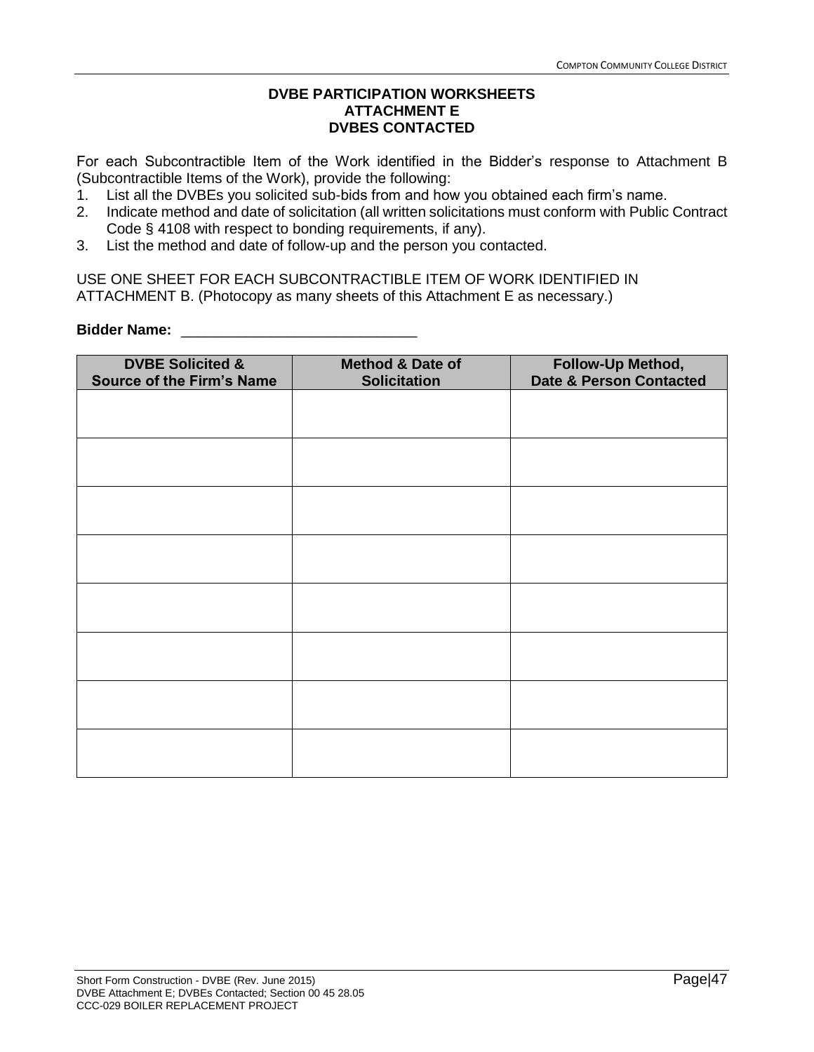## DVBE PARTICIPATION WORKSHEETS
## ATTACHMENT E
## DVBES CONTACTED

For each Subcontractible Item of the Work identified in the Bidder's response to Attachment B (Subcontractible Items of the Work), provide the following:

1. List all the DVBEs you solicited sub-bids from and how you obtained each firm's name.
2. Indicate method and date of solicitation (all written solicitations must conform with Public Contract Code § 4108 with respect to bonding requirements, if any).
3. List the method and date of follow-up and the person you contacted.

USE ONE SHEET FOR EACH SUBCONTRACTIBLE ITEM OF WORK IDENTIFIED IN ATTACHMENT B. (Photocopy as many sheets of this Attachment E as necessary.)

**Bidder Name:** ______________________________

| DVBE Solicited & Source of the Firm's Name | Method & Date of Solicitation | Follow-Up Method, Date & Person Contacted |
|---|---|---|
| | | |
| | | |
| | | |
| | | |
| | | |
| | | |
| | | |
| | | |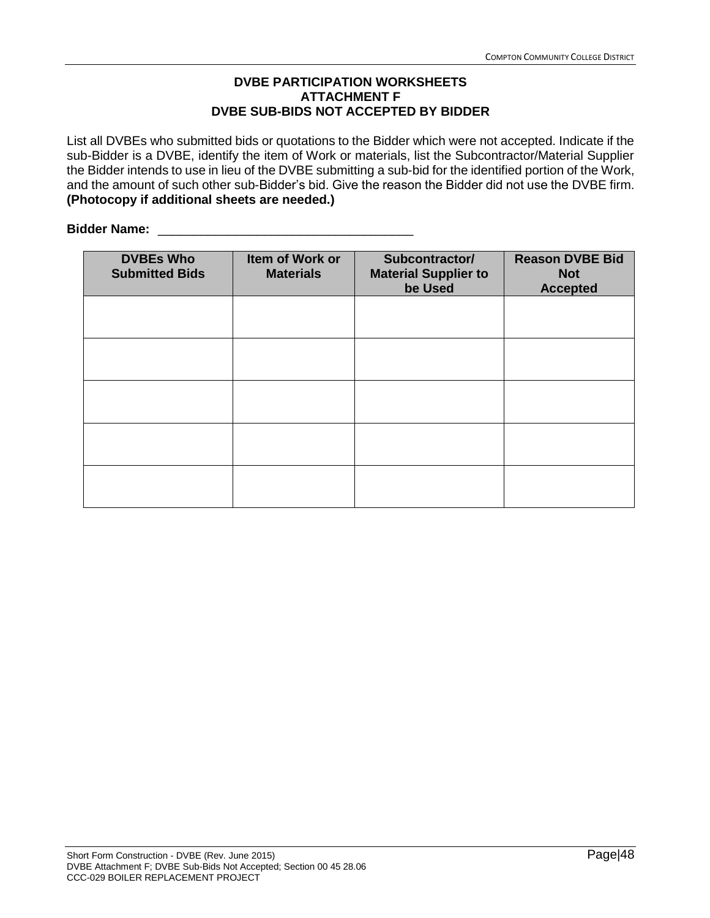**DVBE PARTICIPATION WORKSHEETS**
**ATTACHMENT F**
**DVBE SUB-BIDS NOT ACCEPTED BY BIDDER**

List all DVBEs who submitted bids or quotations to the Bidder which were not accepted. Indicate if the sub-Bidder is a DVBE, identify the item of Work or materials, list the Subcontractor/Material Supplier the Bidder intends to use in lieu of the DVBE submitting a sub-bid for the identified portion of the Work, and the amount of such other sub-Bidder's bid. Give the reason the Bidder did not use the DVBE firm. **(Photocopy if additional sheets are needed.)**

**Bidder Name:** ____________________________________

| DVBEs Who Submitted Bids | Item of Work or Materials | Subcontractor/ Material Supplier to be Used | Reason DVBE Bid Not Accepted |
|---|---|---|---|
| | | | |
| | | | |
| | | | |
| | | | |
| | | | |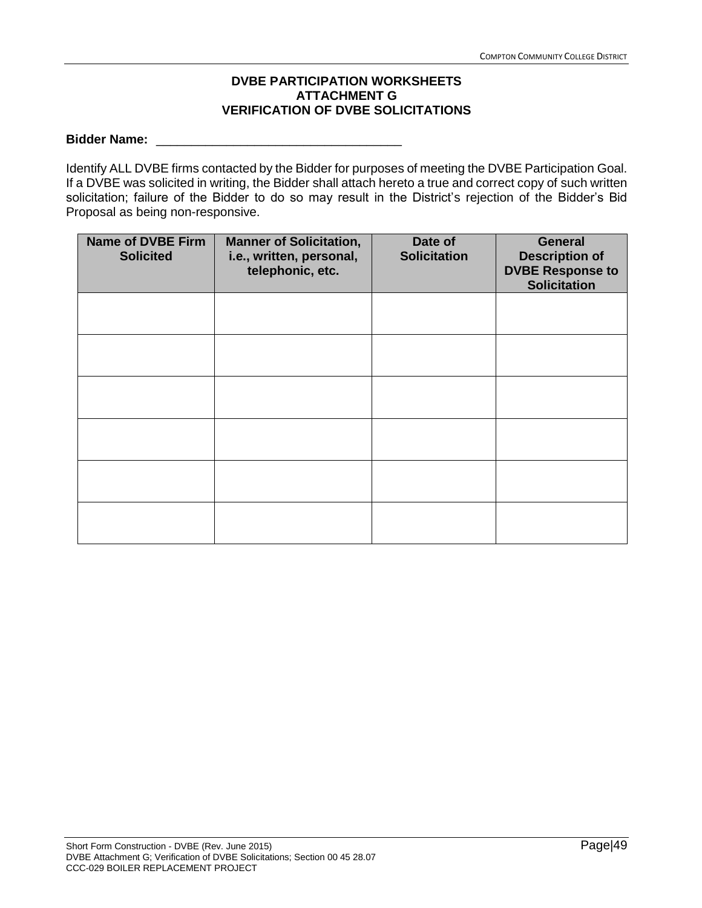# DVBE PARTICIPATION WORKSHEETS
## ATTACHMENT G
## VERIFICATION OF DVBE SOLICITATIONS

**Bidder Name:** ___________________________________

Identify ALL DVBE firms contacted by the Bidder for purposes of meeting the DVBE Participation Goal. If a DVBE was solicited in writing, the Bidder shall attach hereto a true and correct copy of such written solicitation; failure of the Bidder to do so may result in the District's rejection of the Bidder's Bid Proposal as being non-responsive.

| Name of DVBE Firm Solicited | Manner of Solicitation, i.e., written, personal, telephonic, etc. | Date of Solicitation | General Description of DVBE Response to Solicitation |
|---|---|---|---|
| | | | |
| | | | |
| | | | |
| | | | |
| | | | |
| | | | |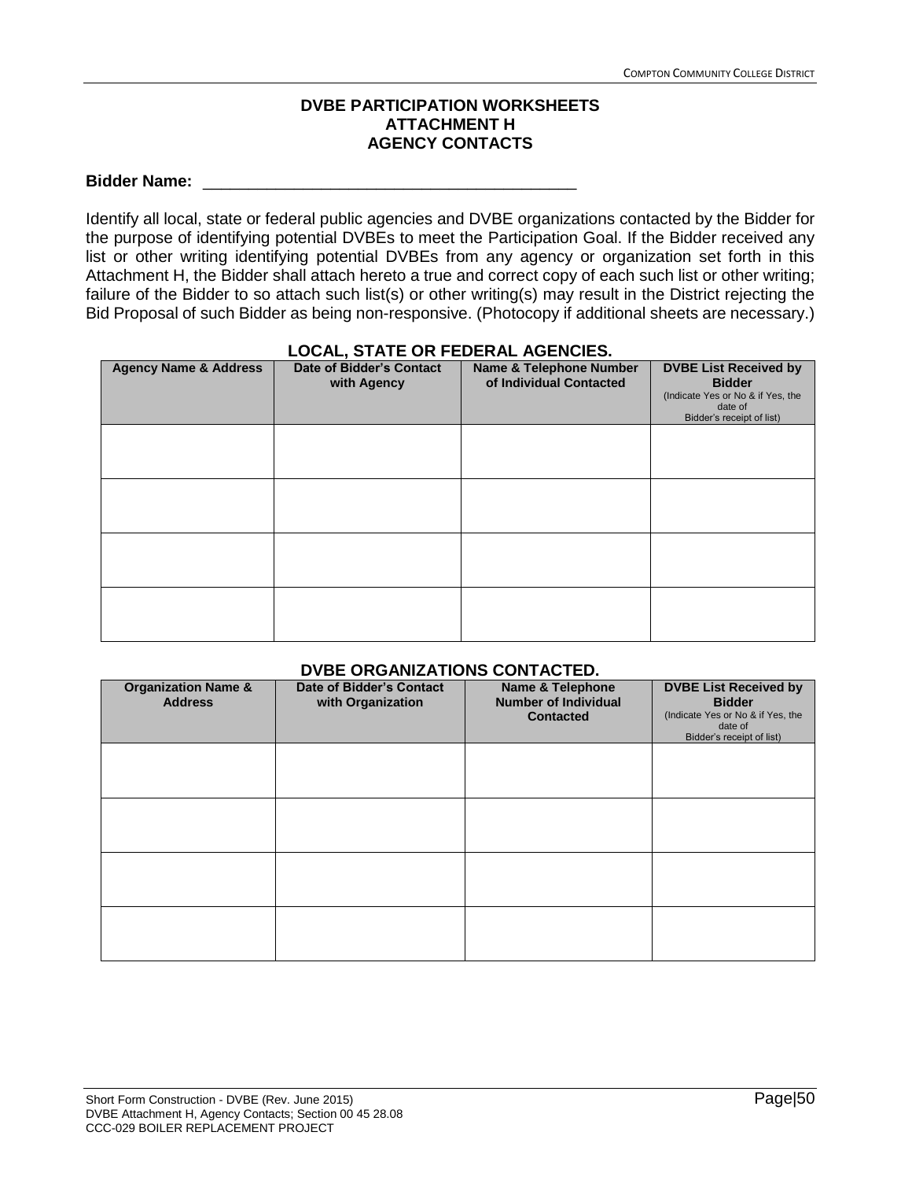# DVBE PARTICIPATION WORKSHEETS
## ATTACHMENT H
## AGENCY CONTACTS

**Bidder Name:** ________________________________________

Identify all local, state or federal public agencies and DVBE organizations contacted by the Bidder for the purpose of identifying potential DVBEs to meet the Participation Goal. If the Bidder received any list or other writing identifying potential DVBEs from any agency or organization set forth in this Attachment H, the Bidder shall attach hereto a true and correct copy of each such list or other writing; failure of the Bidder to so attach such list(s) or other writing(s) may result in the District rejecting the Bid Proposal of such Bidder as being non-responsive. (Photocopy if additional sheets are necessary.)

### LOCAL, STATE OR FEDERAL AGENCIES.

| Agency Name & Address | Date of Bidder's Contact with Agency | Name & Telephone Number of Individual Contacted | DVBE List Received by Bidder (Indicate Yes or No & if Yes, the date of Bidder's receipt of list) |
|---|---|---|---|
| | | | |
| | | | |
| | | | |
| | | | |

### DVBE ORGANIZATIONS CONTACTED.

| Organization Name & Address | Date of Bidder's Contact with Organization | Name & Telephone Number of Individual Contacted | DVBE List Received by Bidder (Indicate Yes or No & if Yes, the date of Bidder's receipt of list) |
|---|---|---|---|
| | | | |
| | | | |
| | | | |
| | | | |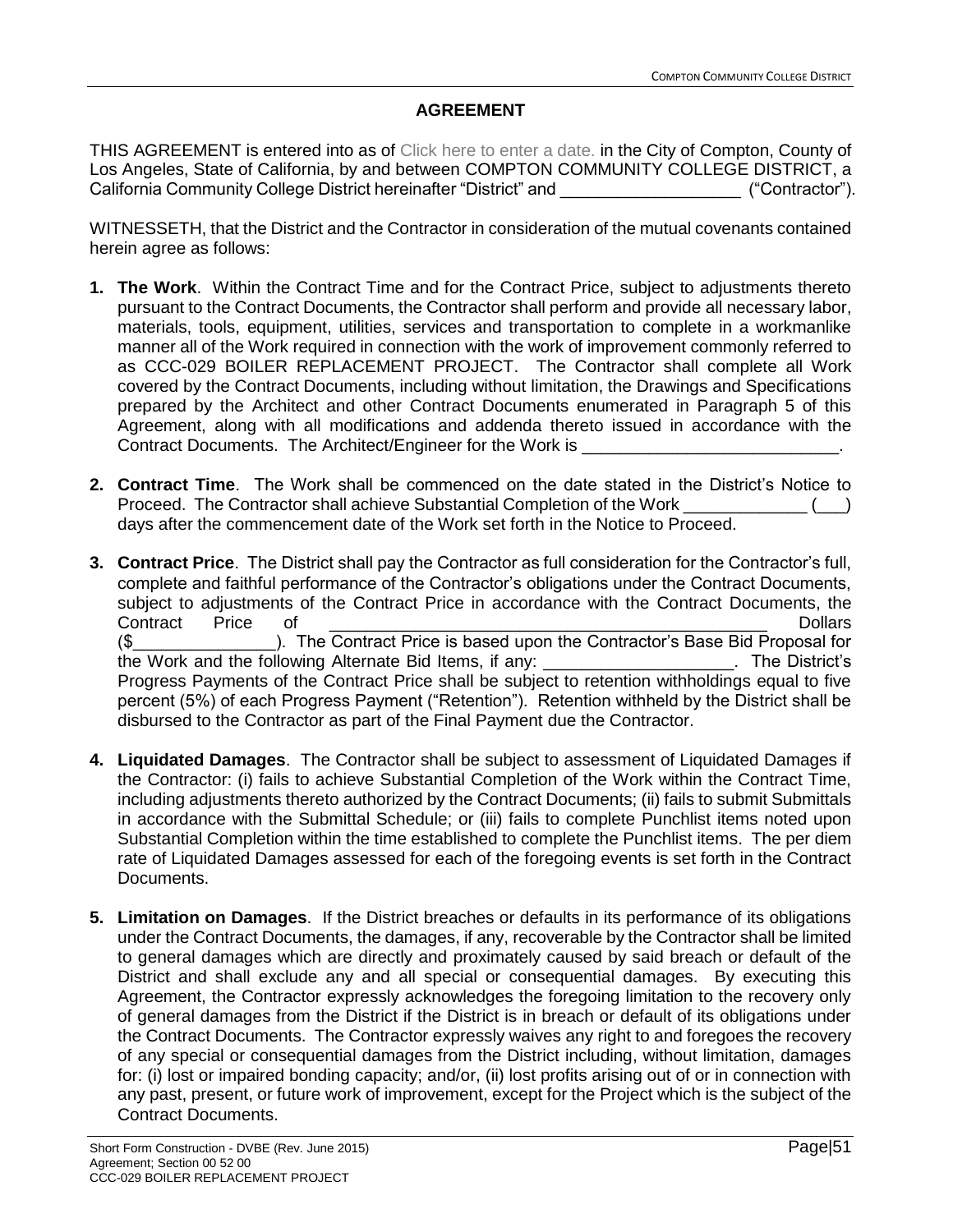# AGREEMENT

THIS AGREEMENT is entered into as of Click here to enter a date. in the City of Compton, County of Los Angeles, State of California, by and between COMPTON COMMUNITY COLLEGE DISTRICT, a California Community College District hereinafter "District" and ___________________ ("Contractor").

WITNESSETH, that the District and the Contractor in consideration of the mutual covenants contained herein agree as follows:

1. **The Work**. Within the Contract Time and for the Contract Price, subject to adjustments thereto pursuant to the Contract Documents, the Contractor shall perform and provide all necessary labor, materials, tools, equipment, utilities, services and transportation to complete in a workmanlike manner all of the Work required in connection with the work of improvement commonly referred to as CCC-029 BOILER REPLACEMENT PROJECT. The Contractor shall complete all Work covered by the Contract Documents, including without limitation, the Drawings and Specifications prepared by the Architect and other Contract Documents enumerated in Paragraph 5 of this Agreement, along with all modifications and addenda thereto issued in accordance with the Contract Documents. The Architect/Engineer for the Work is ___________________________.

2. **Contract Time**. The Work shall be commenced on the date stated in the District's Notice to Proceed. The Contractor shall achieve Substantial Completion of the Work _____________ (___) days after the commencement date of the Work set forth in the Notice to Proceed.

3. **Contract Price**. The District shall pay the Contractor as full consideration for the Contractor's full, complete and faithful performance of the Contractor's obligations under the Contract Documents, subject to adjustments of the Contract Price in accordance with the Contract Documents, the Contract Price of _______________________________________________ Dollars ($_______________). The Contract Price is based upon the Contractor's Base Bid Proposal for the Work and the following Alternate Bid Items, if any: ____________________. The District's Progress Payments of the Contract Price shall be subject to retention withholdings equal to five percent (5%) of each Progress Payment ("Retention"). Retention withheld by the District shall be disbursed to the Contractor as part of the Final Payment due the Contractor.

4. **Liquidated Damages**. The Contractor shall be subject to assessment of Liquidated Damages if the Contractor: (i) fails to achieve Substantial Completion of the Work within the Contract Time, including adjustments thereto authorized by the Contract Documents; (ii) fails to submit Submittals in accordance with the Submittal Schedule; or (iii) fails to complete Punchlist items noted upon Substantial Completion within the time established to complete the Punchlist items. The per diem rate of Liquidated Damages assessed for each of the foregoing events is set forth in the Contract Documents.

5. **Limitation on Damages**. If the District breaches or defaults in its performance of its obligations under the Contract Documents, the damages, if any, recoverable by the Contractor shall be limited to general damages which are directly and proximately caused by said breach or default of the District and shall exclude any and all special or consequential damages. By executing this Agreement, the Contractor expressly acknowledges the foregoing limitation to the recovery only of general damages from the District if the District is in breach or default of its obligations under the Contract Documents. The Contractor expressly waives any right to and foregoes the recovery of any special or consequential damages from the District including, without limitation, damages for: (i) lost or impaired bonding capacity; and/or, (ii) lost profits arising out of or in connection with any past, present, or future work of improvement, except for the Project which is the subject of the Contract Documents.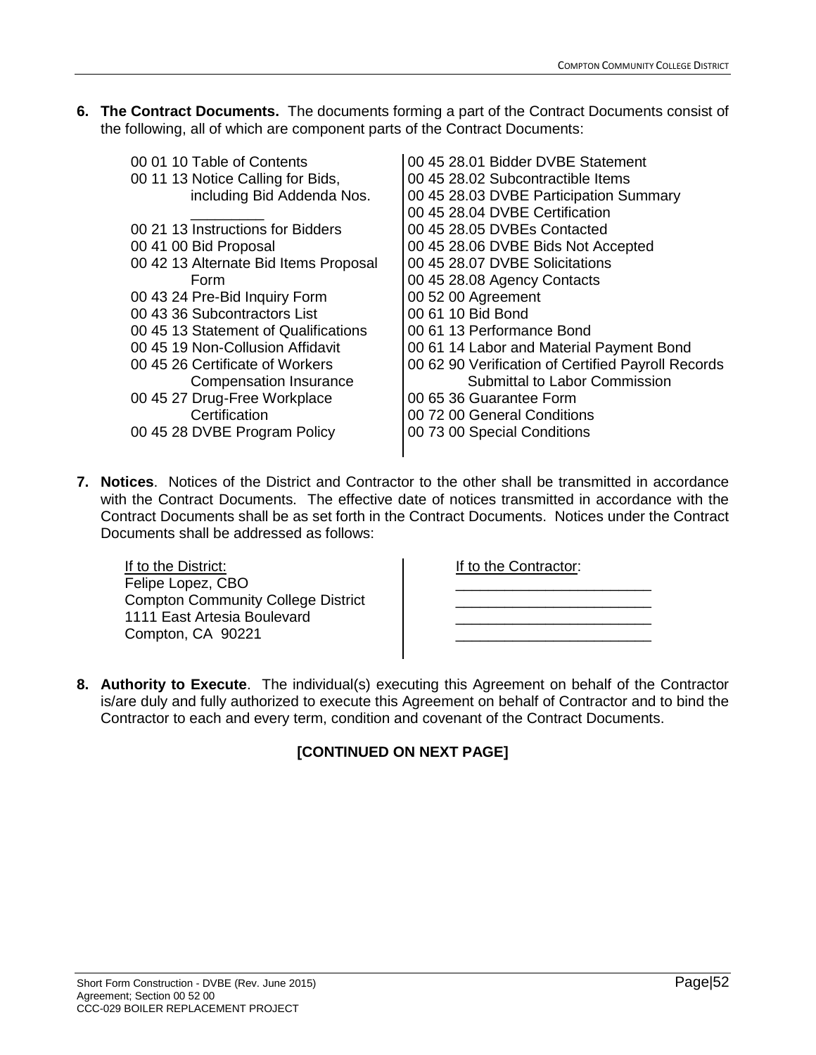**6. The Contract Documents.** The documents forming a part of the Contract Documents consist of the following, all of which are component parts of the Contract Documents:

- 00 01 10 Table of Contents
- 00 11 13 Notice Calling for Bids, including Bid Addenda Nos. __________
- 00 21 13 Instructions for Bidders
- 00 41 00 Bid Proposal
- 00 42 13 Alternate Bid Items Proposal Form
- 00 43 24 Pre-Bid Inquiry Form
- 00 43 36 Subcontractors List
- 00 45 13 Statement of Qualifications
- 00 45 19 Non-Collusion Affidavit
- 00 45 26 Certificate of Workers Compensation Insurance
- 00 45 27 Drug-Free Workplace Certification
- 00 45 28 DVBE Program Policy
- 00 45 28.01 Bidder DVBE Statement
- 00 45 28.02 Subcontractible Items
- 00 45 28.03 DVBE Participation Summary
- 00 45 28.04 DVBE Certification
- 00 45 28.05 DVBEs Contacted
- 00 45 28.06 DVBE Bids Not Accepted
- 00 45 28.07 DVBE Solicitations
- 00 45 28.08 Agency Contacts
- 00 52 00 Agreement
- 00 61 10 Bid Bond
- 00 61 13 Performance Bond
- 00 61 14 Labor and Material Payment Bond
- 00 62 90 Verification of Certified Payroll Records Submittal to Labor Commission
- 00 65 36 Guarantee Form
- 00 72 00 General Conditions
- 00 73 00 Special Conditions

**7. Notices**. Notices of the District and Contractor to the other shall be transmitted in accordance with the Contract Documents. The effective date of notices transmitted in accordance with the Contract Documents shall be as set forth in the Contract Documents. Notices under the Contract Documents shall be addressed as follows:

If to the District:
Felipe Lopez, CBO
Compton Community College District
1111 East Artesia Boulevard
Compton, CA 90221

If to the Contractor:
________________________
________________________
________________________
________________________

**8. Authority to Execute**. The individual(s) executing this Agreement on behalf of the Contractor is/are duly and fully authorized to execute this Agreement on behalf of Contractor and to bind the Contractor to each and every term, condition and covenant of the Contract Documents.

**[CONTINUED ON NEXT PAGE]**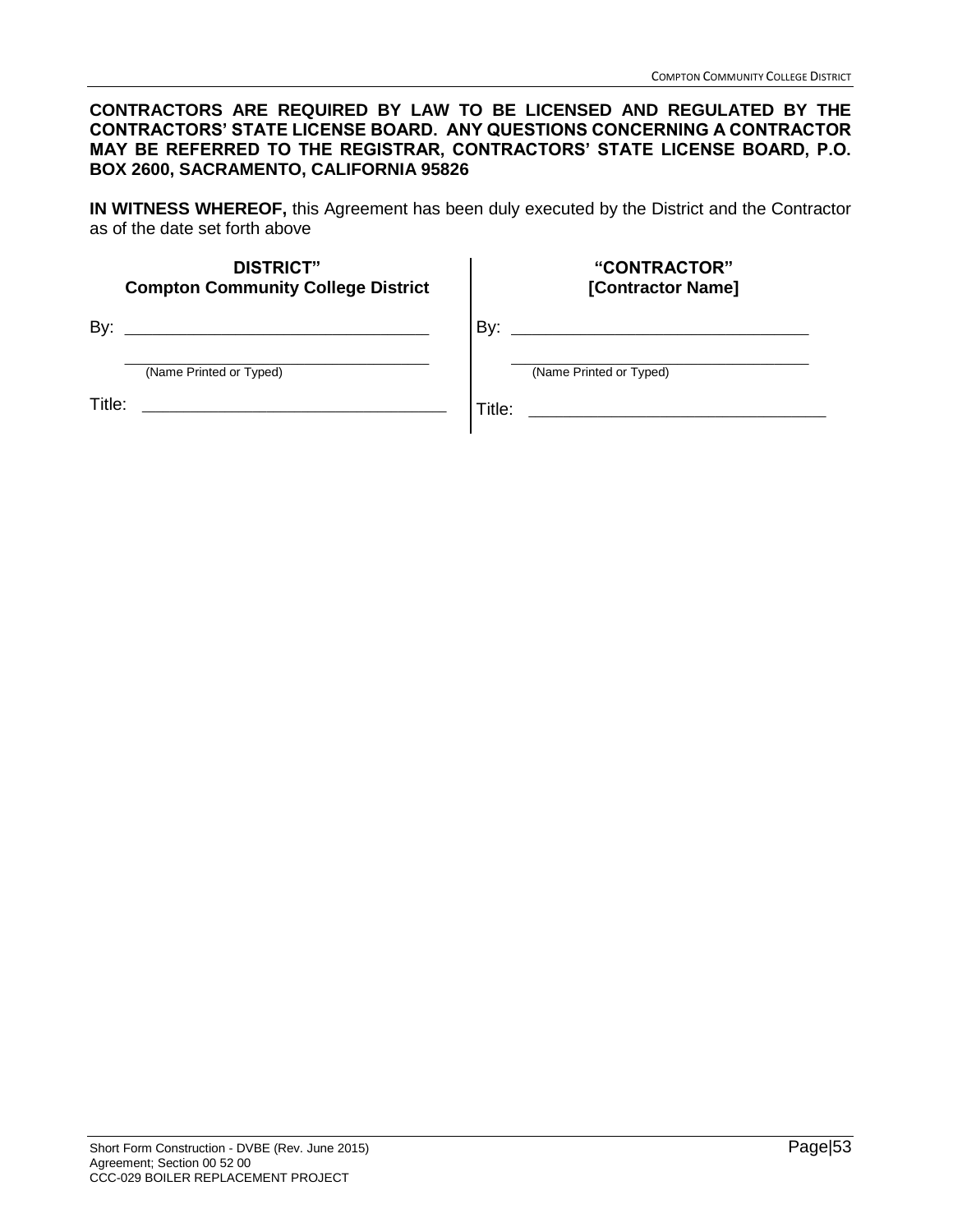**CONTRACTORS ARE REQUIRED BY LAW TO BE LICENSED AND REGULATED BY THE CONTRACTORS' STATE LICENSE BOARD. ANY QUESTIONS CONCERNING A CONTRACTOR MAY BE REFERRED TO THE REGISTRAR, CONTRACTORS' STATE LICENSE BOARD, P.O. BOX 2600, SACRAMENTO, CALIFORNIA 95826**

**IN WITNESS WHEREOF,** this Agreement has been duly executed by the District and the Contractor as of the date set forth above

| **DISTRICT"**<br>**Compton Community College District** | **"CONTRACTOR"**<br>**[Contractor Name]** |
|---|---|
| By: ______________________________ | By: ______________________________ |
| ______________________________<br>(Name Printed or Typed) | ______________________________<br>(Name Printed or Typed) |
| Title: ______________________________ | Title: ______________________________ |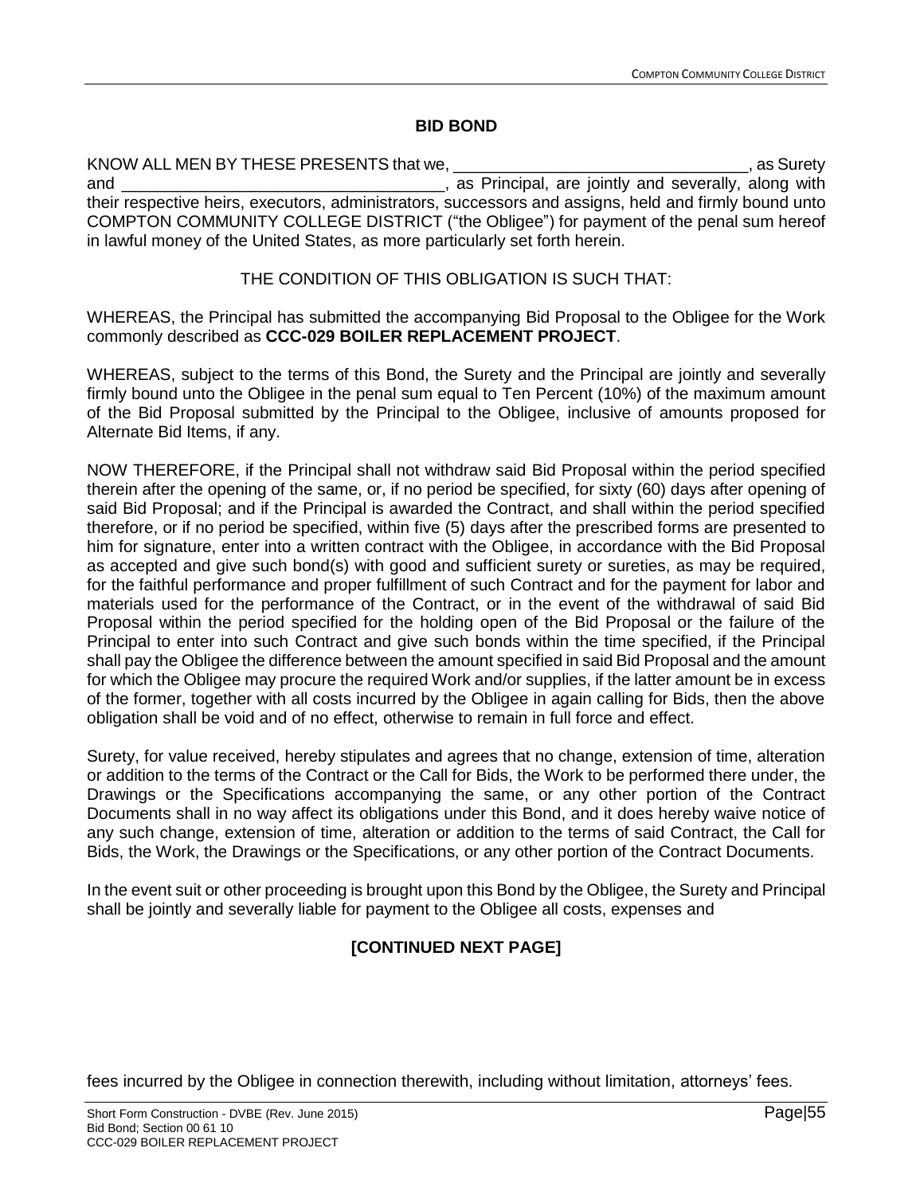## BID BOND

KNOW ALL MEN BY THESE PRESENTS that we, ________________________________, as Surety and ___________________________________, as Principal, are jointly and severally, along with their respective heirs, executors, administrators, successors and assigns, held and firmly bound unto COMPTON COMMUNITY COLLEGE DISTRICT ("the Obligee") for payment of the penal sum hereof in lawful money of the United States, as more particularly set forth herein.

THE CONDITION OF THIS OBLIGATION IS SUCH THAT:

WHEREAS, the Principal has submitted the accompanying Bid Proposal to the Obligee for the Work commonly described as **CCC-029 BOILER REPLACEMENT PROJECT**.

WHEREAS, subject to the terms of this Bond, the Surety and the Principal are jointly and severally firmly bound unto the Obligee in the penal sum equal to Ten Percent (10%) of the maximum amount of the Bid Proposal submitted by the Principal to the Obligee, inclusive of amounts proposed for Alternate Bid Items, if any.

NOW THEREFORE, if the Principal shall not withdraw said Bid Proposal within the period specified therein after the opening of the same, or, if no period be specified, for sixty (60) days after opening of said Bid Proposal; and if the Principal is awarded the Contract, and shall within the period specified therefore, or if no period be specified, within five (5) days after the prescribed forms are presented to him for signature, enter into a written contract with the Obligee, in accordance with the Bid Proposal as accepted and give such bond(s) with good and sufficient surety or sureties, as may be required, for the faithful performance and proper fulfillment of such Contract and for the payment for labor and materials used for the performance of the Contract, or in the event of the withdrawal of said Bid Proposal within the period specified for the holding open of the Bid Proposal or the failure of the Principal to enter into such Contract and give such bonds within the time specified, if the Principal shall pay the Obligee the difference between the amount specified in said Bid Proposal and the amount for which the Obligee may procure the required Work and/or supplies, if the latter amount be in excess of the former, together with all costs incurred by the Obligee in again calling for Bids, then the above obligation shall be void and of no effect, otherwise to remain in full force and effect.

Surety, for value received, hereby stipulates and agrees that no change, extension of time, alteration or addition to the terms of the Contract or the Call for Bids, the Work to be performed there under, the Drawings or the Specifications accompanying the same, or any other portion of the Contract Documents shall in no way affect its obligations under this Bond, and it does hereby waive notice of any such change, extension of time, alteration or addition to the terms of said Contract, the Call for Bids, the Work, the Drawings or the Specifications, or any other portion of the Contract Documents.

In the event suit or other proceeding is brought upon this Bond by the Obligee, the Surety and Principal shall be jointly and severally liable for payment to the Obligee all costs, expenses and

**[CONTINUED NEXT PAGE]**

fees incurred by the Obligee in connection therewith, including without limitation, attorneys' fees.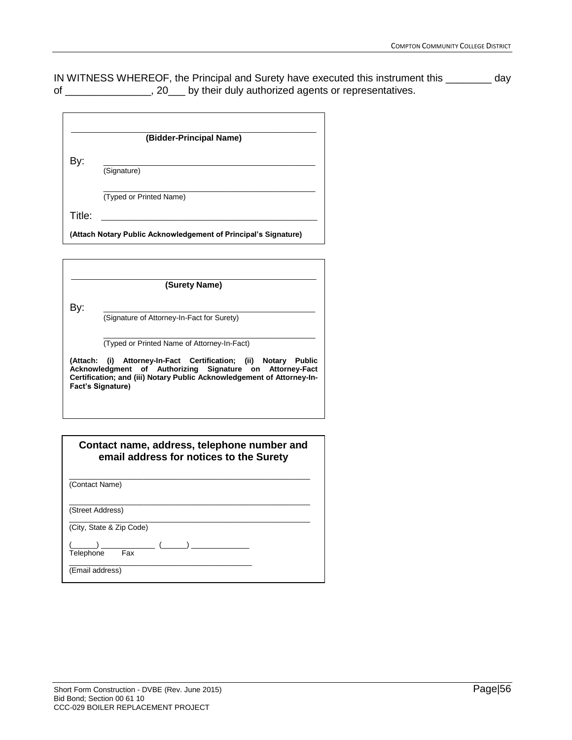IN WITNESS WHEREOF, the Principal and Surety have executed this instrument this ________ day of _______________, 20___ by their duly authorized agents or representatives.

_______________________________________________
**(Bidder-Principal Name)**

By: _______________________________________________
(Signature)

_______________________________________________
(Typed or Printed Name)

Title: _______________________________________________

**(Attach Notary Public Acknowledgement of Principal's Signature)**

_______________________________________________
**(Surety Name)**

By: _______________________________________________
(Signature of Attorney-In-Fact for Surety)

_______________________________________________
(Typed or Printed Name of Attorney-In-Fact)

**(Attach: (i) Attorney-In-Fact Certification; (ii) Notary Public Acknowledgment of Authorizing Signature on Attorney-Fact Certification; and (iii) Notary Public Acknowledgement of Attorney-In-Fact's Signature)**

**Contact name, address, telephone number and email address for notices to the Surety**

_______________________________________________
(Contact Name)

_______________________________________________
(Street Address)

_______________________________________________
(City, State & Zip Code)

(______) _____________ (______) _____________
Telephone Fax

_______________________________________________
(Email address)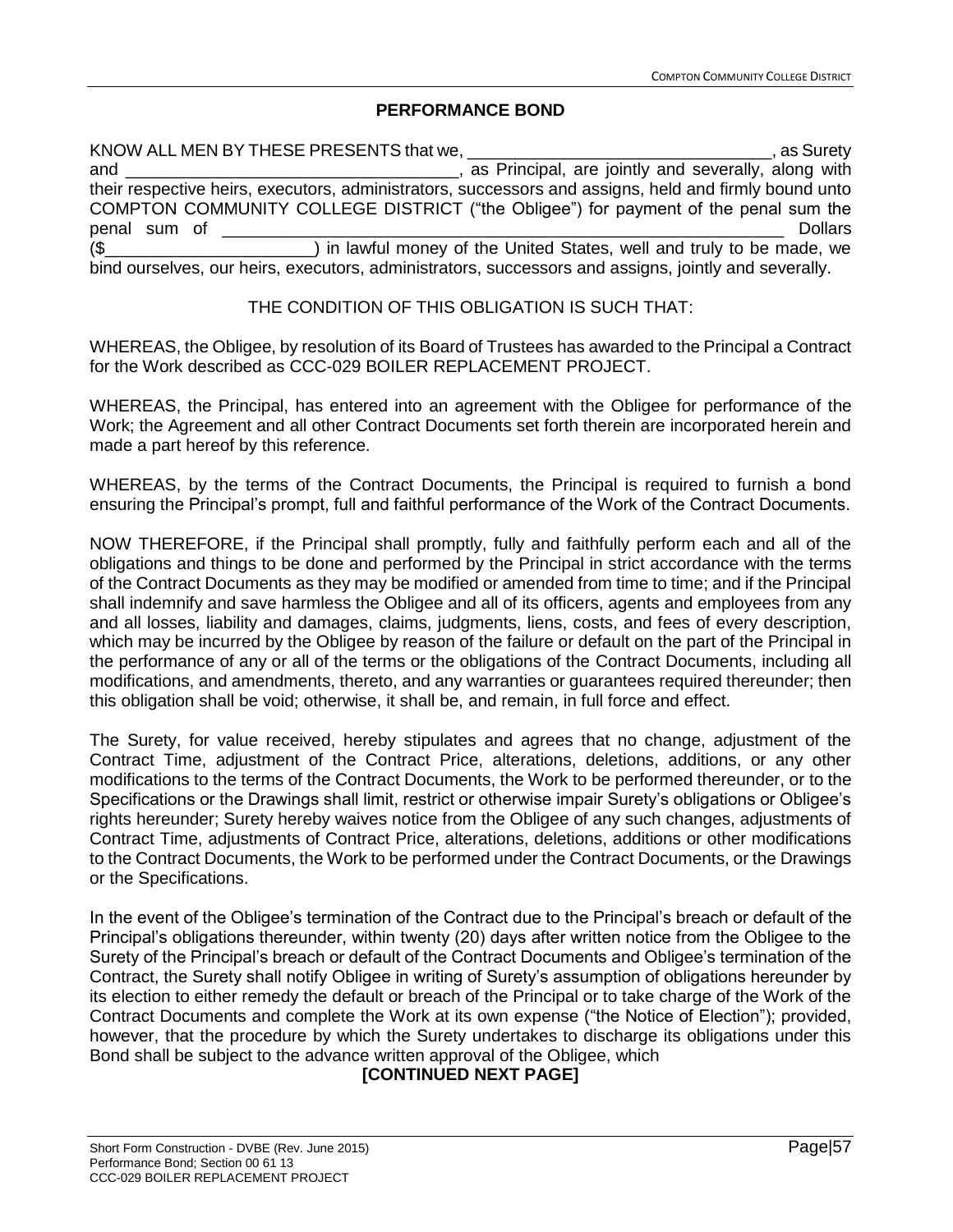## PERFORMANCE BOND

KNOW ALL MEN BY THESE PRESENTS that we, ________________________________, as Surety and ____________________________________, as Principal, are jointly and severally, along with their respective heirs, executors, administrators, successors and assigns, held and firmly bound unto COMPTON COMMUNITY COLLEGE DISTRICT ("the Obligee") for payment of the penal sum the penal sum of _______________________________________________________________ Dollars ($______________________) in lawful money of the United States, well and truly to be made, we bind ourselves, our heirs, executors, administrators, successors and assigns, jointly and severally.

THE CONDITION OF THIS OBLIGATION IS SUCH THAT:

WHEREAS, the Obligee, by resolution of its Board of Trustees has awarded to the Principal a Contract for the Work described as CCC-029 BOILER REPLACEMENT PROJECT.

WHEREAS, the Principal, has entered into an agreement with the Obligee for performance of the Work; the Agreement and all other Contract Documents set forth therein are incorporated herein and made a part hereof by this reference.

WHEREAS, by the terms of the Contract Documents, the Principal is required to furnish a bond ensuring the Principal's prompt, full and faithful performance of the Work of the Contract Documents.

NOW THEREFORE, if the Principal shall promptly, fully and faithfully perform each and all of the obligations and things to be done and performed by the Principal in strict accordance with the terms of the Contract Documents as they may be modified or amended from time to time; and if the Principal shall indemnify and save harmless the Obligee and all of its officers, agents and employees from any and all losses, liability and damages, claims, judgments, liens, costs, and fees of every description, which may be incurred by the Obligee by reason of the failure or default on the part of the Principal in the performance of any or all of the terms or the obligations of the Contract Documents, including all modifications, and amendments, thereto, and any warranties or guarantees required thereunder; then this obligation shall be void; otherwise, it shall be, and remain, in full force and effect.

The Surety, for value received, hereby stipulates and agrees that no change, adjustment of the Contract Time, adjustment of the Contract Price, alterations, deletions, additions, or any other modifications to the terms of the Contract Documents, the Work to be performed thereunder, or to the Specifications or the Drawings shall limit, restrict or otherwise impair Surety's obligations or Obligee's rights hereunder; Surety hereby waives notice from the Obligee of any such changes, adjustments of Contract Time, adjustments of Contract Price, alterations, deletions, additions or other modifications to the Contract Documents, the Work to be performed under the Contract Documents, or the Drawings or the Specifications.

In the event of the Obligee's termination of the Contract due to the Principal's breach or default of the Principal's obligations thereunder, within twenty (20) days after written notice from the Obligee to the Surety of the Principal's breach or default of the Contract Documents and Obligee's termination of the Contract, the Surety shall notify Obligee in writing of Surety's assumption of obligations hereunder by its election to either remedy the default or breach of the Principal or to take charge of the Work of the Contract Documents and complete the Work at its own expense ("the Notice of Election"); provided, however, that the procedure by which the Surety undertakes to discharge its obligations under this Bond shall be subject to the advance written approval of the Obligee, which

**[CONTINUED NEXT PAGE]**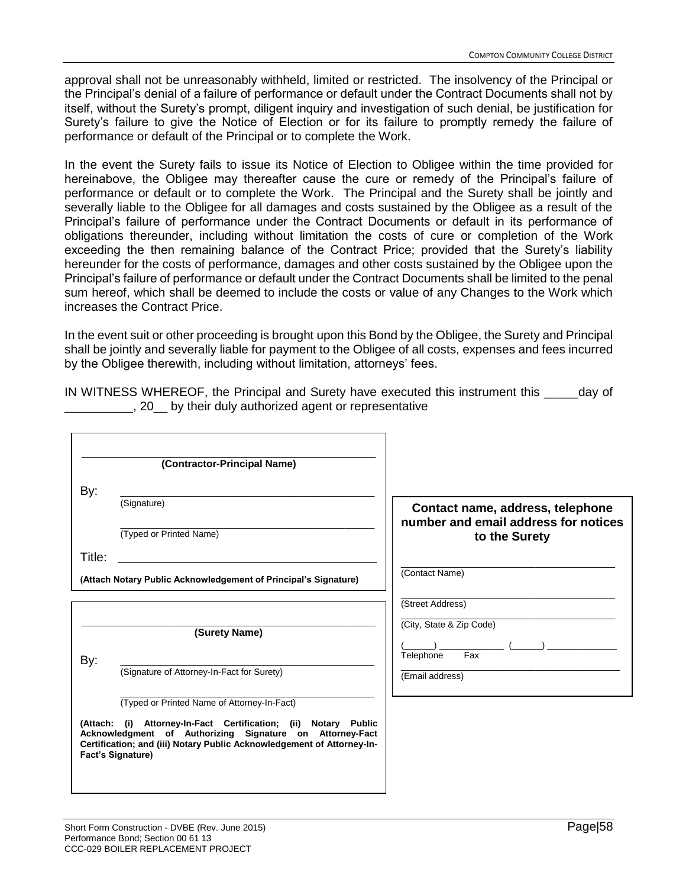approval shall not be unreasonably withheld, limited or restricted. The insolvency of the Principal or the Principal's denial of a failure of performance or default under the Contract Documents shall not by itself, without the Surety's prompt, diligent inquiry and investigation of such denial, be justification for Surety's failure to give the Notice of Election or for its failure to promptly remedy the failure of performance or default of the Principal or to complete the Work.

In the event the Surety fails to issue its Notice of Election to Obligee within the time provided for hereinabove, the Obligee may thereafter cause the cure or remedy of the Principal's failure of performance or default or to complete the Work. The Principal and the Surety shall be jointly and severally liable to the Obligee for all damages and costs sustained by the Obligee as a result of the Principal's failure of performance under the Contract Documents or default in its performance of obligations thereunder, including without limitation the costs of cure or completion of the Work exceeding the then remaining balance of the Contract Price; provided that the Surety's liability hereunder for the costs of performance, damages and other costs sustained by the Obligee upon the Principal's failure of performance or default under the Contract Documents shall be limited to the penal sum hereof, which shall be deemed to include the costs or value of any Changes to the Work which increases the Contract Price.

In the event suit or other proceeding is brought upon this Bond by the Obligee, the Surety and Principal shall be jointly and severally liable for payment to the Obligee of all costs, expenses and fees incurred by the Obligee therewith, including without limitation, attorneys' fees.

IN WITNESS WHEREOF, the Principal and Surety have executed this instrument this _____day of __________, 20__ by their duly authorized agent or representative

_______________________________________________
**(Contractor-Principal Name)**

By: _______________________________________
(Signature)

_______________________________________
(Typed or Printed Name)

Title: _______________________________________

**(Attach Notary Public Acknowledgement of Principal's Signature)**

_______________________________________________
**(Surety Name)**

By: _______________________________________
(Signature of Attorney-In-Fact for Surety)

_______________________________________
(Typed or Printed Name of Attorney-In-Fact)

**(Attach: (i) Attorney-In-Fact Certification; (ii) Notary Public Acknowledgment of Authorizing Signature on Attorney-Fact Certification; and (iii) Notary Public Acknowledgement of Attorney-In-Fact's Signature)**

**Contact name, address, telephone number and email address for notices to the Surety**

_______________________________________
(Contact Name)

_______________________________________
(Street Address)

_______________________________________
(City, State & Zip Code)

(_____) ____________ (_____) ____________
Telephone Fax

_______________________________________
(Email address)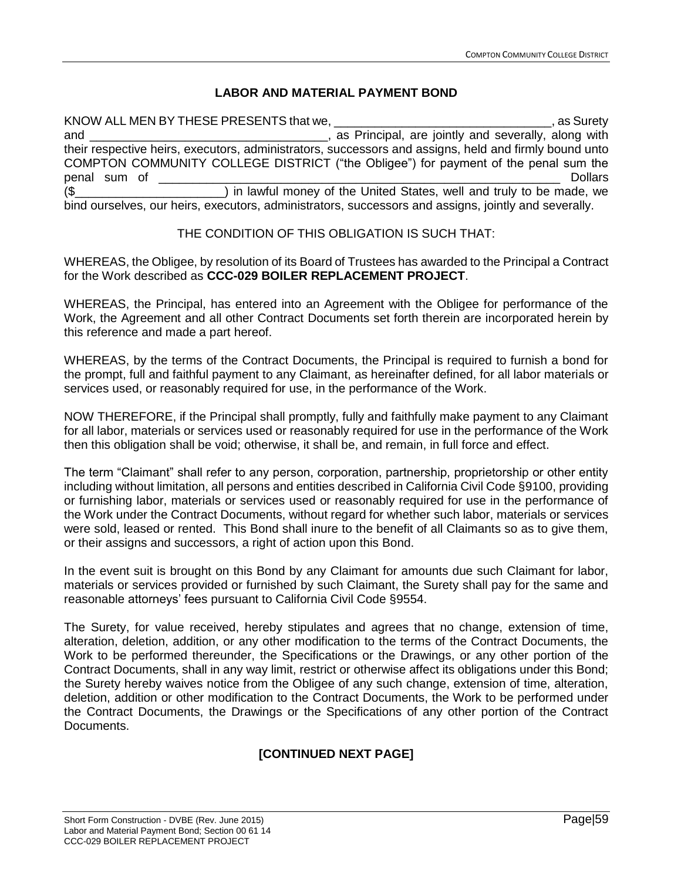# LABOR AND MATERIAL PAYMENT BOND

KNOW ALL MEN BY THESE PRESENTS that we, _______________________________, as Surety and __________________________________, as Principal, are jointly and severally, along with their respective heirs, executors, administrators, successors and assigns, held and firmly bound unto COMPTON COMMUNITY COLLEGE DISTRICT ("the Obligee") for payment of the penal sum the penal sum of ____________________________________________________________ Dollars ($____________________) in lawful money of the United States, well and truly to be made, we bind ourselves, our heirs, executors, administrators, successors and assigns, jointly and severally.

THE CONDITION OF THIS OBLIGATION IS SUCH THAT:

WHEREAS, the Obligee, by resolution of its Board of Trustees has awarded to the Principal a Contract for the Work described as **CCC-029 BOILER REPLACEMENT PROJECT**.

WHEREAS, the Principal, has entered into an Agreement with the Obligee for performance of the Work, the Agreement and all other Contract Documents set forth therein are incorporated herein by this reference and made a part hereof.

WHEREAS, by the terms of the Contract Documents, the Principal is required to furnish a bond for the prompt, full and faithful payment to any Claimant, as hereinafter defined, for all labor materials or services used, or reasonably required for use, in the performance of the Work.

NOW THEREFORE, if the Principal shall promptly, fully and faithfully make payment to any Claimant for all labor, materials or services used or reasonably required for use in the performance of the Work then this obligation shall be void; otherwise, it shall be, and remain, in full force and effect.

The term "Claimant" shall refer to any person, corporation, partnership, proprietorship or other entity including without limitation, all persons and entities described in California Civil Code §9100, providing or furnishing labor, materials or services used or reasonably required for use in the performance of the Work under the Contract Documents, without regard for whether such labor, materials or services were sold, leased or rented. This Bond shall inure to the benefit of all Claimants so as to give them, or their assigns and successors, a right of action upon this Bond.

In the event suit is brought on this Bond by any Claimant for amounts due such Claimant for labor, materials or services provided or furnished by such Claimant, the Surety shall pay for the same and reasonable attorneys' fees pursuant to California Civil Code §9554.

The Surety, for value received, hereby stipulates and agrees that no change, extension of time, alteration, deletion, addition, or any other modification to the terms of the Contract Documents, the Work to be performed thereunder, the Specifications or the Drawings, or any other portion of the Contract Documents, shall in any way limit, restrict or otherwise affect its obligations under this Bond; the Surety hereby waives notice from the Obligee of any such change, extension of time, alteration, deletion, addition or other modification to the Contract Documents, the Work to be performed under the Contract Documents, the Drawings or the Specifications of any other portion of the Contract Documents.

**[CONTINUED NEXT PAGE]**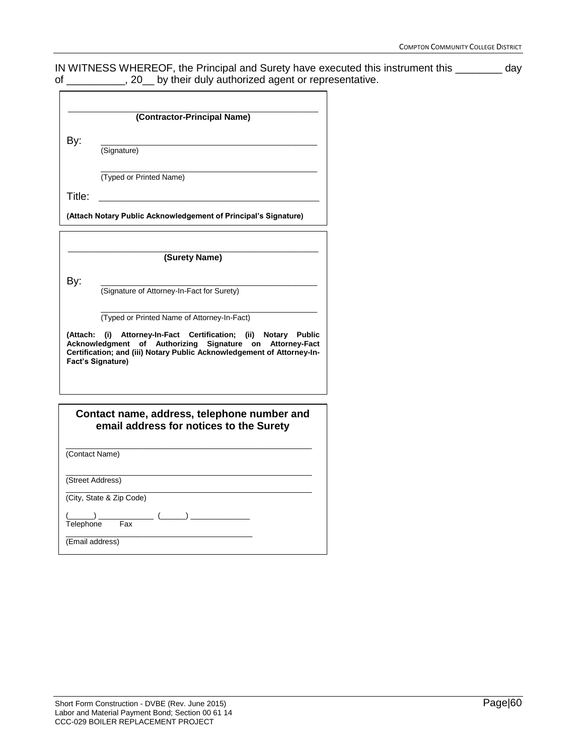IN WITNESS WHEREOF, the Principal and Surety have executed this instrument this ________ day of __________, 20__ by their duly authorized agent or representative.

_______________________________________________

**(Contractor-Principal Name)**

By: _______________________________________________
(Signature)

_______________________________________________
(Typed or Printed Name)

Title: _______________________________________________

**(Attach Notary Public Acknowledgement of Principal's Signature)**

_______________________________________________

**(Surety Name)**

By: _______________________________________________
(Signature of Attorney-In-Fact for Surety)

_______________________________________________
(Typed or Printed Name of Attorney-In-Fact)

**(Attach: (i) Attorney-In-Fact Certification; (ii) Notary Public Acknowledgment of Authorizing Signature on Attorney-Fact Certification; and (iii) Notary Public Acknowledgement of Attorney-In-Fact's Signature)**

**Contact name, address, telephone number and email address for notices to the Surety**

_______________________________________________
(Contact Name)

_______________________________________________
(Street Address)

_______________________________________________
(City, State & Zip Code)

(______) _____________ (______) _____________
Telephone Fax

_______________________________________________
(Email address)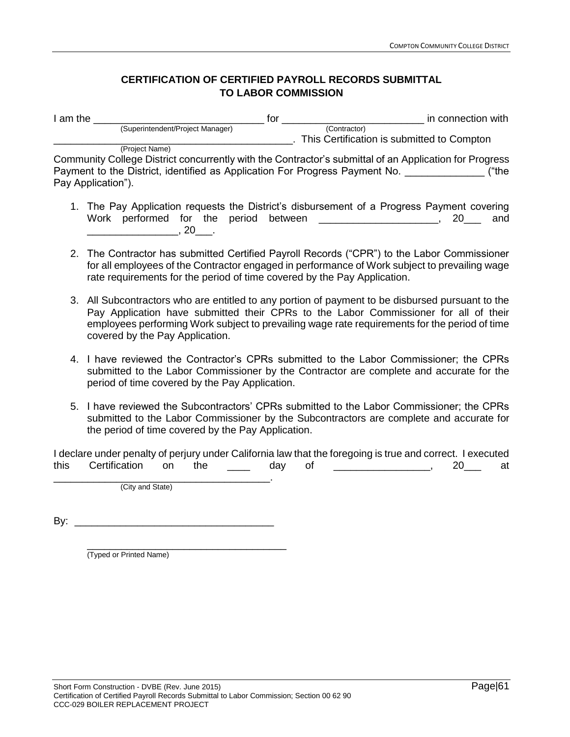## CERTIFICATION OF CERTIFIED PAYROLL RECORDS SUBMITTAL TO LABOR COMMISSION

I am the ______________________________ for ________________________ in connection with
(Superintendent/Project Manager) (Contractor)

__________________________________________. This Certification is submitted to Compton
(Project Name)

Community College District concurrently with the Contractor's submittal of an Application for Progress Payment to the District, identified as Application For Progress Payment No. _____________ ("the Pay Application").

1. The Pay Application requests the District's disbursement of a Progress Payment covering Work performed for the period between ____________________, 20___ and _______________, 20___.

2. The Contractor has submitted Certified Payroll Records ("CPR") to the Labor Commissioner for all employees of the Contractor engaged in performance of Work subject to prevailing wage rate requirements for the period of time covered by the Pay Application.

3. All Subcontractors who are entitled to any portion of payment to be disbursed pursuant to the Pay Application have submitted their CPRs to the Labor Commissioner for all of their employees performing Work subject to prevailing wage rate requirements for the period of time covered by the Pay Application.

4. I have reviewed the Contractor's CPRs submitted to the Labor Commissioner; the CPRs submitted to the Labor Commissioner by the Contractor are complete and accurate for the period of time covered by the Pay Application.

5. I have reviewed the Subcontractors' CPRs submitted to the Labor Commissioner; the CPRs submitted to the Labor Commissioner by the Subcontractors are complete and accurate for the period of time covered by the Pay Application.

I declare under penalty of perjury under California law that the foregoing is true and correct. I executed this Certification on the ____ day of ________________, 20___ at ______________________________________.
(City and State)

By: __________________________________

_____________________________________
(Typed or Printed Name)

Short Form Construction - DVBE (Rev. June 2015)
Certification of Certified Payroll Records Submittal to Labor Commission; Section 00 62 90
CCC-029 BOILER REPLACEMENT PROJECT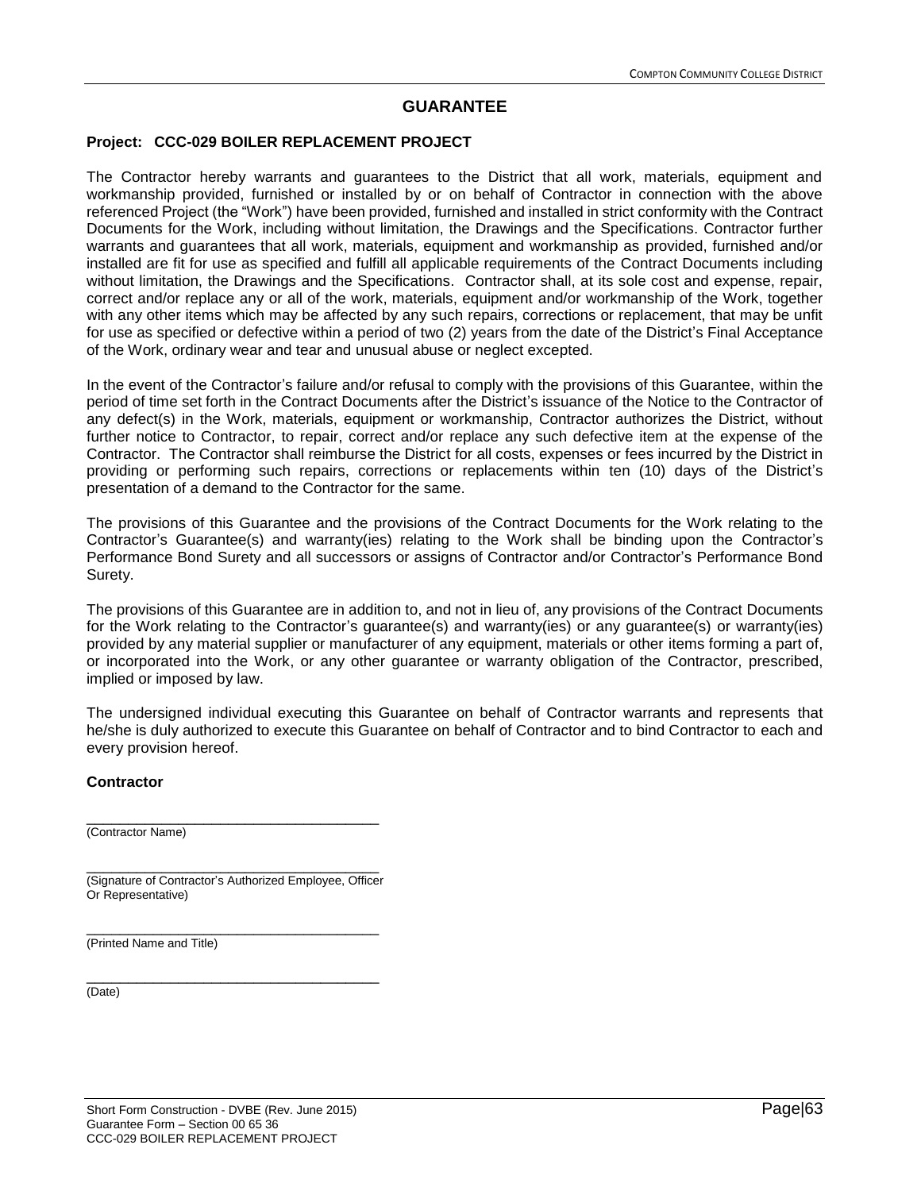# GUARANTEE

**Project: CCC-029 BOILER REPLACEMENT PROJECT**

The Contractor hereby warrants and guarantees to the District that all work, materials, equipment and workmanship provided, furnished or installed by or on behalf of Contractor in connection with the above referenced Project (the "Work") have been provided, furnished and installed in strict conformity with the Contract Documents for the Work, including without limitation, the Drawings and the Specifications. Contractor further warrants and guarantees that all work, materials, equipment and workmanship as provided, furnished and/or installed are fit for use as specified and fulfill all applicable requirements of the Contract Documents including without limitation, the Drawings and the Specifications. Contractor shall, at its sole cost and expense, repair, correct and/or replace any or all of the work, materials, equipment and/or workmanship of the Work, together with any other items which may be affected by any such repairs, corrections or replacement, that may be unfit for use as specified or defective within a period of two (2) years from the date of the District's Final Acceptance of the Work, ordinary wear and tear and unusual abuse or neglect excepted.

In the event of the Contractor's failure and/or refusal to comply with the provisions of this Guarantee, within the period of time set forth in the Contract Documents after the District's issuance of the Notice to the Contractor of any defect(s) in the Work, materials, equipment or workmanship, Contractor authorizes the District, without further notice to Contractor, to repair, correct and/or replace any such defective item at the expense of the Contractor. The Contractor shall reimburse the District for all costs, expenses or fees incurred by the District in providing or performing such repairs, corrections or replacements within ten (10) days of the District's presentation of a demand to the Contractor for the same.

The provisions of this Guarantee and the provisions of the Contract Documents for the Work relating to the Contractor's Guarantee(s) and warranty(ies) relating to the Work shall be binding upon the Contractor's Performance Bond Surety and all successors or assigns of Contractor and/or Contractor's Performance Bond Surety.

The provisions of this Guarantee are in addition to, and not in lieu of, any provisions of the Contract Documents for the Work relating to the Contractor's guarantee(s) and warranty(ies) or any guarantee(s) or warranty(ies) provided by any material supplier or manufacturer of any equipment, materials or other items forming a part of, or incorporated into the Work, or any other guarantee or warranty obligation of the Contractor, prescribed, implied or imposed by law.

The undersigned individual executing this Guarantee on behalf of Contractor warrants and represents that he/she is duly authorized to execute this Guarantee on behalf of Contractor and to bind Contractor to each and every provision hereof.

**Contractor**

______________________________________
(Contractor Name)

______________________________________
(Signature of Contractor's Authorized Employee, Officer Or Representative)

______________________________________
(Printed Name and Title)

______________________________________
(Date)

Short Form Construction - DVBE (Rev. June 2015)
Guarantee Form – Section 00 65 36
CCC-029 BOILER REPLACEMENT PROJECT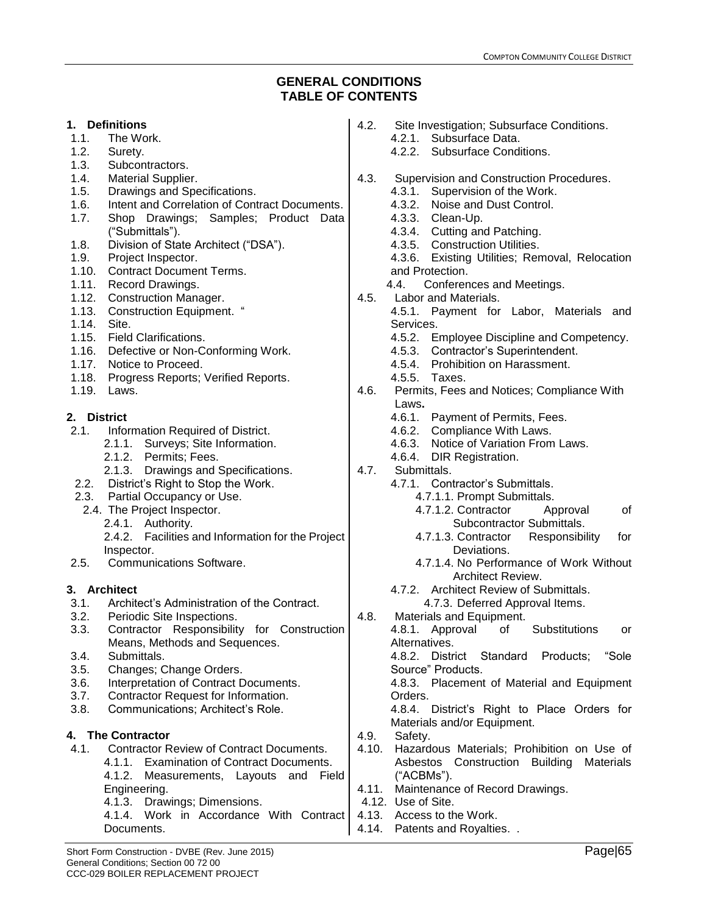## GENERAL CONDITIONS
## TABLE OF CONTENTS

**1. Definitions**

- 1.1. The Work.
- 1.2. Surety.
- 1.3. Subcontractors.
- 1.4. Material Supplier.
- 1.5. Drawings and Specifications.
- 1.6. Intent and Correlation of Contract Documents.
- 1.7. Shop Drawings; Samples; Product Data ("Submittals").
- 1.8. Division of State Architect ("DSA").
- 1.9. Project Inspector.
- 1.10. Contract Document Terms.
- 1.11. Record Drawings.
- 1.12. Construction Manager.
- 1.13. Construction Equipment. "
- 1.14. Site.
- 1.15. Field Clarifications.
- 1.16. Defective or Non-Conforming Work.
- 1.17. Notice to Proceed.
- 1.18. Progress Reports; Verified Reports.
- 1.19. Laws.

**2. District**

- 2.1. Information Required of District.
  - 2.1.1. Surveys; Site Information.
  - 2.1.2. Permits; Fees.
  - 2.1.3. Drawings and Specifications.
- 2.2. District's Right to Stop the Work.
- 2.3. Partial Occupancy or Use.
- 2.4. The Project Inspector.
  - 2.4.1. Authority.
  - 2.4.2. Facilities and Information for the Project Inspector.
- 2.5. Communications Software.

**3. Architect**

- 3.1. Architect's Administration of the Contract.
- 3.2. Periodic Site Inspections.
- 3.3. Contractor Responsibility for Construction Means, Methods and Sequences.
- 3.4. Submittals.
- 3.5. Changes; Change Orders.
- 3.6. Interpretation of Contract Documents.
- 3.7. Contractor Request for Information.
- 3.8. Communications; Architect's Role.

**4. The Contractor**

- 4.1. Contractor Review of Contract Documents.
  - 4.1.1. Examination of Contract Documents.
  - 4.1.2. Measurements, Layouts and Field Engineering.
  - 4.1.3. Drawings; Dimensions.
  - 4.1.4. Work in Accordance With Contract Documents.
- 4.2. Site Investigation; Subsurface Conditions.
  - 4.2.1. Subsurface Data.
  - 4.2.2. Subsurface Conditions.
- 4.3. Supervision and Construction Procedures.
  - 4.3.1. Supervision of the Work.
  - 4.3.2. Noise and Dust Control.
  - 4.3.3. Clean-Up.
  - 4.3.4. Cutting and Patching.
  - 4.3.5. Construction Utilities.
  - 4.3.6. Existing Utilities; Removal, Relocation and Protection.
- 4.4. Conferences and Meetings.
- 4.5. Labor and Materials.
  - 4.5.1. Payment for Labor, Materials and Services.
  - 4.5.2. Employee Discipline and Competency.
  - 4.5.3. Contractor's Superintendent.
  - 4.5.4. Prohibition on Harassment.
  - 4.5.5. Taxes.
- 4.6. Permits, Fees and Notices; Compliance With Laws**.**
  - 4.6.1. Payment of Permits, Fees.
  - 4.6.2. Compliance With Laws.
  - 4.6.3. Notice of Variation From Laws.
  - 4.6.4. DIR Registration.
- 4.7. Submittals.
  - 4.7.1. Contractor's Submittals.
    - 4.7.1.1. Prompt Submittals.
    - 4.7.1.2. Contractor Approval of Subcontractor Submittals.
    - 4.7.1.3. Contractor Responsibility for Deviations.
    - 4.7.1.4. No Performance of Work Without Architect Review.
  - 4.7.2. Architect Review of Submittals.
    - 4.7.3. Deferred Approval Items.
- 4.8. Materials and Equipment.
  - 4.8.1. Approval of Substitutions or Alternatives.
  - 4.8.2. District Standard Products; "Sole Source" Products.
  - 4.8.3. Placement of Material and Equipment Orders.
  - 4.8.4. District's Right to Place Orders for Materials and/or Equipment.
- 4.9. Safety.
- 4.10. Hazardous Materials; Prohibition on Use of Asbestos Construction Building Materials ("ACBMs").
- 4.11. Maintenance of Record Drawings.
- 4.12. Use of Site.
- 4.13. Access to the Work.
- 4.14. Patents and Royalties. .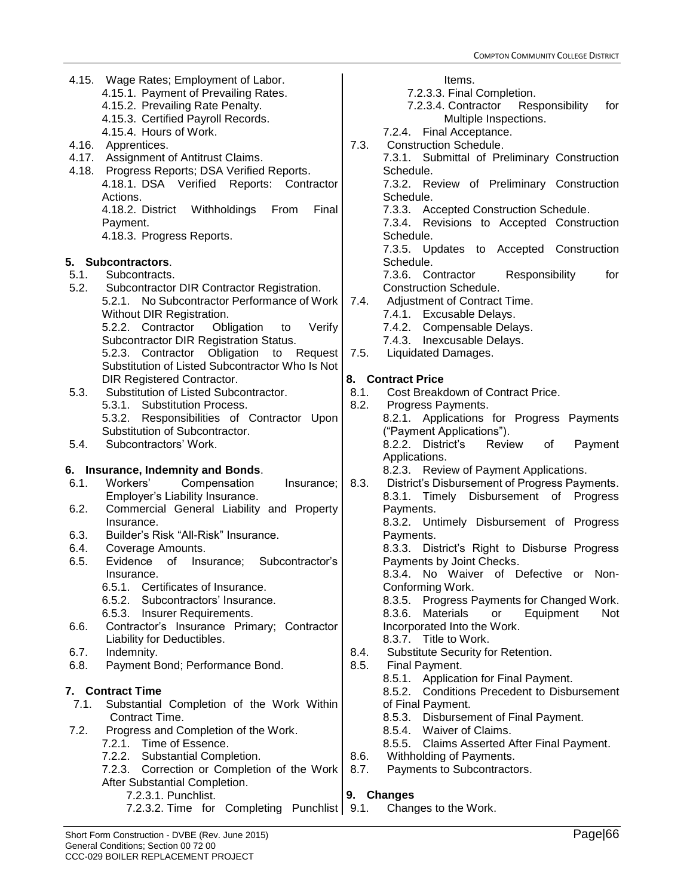- 4.15. Wage Rates; Employment of Labor.
  - 4.15.1. Payment of Prevailing Rates.
  - 4.15.2. Prevailing Rate Penalty.
  - 4.15.3. Certified Payroll Records.
  - 4.15.4. Hours of Work.
- 4.16. Apprentices.
- 4.17. Assignment of Antitrust Claims.
- 4.18. Progress Reports; DSA Verified Reports.
  - 4.18.1. DSA Verified Reports: Contractor Actions.
  - 4.18.2. District Withholdings From Final Payment.
  - 4.18.3. Progress Reports.

**5. Subcontractors**.
- 5.1. Subcontracts.
- 5.2. Subcontractor DIR Contractor Registration.
  - 5.2.1. No Subcontractor Performance of Work Without DIR Registration.
  - 5.2.2. Contractor Obligation to Verify Subcontractor DIR Registration Status.
  - 5.2.3. Contractor Obligation to Request Substitution of Listed Subcontractor Who Is Not DIR Registered Contractor.
- 5.3. Substitution of Listed Subcontractor.
  - 5.3.1. Substitution Process.
  - 5.3.2. Responsibilities of Contractor Upon Substitution of Subcontractor.
- 5.4. Subcontractors' Work.

**6. Insurance, Indemnity and Bonds**.
- 6.1. Workers' Compensation Insurance; Employer's Liability Insurance.
- 6.2. Commercial General Liability and Property Insurance.
- 6.3. Builder's Risk "All-Risk" Insurance.
- 6.4. Coverage Amounts.
- 6.5. Evidence of Insurance; Subcontractor's Insurance.
  - 6.5.1. Certificates of Insurance.
  - 6.5.2. Subcontractors' Insurance.
  - 6.5.3. Insurer Requirements.
- 6.6. Contractor's Insurance Primary; Contractor Liability for Deductibles.
- 6.7. Indemnity.
- 6.8. Payment Bond; Performance Bond.

**7. Contract Time**
- 7.1. Substantial Completion of the Work Within Contract Time.
- 7.2. Progress and Completion of the Work.
  - 7.2.1. Time of Essence.
  - 7.2.2. Substantial Completion.
  - 7.2.3. Correction or Completion of the Work After Substantial Completion.
    - 7.2.3.1. Punchlist.
    - 7.2.3.2. Time for Completing Punchlist Items.
    - 7.2.3.3. Final Completion.
    - 7.2.3.4. Contractor Responsibility for Multiple Inspections.
  - 7.2.4. Final Acceptance.
- 7.3. Construction Schedule.
  - 7.3.1. Submittal of Preliminary Construction Schedule.
  - 7.3.2. Review of Preliminary Construction Schedule.
  - 7.3.3. Accepted Construction Schedule.
  - 7.3.4. Revisions to Accepted Construction Schedule.
  - 7.3.5. Updates to Accepted Construction Schedule.
  - 7.3.6. Contractor Responsibility for Construction Schedule.
- 7.4. Adjustment of Contract Time.
  - 7.4.1. Excusable Delays.
  - 7.4.2. Compensable Delays.
  - 7.4.3. Inexcusable Delays.
- 7.5. Liquidated Damages.

**8. Contract Price**
- 8.1. Cost Breakdown of Contract Price.
- 8.2. Progress Payments.
  - 8.2.1. Applications for Progress Payments ("Payment Applications").
  - 8.2.2. District's Review of Payment Applications.
  - 8.2.3. Review of Payment Applications.
- 8.3. District's Disbursement of Progress Payments.
  - 8.3.1. Timely Disbursement of Progress Payments.
  - 8.3.2. Untimely Disbursement of Progress Payments.
  - 8.3.3. District's Right to Disburse Progress Payments by Joint Checks.
  - 8.3.4. No Waiver of Defective or Non-Conforming Work.
  - 8.3.5. Progress Payments for Changed Work.
  - 8.3.6. Materials or Equipment Not Incorporated Into the Work.
  - 8.3.7. Title to Work.
- 8.4. Substitute Security for Retention.
- 8.5. Final Payment.
  - 8.5.1. Application for Final Payment.
  - 8.5.2. Conditions Precedent to Disbursement of Final Payment.
  - 8.5.3. Disbursement of Final Payment.
  - 8.5.4. Waiver of Claims.
  - 8.5.5. Claims Asserted After Final Payment.
- 8.6. Withholding of Payments.
- 8.7. Payments to Subcontractors.

**9. Changes**
- 9.1. Changes to the Work.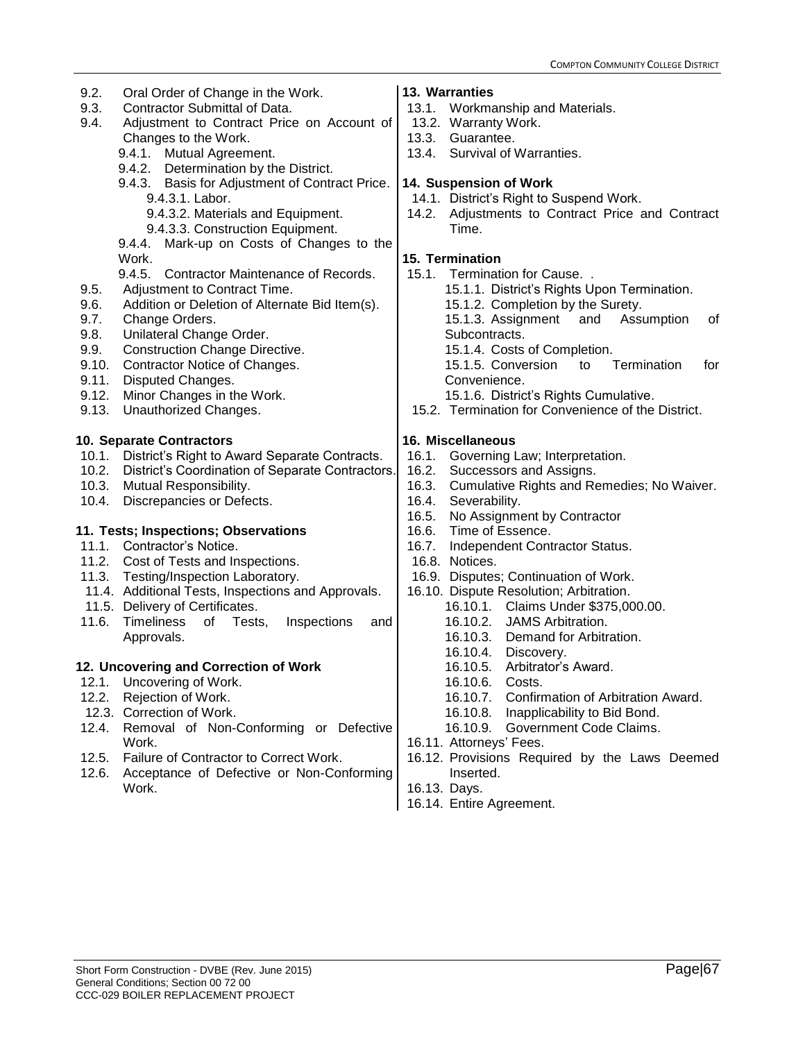- 9.2. Oral Order of Change in the Work.
- 9.3. Contractor Submittal of Data.
- 9.4. Adjustment to Contract Price on Account of Changes to the Work.
  - 9.4.1. Mutual Agreement.
  - 9.4.2. Determination by the District.
  - 9.4.3. Basis for Adjustment of Contract Price.
    - 9.4.3.1. Labor.
    - 9.4.3.2. Materials and Equipment.
    - 9.4.3.3. Construction Equipment.
  - 9.4.4. Mark-up on Costs of Changes to the Work.
  - 9.4.5. Contractor Maintenance of Records.
- 9.5. Adjustment to Contract Time.
- 9.6. Addition or Deletion of Alternate Bid Item(s).
- 9.7. Change Orders.
- 9.8. Unilateral Change Order.
- 9.9. Construction Change Directive.
- 9.10. Contractor Notice of Changes.
- 9.11. Disputed Changes.
- 9.12. Minor Changes in the Work.
- 9.13. Unauthorized Changes.

**10. Separate Contractors**

- 10.1. District's Right to Award Separate Contracts.
- 10.2. District's Coordination of Separate Contractors.
- 10.3. Mutual Responsibility.
- 10.4. Discrepancies or Defects.

**11. Tests; Inspections; Observations**

- 11.1. Contractor's Notice.
- 11.2. Cost of Tests and Inspections.
- 11.3. Testing/Inspection Laboratory.
- 11.4. Additional Tests, Inspections and Approvals.
- 11.5. Delivery of Certificates.
- 11.6. Timeliness of Tests, Inspections and Approvals.

**12. Uncovering and Correction of Work**

- 12.1. Uncovering of Work.
- 12.2. Rejection of Work.
- 12.3. Correction of Work.
- 12.4. Removal of Non-Conforming or Defective Work.
- 12.5. Failure of Contractor to Correct Work.
- 12.6. Acceptance of Defective or Non-Conforming Work.

**13. Warranties**

- 13.1. Workmanship and Materials.
- 13.2. Warranty Work.
- 13.3. Guarantee.
- 13.4. Survival of Warranties.

**14. Suspension of Work**

- 14.1. District's Right to Suspend Work.
- 14.2. Adjustments to Contract Price and Contract Time.

**15. Termination**

- 15.1. Termination for Cause. .
  - 15.1.1. District's Rights Upon Termination.
  - 15.1.2. Completion by the Surety.
  - 15.1.3. Assignment and Assumption of Subcontracts.
  - 15.1.4. Costs of Completion.
  - 15.1.5. Conversion to Termination for Convenience.
  - 15.1.6. District's Rights Cumulative.
- 15.2. Termination for Convenience of the District.

**16. Miscellaneous**

- 16.1. Governing Law; Interpretation.
- 16.2. Successors and Assigns.
- 16.3. Cumulative Rights and Remedies; No Waiver.
- 16.4. Severability.
- 16.5. No Assignment by Contractor
- 16.6. Time of Essence.
- 16.7. Independent Contractor Status.
- 16.8. Notices.
- 16.9. Disputes; Continuation of Work.
- 16.10. Dispute Resolution; Arbitration.
  - 16.10.1. Claims Under $375,000.00.
  - 16.10.2. JAMS Arbitration.
  - 16.10.3. Demand for Arbitration.
  - 16.10.4. Discovery.
  - 16.10.5. Arbitrator's Award.
  - 16.10.6. Costs.
  - 16.10.7. Confirmation of Arbitration Award.
  - 16.10.8. Inapplicability to Bid Bond.
  - 16.10.9. Government Code Claims.
- 16.11. Attorneys' Fees.
- 16.12. Provisions Required by the Laws Deemed Inserted.
- 16.13. Days.
- 16.14. Entire Agreement.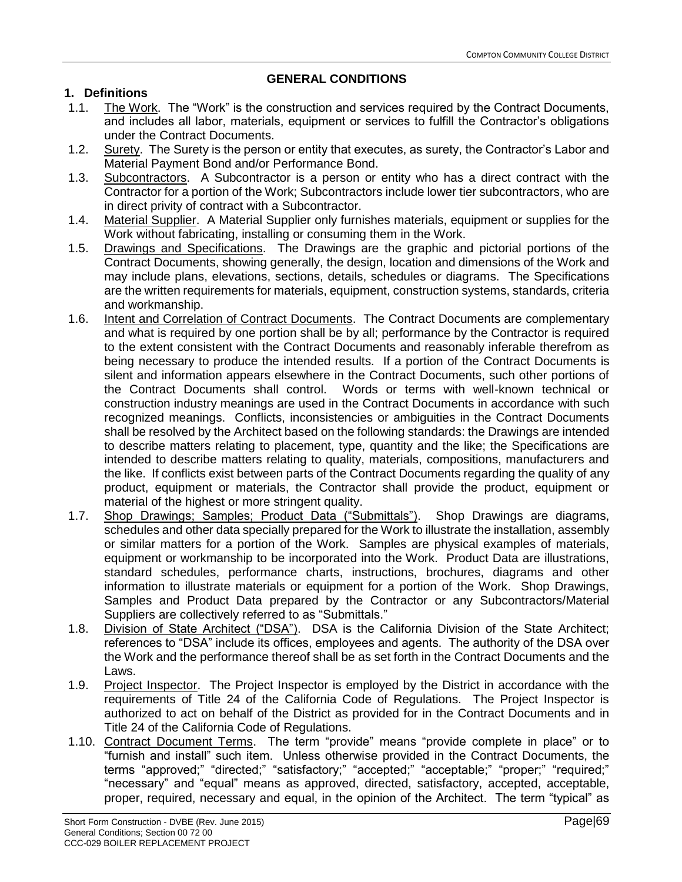## GENERAL CONDITIONS

### 1. Definitions

1.1. The Work. The "Work" is the construction and services required by the Contract Documents, and includes all labor, materials, equipment or services to fulfill the Contractor's obligations under the Contract Documents.

1.2. Surety. The Surety is the person or entity that executes, as surety, the Contractor's Labor and Material Payment Bond and/or Performance Bond.

1.3. Subcontractors. A Subcontractor is a person or entity who has a direct contract with the Contractor for a portion of the Work; Subcontractors include lower tier subcontractors, who are in direct privity of contract with a Subcontractor.

1.4. Material Supplier. A Material Supplier only furnishes materials, equipment or supplies for the Work without fabricating, installing or consuming them in the Work.

1.5. Drawings and Specifications. The Drawings are the graphic and pictorial portions of the Contract Documents, showing generally, the design, location and dimensions of the Work and may include plans, elevations, sections, details, schedules or diagrams. The Specifications are the written requirements for materials, equipment, construction systems, standards, criteria and workmanship.

1.6. Intent and Correlation of Contract Documents. The Contract Documents are complementary and what is required by one portion shall be by all; performance by the Contractor is required to the extent consistent with the Contract Documents and reasonably inferable therefrom as being necessary to produce the intended results. If a portion of the Contract Documents is silent and information appears elsewhere in the Contract Documents, such other portions of the Contract Documents shall control. Words or terms with well-known technical or construction industry meanings are used in the Contract Documents in accordance with such recognized meanings. Conflicts, inconsistencies or ambiguities in the Contract Documents shall be resolved by the Architect based on the following standards: the Drawings are intended to describe matters relating to placement, type, quantity and the like; the Specifications are intended to describe matters relating to quality, materials, compositions, manufacturers and the like. If conflicts exist between parts of the Contract Documents regarding the quality of any product, equipment or materials, the Contractor shall provide the product, equipment or material of the highest or more stringent quality.

1.7. Shop Drawings; Samples; Product Data ("Submittals"). Shop Drawings are diagrams, schedules and other data specially prepared for the Work to illustrate the installation, assembly or similar matters for a portion of the Work. Samples are physical examples of materials, equipment or workmanship to be incorporated into the Work. Product Data are illustrations, standard schedules, performance charts, instructions, brochures, diagrams and other information to illustrate materials or equipment for a portion of the Work. Shop Drawings, Samples and Product Data prepared by the Contractor or any Subcontractors/Material Suppliers are collectively referred to as "Submittals."

1.8. Division of State Architect ("DSA"). DSA is the California Division of the State Architect; references to "DSA" include its offices, employees and agents. The authority of the DSA over the Work and the performance thereof shall be as set forth in the Contract Documents and the Laws.

1.9. Project Inspector. The Project Inspector is employed by the District in accordance with the requirements of Title 24 of the California Code of Regulations. The Project Inspector is authorized to act on behalf of the District as provided for in the Contract Documents and in Title 24 of the California Code of Regulations.

1.10. Contract Document Terms. The term "provide" means "provide complete in place" or to "furnish and install" such item. Unless otherwise provided in the Contract Documents, the terms "approved;" "directed;" "satisfactory;" "accepted;" "acceptable;" "proper;" "required;" "necessary" and "equal" means as approved, directed, satisfactory, accepted, acceptable, proper, required, necessary and equal, in the opinion of the Architect. The term "typical" as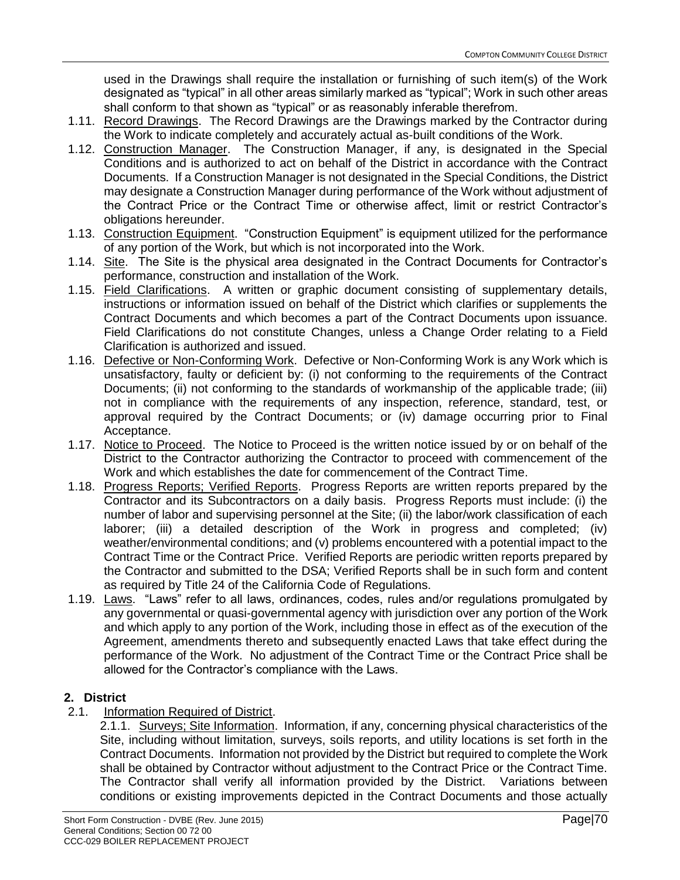used in the Drawings shall require the installation or furnishing of such item(s) of the Work designated as "typical" in all other areas similarly marked as "typical"; Work in such other areas shall conform to that shown as "typical" or as reasonably inferable therefrom.

1.11. Record Drawings. The Record Drawings are the Drawings marked by the Contractor during the Work to indicate completely and accurately actual as-built conditions of the Work.

1.12. Construction Manager. The Construction Manager, if any, is designated in the Special Conditions and is authorized to act on behalf of the District in accordance with the Contract Documents. If a Construction Manager is not designated in the Special Conditions, the District may designate a Construction Manager during performance of the Work without adjustment of the Contract Price or the Contract Time or otherwise affect, limit or restrict Contractor's obligations hereunder.

1.13. Construction Equipment. "Construction Equipment" is equipment utilized for the performance of any portion of the Work, but which is not incorporated into the Work.

1.14. Site. The Site is the physical area designated in the Contract Documents for Contractor's performance, construction and installation of the Work.

1.15. Field Clarifications. A written or graphic document consisting of supplementary details, instructions or information issued on behalf of the District which clarifies or supplements the Contract Documents and which becomes a part of the Contract Documents upon issuance. Field Clarifications do not constitute Changes, unless a Change Order relating to a Field Clarification is authorized and issued.

1.16. Defective or Non-Conforming Work. Defective or Non-Conforming Work is any Work which is unsatisfactory, faulty or deficient by: (i) not conforming to the requirements of the Contract Documents; (ii) not conforming to the standards of workmanship of the applicable trade; (iii) not in compliance with the requirements of any inspection, reference, standard, test, or approval required by the Contract Documents; or (iv) damage occurring prior to Final Acceptance.

1.17. Notice to Proceed. The Notice to Proceed is the written notice issued by or on behalf of the District to the Contractor authorizing the Contractor to proceed with commencement of the Work and which establishes the date for commencement of the Contract Time.

1.18. Progress Reports; Verified Reports. Progress Reports are written reports prepared by the Contractor and its Subcontractors on a daily basis. Progress Reports must include: (i) the number of labor and supervising personnel at the Site; (ii) the labor/work classification of each laborer; (iii) a detailed description of the Work in progress and completed; (iv) weather/environmental conditions; and (v) problems encountered with a potential impact to the Contract Time or the Contract Price. Verified Reports are periodic written reports prepared by the Contractor and submitted to the DSA; Verified Reports shall be in such form and content as required by Title 24 of the California Code of Regulations.

1.19. Laws. "Laws" refer to all laws, ordinances, codes, rules and/or regulations promulgated by any governmental or quasi-governmental agency with jurisdiction over any portion of the Work and which apply to any portion of the Work, including those in effect as of the execution of the Agreement, amendments thereto and subsequently enacted Laws that take effect during the performance of the Work. No adjustment of the Contract Time or the Contract Price shall be allowed for the Contractor's compliance with the Laws.

## 2. District

2.1. Information Required of District.

2.1.1. Surveys; Site Information. Information, if any, concerning physical characteristics of the Site, including without limitation, surveys, soils reports, and utility locations is set forth in the Contract Documents. Information not provided by the District but required to complete the Work shall be obtained by Contractor without adjustment to the Contract Price or the Contract Time. The Contractor shall verify all information provided by the District. Variations between conditions or existing improvements depicted in the Contract Documents and those actually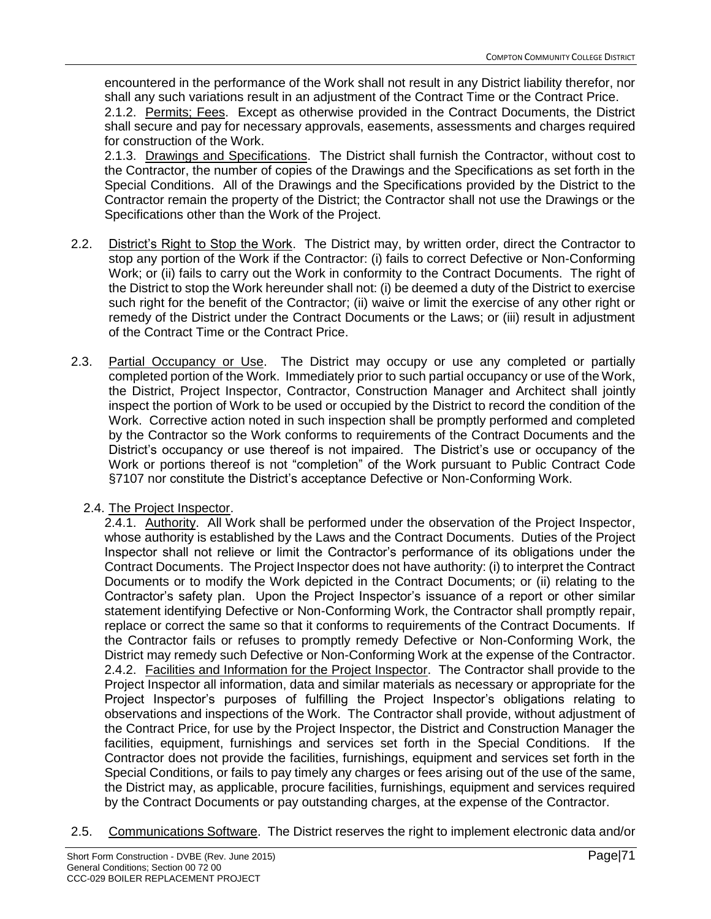encountered in the performance of the Work shall not result in any District liability therefor, nor shall any such variations result in an adjustment of the Contract Time or the Contract Price.

2.1.2. Permits; Fees. Except as otherwise provided in the Contract Documents, the District shall secure and pay for necessary approvals, easements, assessments and charges required for construction of the Work.

2.1.3. Drawings and Specifications. The District shall furnish the Contractor, without cost to the Contractor, the number of copies of the Drawings and the Specifications as set forth in the Special Conditions. All of the Drawings and the Specifications provided by the District to the Contractor remain the property of the District; the Contractor shall not use the Drawings or the Specifications other than the Work of the Project.

2.2. District's Right to Stop the Work. The District may, by written order, direct the Contractor to stop any portion of the Work if the Contractor: (i) fails to correct Defective or Non-Conforming Work; or (ii) fails to carry out the Work in conformity to the Contract Documents. The right of the District to stop the Work hereunder shall not: (i) be deemed a duty of the District to exercise such right for the benefit of the Contractor; (ii) waive or limit the exercise of any other right or remedy of the District under the Contract Documents or the Laws; or (iii) result in adjustment of the Contract Time or the Contract Price.

2.3. Partial Occupancy or Use. The District may occupy or use any completed or partially completed portion of the Work. Immediately prior to such partial occupancy or use of the Work, the District, Project Inspector, Contractor, Construction Manager and Architect shall jointly inspect the portion of Work to be used or occupied by the District to record the condition of the Work. Corrective action noted in such inspection shall be promptly performed and completed by the Contractor so the Work conforms to requirements of the Contract Documents and the District's occupancy or use thereof is not impaired. The District's use or occupancy of the Work or portions thereof is not "completion" of the Work pursuant to Public Contract Code §7107 nor constitute the District's acceptance Defective or Non-Conforming Work.

2.4. The Project Inspector.

2.4.1. Authority. All Work shall be performed under the observation of the Project Inspector, whose authority is established by the Laws and the Contract Documents. Duties of the Project Inspector shall not relieve or limit the Contractor's performance of its obligations under the Contract Documents. The Project Inspector does not have authority: (i) to interpret the Contract Documents or to modify the Work depicted in the Contract Documents; or (ii) relating to the Contractor's safety plan. Upon the Project Inspector's issuance of a report or other similar statement identifying Defective or Non-Conforming Work, the Contractor shall promptly repair, replace or correct the same so that it conforms to requirements of the Contract Documents. If the Contractor fails or refuses to promptly remedy Defective or Non-Conforming Work, the District may remedy such Defective or Non-Conforming Work at the expense of the Contractor.

2.4.2. Facilities and Information for the Project Inspector. The Contractor shall provide to the Project Inspector all information, data and similar materials as necessary or appropriate for the Project Inspector's purposes of fulfilling the Project Inspector's obligations relating to observations and inspections of the Work. The Contractor shall provide, without adjustment of the Contract Price, for use by the Project Inspector, the District and Construction Manager the facilities, equipment, furnishings and services set forth in the Special Conditions. If the Contractor does not provide the facilities, furnishings, equipment and services set forth in the Special Conditions, or fails to pay timely any charges or fees arising out of the use of the same, the District may, as applicable, procure facilities, furnishings, equipment and services required by the Contract Documents or pay outstanding charges, at the expense of the Contractor.

2.5. Communications Software. The District reserves the right to implement electronic data and/or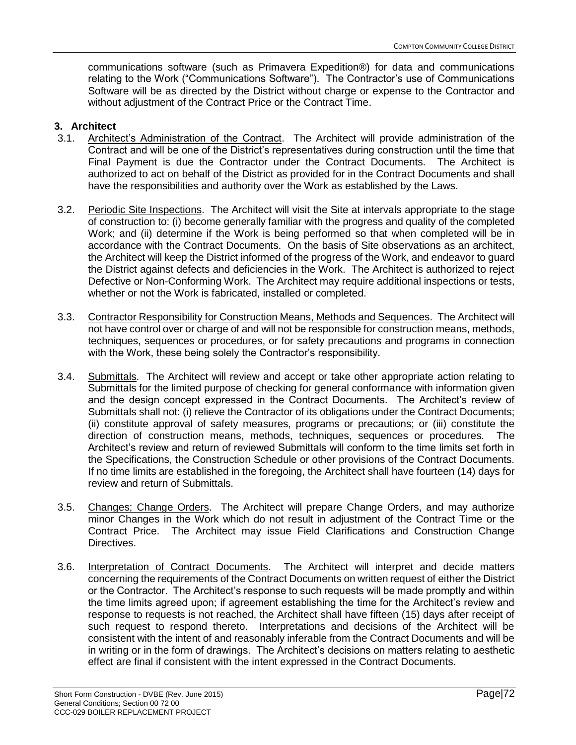communications software (such as Primavera Expedition®) for data and communications relating to the Work ("Communications Software"). The Contractor's use of Communications Software will be as directed by the District without charge or expense to the Contractor and without adjustment of the Contract Price or the Contract Time.

## 3. Architect

3.1. Architect's Administration of the Contract. The Architect will provide administration of the Contract and will be one of the District's representatives during construction until the time that Final Payment is due the Contractor under the Contract Documents. The Architect is authorized to act on behalf of the District as provided for in the Contract Documents and shall have the responsibilities and authority over the Work as established by the Laws.

3.2. Periodic Site Inspections. The Architect will visit the Site at intervals appropriate to the stage of construction to: (i) become generally familiar with the progress and quality of the completed Work; and (ii) determine if the Work is being performed so that when completed will be in accordance with the Contract Documents. On the basis of Site observations as an architect, the Architect will keep the District informed of the progress of the Work, and endeavor to guard the District against defects and deficiencies in the Work. The Architect is authorized to reject Defective or Non-Conforming Work. The Architect may require additional inspections or tests, whether or not the Work is fabricated, installed or completed.

3.3. Contractor Responsibility for Construction Means, Methods and Sequences. The Architect will not have control over or charge of and will not be responsible for construction means, methods, techniques, sequences or procedures, or for safety precautions and programs in connection with the Work, these being solely the Contractor's responsibility.

3.4. Submittals. The Architect will review and accept or take other appropriate action relating to Submittals for the limited purpose of checking for general conformance with information given and the design concept expressed in the Contract Documents. The Architect's review of Submittals shall not: (i) relieve the Contractor of its obligations under the Contract Documents; (ii) constitute approval of safety measures, programs or precautions; or (iii) constitute the direction of construction means, methods, techniques, sequences or procedures. The Architect's review and return of reviewed Submittals will conform to the time limits set forth in the Specifications, the Construction Schedule or other provisions of the Contract Documents. If no time limits are established in the foregoing, the Architect shall have fourteen (14) days for review and return of Submittals.

3.5. Changes; Change Orders. The Architect will prepare Change Orders, and may authorize minor Changes in the Work which do not result in adjustment of the Contract Time or the Contract Price. The Architect may issue Field Clarifications and Construction Change Directives.

3.6. Interpretation of Contract Documents. The Architect will interpret and decide matters concerning the requirements of the Contract Documents on written request of either the District or the Contractor. The Architect's response to such requests will be made promptly and within the time limits agreed upon; if agreement establishing the time for the Architect's review and response to requests is not reached, the Architect shall have fifteen (15) days after receipt of such request to respond thereto. Interpretations and decisions of the Architect will be consistent with the intent of and reasonably inferable from the Contract Documents and will be in writing or in the form of drawings. The Architect's decisions on matters relating to aesthetic effect are final if consistent with the intent expressed in the Contract Documents.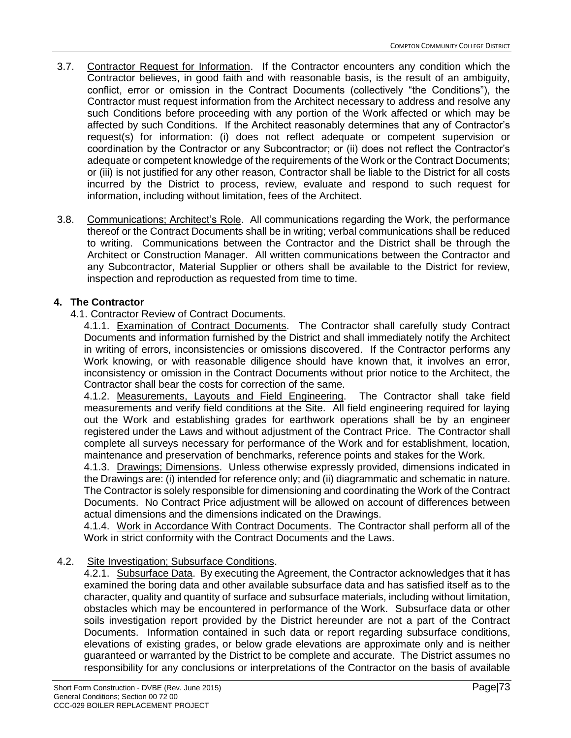3.7. Contractor Request for Information. If the Contractor encounters any condition which the Contractor believes, in good faith and with reasonable basis, is the result of an ambiguity, conflict, error or omission in the Contract Documents (collectively "the Conditions"), the Contractor must request information from the Architect necessary to address and resolve any such Conditions before proceeding with any portion of the Work affected or which may be affected by such Conditions. If the Architect reasonably determines that any of Contractor's request(s) for information: (i) does not reflect adequate or competent supervision or coordination by the Contractor or any Subcontractor; or (ii) does not reflect the Contractor's adequate or competent knowledge of the requirements of the Work or the Contract Documents; or (iii) is not justified for any other reason, Contractor shall be liable to the District for all costs incurred by the District to process, review, evaluate and respond to such request for information, including without limitation, fees of the Architect.

3.8. Communications; Architect's Role. All communications regarding the Work, the performance thereof or the Contract Documents shall be in writing; verbal communications shall be reduced to writing. Communications between the Contractor and the District shall be through the Architect or Construction Manager. All written communications between the Contractor and any Subcontractor, Material Supplier or others shall be available to the District for review, inspection and reproduction as requested from time to time.

## 4. The Contractor

4.1. Contractor Review of Contract Documents.

4.1.1. Examination of Contract Documents. The Contractor shall carefully study Contract Documents and information furnished by the District and shall immediately notify the Architect in writing of errors, inconsistencies or omissions discovered. If the Contractor performs any Work knowing, or with reasonable diligence should have known that, it involves an error, inconsistency or omission in the Contract Documents without prior notice to the Architect, the Contractor shall bear the costs for correction of the same.

4.1.2. Measurements, Layouts and Field Engineering. The Contractor shall take field measurements and verify field conditions at the Site. All field engineering required for laying out the Work and establishing grades for earthwork operations shall be by an engineer registered under the Laws and without adjustment of the Contract Price. The Contractor shall complete all surveys necessary for performance of the Work and for establishment, location, maintenance and preservation of benchmarks, reference points and stakes for the Work.

4.1.3. Drawings; Dimensions. Unless otherwise expressly provided, dimensions indicated in the Drawings are: (i) intended for reference only; and (ii) diagrammatic and schematic in nature. The Contractor is solely responsible for dimensioning and coordinating the Work of the Contract Documents. No Contract Price adjustment will be allowed on account of differences between actual dimensions and the dimensions indicated on the Drawings.

4.1.4. Work in Accordance With Contract Documents. The Contractor shall perform all of the Work in strict conformity with the Contract Documents and the Laws.

4.2. Site Investigation; Subsurface Conditions.

4.2.1. Subsurface Data. By executing the Agreement, the Contractor acknowledges that it has examined the boring data and other available subsurface data and has satisfied itself as to the character, quality and quantity of surface and subsurface materials, including without limitation, obstacles which may be encountered in performance of the Work. Subsurface data or other soils investigation report provided by the District hereunder are not a part of the Contract Documents. Information contained in such data or report regarding subsurface conditions, elevations of existing grades, or below grade elevations are approximate only and is neither guaranteed or warranted by the District to be complete and accurate. The District assumes no responsibility for any conclusions or interpretations of the Contractor on the basis of available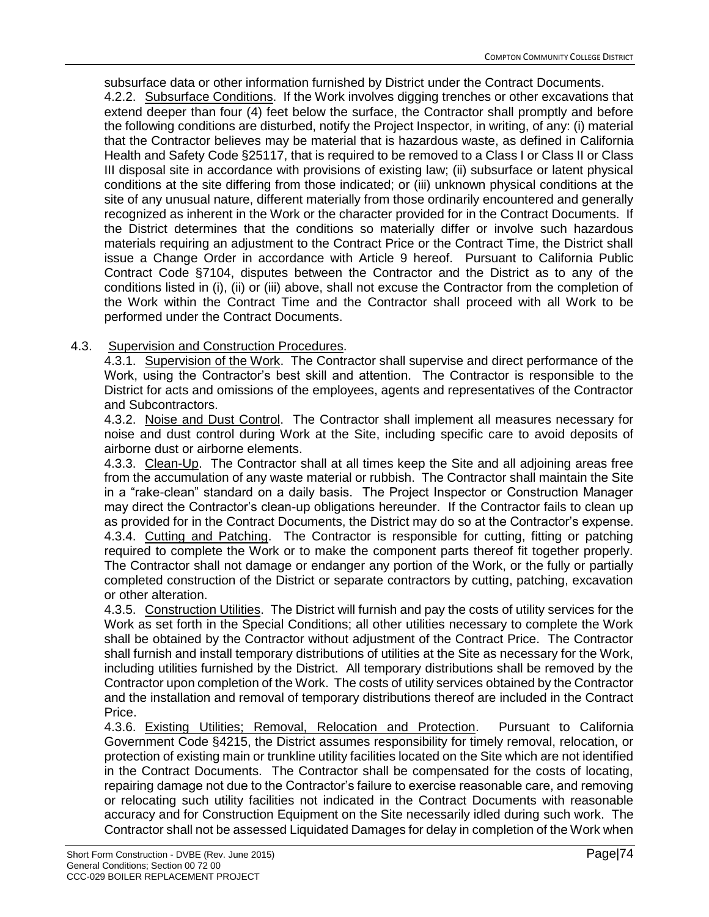subsurface data or other information furnished by District under the Contract Documents.

4.2.2. Subsurface Conditions. If the Work involves digging trenches or other excavations that extend deeper than four (4) feet below the surface, the Contractor shall promptly and before the following conditions are disturbed, notify the Project Inspector, in writing, of any: (i) material that the Contractor believes may be material that is hazardous waste, as defined in California Health and Safety Code §25117, that is required to be removed to a Class I or Class II or Class III disposal site in accordance with provisions of existing law; (ii) subsurface or latent physical conditions at the site differing from those indicated; or (iii) unknown physical conditions at the site of any unusual nature, different materially from those ordinarily encountered and generally recognized as inherent in the Work or the character provided for in the Contract Documents. If the District determines that the conditions so materially differ or involve such hazardous materials requiring an adjustment to the Contract Price or the Contract Time, the District shall issue a Change Order in accordance with Article 9 hereof. Pursuant to California Public Contract Code §7104, disputes between the Contractor and the District as to any of the conditions listed in (i), (ii) or (iii) above, shall not excuse the Contractor from the completion of the Work within the Contract Time and the Contractor shall proceed with all Work to be performed under the Contract Documents.

4.3. Supervision and Construction Procedures.

4.3.1. Supervision of the Work. The Contractor shall supervise and direct performance of the Work, using the Contractor's best skill and attention. The Contractor is responsible to the District for acts and omissions of the employees, agents and representatives of the Contractor and Subcontractors.

4.3.2. Noise and Dust Control. The Contractor shall implement all measures necessary for noise and dust control during Work at the Site, including specific care to avoid deposits of airborne dust or airborne elements.

4.3.3. Clean-Up. The Contractor shall at all times keep the Site and all adjoining areas free from the accumulation of any waste material or rubbish. The Contractor shall maintain the Site in a "rake-clean" standard on a daily basis. The Project Inspector or Construction Manager may direct the Contractor's clean-up obligations hereunder. If the Contractor fails to clean up as provided for in the Contract Documents, the District may do so at the Contractor's expense.

4.3.4. Cutting and Patching. The Contractor is responsible for cutting, fitting or patching required to complete the Work or to make the component parts thereof fit together properly. The Contractor shall not damage or endanger any portion of the Work, or the fully or partially completed construction of the District or separate contractors by cutting, patching, excavation or other alteration.

4.3.5. Construction Utilities. The District will furnish and pay the costs of utility services for the Work as set forth in the Special Conditions; all other utilities necessary to complete the Work shall be obtained by the Contractor without adjustment of the Contract Price. The Contractor shall furnish and install temporary distributions of utilities at the Site as necessary for the Work, including utilities furnished by the District. All temporary distributions shall be removed by the Contractor upon completion of the Work. The costs of utility services obtained by the Contractor and the installation and removal of temporary distributions thereof are included in the Contract Price.

4.3.6. Existing Utilities; Removal, Relocation and Protection. Pursuant to California Government Code §4215, the District assumes responsibility for timely removal, relocation, or protection of existing main or trunkline utility facilities located on the Site which are not identified in the Contract Documents. The Contractor shall be compensated for the costs of locating, repairing damage not due to the Contractor's failure to exercise reasonable care, and removing or relocating such utility facilities not indicated in the Contract Documents with reasonable accuracy and for Construction Equipment on the Site necessarily idled during such work. The Contractor shall not be assessed Liquidated Damages for delay in completion of the Work when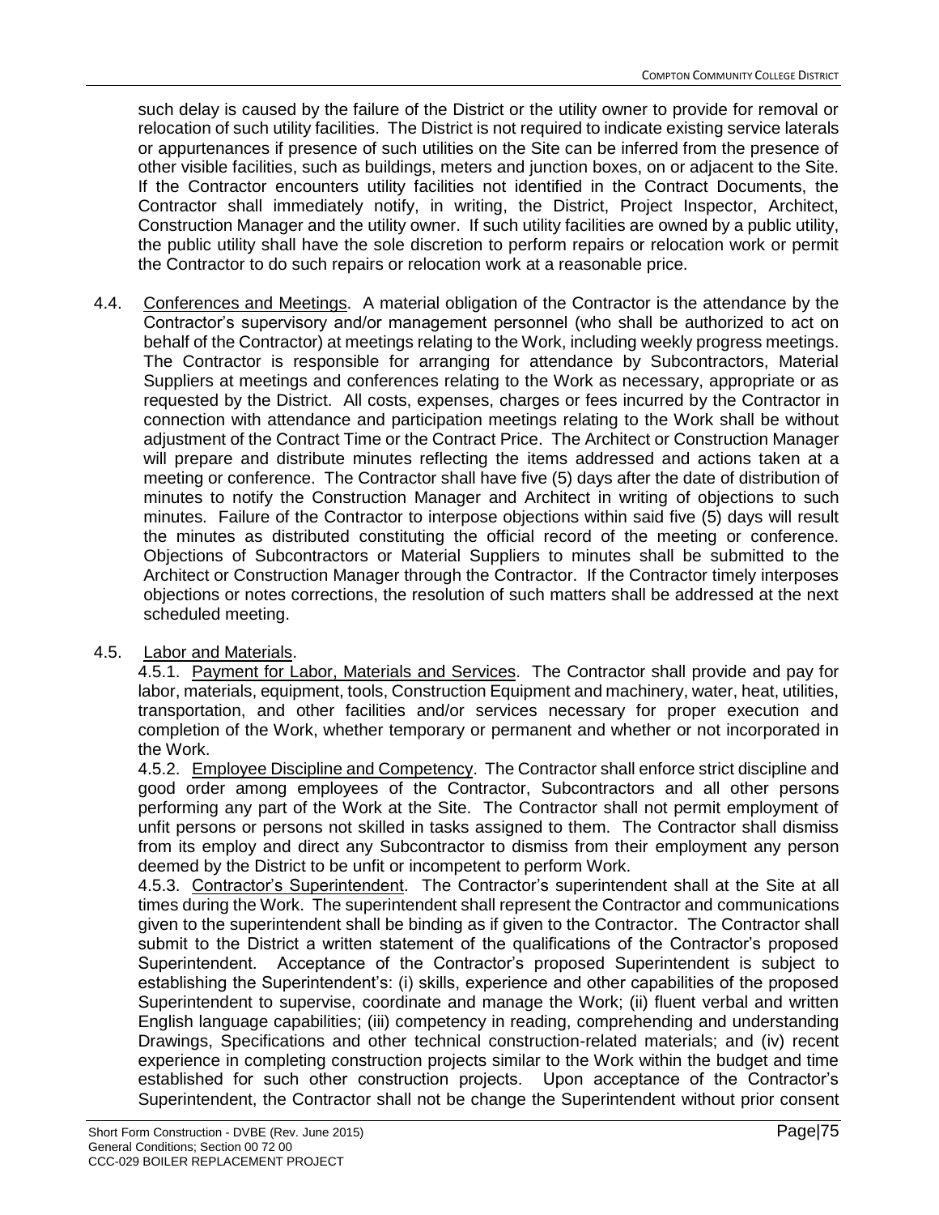such delay is caused by the failure of the District or the utility owner to provide for removal or relocation of such utility facilities. The District is not required to indicate existing service laterals or appurtenances if presence of such utilities on the Site can be inferred from the presence of other visible facilities, such as buildings, meters and junction boxes, on or adjacent to the Site. If the Contractor encounters utility facilities not identified in the Contract Documents, the Contractor shall immediately notify, in writing, the District, Project Inspector, Architect, Construction Manager and the utility owner. If such utility facilities are owned by a public utility, the public utility shall have the sole discretion to perform repairs or relocation work or permit the Contractor to do such repairs or relocation work at a reasonable price.

4.4. Conferences and Meetings. A material obligation of the Contractor is the attendance by the Contractor's supervisory and/or management personnel (who shall be authorized to act on behalf of the Contractor) at meetings relating to the Work, including weekly progress meetings. The Contractor is responsible for arranging for attendance by Subcontractors, Material Suppliers at meetings and conferences relating to the Work as necessary, appropriate or as requested by the District. All costs, expenses, charges or fees incurred by the Contractor in connection with attendance and participation meetings relating to the Work shall be without adjustment of the Contract Time or the Contract Price. The Architect or Construction Manager will prepare and distribute minutes reflecting the items addressed and actions taken at a meeting or conference. The Contractor shall have five (5) days after the date of distribution of minutes to notify the Construction Manager and Architect in writing of objections to such minutes. Failure of the Contractor to interpose objections within said five (5) days will result the minutes as distributed constituting the official record of the meeting or conference. Objections of Subcontractors or Material Suppliers to minutes shall be submitted to the Architect or Construction Manager through the Contractor. If the Contractor timely interposes objections or notes corrections, the resolution of such matters shall be addressed at the next scheduled meeting.

4.5. Labor and Materials.

4.5.1. Payment for Labor, Materials and Services. The Contractor shall provide and pay for labor, materials, equipment, tools, Construction Equipment and machinery, water, heat, utilities, transportation, and other facilities and/or services necessary for proper execution and completion of the Work, whether temporary or permanent and whether or not incorporated in the Work.

4.5.2. Employee Discipline and Competency. The Contractor shall enforce strict discipline and good order among employees of the Contractor, Subcontractors and all other persons performing any part of the Work at the Site. The Contractor shall not permit employment of unfit persons or persons not skilled in tasks assigned to them. The Contractor shall dismiss from its employ and direct any Subcontractor to dismiss from their employment any person deemed by the District to be unfit or incompetent to perform Work.

4.5.3. Contractor's Superintendent. The Contractor's superintendent shall at the Site at all times during the Work. The superintendent shall represent the Contractor and communications given to the superintendent shall be binding as if given to the Contractor. The Contractor shall submit to the District a written statement of the qualifications of the Contractor's proposed Superintendent. Acceptance of the Contractor's proposed Superintendent is subject to establishing the Superintendent's: (i) skills, experience and other capabilities of the proposed Superintendent to supervise, coordinate and manage the Work; (ii) fluent verbal and written English language capabilities; (iii) competency in reading, comprehending and understanding Drawings, Specifications and other technical construction-related materials; and (iv) recent experience in completing construction projects similar to the Work within the budget and time established for such other construction projects. Upon acceptance of the Contractor's Superintendent, the Contractor shall not be change the Superintendent without prior consent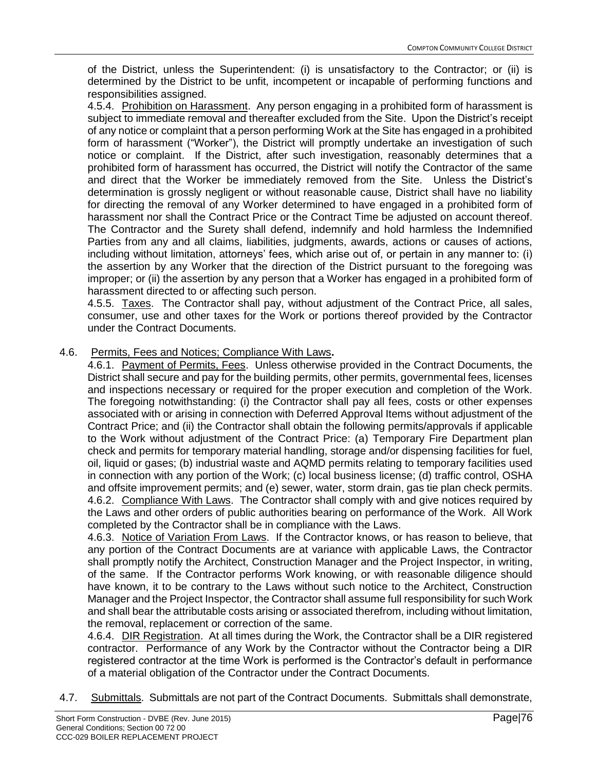of the District, unless the Superintendent: (i) is unsatisfactory to the Contractor; or (ii) is determined by the District to be unfit, incompetent or incapable of performing functions and responsibilities assigned.

4.5.4. Prohibition on Harassment. Any person engaging in a prohibited form of harassment is subject to immediate removal and thereafter excluded from the Site. Upon the District's receipt of any notice or complaint that a person performing Work at the Site has engaged in a prohibited form of harassment ("Worker"), the District will promptly undertake an investigation of such notice or complaint. If the District, after such investigation, reasonably determines that a prohibited form of harassment has occurred, the District will notify the Contractor of the same and direct that the Worker be immediately removed from the Site. Unless the District's determination is grossly negligent or without reasonable cause, District shall have no liability for directing the removal of any Worker determined to have engaged in a prohibited form of harassment nor shall the Contract Price or the Contract Time be adjusted on account thereof. The Contractor and the Surety shall defend, indemnify and hold harmless the Indemnified Parties from any and all claims, liabilities, judgments, awards, actions or causes of actions, including without limitation, attorneys' fees, which arise out of, or pertain in any manner to: (i) the assertion by any Worker that the direction of the District pursuant to the foregoing was improper; or (ii) the assertion by any person that a Worker has engaged in a prohibited form of harassment directed to or affecting such person.

4.5.5. Taxes. The Contractor shall pay, without adjustment of the Contract Price, all sales, consumer, use and other taxes for the Work or portions thereof provided by the Contractor under the Contract Documents.

4.6. Permits, Fees and Notices; Compliance With Laws.

4.6.1. Payment of Permits, Fees. Unless otherwise provided in the Contract Documents, the District shall secure and pay for the building permits, other permits, governmental fees, licenses and inspections necessary or required for the proper execution and completion of the Work. The foregoing notwithstanding: (i) the Contractor shall pay all fees, costs or other expenses associated with or arising in connection with Deferred Approval Items without adjustment of the Contract Price; and (ii) the Contractor shall obtain the following permits/approvals if applicable to the Work without adjustment of the Contract Price: (a) Temporary Fire Department plan check and permits for temporary material handling, storage and/or dispensing facilities for fuel, oil, liquid or gases; (b) industrial waste and AQMD permits relating to temporary facilities used in connection with any portion of the Work; (c) local business license; (d) traffic control, OSHA and offsite improvement permits; and (e) sewer, water, storm drain, gas tie plan check permits.

4.6.2. Compliance With Laws. The Contractor shall comply with and give notices required by the Laws and other orders of public authorities bearing on performance of the Work. All Work completed by the Contractor shall be in compliance with the Laws.

4.6.3. Notice of Variation From Laws. If the Contractor knows, or has reason to believe, that any portion of the Contract Documents are at variance with applicable Laws, the Contractor shall promptly notify the Architect, Construction Manager and the Project Inspector, in writing, of the same. If the Contractor performs Work knowing, or with reasonable diligence should have known, it to be contrary to the Laws without such notice to the Architect, Construction Manager and the Project Inspector, the Contractor shall assume full responsibility for such Work and shall bear the attributable costs arising or associated therefrom, including without limitation, the removal, replacement or correction of the same.

4.6.4. DIR Registration. At all times during the Work, the Contractor shall be a DIR registered contractor. Performance of any Work by the Contractor without the Contractor being a DIR registered contractor at the time Work is performed is the Contractor's default in performance of a material obligation of the Contractor under the Contract Documents.

4.7. Submittals. Submittals are not part of the Contract Documents. Submittals shall demonstrate,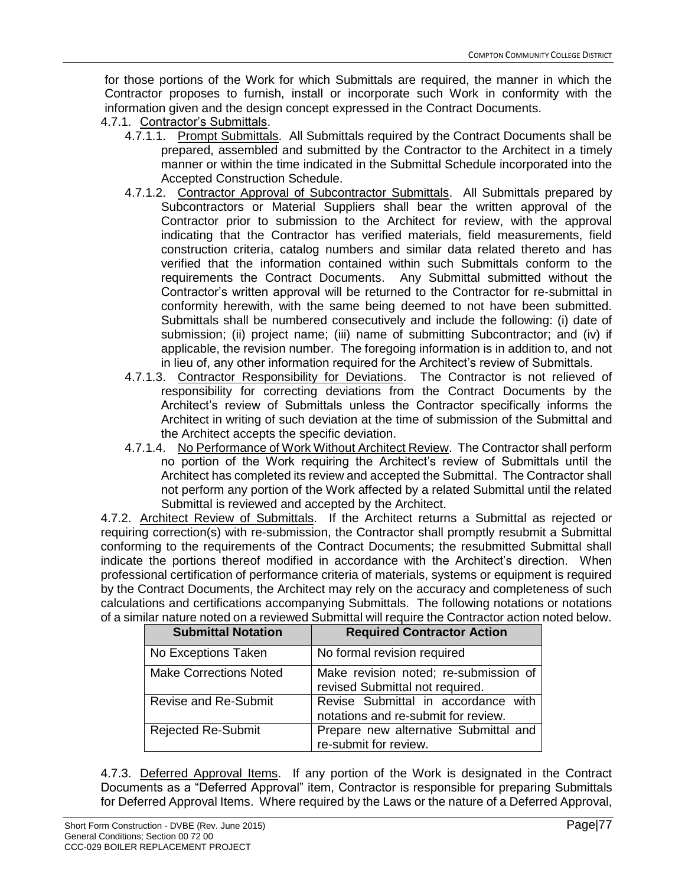for those portions of the Work for which Submittals are required, the manner in which the Contractor proposes to furnish, install or incorporate such Work in conformity with the information given and the design concept expressed in the Contract Documents.

4.7.1. Contractor's Submittals.

4.7.1.1. Prompt Submittals. All Submittals required by the Contract Documents shall be prepared, assembled and submitted by the Contractor to the Architect in a timely manner or within the time indicated in the Submittal Schedule incorporated into the Accepted Construction Schedule.

4.7.1.2. Contractor Approval of Subcontractor Submittals. All Submittals prepared by Subcontractors or Material Suppliers shall bear the written approval of the Contractor prior to submission to the Architect for review, with the approval indicating that the Contractor has verified materials, field measurements, field construction criteria, catalog numbers and similar data related thereto and has verified that the information contained within such Submittals conform to the requirements the Contract Documents. Any Submittal submitted without the Contractor's written approval will be returned to the Contractor for re-submittal in conformity herewith, with the same being deemed to not have been submitted. Submittals shall be numbered consecutively and include the following: (i) date of submission; (ii) project name; (iii) name of submitting Subcontractor; and (iv) if applicable, the revision number. The foregoing information is in addition to, and not in lieu of, any other information required for the Architect's review of Submittals.

4.7.1.3. Contractor Responsibility for Deviations. The Contractor is not relieved of responsibility for correcting deviations from the Contract Documents by the Architect's review of Submittals unless the Contractor specifically informs the Architect in writing of such deviation at the time of submission of the Submittal and the Architect accepts the specific deviation.

4.7.1.4. No Performance of Work Without Architect Review. The Contractor shall perform no portion of the Work requiring the Architect's review of Submittals until the Architect has completed its review and accepted the Submittal. The Contractor shall not perform any portion of the Work affected by a related Submittal until the related Submittal is reviewed and accepted by the Architect.

4.7.2. Architect Review of Submittals. If the Architect returns a Submittal as rejected or requiring correction(s) with re-submission, the Contractor shall promptly resubmit a Submittal conforming to the requirements of the Contract Documents; the resubmitted Submittal shall indicate the portions thereof modified in accordance with the Architect's direction. When professional certification of performance criteria of materials, systems or equipment is required by the Contract Documents, the Architect may rely on the accuracy and completeness of such calculations and certifications accompanying Submittals. The following notations or notations of a similar nature noted on a reviewed Submittal will require the Contractor action noted below.

| Submittal Notation | Required Contractor Action |
|---|---|
| No Exceptions Taken | No formal revision required |
| Make Corrections Noted | Make revision noted; re-submission of revised Submittal not required. |
| Revise and Re-Submit | Revise Submittal in accordance with notations and re-submit for review. |
| Rejected Re-Submit | Prepare new alternative Submittal and re-submit for review. |

4.7.3. Deferred Approval Items. If any portion of the Work is designated in the Contract Documents as a "Deferred Approval" item, Contractor is responsible for preparing Submittals for Deferred Approval Items. Where required by the Laws or the nature of a Deferred Approval,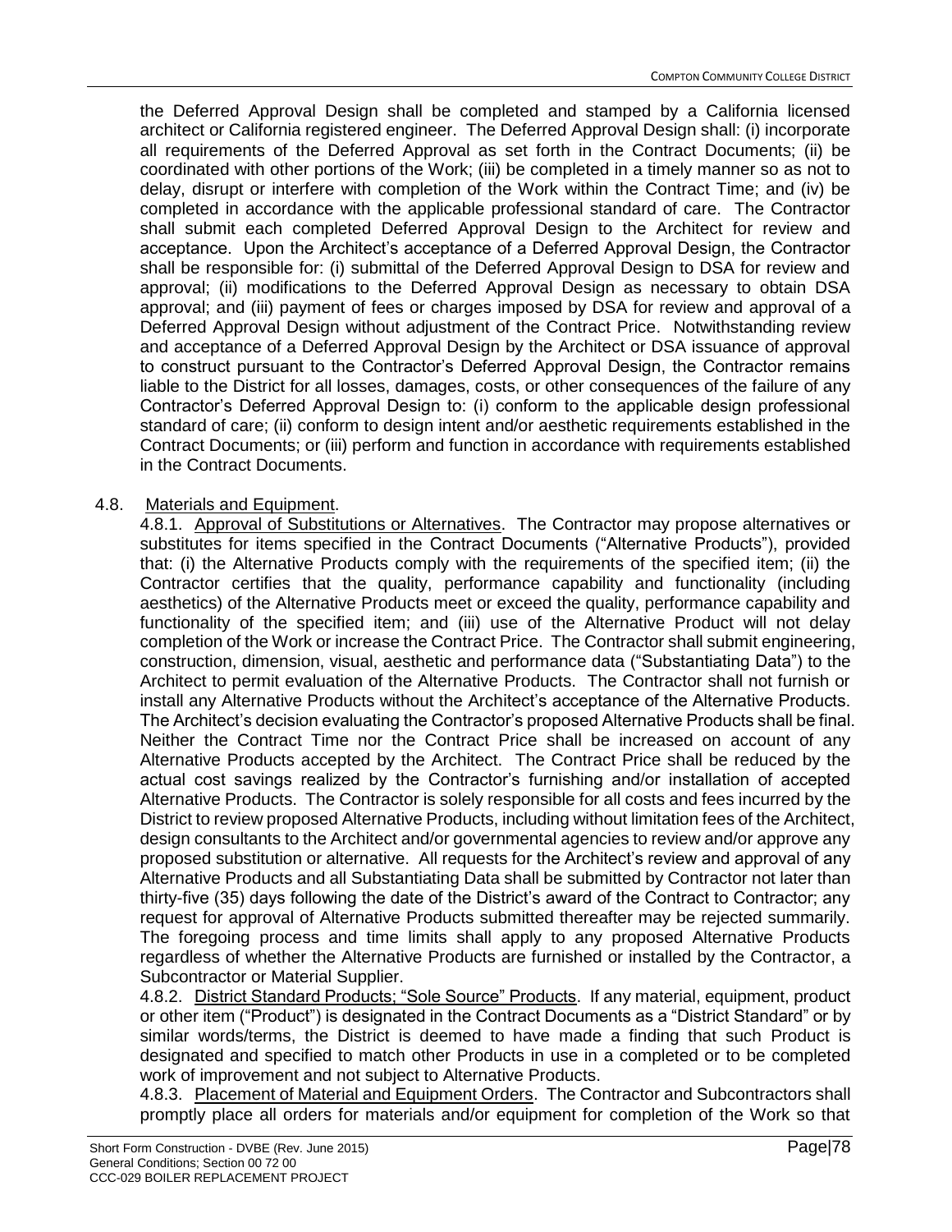the Deferred Approval Design shall be completed and stamped by a California licensed architect or California registered engineer. The Deferred Approval Design shall: (i) incorporate all requirements of the Deferred Approval as set forth in the Contract Documents; (ii) be coordinated with other portions of the Work; (iii) be completed in a timely manner so as not to delay, disrupt or interfere with completion of the Work within the Contract Time; and (iv) be completed in accordance with the applicable professional standard of care. The Contractor shall submit each completed Deferred Approval Design to the Architect for review and acceptance. Upon the Architect's acceptance of a Deferred Approval Design, the Contractor shall be responsible for: (i) submittal of the Deferred Approval Design to DSA for review and approval; (ii) modifications to the Deferred Approval Design as necessary to obtain DSA approval; and (iii) payment of fees or charges imposed by DSA for review and approval of a Deferred Approval Design without adjustment of the Contract Price. Notwithstanding review and acceptance of a Deferred Approval Design by the Architect or DSA issuance of approval to construct pursuant to the Contractor's Deferred Approval Design, the Contractor remains liable to the District for all losses, damages, costs, or other consequences of the failure of any Contractor's Deferred Approval Design to: (i) conform to the applicable design professional standard of care; (ii) conform to design intent and/or aesthetic requirements established in the Contract Documents; or (iii) perform and function in accordance with requirements established in the Contract Documents.

4.8. Materials and Equipment.

4.8.1. Approval of Substitutions or Alternatives. The Contractor may propose alternatives or substitutes for items specified in the Contract Documents ("Alternative Products"), provided that: (i) the Alternative Products comply with the requirements of the specified item; (ii) the Contractor certifies that the quality, performance capability and functionality (including aesthetics) of the Alternative Products meet or exceed the quality, performance capability and functionality of the specified item; and (iii) use of the Alternative Product will not delay completion of the Work or increase the Contract Price. The Contractor shall submit engineering, construction, dimension, visual, aesthetic and performance data ("Substantiating Data") to the Architect to permit evaluation of the Alternative Products. The Contractor shall not furnish or install any Alternative Products without the Architect's acceptance of the Alternative Products. The Architect's decision evaluating the Contractor's proposed Alternative Products shall be final. Neither the Contract Time nor the Contract Price shall be increased on account of any Alternative Products accepted by the Architect. The Contract Price shall be reduced by the actual cost savings realized by the Contractor's furnishing and/or installation of accepted Alternative Products. The Contractor is solely responsible for all costs and fees incurred by the District to review proposed Alternative Products, including without limitation fees of the Architect, design consultants to the Architect and/or governmental agencies to review and/or approve any proposed substitution or alternative. All requests for the Architect's review and approval of any Alternative Products and all Substantiating Data shall be submitted by Contractor not later than thirty-five (35) days following the date of the District's award of the Contract to Contractor; any request for approval of Alternative Products submitted thereafter may be rejected summarily. The foregoing process and time limits shall apply to any proposed Alternative Products regardless of whether the Alternative Products are furnished or installed by the Contractor, a Subcontractor or Material Supplier.

4.8.2. District Standard Products; "Sole Source" Products. If any material, equipment, product or other item ("Product") is designated in the Contract Documents as a "District Standard" or by similar words/terms, the District is deemed to have made a finding that such Product is designated and specified to match other Products in use in a completed or to be completed work of improvement and not subject to Alternative Products.

4.8.3. Placement of Material and Equipment Orders. The Contractor and Subcontractors shall promptly place all orders for materials and/or equipment for completion of the Work so that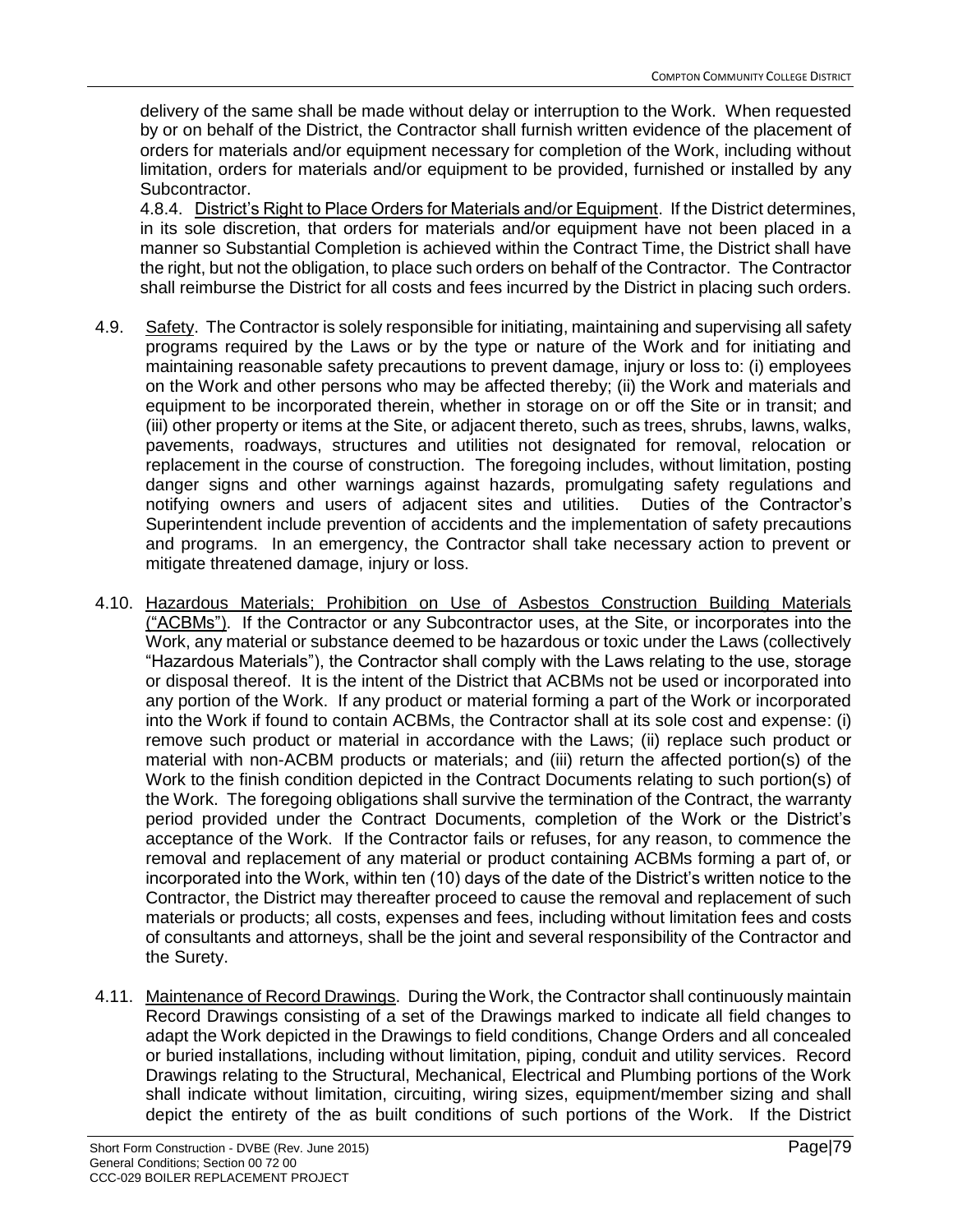delivery of the same shall be made without delay or interruption to the Work. When requested by or on behalf of the District, the Contractor shall furnish written evidence of the placement of orders for materials and/or equipment necessary for completion of the Work, including without limitation, orders for materials and/or equipment to be provided, furnished or installed by any Subcontractor.

4.8.4. District's Right to Place Orders for Materials and/or Equipment. If the District determines, in its sole discretion, that orders for materials and/or equipment have not been placed in a manner so Substantial Completion is achieved within the Contract Time, the District shall have the right, but not the obligation, to place such orders on behalf of the Contractor. The Contractor shall reimburse the District for all costs and fees incurred by the District in placing such orders.

4.9. Safety. The Contractor is solely responsible for initiating, maintaining and supervising all safety programs required by the Laws or by the type or nature of the Work and for initiating and maintaining reasonable safety precautions to prevent damage, injury or loss to: (i) employees on the Work and other persons who may be affected thereby; (ii) the Work and materials and equipment to be incorporated therein, whether in storage on or off the Site or in transit; and (iii) other property or items at the Site, or adjacent thereto, such as trees, shrubs, lawns, walks, pavements, roadways, structures and utilities not designated for removal, relocation or replacement in the course of construction. The foregoing includes, without limitation, posting danger signs and other warnings against hazards, promulgating safety regulations and notifying owners and users of adjacent sites and utilities. Duties of the Contractor's Superintendent include prevention of accidents and the implementation of safety precautions and programs. In an emergency, the Contractor shall take necessary action to prevent or mitigate threatened damage, injury or loss.

4.10. Hazardous Materials; Prohibition on Use of Asbestos Construction Building Materials ("ACBMs"). If the Contractor or any Subcontractor uses, at the Site, or incorporates into the Work, any material or substance deemed to be hazardous or toxic under the Laws (collectively "Hazardous Materials"), the Contractor shall comply with the Laws relating to the use, storage or disposal thereof. It is the intent of the District that ACBMs not be used or incorporated into any portion of the Work. If any product or material forming a part of the Work or incorporated into the Work if found to contain ACBMs, the Contractor shall at its sole cost and expense: (i) remove such product or material in accordance with the Laws; (ii) replace such product or material with non-ACBM products or materials; and (iii) return the affected portion(s) of the Work to the finish condition depicted in the Contract Documents relating to such portion(s) of the Work. The foregoing obligations shall survive the termination of the Contract, the warranty period provided under the Contract Documents, completion of the Work or the District's acceptance of the Work. If the Contractor fails or refuses, for any reason, to commence the removal and replacement of any material or product containing ACBMs forming a part of, or incorporated into the Work, within ten (10) days of the date of the District's written notice to the Contractor, the District may thereafter proceed to cause the removal and replacement of such materials or products; all costs, expenses and fees, including without limitation fees and costs of consultants and attorneys, shall be the joint and several responsibility of the Contractor and the Surety.

4.11. Maintenance of Record Drawings. During the Work, the Contractor shall continuously maintain Record Drawings consisting of a set of the Drawings marked to indicate all field changes to adapt the Work depicted in the Drawings to field conditions, Change Orders and all concealed or buried installations, including without limitation, piping, conduit and utility services. Record Drawings relating to the Structural, Mechanical, Electrical and Plumbing portions of the Work shall indicate without limitation, circuiting, wiring sizes, equipment/member sizing and shall depict the entirety of the as built conditions of such portions of the Work. If the District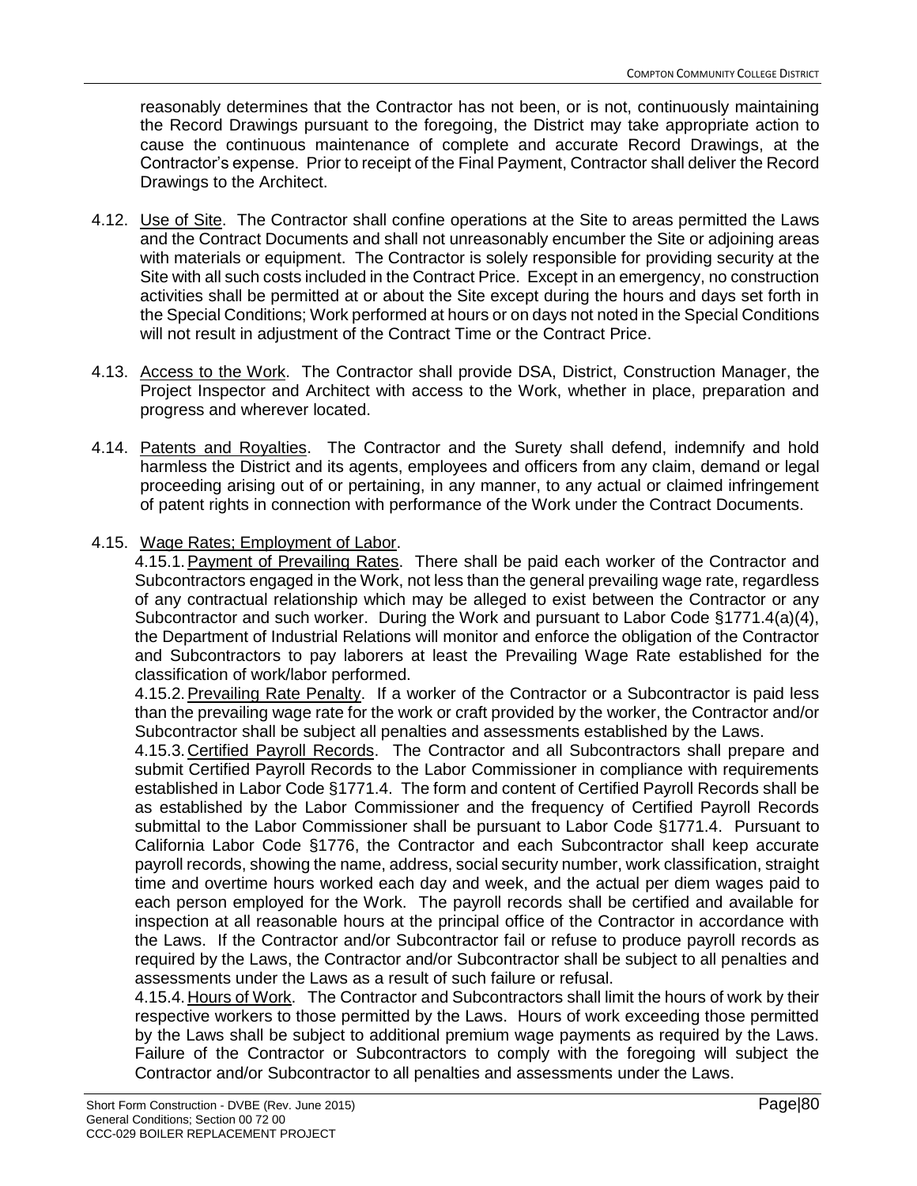reasonably determines that the Contractor has not been, or is not, continuously maintaining the Record Drawings pursuant to the foregoing, the District may take appropriate action to cause the continuous maintenance of complete and accurate Record Drawings, at the Contractor's expense. Prior to receipt of the Final Payment, Contractor shall deliver the Record Drawings to the Architect.

4.12. Use of Site. The Contractor shall confine operations at the Site to areas permitted the Laws and the Contract Documents and shall not unreasonably encumber the Site or adjoining areas with materials or equipment. The Contractor is solely responsible for providing security at the Site with all such costs included in the Contract Price. Except in an emergency, no construction activities shall be permitted at or about the Site except during the hours and days set forth in the Special Conditions; Work performed at hours or on days not noted in the Special Conditions will not result in adjustment of the Contract Time or the Contract Price.

4.13. Access to the Work. The Contractor shall provide DSA, District, Construction Manager, the Project Inspector and Architect with access to the Work, whether in place, preparation and progress and wherever located.

4.14. Patents and Royalties. The Contractor and the Surety shall defend, indemnify and hold harmless the District and its agents, employees and officers from any claim, demand or legal proceeding arising out of or pertaining, in any manner, to any actual or claimed infringement of patent rights in connection with performance of the Work under the Contract Documents.

4.15. Wage Rates; Employment of Labor.

4.15.1. Payment of Prevailing Rates. There shall be paid each worker of the Contractor and Subcontractors engaged in the Work, not less than the general prevailing wage rate, regardless of any contractual relationship which may be alleged to exist between the Contractor or any Subcontractor and such worker. During the Work and pursuant to Labor Code §1771.4(a)(4), the Department of Industrial Relations will monitor and enforce the obligation of the Contractor and Subcontractors to pay laborers at least the Prevailing Wage Rate established for the classification of work/labor performed.

4.15.2. Prevailing Rate Penalty. If a worker of the Contractor or a Subcontractor is paid less than the prevailing wage rate for the work or craft provided by the worker, the Contractor and/or Subcontractor shall be subject all penalties and assessments established by the Laws.

4.15.3. Certified Payroll Records. The Contractor and all Subcontractors shall prepare and submit Certified Payroll Records to the Labor Commissioner in compliance with requirements established in Labor Code §1771.4. The form and content of Certified Payroll Records shall be as established by the Labor Commissioner and the frequency of Certified Payroll Records submittal to the Labor Commissioner shall be pursuant to Labor Code §1771.4. Pursuant to California Labor Code §1776, the Contractor and each Subcontractor shall keep accurate payroll records, showing the name, address, social security number, work classification, straight time and overtime hours worked each day and week, and the actual per diem wages paid to each person employed for the Work. The payroll records shall be certified and available for inspection at all reasonable hours at the principal office of the Contractor in accordance with the Laws. If the Contractor and/or Subcontractor fail or refuse to produce payroll records as required by the Laws, the Contractor and/or Subcontractor shall be subject to all penalties and assessments under the Laws as a result of such failure or refusal.

4.15.4. Hours of Work. The Contractor and Subcontractors shall limit the hours of work by their respective workers to those permitted by the Laws. Hours of work exceeding those permitted by the Laws shall be subject to additional premium wage payments as required by the Laws. Failure of the Contractor or Subcontractors to comply with the foregoing will subject the Contractor and/or Subcontractor to all penalties and assessments under the Laws.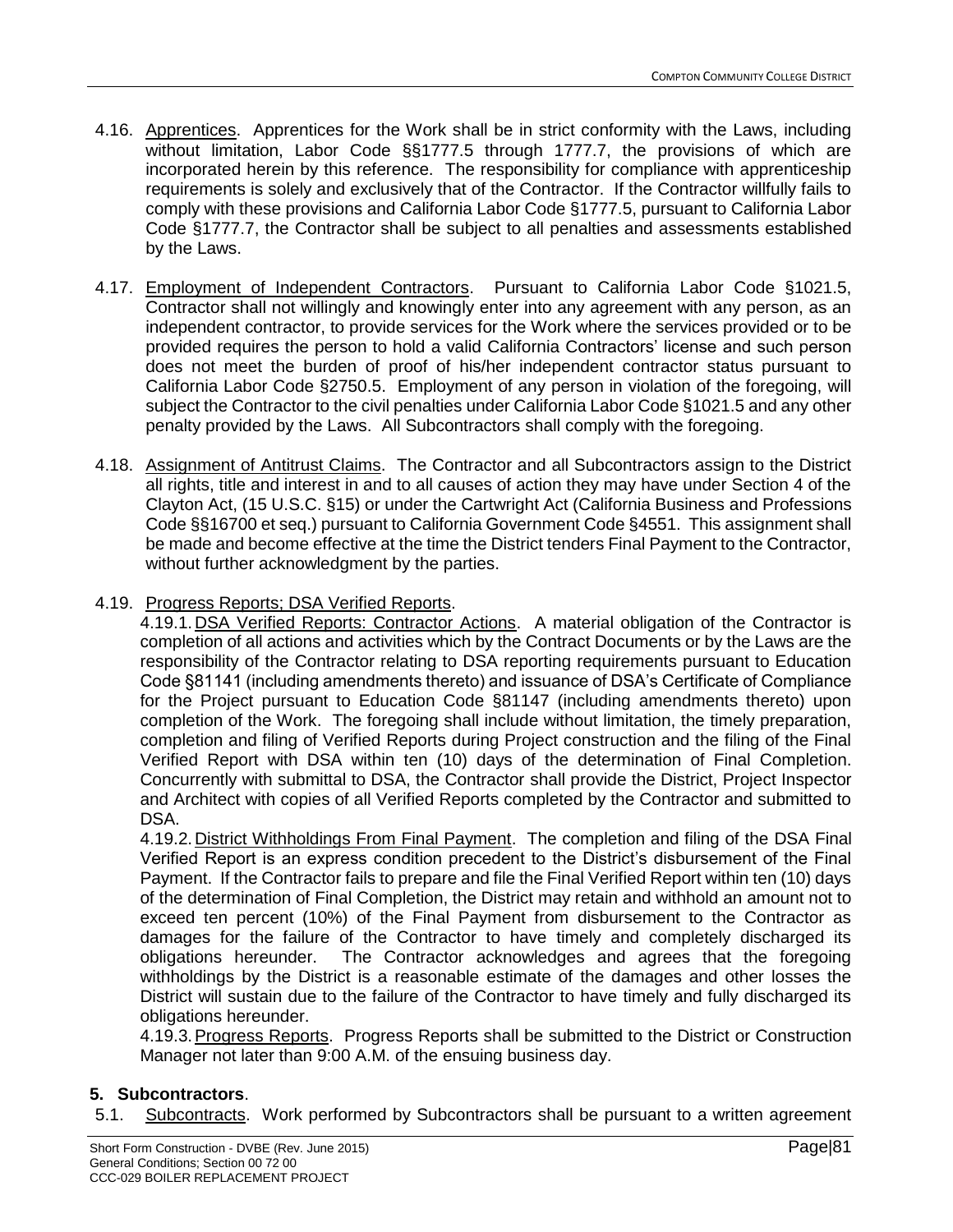4.16. Apprentices. Apprentices for the Work shall be in strict conformity with the Laws, including without limitation, Labor Code §§1777.5 through 1777.7, the provisions of which are incorporated herein by this reference. The responsibility for compliance with apprenticeship requirements is solely and exclusively that of the Contractor. If the Contractor willfully fails to comply with these provisions and California Labor Code §1777.5, pursuant to California Labor Code §1777.7, the Contractor shall be subject to all penalties and assessments established by the Laws.

4.17. Employment of Independent Contractors. Pursuant to California Labor Code §1021.5, Contractor shall not willingly and knowingly enter into any agreement with any person, as an independent contractor, to provide services for the Work where the services provided or to be provided requires the person to hold a valid California Contractors' license and such person does not meet the burden of proof of his/her independent contractor status pursuant to California Labor Code §2750.5. Employment of any person in violation of the foregoing, will subject the Contractor to the civil penalties under California Labor Code §1021.5 and any other penalty provided by the Laws. All Subcontractors shall comply with the foregoing.

4.18. Assignment of Antitrust Claims. The Contractor and all Subcontractors assign to the District all rights, title and interest in and to all causes of action they may have under Section 4 of the Clayton Act, (15 U.S.C. §15) or under the Cartwright Act (California Business and Professions Code §§16700 et seq.) pursuant to California Government Code §4551. This assignment shall be made and become effective at the time the District tenders Final Payment to the Contractor, without further acknowledgment by the parties.

4.19. Progress Reports; DSA Verified Reports.

4.19.1. DSA Verified Reports: Contractor Actions. A material obligation of the Contractor is completion of all actions and activities which by the Contract Documents or by the Laws are the responsibility of the Contractor relating to DSA reporting requirements pursuant to Education Code §81141 (including amendments thereto) and issuance of DSA's Certificate of Compliance for the Project pursuant to Education Code §81147 (including amendments thereto) upon completion of the Work. The foregoing shall include without limitation, the timely preparation, completion and filing of Verified Reports during Project construction and the filing of the Final Verified Report with DSA within ten (10) days of the determination of Final Completion. Concurrently with submittal to DSA, the Contractor shall provide the District, Project Inspector and Architect with copies of all Verified Reports completed by the Contractor and submitted to DSA.

4.19.2. District Withholdings From Final Payment. The completion and filing of the DSA Final Verified Report is an express condition precedent to the District's disbursement of the Final Payment. If the Contractor fails to prepare and file the Final Verified Report within ten (10) days of the determination of Final Completion, the District may retain and withhold an amount not to exceed ten percent (10%) of the Final Payment from disbursement to the Contractor as damages for the failure of the Contractor to have timely and completely discharged its obligations hereunder. The Contractor acknowledges and agrees that the foregoing withholdings by the District is a reasonable estimate of the damages and other losses the District will sustain due to the failure of the Contractor to have timely and fully discharged its obligations hereunder.

4.19.3. Progress Reports. Progress Reports shall be submitted to the District or Construction Manager not later than 9:00 A.M. of the ensuing business day.

## 5. Subcontractors.

5.1. Subcontracts. Work performed by Subcontractors shall be pursuant to a written agreement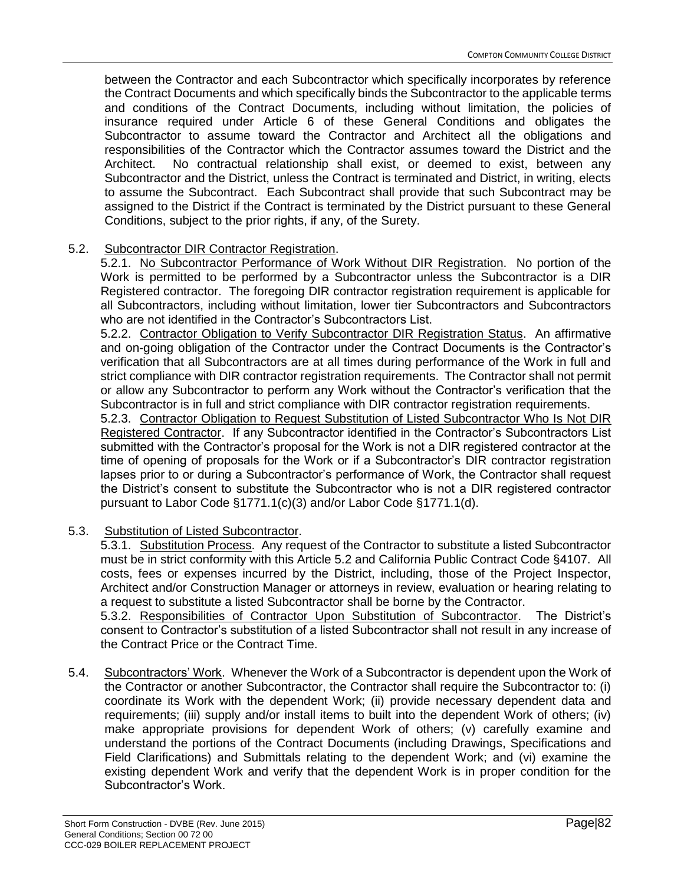between the Contractor and each Subcontractor which specifically incorporates by reference the Contract Documents and which specifically binds the Subcontractor to the applicable terms and conditions of the Contract Documents, including without limitation, the policies of insurance required under Article 6 of these General Conditions and obligates the Subcontractor to assume toward the Contractor and Architect all the obligations and responsibilities of the Contractor which the Contractor assumes toward the District and the Architect. No contractual relationship shall exist, or deemed to exist, between any Subcontractor and the District, unless the Contract is terminated and District, in writing, elects to assume the Subcontract. Each Subcontract shall provide that such Subcontract may be assigned to the District if the Contract is terminated by the District pursuant to these General Conditions, subject to the prior rights, if any, of the Surety.

5.2. Subcontractor DIR Contractor Registration.

5.2.1. No Subcontractor Performance of Work Without DIR Registration. No portion of the Work is permitted to be performed by a Subcontractor unless the Subcontractor is a DIR Registered contractor. The foregoing DIR contractor registration requirement is applicable for all Subcontractors, including without limitation, lower tier Subcontractors and Subcontractors who are not identified in the Contractor's Subcontractors List.

5.2.2. Contractor Obligation to Verify Subcontractor DIR Registration Status. An affirmative and on-going obligation of the Contractor under the Contract Documents is the Contractor's verification that all Subcontractors are at all times during performance of the Work in full and strict compliance with DIR contractor registration requirements. The Contractor shall not permit or allow any Subcontractor to perform any Work without the Contractor's verification that the Subcontractor is in full and strict compliance with DIR contractor registration requirements.

5.2.3. Contractor Obligation to Request Substitution of Listed Subcontractor Who Is Not DIR Registered Contractor. If any Subcontractor identified in the Contractor's Subcontractors List submitted with the Contractor's proposal for the Work is not a DIR registered contractor at the time of opening of proposals for the Work or if a Subcontractor's DIR contractor registration lapses prior to or during a Subcontractor's performance of Work, the Contractor shall request the District's consent to substitute the Subcontractor who is not a DIR registered contractor pursuant to Labor Code §1771.1(c)(3) and/or Labor Code §1771.1(d).

5.3. Substitution of Listed Subcontractor.

5.3.1. Substitution Process. Any request of the Contractor to substitute a listed Subcontractor must be in strict conformity with this Article 5.2 and California Public Contract Code §4107. All costs, fees or expenses incurred by the District, including, those of the Project Inspector, Architect and/or Construction Manager or attorneys in review, evaluation or hearing relating to a request to substitute a listed Subcontractor shall be borne by the Contractor.

5.3.2. Responsibilities of Contractor Upon Substitution of Subcontractor. The District's consent to Contractor's substitution of a listed Subcontractor shall not result in any increase of the Contract Price or the Contract Time.

5.4. Subcontractors' Work. Whenever the Work of a Subcontractor is dependent upon the Work of the Contractor or another Subcontractor, the Contractor shall require the Subcontractor to: (i) coordinate its Work with the dependent Work; (ii) provide necessary dependent data and requirements; (iii) supply and/or install items to built into the dependent Work of others; (iv) make appropriate provisions for dependent Work of others; (v) carefully examine and understand the portions of the Contract Documents (including Drawings, Specifications and Field Clarifications) and Submittals relating to the dependent Work; and (vi) examine the existing dependent Work and verify that the dependent Work is in proper condition for the Subcontractor's Work.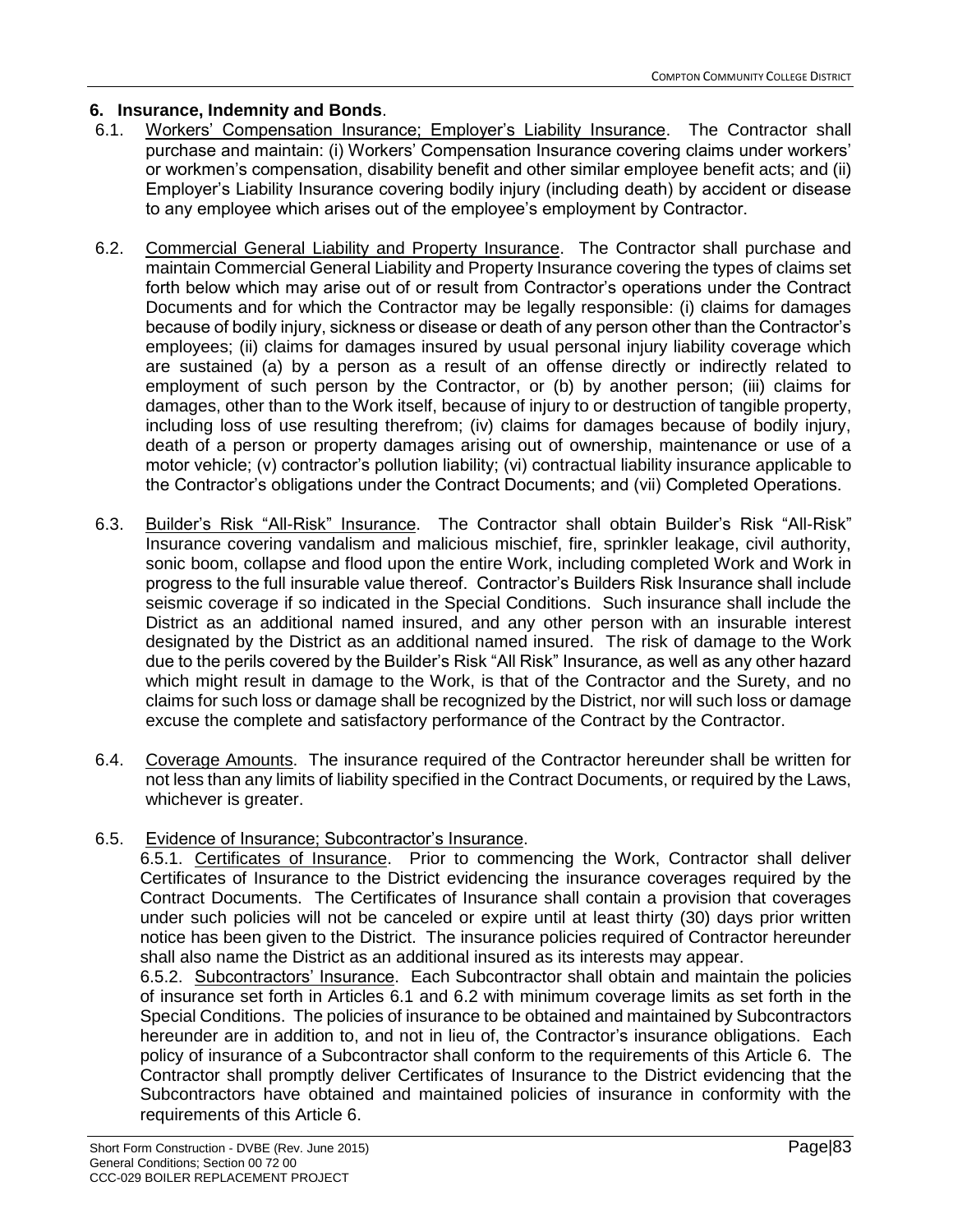## 6. Insurance, Indemnity and Bonds.

6.1. Workers' Compensation Insurance; Employer's Liability Insurance. The Contractor shall purchase and maintain: (i) Workers' Compensation Insurance covering claims under workers' or workmen's compensation, disability benefit and other similar employee benefit acts; and (ii) Employer's Liability Insurance covering bodily injury (including death) by accident or disease to any employee which arises out of the employee's employment by Contractor.

6.2. Commercial General Liability and Property Insurance. The Contractor shall purchase and maintain Commercial General Liability and Property Insurance covering the types of claims set forth below which may arise out of or result from Contractor's operations under the Contract Documents and for which the Contractor may be legally responsible: (i) claims for damages because of bodily injury, sickness or disease or death of any person other than the Contractor's employees; (ii) claims for damages insured by usual personal injury liability coverage which are sustained (a) by a person as a result of an offense directly or indirectly related to employment of such person by the Contractor, or (b) by another person; (iii) claims for damages, other than to the Work itself, because of injury to or destruction of tangible property, including loss of use resulting therefrom; (iv) claims for damages because of bodily injury, death of a person or property damages arising out of ownership, maintenance or use of a motor vehicle; (v) contractor's pollution liability; (vi) contractual liability insurance applicable to the Contractor's obligations under the Contract Documents; and (vii) Completed Operations.

6.3. Builder's Risk "All-Risk" Insurance. The Contractor shall obtain Builder's Risk "All-Risk" Insurance covering vandalism and malicious mischief, fire, sprinkler leakage, civil authority, sonic boom, collapse and flood upon the entire Work, including completed Work and Work in progress to the full insurable value thereof. Contractor's Builders Risk Insurance shall include seismic coverage if so indicated in the Special Conditions. Such insurance shall include the District as an additional named insured, and any other person with an insurable interest designated by the District as an additional named insured. The risk of damage to the Work due to the perils covered by the Builder's Risk "All Risk" Insurance, as well as any other hazard which might result in damage to the Work, is that of the Contractor and the Surety, and no claims for such loss or damage shall be recognized by the District, nor will such loss or damage excuse the complete and satisfactory performance of the Contract by the Contractor.

6.4. Coverage Amounts. The insurance required of the Contractor hereunder shall be written for not less than any limits of liability specified in the Contract Documents, or required by the Laws, whichever is greater.

6.5. Evidence of Insurance; Subcontractor's Insurance.

6.5.1. Certificates of Insurance. Prior to commencing the Work, Contractor shall deliver Certificates of Insurance to the District evidencing the insurance coverages required by the Contract Documents. The Certificates of Insurance shall contain a provision that coverages under such policies will not be canceled or expire until at least thirty (30) days prior written notice has been given to the District. The insurance policies required of Contractor hereunder shall also name the District as an additional insured as its interests may appear.

6.5.2. Subcontractors' Insurance. Each Subcontractor shall obtain and maintain the policies of insurance set forth in Articles 6.1 and 6.2 with minimum coverage limits as set forth in the Special Conditions. The policies of insurance to be obtained and maintained by Subcontractors hereunder are in addition to, and not in lieu of, the Contractor's insurance obligations. Each policy of insurance of a Subcontractor shall conform to the requirements of this Article 6. The Contractor shall promptly deliver Certificates of Insurance to the District evidencing that the Subcontractors have obtained and maintained policies of insurance in conformity with the requirements of this Article 6.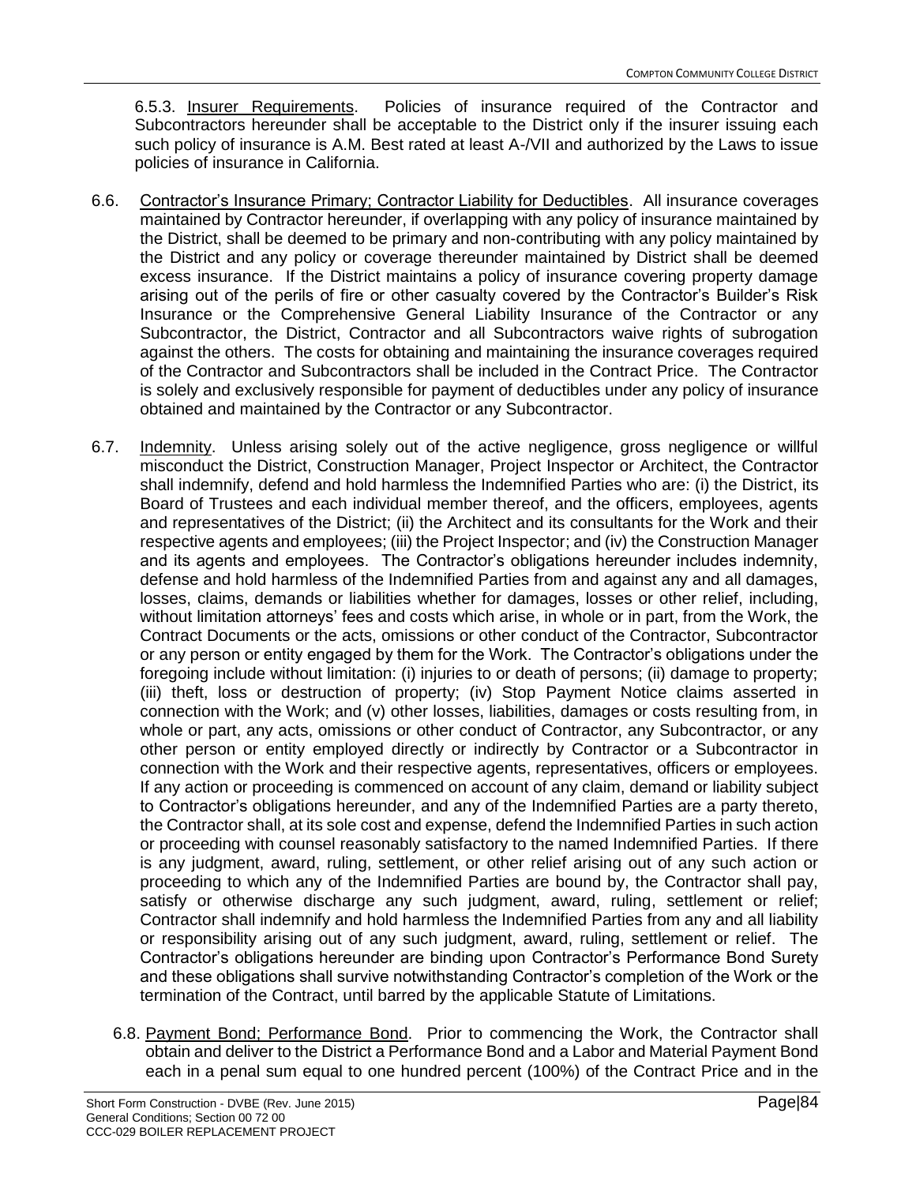6.5.3. Insurer Requirements. Policies of insurance required of the Contractor and Subcontractors hereunder shall be acceptable to the District only if the insurer issuing each such policy of insurance is A.M. Best rated at least A-/VII and authorized by the Laws to issue policies of insurance in California.

6.6. Contractor's Insurance Primary; Contractor Liability for Deductibles. All insurance coverages maintained by Contractor hereunder, if overlapping with any policy of insurance maintained by the District, shall be deemed to be primary and non-contributing with any policy maintained by the District and any policy or coverage thereunder maintained by District shall be deemed excess insurance. If the District maintains a policy of insurance covering property damage arising out of the perils of fire or other casualty covered by the Contractor's Builder's Risk Insurance or the Comprehensive General Liability Insurance of the Contractor or any Subcontractor, the District, Contractor and all Subcontractors waive rights of subrogation against the others. The costs for obtaining and maintaining the insurance coverages required of the Contractor and Subcontractors shall be included in the Contract Price. The Contractor is solely and exclusively responsible for payment of deductibles under any policy of insurance obtained and maintained by the Contractor or any Subcontractor.

6.7. Indemnity. Unless arising solely out of the active negligence, gross negligence or willful misconduct the District, Construction Manager, Project Inspector or Architect, the Contractor shall indemnify, defend and hold harmless the Indemnified Parties who are: (i) the District, its Board of Trustees and each individual member thereof, and the officers, employees, agents and representatives of the District; (ii) the Architect and its consultants for the Work and their respective agents and employees; (iii) the Project Inspector; and (iv) the Construction Manager and its agents and employees. The Contractor's obligations hereunder includes indemnity, defense and hold harmless of the Indemnified Parties from and against any and all damages, losses, claims, demands or liabilities whether for damages, losses or other relief, including, without limitation attorneys' fees and costs which arise, in whole or in part, from the Work, the Contract Documents or the acts, omissions or other conduct of the Contractor, Subcontractor or any person or entity engaged by them for the Work. The Contractor's obligations under the foregoing include without limitation: (i) injuries to or death of persons; (ii) damage to property; (iii) theft, loss or destruction of property; (iv) Stop Payment Notice claims asserted in connection with the Work; and (v) other losses, liabilities, damages or costs resulting from, in whole or part, any acts, omissions or other conduct of Contractor, any Subcontractor, or any other person or entity employed directly or indirectly by Contractor or a Subcontractor in connection with the Work and their respective agents, representatives, officers or employees. If any action or proceeding is commenced on account of any claim, demand or liability subject to Contractor's obligations hereunder, and any of the Indemnified Parties are a party thereto, the Contractor shall, at its sole cost and expense, defend the Indemnified Parties in such action or proceeding with counsel reasonably satisfactory to the named Indemnified Parties. If there is any judgment, award, ruling, settlement, or other relief arising out of any such action or proceeding to which any of the Indemnified Parties are bound by, the Contractor shall pay, satisfy or otherwise discharge any such judgment, award, ruling, settlement or relief; Contractor shall indemnify and hold harmless the Indemnified Parties from any and all liability or responsibility arising out of any such judgment, award, ruling, settlement or relief. The Contractor's obligations hereunder are binding upon Contractor's Performance Bond Surety and these obligations shall survive notwithstanding Contractor's completion of the Work or the termination of the Contract, until barred by the applicable Statute of Limitations.

6.8. Payment Bond; Performance Bond. Prior to commencing the Work, the Contractor shall obtain and deliver to the District a Performance Bond and a Labor and Material Payment Bond each in a penal sum equal to one hundred percent (100%) of the Contract Price and in the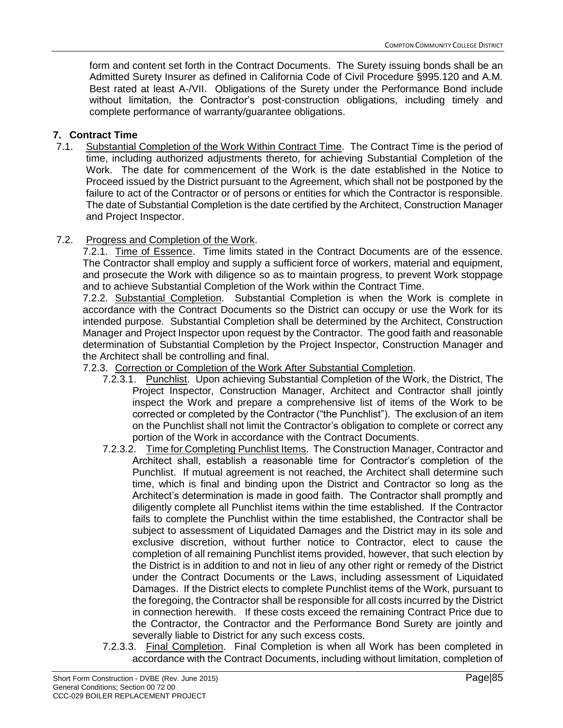form and content set forth in the Contract Documents. The Surety issuing bonds shall be an Admitted Surety Insurer as defined in California Code of Civil Procedure §995.120 and A.M. Best rated at least A-/VII. Obligations of the Surety under the Performance Bond include without limitation, the Contractor's post-construction obligations, including timely and complete performance of warranty/guarantee obligations.

## 7. Contract Time

7.1. Substantial Completion of the Work Within Contract Time. The Contract Time is the period of time, including authorized adjustments thereto, for achieving Substantial Completion of the Work. The date for commencement of the Work is the date established in the Notice to Proceed issued by the District pursuant to the Agreement, which shall not be postponed by the failure to act of the Contractor or of persons or entities for which the Contractor is responsible. The date of Substantial Completion is the date certified by the Architect, Construction Manager and Project Inspector.

7.2. Progress and Completion of the Work.

7.2.1. Time of Essence. Time limits stated in the Contract Documents are of the essence. The Contractor shall employ and supply a sufficient force of workers, material and equipment, and prosecute the Work with diligence so as to maintain progress, to prevent Work stoppage and to achieve Substantial Completion of the Work within the Contract Time.

7.2.2. Substantial Completion. Substantial Completion is when the Work is complete in accordance with the Contract Documents so the District can occupy or use the Work for its intended purpose. Substantial Completion shall be determined by the Architect, Construction Manager and Project Inspector upon request by the Contractor. The good faith and reasonable determination of Substantial Completion by the Project Inspector, Construction Manager and the Architect shall be controlling and final.

7.2.3. Correction or Completion of the Work After Substantial Completion.

7.2.3.1. Punchlist. Upon achieving Substantial Completion of the Work, the District, The Project Inspector, Construction Manager, Architect and Contractor shall jointly inspect the Work and prepare a comprehensive list of items of the Work to be corrected or completed by the Contractor ("the Punchlist"). The exclusion of an item on the Punchlist shall not limit the Contractor's obligation to complete or correct any portion of the Work in accordance with the Contract Documents.

7.2.3.2. Time for Completing Punchlist Items. The Construction Manager, Contractor and Architect shall, establish a reasonable time for Contractor's completion of the Punchlist. If mutual agreement is not reached, the Architect shall determine such time, which is final and binding upon the District and Contractor so long as the Architect's determination is made in good faith. The Contractor shall promptly and diligently complete all Punchlist items within the time established. If the Contractor fails to complete the Punchlist within the time established, the Contractor shall be subject to assessment of Liquidated Damages and the District may in its sole and exclusive discretion, without further notice to Contractor, elect to cause the completion of all remaining Punchlist items provided, however, that such election by the District is in addition to and not in lieu of any other right or remedy of the District under the Contract Documents or the Laws, including assessment of Liquidated Damages. If the District elects to complete Punchlist items of the Work, pursuant to the foregoing, the Contractor shall be responsible for all costs incurred by the District in connection herewith. If these costs exceed the remaining Contract Price due to the Contractor, the Contractor and the Performance Bond Surety are jointly and severally liable to District for any such excess costs.

7.2.3.3. Final Completion. Final Completion is when all Work has been completed in accordance with the Contract Documents, including without limitation, completion of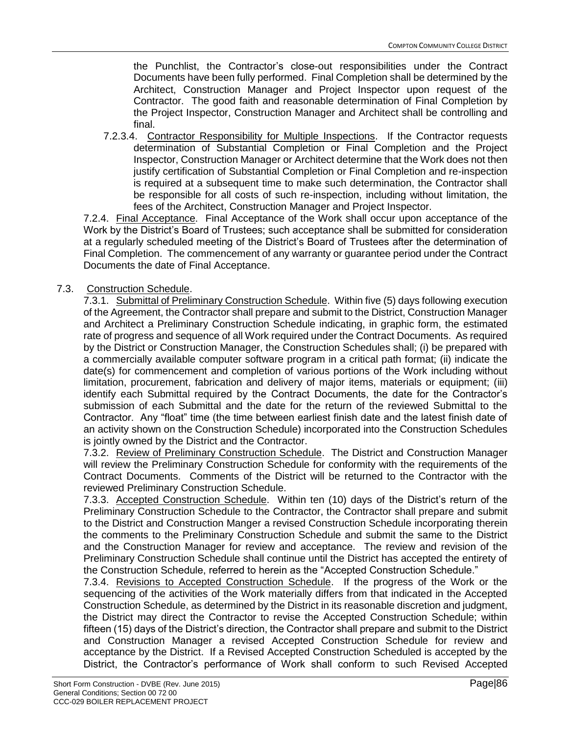the Punchlist, the Contractor's close-out responsibilities under the Contract Documents have been fully performed. Final Completion shall be determined by the Architect, Construction Manager and Project Inspector upon request of the Contractor. The good faith and reasonable determination of Final Completion by the Project Inspector, Construction Manager and Architect shall be controlling and final.

7.2.3.4. Contractor Responsibility for Multiple Inspections. If the Contractor requests determination of Substantial Completion or Final Completion and the Project Inspector, Construction Manager or Architect determine that the Work does not then justify certification of Substantial Completion or Final Completion and re-inspection is required at a subsequent time to make such determination, the Contractor shall be responsible for all costs of such re-inspection, including without limitation, the fees of the Architect, Construction Manager and Project Inspector.

7.2.4. Final Acceptance. Final Acceptance of the Work shall occur upon acceptance of the Work by the District's Board of Trustees; such acceptance shall be submitted for consideration at a regularly scheduled meeting of the District's Board of Trustees after the determination of Final Completion. The commencement of any warranty or guarantee period under the Contract Documents the date of Final Acceptance.

7.3. Construction Schedule.

7.3.1. Submittal of Preliminary Construction Schedule. Within five (5) days following execution of the Agreement, the Contractor shall prepare and submit to the District, Construction Manager and Architect a Preliminary Construction Schedule indicating, in graphic form, the estimated rate of progress and sequence of all Work required under the Contract Documents. As required by the District or Construction Manager, the Construction Schedules shall; (i) be prepared with a commercially available computer software program in a critical path format; (ii) indicate the date(s) for commencement and completion of various portions of the Work including without limitation, procurement, fabrication and delivery of major items, materials or equipment; (iii) identify each Submittal required by the Contract Documents, the date for the Contractor's submission of each Submittal and the date for the return of the reviewed Submittal to the Contractor. Any "float" time (the time between earliest finish date and the latest finish date of an activity shown on the Construction Schedule) incorporated into the Construction Schedules is jointly owned by the District and the Contractor.

7.3.2. Review of Preliminary Construction Schedule. The District and Construction Manager will review the Preliminary Construction Schedule for conformity with the requirements of the Contract Documents. Comments of the District will be returned to the Contractor with the reviewed Preliminary Construction Schedule.

7.3.3. Accepted Construction Schedule. Within ten (10) days of the District's return of the Preliminary Construction Schedule to the Contractor, the Contractor shall prepare and submit to the District and Construction Manger a revised Construction Schedule incorporating therein the comments to the Preliminary Construction Schedule and submit the same to the District and the Construction Manager for review and acceptance. The review and revision of the Preliminary Construction Schedule shall continue until the District has accepted the entirety of the Construction Schedule, referred to herein as the "Accepted Construction Schedule."

7.3.4. Revisions to Accepted Construction Schedule. If the progress of the Work or the sequencing of the activities of the Work materially differs from that indicated in the Accepted Construction Schedule, as determined by the District in its reasonable discretion and judgment, the District may direct the Contractor to revise the Accepted Construction Schedule; within fifteen (15) days of the District's direction, the Contractor shall prepare and submit to the District and Construction Manager a revised Accepted Construction Schedule for review and acceptance by the District. If a Revised Accepted Construction Scheduled is accepted by the District, the Contractor's performance of Work shall conform to such Revised Accepted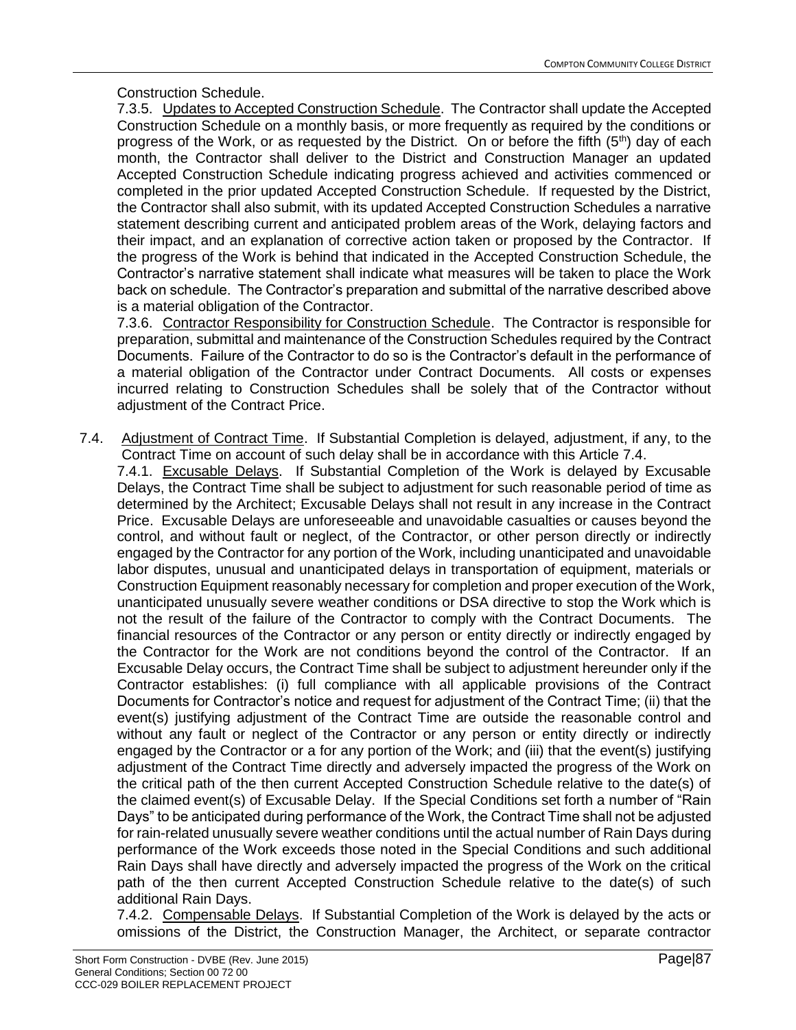Construction Schedule.

7.3.5. Updates to Accepted Construction Schedule. The Contractor shall update the Accepted Construction Schedule on a monthly basis, or more frequently as required by the conditions or progress of the Work, or as requested by the District. On or before the fifth (5th) day of each month, the Contractor shall deliver to the District and Construction Manager an updated Accepted Construction Schedule indicating progress achieved and activities commenced or completed in the prior updated Accepted Construction Schedule. If requested by the District, the Contractor shall also submit, with its updated Accepted Construction Schedules a narrative statement describing current and anticipated problem areas of the Work, delaying factors and their impact, and an explanation of corrective action taken or proposed by the Contractor. If the progress of the Work is behind that indicated in the Accepted Construction Schedule, the Contractor's narrative statement shall indicate what measures will be taken to place the Work back on schedule. The Contractor's preparation and submittal of the narrative described above is a material obligation of the Contractor.

7.3.6. Contractor Responsibility for Construction Schedule. The Contractor is responsible for preparation, submittal and maintenance of the Construction Schedules required by the Contract Documents. Failure of the Contractor to do so is the Contractor's default in the performance of a material obligation of the Contractor under Contract Documents. All costs or expenses incurred relating to Construction Schedules shall be solely that of the Contractor without adjustment of the Contract Price.

7.4. Adjustment of Contract Time. If Substantial Completion is delayed, adjustment, if any, to the Contract Time on account of such delay shall be in accordance with this Article 7.4.

7.4.1. Excusable Delays. If Substantial Completion of the Work is delayed by Excusable Delays, the Contract Time shall be subject to adjustment for such reasonable period of time as determined by the Architect; Excusable Delays shall not result in any increase in the Contract Price. Excusable Delays are unforeseeable and unavoidable casualties or causes beyond the control, and without fault or neglect, of the Contractor, or other person directly or indirectly engaged by the Contractor for any portion of the Work, including unanticipated and unavoidable labor disputes, unusual and unanticipated delays in transportation of equipment, materials or Construction Equipment reasonably necessary for completion and proper execution of the Work, unanticipated unusually severe weather conditions or DSA directive to stop the Work which is not the result of the failure of the Contractor to comply with the Contract Documents. The financial resources of the Contractor or any person or entity directly or indirectly engaged by the Contractor for the Work are not conditions beyond the control of the Contractor. If an Excusable Delay occurs, the Contract Time shall be subject to adjustment hereunder only if the Contractor establishes: (i) full compliance with all applicable provisions of the Contract Documents for Contractor's notice and request for adjustment of the Contract Time; (ii) that the event(s) justifying adjustment of the Contract Time are outside the reasonable control and without any fault or neglect of the Contractor or any person or entity directly or indirectly engaged by the Contractor or a for any portion of the Work; and (iii) that the event(s) justifying adjustment of the Contract Time directly and adversely impacted the progress of the Work on the critical path of the then current Accepted Construction Schedule relative to the date(s) of the claimed event(s) of Excusable Delay. If the Special Conditions set forth a number of "Rain Days" to be anticipated during performance of the Work, the Contract Time shall not be adjusted for rain-related unusually severe weather conditions until the actual number of Rain Days during performance of the Work exceeds those noted in the Special Conditions and such additional Rain Days shall have directly and adversely impacted the progress of the Work on the critical path of the then current Accepted Construction Schedule relative to the date(s) of such additional Rain Days.

7.4.2. Compensable Delays. If Substantial Completion of the Work is delayed by the acts or omissions of the District, the Construction Manager, the Architect, or separate contractor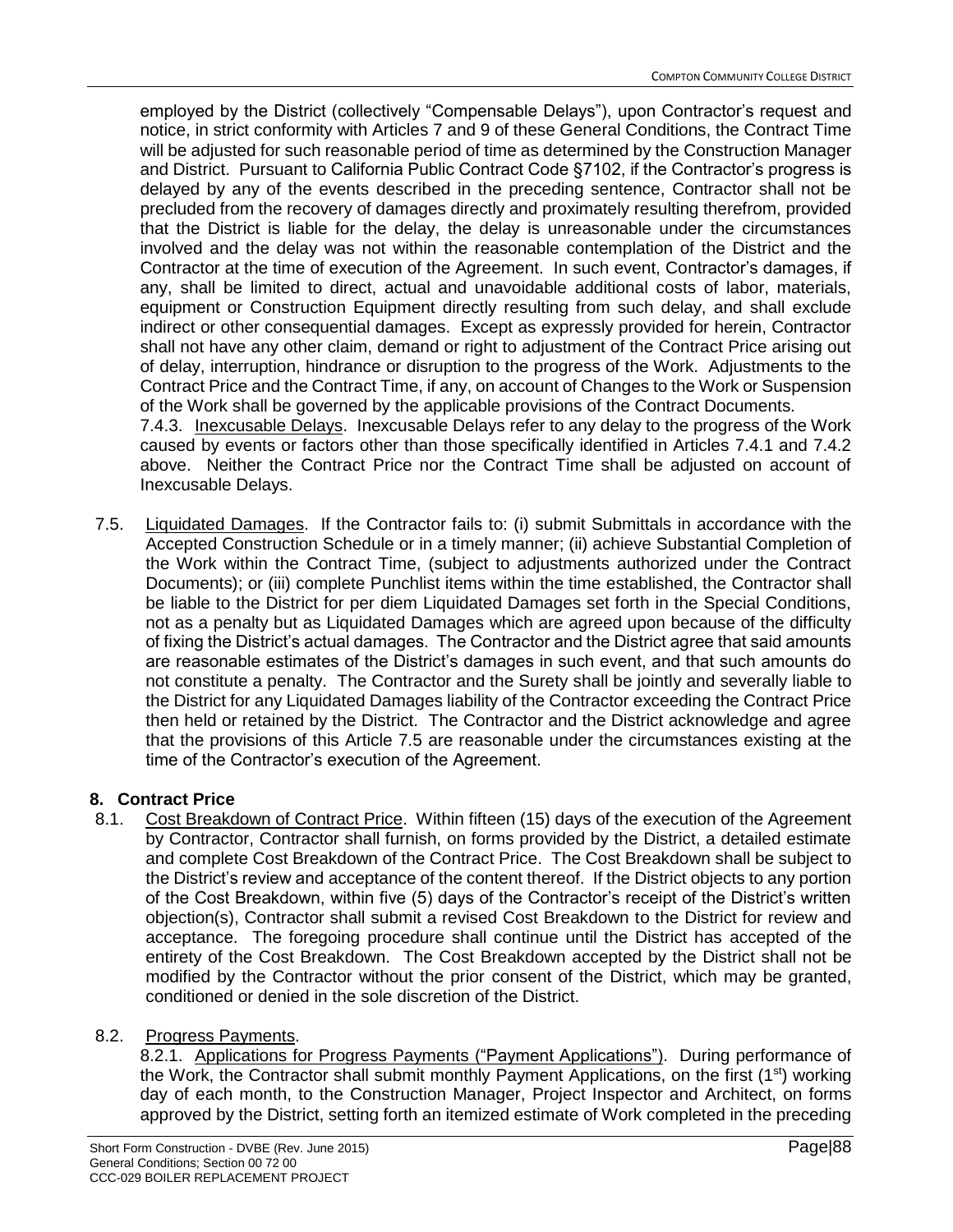employed by the District (collectively "Compensable Delays"), upon Contractor's request and notice, in strict conformity with Articles 7 and 9 of these General Conditions, the Contract Time will be adjusted for such reasonable period of time as determined by the Construction Manager and District. Pursuant to California Public Contract Code §7102, if the Contractor's progress is delayed by any of the events described in the preceding sentence, Contractor shall not be precluded from the recovery of damages directly and proximately resulting therefrom, provided that the District is liable for the delay, the delay is unreasonable under the circumstances involved and the delay was not within the reasonable contemplation of the District and the Contractor at the time of execution of the Agreement. In such event, Contractor's damages, if any, shall be limited to direct, actual and unavoidable additional costs of labor, materials, equipment or Construction Equipment directly resulting from such delay, and shall exclude indirect or other consequential damages. Except as expressly provided for herein, Contractor shall not have any other claim, demand or right to adjustment of the Contract Price arising out of delay, interruption, hindrance or disruption to the progress of the Work. Adjustments to the Contract Price and the Contract Time, if any, on account of Changes to the Work or Suspension of the Work shall be governed by the applicable provisions of the Contract Documents.

7.4.3. Inexcusable Delays. Inexcusable Delays refer to any delay to the progress of the Work caused by events or factors other than those specifically identified in Articles 7.4.1 and 7.4.2 above. Neither the Contract Price nor the Contract Time shall be adjusted on account of Inexcusable Delays.

7.5. Liquidated Damages. If the Contractor fails to: (i) submit Submittals in accordance with the Accepted Construction Schedule or in a timely manner; (ii) achieve Substantial Completion of the Work within the Contract Time, (subject to adjustments authorized under the Contract Documents); or (iii) complete Punchlist items within the time established, the Contractor shall be liable to the District for per diem Liquidated Damages set forth in the Special Conditions, not as a penalty but as Liquidated Damages which are agreed upon because of the difficulty of fixing the District's actual damages. The Contractor and the District agree that said amounts are reasonable estimates of the District's damages in such event, and that such amounts do not constitute a penalty. The Contractor and the Surety shall be jointly and severally liable to the District for any Liquidated Damages liability of the Contractor exceeding the Contract Price then held or retained by the District. The Contractor and the District acknowledge and agree that the provisions of this Article 7.5 are reasonable under the circumstances existing at the time of the Contractor's execution of the Agreement.

## 8. Contract Price

8.1. Cost Breakdown of Contract Price. Within fifteen (15) days of the execution of the Agreement by Contractor, Contractor shall furnish, on forms provided by the District, a detailed estimate and complete Cost Breakdown of the Contract Price. The Cost Breakdown shall be subject to the District's review and acceptance of the content thereof. If the District objects to any portion of the Cost Breakdown, within five (5) days of the Contractor's receipt of the District's written objection(s), Contractor shall submit a revised Cost Breakdown to the District for review and acceptance. The foregoing procedure shall continue until the District has accepted of the entirety of the Cost Breakdown. The Cost Breakdown accepted by the District shall not be modified by the Contractor without the prior consent of the District, which may be granted, conditioned or denied in the sole discretion of the District.

8.2. Progress Payments.

8.2.1. Applications for Progress Payments ("Payment Applications"). During performance of the Work, the Contractor shall submit monthly Payment Applications, on the first (1st) working day of each month, to the Construction Manager, Project Inspector and Architect, on forms approved by the District, setting forth an itemized estimate of Work completed in the preceding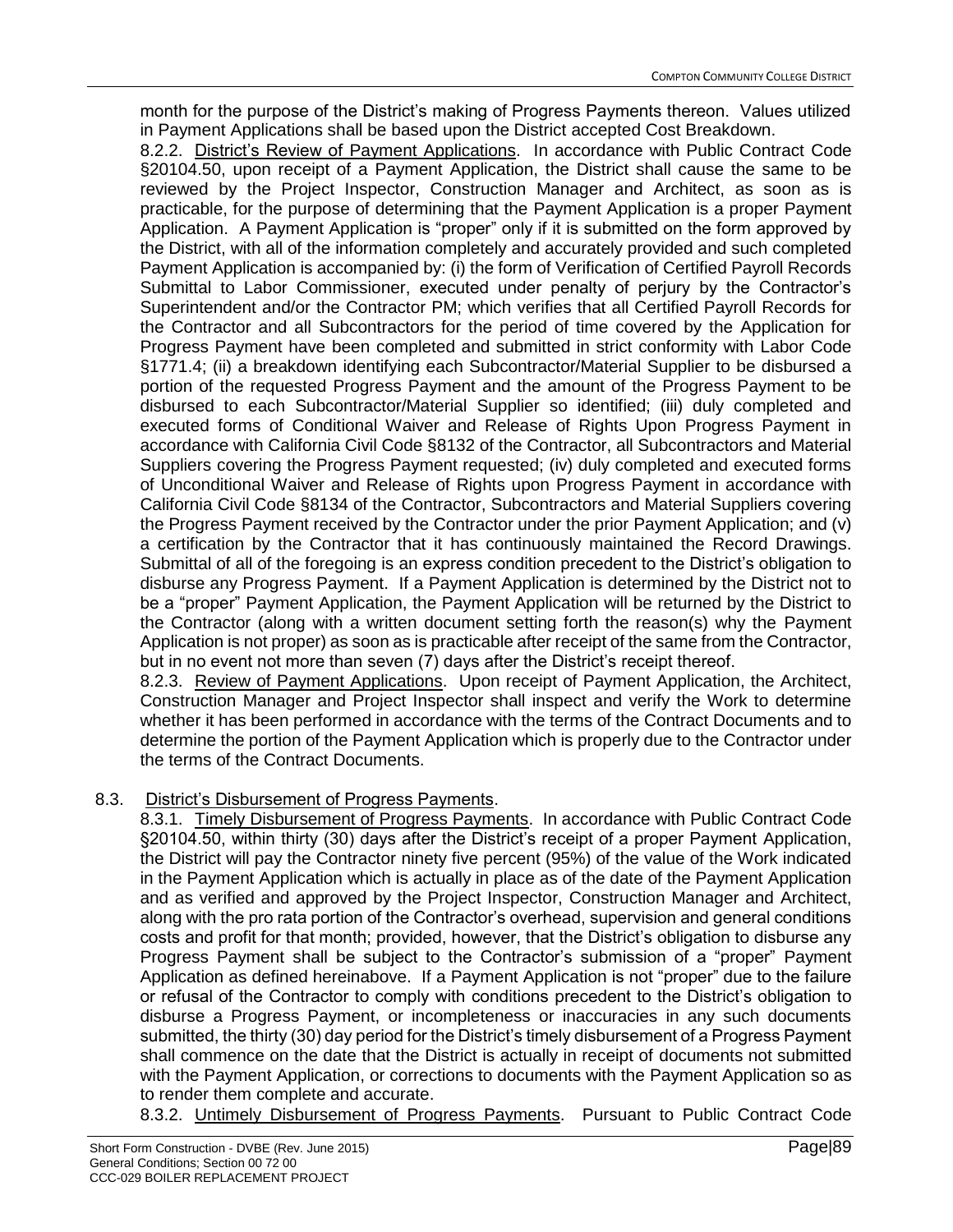month for the purpose of the District's making of Progress Payments thereon. Values utilized in Payment Applications shall be based upon the District accepted Cost Breakdown.

8.2.2. District's Review of Payment Applications. In accordance with Public Contract Code §20104.50, upon receipt of a Payment Application, the District shall cause the same to be reviewed by the Project Inspector, Construction Manager and Architect, as soon as is practicable, for the purpose of determining that the Payment Application is a proper Payment Application. A Payment Application is "proper" only if it is submitted on the form approved by the District, with all of the information completely and accurately provided and such completed Payment Application is accompanied by: (i) the form of Verification of Certified Payroll Records Submittal to Labor Commissioner, executed under penalty of perjury by the Contractor's Superintendent and/or the Contractor PM; which verifies that all Certified Payroll Records for the Contractor and all Subcontractors for the period of time covered by the Application for Progress Payment have been completed and submitted in strict conformity with Labor Code §1771.4; (ii) a breakdown identifying each Subcontractor/Material Supplier to be disbursed a portion of the requested Progress Payment and the amount of the Progress Payment to be disbursed to each Subcontractor/Material Supplier so identified; (iii) duly completed and executed forms of Conditional Waiver and Release of Rights Upon Progress Payment in accordance with California Civil Code §8132 of the Contractor, all Subcontractors and Material Suppliers covering the Progress Payment requested; (iv) duly completed and executed forms of Unconditional Waiver and Release of Rights upon Progress Payment in accordance with California Civil Code §8134 of the Contractor, Subcontractors and Material Suppliers covering the Progress Payment received by the Contractor under the prior Payment Application; and (v) a certification by the Contractor that it has continuously maintained the Record Drawings. Submittal of all of the foregoing is an express condition precedent to the District's obligation to disburse any Progress Payment. If a Payment Application is determined by the District not to be a "proper" Payment Application, the Payment Application will be returned by the District to the Contractor (along with a written document setting forth the reason(s) why the Payment Application is not proper) as soon as is practicable after receipt of the same from the Contractor, but in no event not more than seven (7) days after the District's receipt thereof.

8.2.3. Review of Payment Applications. Upon receipt of Payment Application, the Architect, Construction Manager and Project Inspector shall inspect and verify the Work to determine whether it has been performed in accordance with the terms of the Contract Documents and to determine the portion of the Payment Application which is properly due to the Contractor under the terms of the Contract Documents.

8.3. District's Disbursement of Progress Payments.

8.3.1. Timely Disbursement of Progress Payments. In accordance with Public Contract Code §20104.50, within thirty (30) days after the District's receipt of a proper Payment Application, the District will pay the Contractor ninety five percent (95%) of the value of the Work indicated in the Payment Application which is actually in place as of the date of the Payment Application and as verified and approved by the Project Inspector, Construction Manager and Architect, along with the pro rata portion of the Contractor's overhead, supervision and general conditions costs and profit for that month; provided, however, that the District's obligation to disburse any Progress Payment shall be subject to the Contractor's submission of a "proper" Payment Application as defined hereinabove. If a Payment Application is not "proper" due to the failure or refusal of the Contractor to comply with conditions precedent to the District's obligation to disburse a Progress Payment, or incompleteness or inaccuracies in any such documents submitted, the thirty (30) day period for the District's timely disbursement of a Progress Payment shall commence on the date that the District is actually in receipt of documents not submitted with the Payment Application, or corrections to documents with the Payment Application so as to render them complete and accurate.

8.3.2. Untimely Disbursement of Progress Payments. Pursuant to Public Contract Code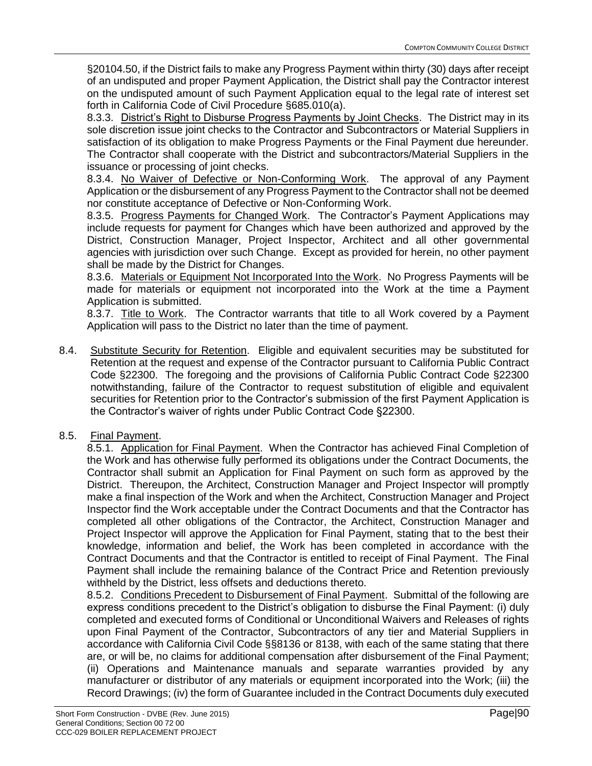§20104.50, if the District fails to make any Progress Payment within thirty (30) days after receipt of an undisputed and proper Payment Application, the District shall pay the Contractor interest on the undisputed amount of such Payment Application equal to the legal rate of interest set forth in California Code of Civil Procedure §685.010(a).

8.3.3. District's Right to Disburse Progress Payments by Joint Checks. The District may in its sole discretion issue joint checks to the Contractor and Subcontractors or Material Suppliers in satisfaction of its obligation to make Progress Payments or the Final Payment due hereunder. The Contractor shall cooperate with the District and subcontractors/Material Suppliers in the issuance or processing of joint checks.

8.3.4. No Waiver of Defective or Non-Conforming Work. The approval of any Payment Application or the disbursement of any Progress Payment to the Contractor shall not be deemed nor constitute acceptance of Defective or Non-Conforming Work.

8.3.5. Progress Payments for Changed Work. The Contractor's Payment Applications may include requests for payment for Changes which have been authorized and approved by the District, Construction Manager, Project Inspector, Architect and all other governmental agencies with jurisdiction over such Change. Except as provided for herein, no other payment shall be made by the District for Changes.

8.3.6. Materials or Equipment Not Incorporated Into the Work. No Progress Payments will be made for materials or equipment not incorporated into the Work at the time a Payment Application is submitted.

8.3.7. Title to Work. The Contractor warrants that title to all Work covered by a Payment Application will pass to the District no later than the time of payment.

8.4. Substitute Security for Retention. Eligible and equivalent securities may be substituted for Retention at the request and expense of the Contractor pursuant to California Public Contract Code §22300. The foregoing and the provisions of California Public Contract Code §22300 notwithstanding, failure of the Contractor to request substitution of eligible and equivalent securities for Retention prior to the Contractor's submission of the first Payment Application is the Contractor's waiver of rights under Public Contract Code §22300.

8.5. Final Payment.

8.5.1. Application for Final Payment. When the Contractor has achieved Final Completion of the Work and has otherwise fully performed its obligations under the Contract Documents, the Contractor shall submit an Application for Final Payment on such form as approved by the District. Thereupon, the Architect, Construction Manager and Project Inspector will promptly make a final inspection of the Work and when the Architect, Construction Manager and Project Inspector find the Work acceptable under the Contract Documents and that the Contractor has completed all other obligations of the Contractor, the Architect, Construction Manager and Project Inspector will approve the Application for Final Payment, stating that to the best their knowledge, information and belief, the Work has been completed in accordance with the Contract Documents and that the Contractor is entitled to receipt of Final Payment. The Final Payment shall include the remaining balance of the Contract Price and Retention previously withheld by the District, less offsets and deductions thereto.

8.5.2. Conditions Precedent to Disbursement of Final Payment. Submittal of the following are express conditions precedent to the District's obligation to disburse the Final Payment: (i) duly completed and executed forms of Conditional or Unconditional Waivers and Releases of rights upon Final Payment of the Contractor, Subcontractors of any tier and Material Suppliers in accordance with California Civil Code §§8136 or 8138, with each of the same stating that there are, or will be, no claims for additional compensation after disbursement of the Final Payment; (ii) Operations and Maintenance manuals and separate warranties provided by any manufacturer or distributor of any materials or equipment incorporated into the Work; (iii) the Record Drawings; (iv) the form of Guarantee included in the Contract Documents duly executed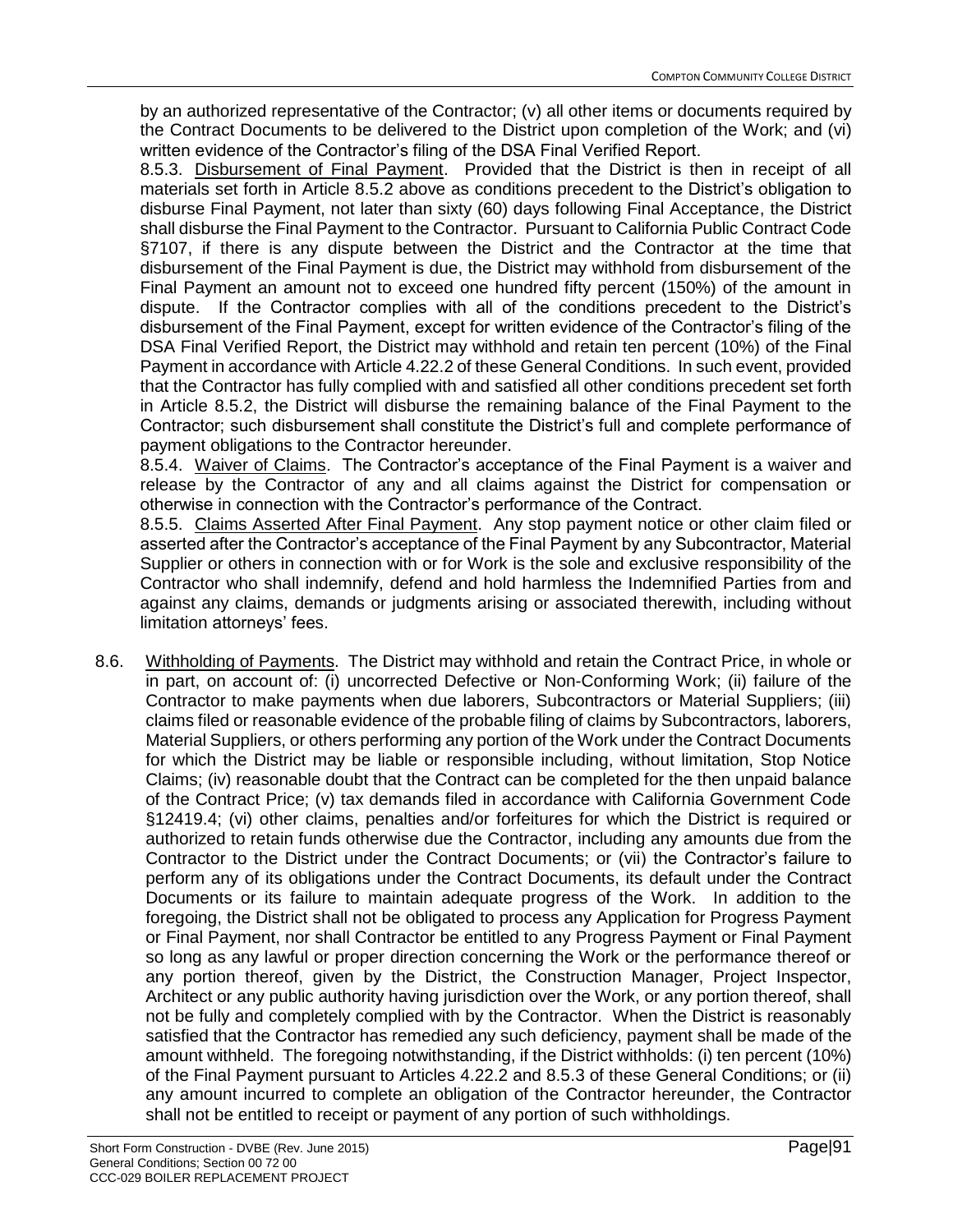by an authorized representative of the Contractor; (v) all other items or documents required by the Contract Documents to be delivered to the District upon completion of the Work; and (vi) written evidence of the Contractor's filing of the DSA Final Verified Report.

8.5.3. Disbursement of Final Payment. Provided that the District is then in receipt of all materials set forth in Article 8.5.2 above as conditions precedent to the District's obligation to disburse Final Payment, not later than sixty (60) days following Final Acceptance, the District shall disburse the Final Payment to the Contractor. Pursuant to California Public Contract Code §7107, if there is any dispute between the District and the Contractor at the time that disbursement of the Final Payment is due, the District may withhold from disbursement of the Final Payment an amount not to exceed one hundred fifty percent (150%) of the amount in dispute. If the Contractor complies with all of the conditions precedent to the District's disbursement of the Final Payment, except for written evidence of the Contractor's filing of the DSA Final Verified Report, the District may withhold and retain ten percent (10%) of the Final Payment in accordance with Article 4.22.2 of these General Conditions. In such event, provided that the Contractor has fully complied with and satisfied all other conditions precedent set forth in Article 8.5.2, the District will disburse the remaining balance of the Final Payment to the Contractor; such disbursement shall constitute the District's full and complete performance of payment obligations to the Contractor hereunder.

8.5.4. Waiver of Claims. The Contractor's acceptance of the Final Payment is a waiver and release by the Contractor of any and all claims against the District for compensation or otherwise in connection with the Contractor's performance of the Contract.

8.5.5. Claims Asserted After Final Payment. Any stop payment notice or other claim filed or asserted after the Contractor's acceptance of the Final Payment by any Subcontractor, Material Supplier or others in connection with or for Work is the sole and exclusive responsibility of the Contractor who shall indemnify, defend and hold harmless the Indemnified Parties from and against any claims, demands or judgments arising or associated therewith, including without limitation attorneys' fees.

8.6. Withholding of Payments. The District may withhold and retain the Contract Price, in whole or in part, on account of: (i) uncorrected Defective or Non-Conforming Work; (ii) failure of the Contractor to make payments when due laborers, Subcontractors or Material Suppliers; (iii) claims filed or reasonable evidence of the probable filing of claims by Subcontractors, laborers, Material Suppliers, or others performing any portion of the Work under the Contract Documents for which the District may be liable or responsible including, without limitation, Stop Notice Claims; (iv) reasonable doubt that the Contract can be completed for the then unpaid balance of the Contract Price; (v) tax demands filed in accordance with California Government Code §12419.4; (vi) other claims, penalties and/or forfeitures for which the District is required or authorized to retain funds otherwise due the Contractor, including any amounts due from the Contractor to the District under the Contract Documents; or (vii) the Contractor's failure to perform any of its obligations under the Contract Documents, its default under the Contract Documents or its failure to maintain adequate progress of the Work. In addition to the foregoing, the District shall not be obligated to process any Application for Progress Payment or Final Payment, nor shall Contractor be entitled to any Progress Payment or Final Payment so long as any lawful or proper direction concerning the Work or the performance thereof or any portion thereof, given by the District, the Construction Manager, Project Inspector, Architect or any public authority having jurisdiction over the Work, or any portion thereof, shall not be fully and completely complied with by the Contractor. When the District is reasonably satisfied that the Contractor has remedied any such deficiency, payment shall be made of the amount withheld. The foregoing notwithstanding, if the District withholds: (i) ten percent (10%) of the Final Payment pursuant to Articles 4.22.2 and 8.5.3 of these General Conditions; or (ii) any amount incurred to complete an obligation of the Contractor hereunder, the Contractor shall not be entitled to receipt or payment of any portion of such withholdings.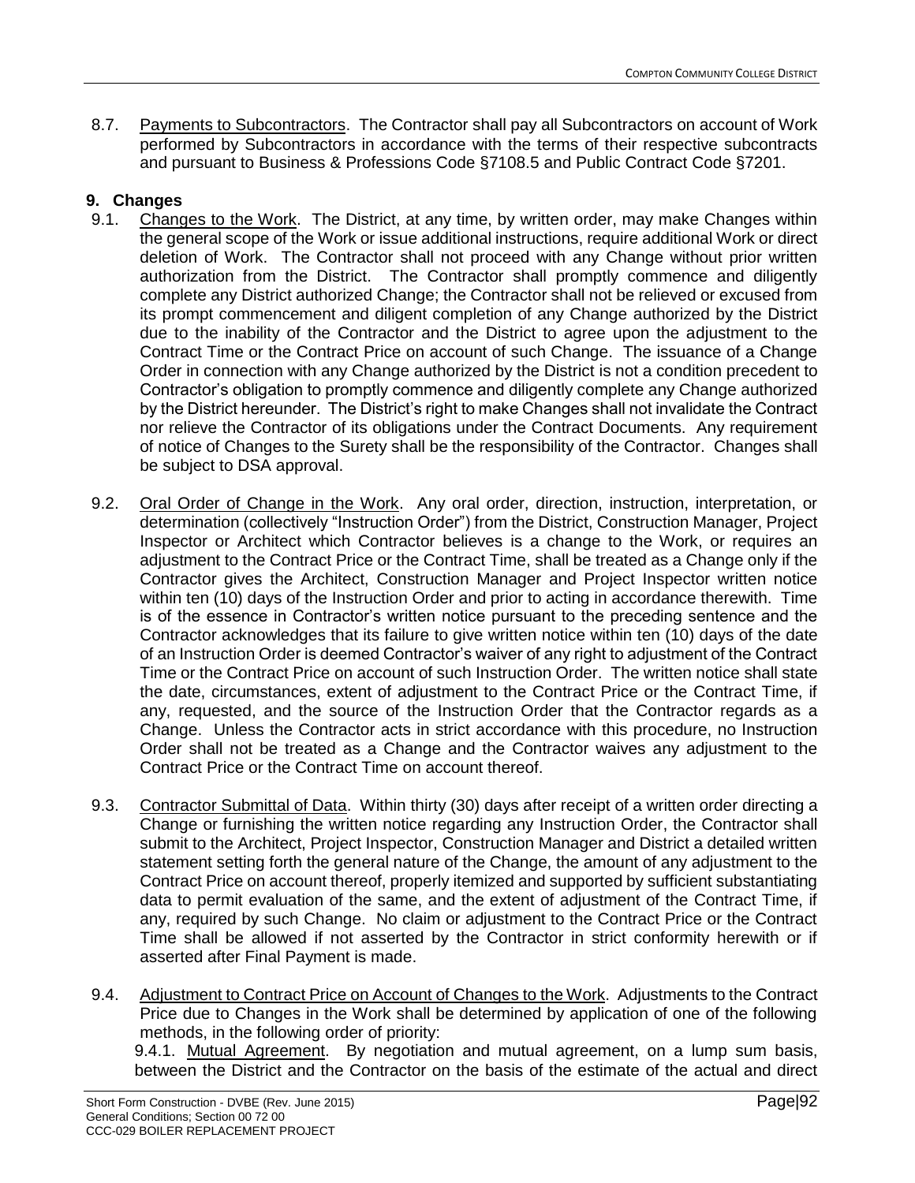8.7. Payments to Subcontractors. The Contractor shall pay all Subcontractors on account of Work performed by Subcontractors in accordance with the terms of their respective subcontracts and pursuant to Business & Professions Code §7108.5 and Public Contract Code §7201.

## 9. Changes

9.1. Changes to the Work. The District, at any time, by written order, may make Changes within the general scope of the Work or issue additional instructions, require additional Work or direct deletion of Work. The Contractor shall not proceed with any Change without prior written authorization from the District. The Contractor shall promptly commence and diligently complete any District authorized Change; the Contractor shall not be relieved or excused from its prompt commencement and diligent completion of any Change authorized by the District due to the inability of the Contractor and the District to agree upon the adjustment to the Contract Time or the Contract Price on account of such Change. The issuance of a Change Order in connection with any Change authorized by the District is not a condition precedent to Contractor's obligation to promptly commence and diligently complete any Change authorized by the District hereunder. The District's right to make Changes shall not invalidate the Contract nor relieve the Contractor of its obligations under the Contract Documents. Any requirement of notice of Changes to the Surety shall be the responsibility of the Contractor. Changes shall be subject to DSA approval.

9.2. Oral Order of Change in the Work. Any oral order, direction, instruction, interpretation, or determination (collectively "Instruction Order") from the District, Construction Manager, Project Inspector or Architect which Contractor believes is a change to the Work, or requires an adjustment to the Contract Price or the Contract Time, shall be treated as a Change only if the Contractor gives the Architect, Construction Manager and Project Inspector written notice within ten (10) days of the Instruction Order and prior to acting in accordance therewith. Time is of the essence in Contractor's written notice pursuant to the preceding sentence and the Contractor acknowledges that its failure to give written notice within ten (10) days of the date of an Instruction Order is deemed Contractor's waiver of any right to adjustment of the Contract Time or the Contract Price on account of such Instruction Order. The written notice shall state the date, circumstances, extent of adjustment to the Contract Price or the Contract Time, if any, requested, and the source of the Instruction Order that the Contractor regards as a Change. Unless the Contractor acts in strict accordance with this procedure, no Instruction Order shall not be treated as a Change and the Contractor waives any adjustment to the Contract Price or the Contract Time on account thereof.

9.3. Contractor Submittal of Data. Within thirty (30) days after receipt of a written order directing a Change or furnishing the written notice regarding any Instruction Order, the Contractor shall submit to the Architect, Project Inspector, Construction Manager and District a detailed written statement setting forth the general nature of the Change, the amount of any adjustment to the Contract Price on account thereof, properly itemized and supported by sufficient substantiating data to permit evaluation of the same, and the extent of adjustment of the Contract Time, if any, required by such Change. No claim or adjustment to the Contract Price or the Contract Time shall be allowed if not asserted by the Contractor in strict conformity herewith or if asserted after Final Payment is made.

9.4. Adjustment to Contract Price on Account of Changes to the Work. Adjustments to the Contract Price due to Changes in the Work shall be determined by application of one of the following methods, in the following order of priority:

9.4.1. Mutual Agreement. By negotiation and mutual agreement, on a lump sum basis, between the District and the Contractor on the basis of the estimate of the actual and direct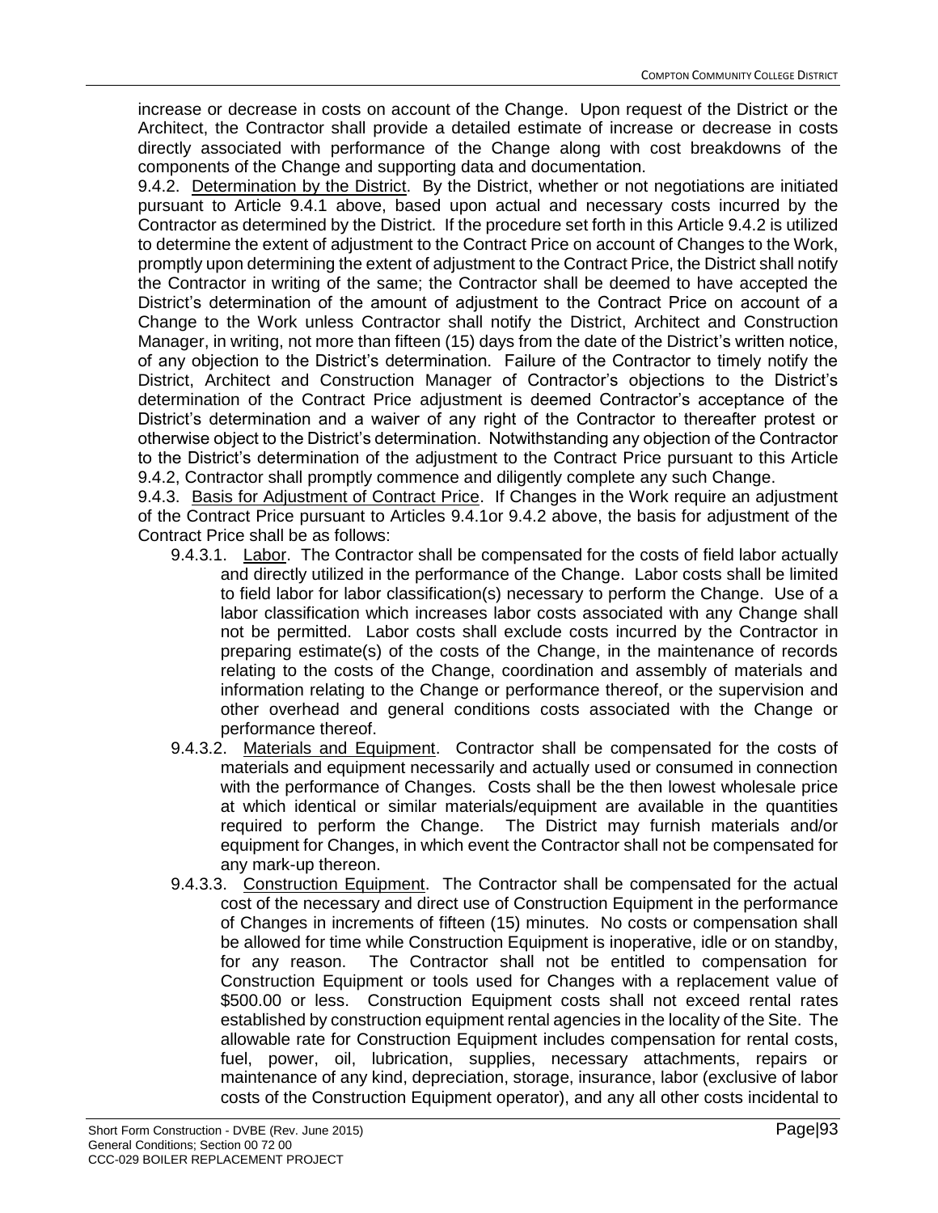increase or decrease in costs on account of the Change. Upon request of the District or the Architect, the Contractor shall provide a detailed estimate of increase or decrease in costs directly associated with performance of the Change along with cost breakdowns of the components of the Change and supporting data and documentation.

9.4.2. Determination by the District. By the District, whether or not negotiations are initiated pursuant to Article 9.4.1 above, based upon actual and necessary costs incurred by the Contractor as determined by the District. If the procedure set forth in this Article 9.4.2 is utilized to determine the extent of adjustment to the Contract Price on account of Changes to the Work, promptly upon determining the extent of adjustment to the Contract Price, the District shall notify the Contractor in writing of the same; the Contractor shall be deemed to have accepted the District's determination of the amount of adjustment to the Contract Price on account of a Change to the Work unless Contractor shall notify the District, Architect and Construction Manager, in writing, not more than fifteen (15) days from the date of the District's written notice, of any objection to the District's determination. Failure of the Contractor to timely notify the District, Architect and Construction Manager of Contractor's objections to the District's determination of the Contract Price adjustment is deemed Contractor's acceptance of the District's determination and a waiver of any right of the Contractor to thereafter protest or otherwise object to the District's determination. Notwithstanding any objection of the Contractor to the District's determination of the adjustment to the Contract Price pursuant to this Article 9.4.2, Contractor shall promptly commence and diligently complete any such Change.

9.4.3. Basis for Adjustment of Contract Price. If Changes in the Work require an adjustment of the Contract Price pursuant to Articles 9.4.1or 9.4.2 above, the basis for adjustment of the Contract Price shall be as follows:

- 9.4.3.1. Labor. The Contractor shall be compensated for the costs of field labor actually and directly utilized in the performance of the Change. Labor costs shall be limited to field labor for labor classification(s) necessary to perform the Change. Use of a labor classification which increases labor costs associated with any Change shall not be permitted. Labor costs shall exclude costs incurred by the Contractor in preparing estimate(s) of the costs of the Change, in the maintenance of records relating to the costs of the Change, coordination and assembly of materials and information relating to the Change or performance thereof, or the supervision and other overhead and general conditions costs associated with the Change or performance thereof.
- 9.4.3.2. Materials and Equipment. Contractor shall be compensated for the costs of materials and equipment necessarily and actually used or consumed in connection with the performance of Changes. Costs shall be the then lowest wholesale price at which identical or similar materials/equipment are available in the quantities required to perform the Change. The District may furnish materials and/or equipment for Changes, in which event the Contractor shall not be compensated for any mark-up thereon.
- 9.4.3.3. Construction Equipment. The Contractor shall be compensated for the actual cost of the necessary and direct use of Construction Equipment in the performance of Changes in increments of fifteen (15) minutes. No costs or compensation shall be allowed for time while Construction Equipment is inoperative, idle or on standby, for any reason. The Contractor shall not be entitled to compensation for Construction Equipment or tools used for Changes with a replacement value of $500.00 or less. Construction Equipment costs shall not exceed rental rates established by construction equipment rental agencies in the locality of the Site. The allowable rate for Construction Equipment includes compensation for rental costs, fuel, power, oil, lubrication, supplies, necessary attachments, repairs or maintenance of any kind, depreciation, storage, insurance, labor (exclusive of labor costs of the Construction Equipment operator), and any all other costs incidental to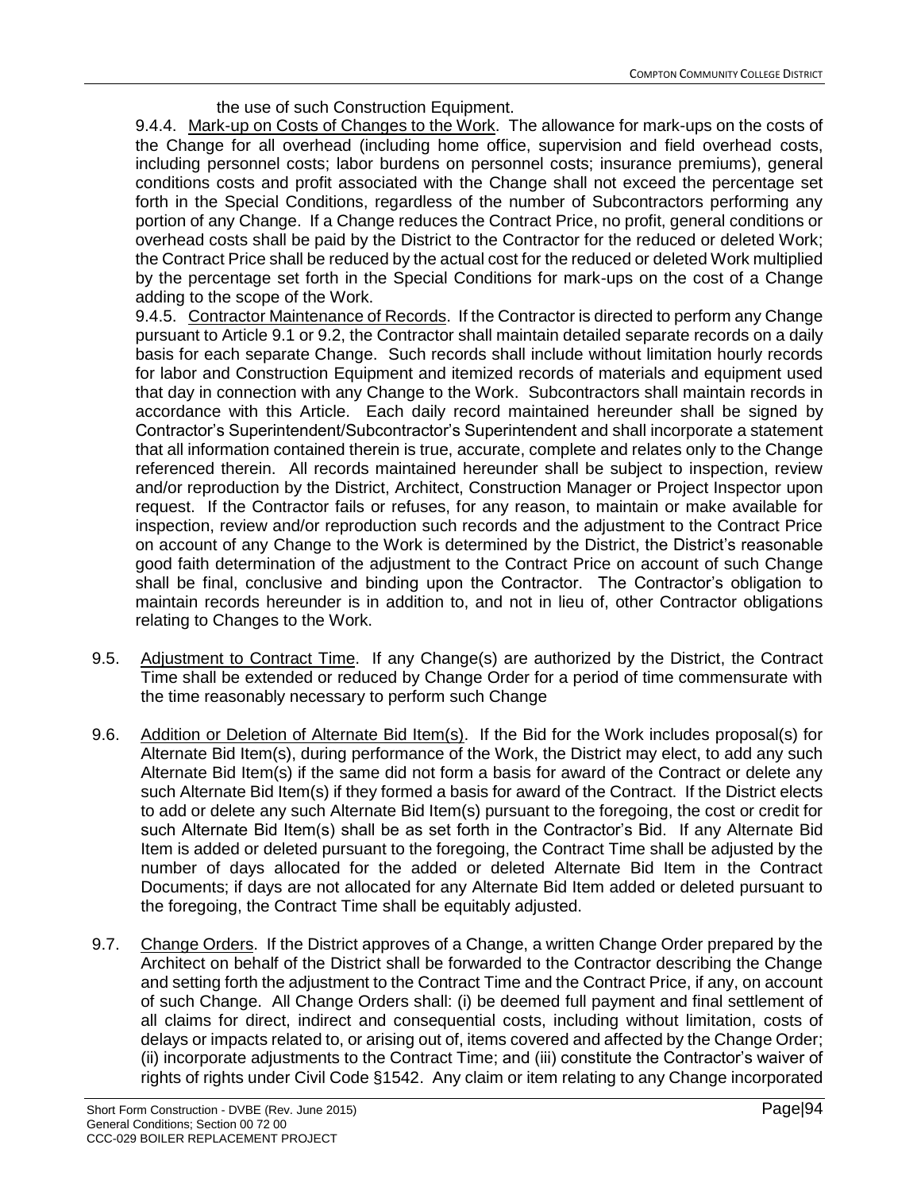the use of such Construction Equipment.

9.4.4. Mark-up on Costs of Changes to the Work. The allowance for mark-ups on the costs of the Change for all overhead (including home office, supervision and field overhead costs, including personnel costs; labor burdens on personnel costs; insurance premiums), general conditions costs and profit associated with the Change shall not exceed the percentage set forth in the Special Conditions, regardless of the number of Subcontractors performing any portion of any Change. If a Change reduces the Contract Price, no profit, general conditions or overhead costs shall be paid by the District to the Contractor for the reduced or deleted Work; the Contract Price shall be reduced by the actual cost for the reduced or deleted Work multiplied by the percentage set forth in the Special Conditions for mark-ups on the cost of a Change adding to the scope of the Work.

9.4.5. Contractor Maintenance of Records. If the Contractor is directed to perform any Change pursuant to Article 9.1 or 9.2, the Contractor shall maintain detailed separate records on a daily basis for each separate Change. Such records shall include without limitation hourly records for labor and Construction Equipment and itemized records of materials and equipment used that day in connection with any Change to the Work. Subcontractors shall maintain records in accordance with this Article. Each daily record maintained hereunder shall be signed by Contractor's Superintendent/Subcontractor's Superintendent and shall incorporate a statement that all information contained therein is true, accurate, complete and relates only to the Change referenced therein. All records maintained hereunder shall be subject to inspection, review and/or reproduction by the District, Architect, Construction Manager or Project Inspector upon request. If the Contractor fails or refuses, for any reason, to maintain or make available for inspection, review and/or reproduction such records and the adjustment to the Contract Price on account of any Change to the Work is determined by the District, the District's reasonable good faith determination of the adjustment to the Contract Price on account of such Change shall be final, conclusive and binding upon the Contractor. The Contractor's obligation to maintain records hereunder is in addition to, and not in lieu of, other Contractor obligations relating to Changes to the Work.

9.5. Adjustment to Contract Time. If any Change(s) are authorized by the District, the Contract Time shall be extended or reduced by Change Order for a period of time commensurate with the time reasonably necessary to perform such Change

9.6. Addition or Deletion of Alternate Bid Item(s). If the Bid for the Work includes proposal(s) for Alternate Bid Item(s), during performance of the Work, the District may elect, to add any such Alternate Bid Item(s) if the same did not form a basis for award of the Contract or delete any such Alternate Bid Item(s) if they formed a basis for award of the Contract. If the District elects to add or delete any such Alternate Bid Item(s) pursuant to the foregoing, the cost or credit for such Alternate Bid Item(s) shall be as set forth in the Contractor's Bid. If any Alternate Bid Item is added or deleted pursuant to the foregoing, the Contract Time shall be adjusted by the number of days allocated for the added or deleted Alternate Bid Item in the Contract Documents; if days are not allocated for any Alternate Bid Item added or deleted pursuant to the foregoing, the Contract Time shall be equitably adjusted.

9.7. Change Orders. If the District approves of a Change, a written Change Order prepared by the Architect on behalf of the District shall be forwarded to the Contractor describing the Change and setting forth the adjustment to the Contract Time and the Contract Price, if any, on account of such Change. All Change Orders shall: (i) be deemed full payment and final settlement of all claims for direct, indirect and consequential costs, including without limitation, costs of delays or impacts related to, or arising out of, items covered and affected by the Change Order; (ii) incorporate adjustments to the Contract Time; and (iii) constitute the Contractor's waiver of rights of rights under Civil Code §1542. Any claim or item relating to any Change incorporated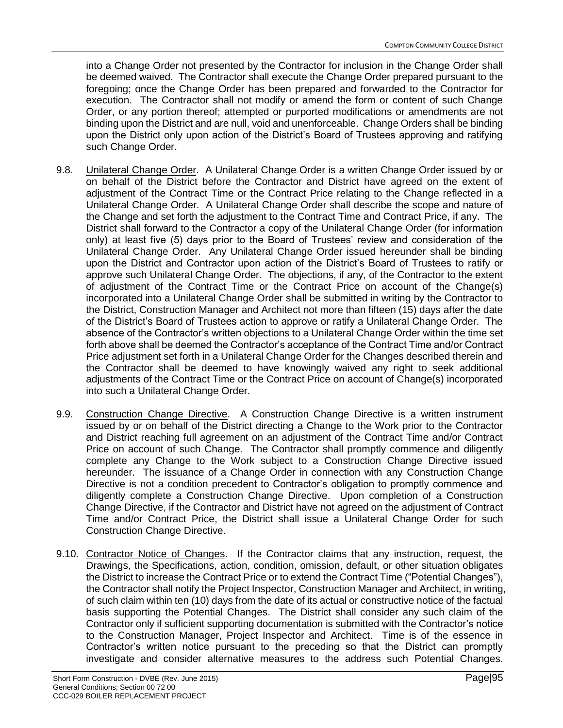into a Change Order not presented by the Contractor for inclusion in the Change Order shall be deemed waived. The Contractor shall execute the Change Order prepared pursuant to the foregoing; once the Change Order has been prepared and forwarded to the Contractor for execution. The Contractor shall not modify or amend the form or content of such Change Order, or any portion thereof; attempted or purported modifications or amendments are not binding upon the District and are null, void and unenforceable. Change Orders shall be binding upon the District only upon action of the District's Board of Trustees approving and ratifying such Change Order.

9.8. Unilateral Change Order. A Unilateral Change Order is a written Change Order issued by or on behalf of the District before the Contractor and District have agreed on the extent of adjustment of the Contract Time or the Contract Price relating to the Change reflected in a Unilateral Change Order. A Unilateral Change Order shall describe the scope and nature of the Change and set forth the adjustment to the Contract Time and Contract Price, if any. The District shall forward to the Contractor a copy of the Unilateral Change Order (for information only) at least five (5) days prior to the Board of Trustees' review and consideration of the Unilateral Change Order. Any Unilateral Change Order issued hereunder shall be binding upon the District and Contractor upon action of the District's Board of Trustees to ratify or approve such Unilateral Change Order. The objections, if any, of the Contractor to the extent of adjustment of the Contract Time or the Contract Price on account of the Change(s) incorporated into a Unilateral Change Order shall be submitted in writing by the Contractor to the District, Construction Manager and Architect not more than fifteen (15) days after the date of the District's Board of Trustees action to approve or ratify a Unilateral Change Order. The absence of the Contractor's written objections to a Unilateral Change Order within the time set forth above shall be deemed the Contractor's acceptance of the Contract Time and/or Contract Price adjustment set forth in a Unilateral Change Order for the Changes described therein and the Contractor shall be deemed to have knowingly waived any right to seek additional adjustments of the Contract Time or the Contract Price on account of Change(s) incorporated into such a Unilateral Change Order.

9.9. Construction Change Directive. A Construction Change Directive is a written instrument issued by or on behalf of the District directing a Change to the Work prior to the Contractor and District reaching full agreement on an adjustment of the Contract Time and/or Contract Price on account of such Change. The Contractor shall promptly commence and diligently complete any Change to the Work subject to a Construction Change Directive issued hereunder. The issuance of a Change Order in connection with any Construction Change Directive is not a condition precedent to Contractor's obligation to promptly commence and diligently complete a Construction Change Directive. Upon completion of a Construction Change Directive, if the Contractor and District have not agreed on the adjustment of Contract Time and/or Contract Price, the District shall issue a Unilateral Change Order for such Construction Change Directive.

9.10. Contractor Notice of Changes. If the Contractor claims that any instruction, request, the Drawings, the Specifications, action, condition, omission, default, or other situation obligates the District to increase the Contract Price or to extend the Contract Time ("Potential Changes"), the Contractor shall notify the Project Inspector, Construction Manager and Architect, in writing, of such claim within ten (10) days from the date of its actual or constructive notice of the factual basis supporting the Potential Changes. The District shall consider any such claim of the Contractor only if sufficient supporting documentation is submitted with the Contractor's notice to the Construction Manager, Project Inspector and Architect. Time is of the essence in Contractor's written notice pursuant to the preceding so that the District can promptly investigate and consider alternative measures to the address such Potential Changes.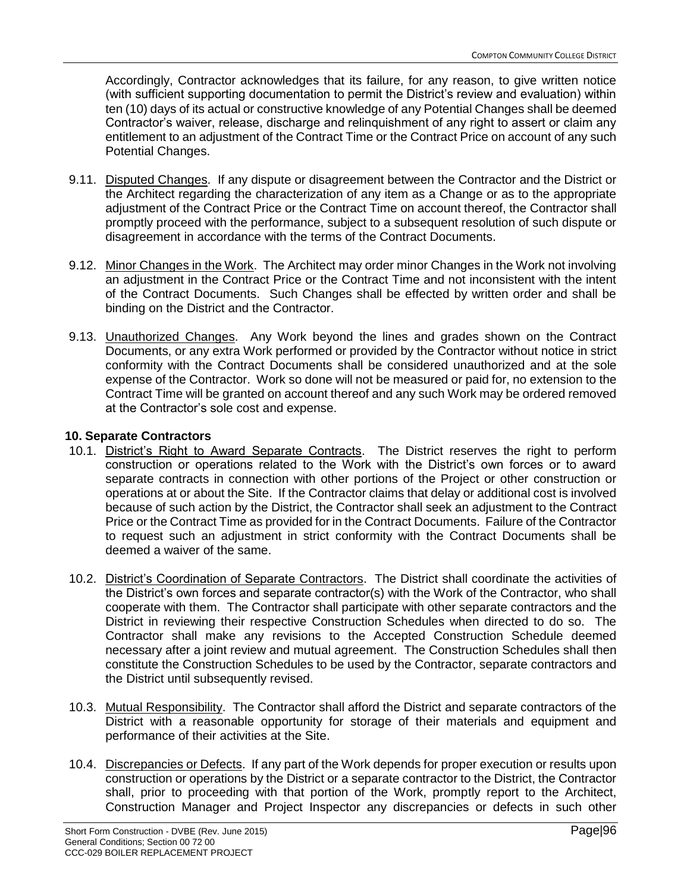Accordingly, Contractor acknowledges that its failure, for any reason, to give written notice (with sufficient supporting documentation to permit the District's review and evaluation) within ten (10) days of its actual or constructive knowledge of any Potential Changes shall be deemed Contractor's waiver, release, discharge and relinquishment of any right to assert or claim any entitlement to an adjustment of the Contract Time or the Contract Price on account of any such Potential Changes.

9.11. Disputed Changes. If any dispute or disagreement between the Contractor and the District or the Architect regarding the characterization of any item as a Change or as to the appropriate adjustment of the Contract Price or the Contract Time on account thereof, the Contractor shall promptly proceed with the performance, subject to a subsequent resolution of such dispute or disagreement in accordance with the terms of the Contract Documents.

9.12. Minor Changes in the Work. The Architect may order minor Changes in the Work not involving an adjustment in the Contract Price or the Contract Time and not inconsistent with the intent of the Contract Documents. Such Changes shall be effected by written order and shall be binding on the District and the Contractor.

9.13. Unauthorized Changes. Any Work beyond the lines and grades shown on the Contract Documents, or any extra Work performed or provided by the Contractor without notice in strict conformity with the Contract Documents shall be considered unauthorized and at the sole expense of the Contractor. Work so done will not be measured or paid for, no extension to the Contract Time will be granted on account thereof and any such Work may be ordered removed at the Contractor's sole cost and expense.

**10. Separate Contractors**

10.1. District's Right to Award Separate Contracts. The District reserves the right to perform construction or operations related to the Work with the District's own forces or to award separate contracts in connection with other portions of the Project or other construction or operations at or about the Site. If the Contractor claims that delay or additional cost is involved because of such action by the District, the Contractor shall seek an adjustment to the Contract Price or the Contract Time as provided for in the Contract Documents. Failure of the Contractor to request such an adjustment in strict conformity with the Contract Documents shall be deemed a waiver of the same.

10.2. District's Coordination of Separate Contractors. The District shall coordinate the activities of the District's own forces and separate contractor(s) with the Work of the Contractor, who shall cooperate with them. The Contractor shall participate with other separate contractors and the District in reviewing their respective Construction Schedules when directed to do so. The Contractor shall make any revisions to the Accepted Construction Schedule deemed necessary after a joint review and mutual agreement. The Construction Schedules shall then constitute the Construction Schedules to be used by the Contractor, separate contractors and the District until subsequently revised.

10.3. Mutual Responsibility. The Contractor shall afford the District and separate contractors of the District with a reasonable opportunity for storage of their materials and equipment and performance of their activities at the Site.

10.4. Discrepancies or Defects. If any part of the Work depends for proper execution or results upon construction or operations by the District or a separate contractor to the District, the Contractor shall, prior to proceeding with that portion of the Work, promptly report to the Architect, Construction Manager and Project Inspector any discrepancies or defects in such other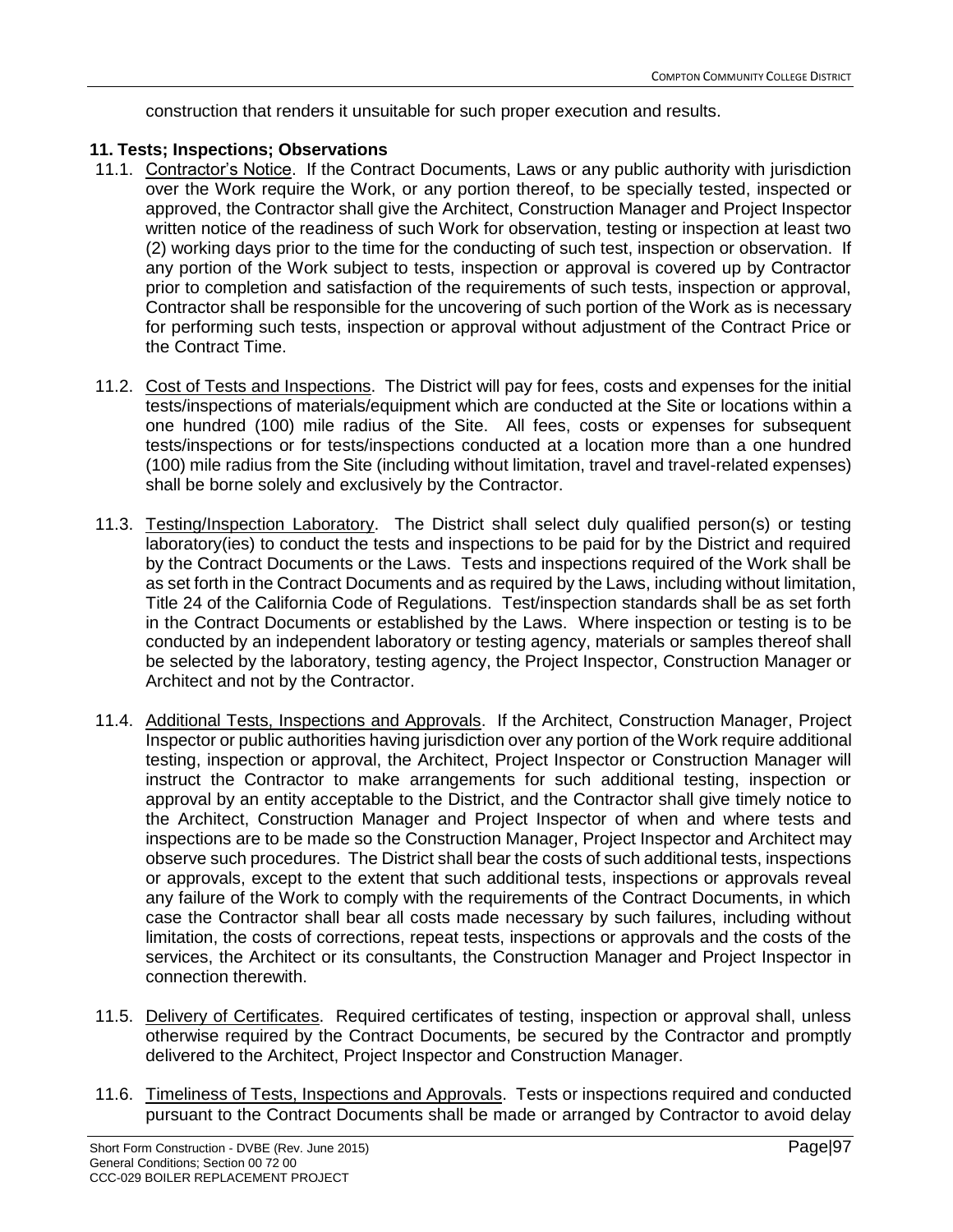construction that renders it unsuitable for such proper execution and results.

**11. Tests; Inspections; Observations**

11.1. Contractor's Notice. If the Contract Documents, Laws or any public authority with jurisdiction over the Work require the Work, or any portion thereof, to be specially tested, inspected or approved, the Contractor shall give the Architect, Construction Manager and Project Inspector written notice of the readiness of such Work for observation, testing or inspection at least two (2) working days prior to the time for the conducting of such test, inspection or observation. If any portion of the Work subject to tests, inspection or approval is covered up by Contractor prior to completion and satisfaction of the requirements of such tests, inspection or approval, Contractor shall be responsible for the uncovering of such portion of the Work as is necessary for performing such tests, inspection or approval without adjustment of the Contract Price or the Contract Time.

11.2. Cost of Tests and Inspections. The District will pay for fees, costs and expenses for the initial tests/inspections of materials/equipment which are conducted at the Site or locations within a one hundred (100) mile radius of the Site. All fees, costs or expenses for subsequent tests/inspections or for tests/inspections conducted at a location more than a one hundred (100) mile radius from the Site (including without limitation, travel and travel-related expenses) shall be borne solely and exclusively by the Contractor.

11.3. Testing/Inspection Laboratory. The District shall select duly qualified person(s) or testing laboratory(ies) to conduct the tests and inspections to be paid for by the District and required by the Contract Documents or the Laws. Tests and inspections required of the Work shall be as set forth in the Contract Documents and as required by the Laws, including without limitation, Title 24 of the California Code of Regulations. Test/inspection standards shall be as set forth in the Contract Documents or established by the Laws. Where inspection or testing is to be conducted by an independent laboratory or testing agency, materials or samples thereof shall be selected by the laboratory, testing agency, the Project Inspector, Construction Manager or Architect and not by the Contractor.

11.4. Additional Tests, Inspections and Approvals. If the Architect, Construction Manager, Project Inspector or public authorities having jurisdiction over any portion of the Work require additional testing, inspection or approval, the Architect, Project Inspector or Construction Manager will instruct the Contractor to make arrangements for such additional testing, inspection or approval by an entity acceptable to the District, and the Contractor shall give timely notice to the Architect, Construction Manager and Project Inspector of when and where tests and inspections are to be made so the Construction Manager, Project Inspector and Architect may observe such procedures. The District shall bear the costs of such additional tests, inspections or approvals, except to the extent that such additional tests, inspections or approvals reveal any failure of the Work to comply with the requirements of the Contract Documents, in which case the Contractor shall bear all costs made necessary by such failures, including without limitation, the costs of corrections, repeat tests, inspections or approvals and the costs of the services, the Architect or its consultants, the Construction Manager and Project Inspector in connection therewith.

11.5. Delivery of Certificates. Required certificates of testing, inspection or approval shall, unless otherwise required by the Contract Documents, be secured by the Contractor and promptly delivered to the Architect, Project Inspector and Construction Manager.

11.6. Timeliness of Tests, Inspections and Approvals. Tests or inspections required and conducted pursuant to the Contract Documents shall be made or arranged by Contractor to avoid delay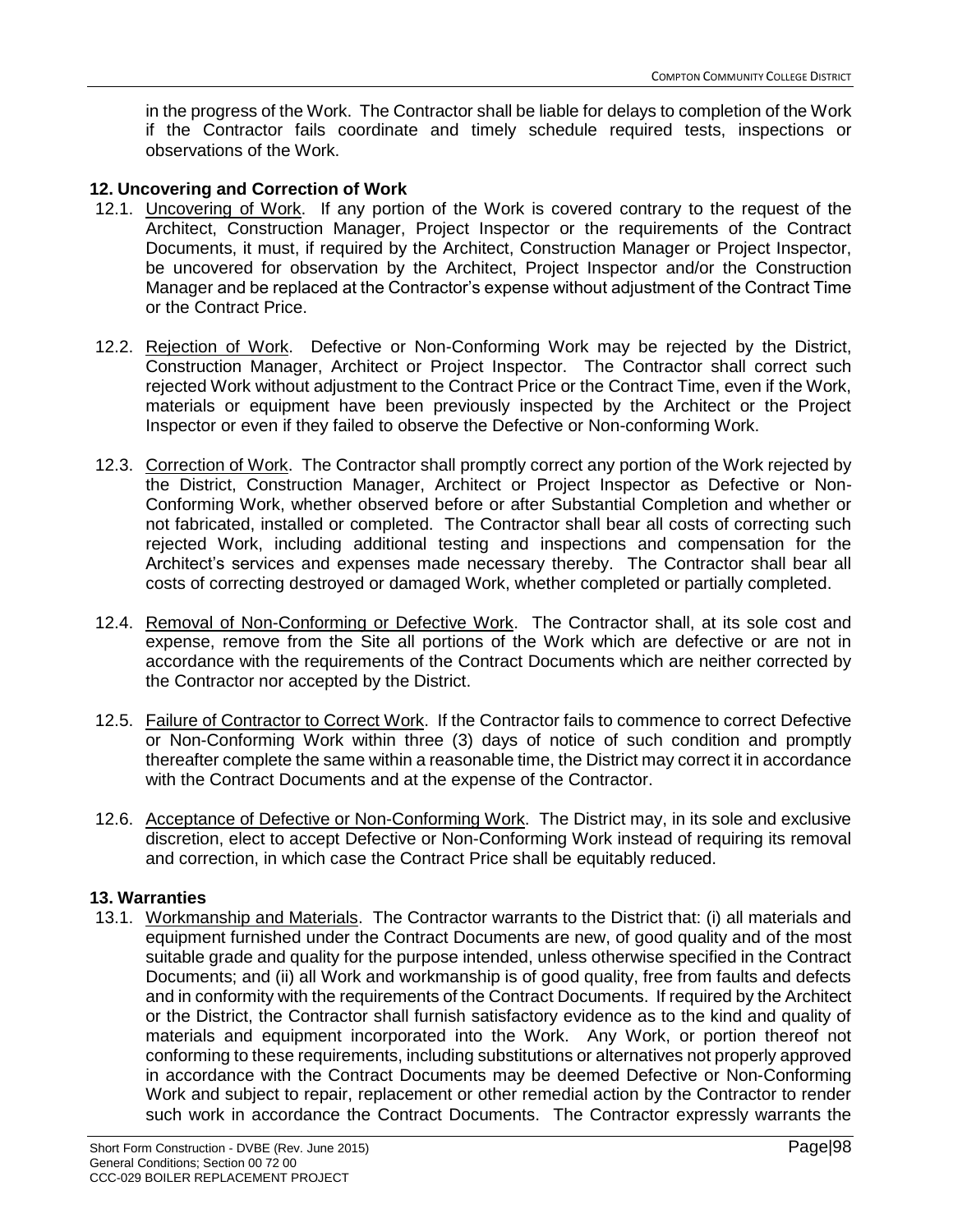in the progress of the Work. The Contractor shall be liable for delays to completion of the Work if the Contractor fails coordinate and timely schedule required tests, inspections or observations of the Work.

## 12. Uncovering and Correction of Work

12.1. Uncovering of Work. If any portion of the Work is covered contrary to the request of the Architect, Construction Manager, Project Inspector or the requirements of the Contract Documents, it must, if required by the Architect, Construction Manager or Project Inspector, be uncovered for observation by the Architect, Project Inspector and/or the Construction Manager and be replaced at the Contractor's expense without adjustment of the Contract Time or the Contract Price.

12.2. Rejection of Work. Defective or Non-Conforming Work may be rejected by the District, Construction Manager, Architect or Project Inspector. The Contractor shall correct such rejected Work without adjustment to the Contract Price or the Contract Time, even if the Work, materials or equipment have been previously inspected by the Architect or the Project Inspector or even if they failed to observe the Defective or Non-conforming Work.

12.3. Correction of Work. The Contractor shall promptly correct any portion of the Work rejected by the District, Construction Manager, Architect or Project Inspector as Defective or Non-Conforming Work, whether observed before or after Substantial Completion and whether or not fabricated, installed or completed. The Contractor shall bear all costs of correcting such rejected Work, including additional testing and inspections and compensation for the Architect's services and expenses made necessary thereby. The Contractor shall bear all costs of correcting destroyed or damaged Work, whether completed or partially completed.

12.4. Removal of Non-Conforming or Defective Work. The Contractor shall, at its sole cost and expense, remove from the Site all portions of the Work which are defective or are not in accordance with the requirements of the Contract Documents which are neither corrected by the Contractor nor accepted by the District.

12.5. Failure of Contractor to Correct Work. If the Contractor fails to commence to correct Defective or Non-Conforming Work within three (3) days of notice of such condition and promptly thereafter complete the same within a reasonable time, the District may correct it in accordance with the Contract Documents and at the expense of the Contractor.

12.6. Acceptance of Defective or Non-Conforming Work. The District may, in its sole and exclusive discretion, elect to accept Defective or Non-Conforming Work instead of requiring its removal and correction, in which case the Contract Price shall be equitably reduced.

## 13. Warranties

13.1. Workmanship and Materials. The Contractor warrants to the District that: (i) all materials and equipment furnished under the Contract Documents are new, of good quality and of the most suitable grade and quality for the purpose intended, unless otherwise specified in the Contract Documents; and (ii) all Work and workmanship is of good quality, free from faults and defects and in conformity with the requirements of the Contract Documents. If required by the Architect or the District, the Contractor shall furnish satisfactory evidence as to the kind and quality of materials and equipment incorporated into the Work. Any Work, or portion thereof not conforming to these requirements, including substitutions or alternatives not properly approved in accordance with the Contract Documents may be deemed Defective or Non-Conforming Work and subject to repair, replacement or other remedial action by the Contractor to render such work in accordance the Contract Documents. The Contractor expressly warrants the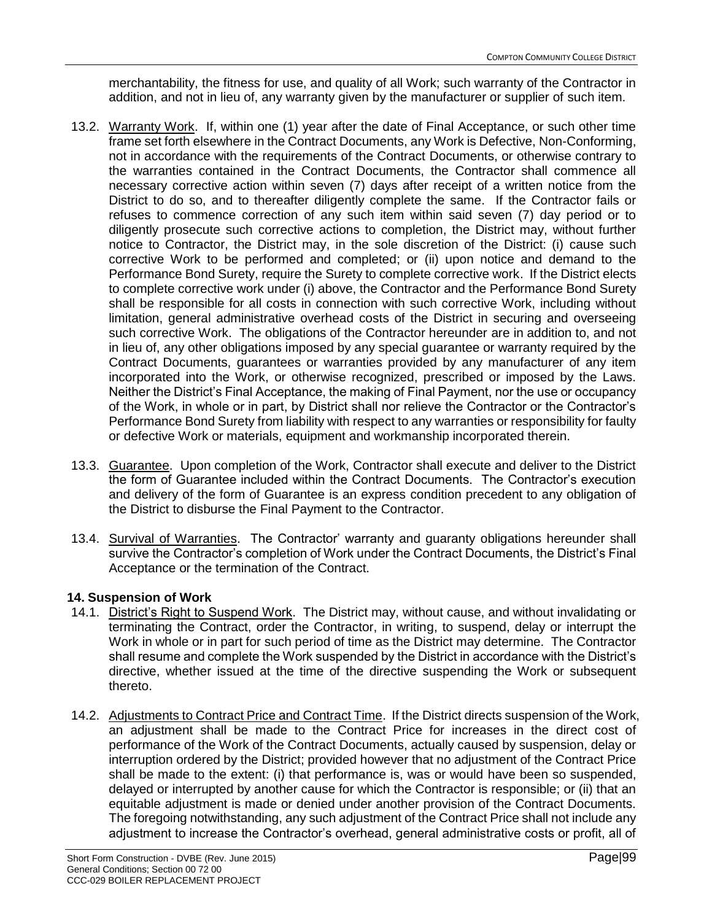merchantability, the fitness for use, and quality of all Work; such warranty of the Contractor in addition, and not in lieu of, any warranty given by the manufacturer or supplier of such item.

13.2. Warranty Work. If, within one (1) year after the date of Final Acceptance, or such other time frame set forth elsewhere in the Contract Documents, any Work is Defective, Non-Conforming, not in accordance with the requirements of the Contract Documents, or otherwise contrary to the warranties contained in the Contract Documents, the Contractor shall commence all necessary corrective action within seven (7) days after receipt of a written notice from the District to do so, and to thereafter diligently complete the same. If the Contractor fails or refuses to commence correction of any such item within said seven (7) day period or to diligently prosecute such corrective actions to completion, the District may, without further notice to Contractor, the District may, in the sole discretion of the District: (i) cause such corrective Work to be performed and completed; or (ii) upon notice and demand to the Performance Bond Surety, require the Surety to complete corrective work. If the District elects to complete corrective work under (i) above, the Contractor and the Performance Bond Surety shall be responsible for all costs in connection with such corrective Work, including without limitation, general administrative overhead costs of the District in securing and overseeing such corrective Work. The obligations of the Contractor hereunder are in addition to, and not in lieu of, any other obligations imposed by any special guarantee or warranty required by the Contract Documents, guarantees or warranties provided by any manufacturer of any item incorporated into the Work, or otherwise recognized, prescribed or imposed by the Laws. Neither the District's Final Acceptance, the making of Final Payment, nor the use or occupancy of the Work, in whole or in part, by District shall nor relieve the Contractor or the Contractor's Performance Bond Surety from liability with respect to any warranties or responsibility for faulty or defective Work or materials, equipment and workmanship incorporated therein.

13.3. Guarantee. Upon completion of the Work, Contractor shall execute and deliver to the District the form of Guarantee included within the Contract Documents. The Contractor's execution and delivery of the form of Guarantee is an express condition precedent to any obligation of the District to disburse the Final Payment to the Contractor.

13.4. Survival of Warranties. The Contractor' warranty and guaranty obligations hereunder shall survive the Contractor's completion of Work under the Contract Documents, the District's Final Acceptance or the termination of the Contract.

## 14. Suspension of Work

14.1. District's Right to Suspend Work. The District may, without cause, and without invalidating or terminating the Contract, order the Contractor, in writing, to suspend, delay or interrupt the Work in whole or in part for such period of time as the District may determine. The Contractor shall resume and complete the Work suspended by the District in accordance with the District's directive, whether issued at the time of the directive suspending the Work or subsequent thereto.

14.2. Adjustments to Contract Price and Contract Time. If the District directs suspension of the Work, an adjustment shall be made to the Contract Price for increases in the direct cost of performance of the Work of the Contract Documents, actually caused by suspension, delay or interruption ordered by the District; provided however that no adjustment of the Contract Price shall be made to the extent: (i) that performance is, was or would have been so suspended, delayed or interrupted by another cause for which the Contractor is responsible; or (ii) that an equitable adjustment is made or denied under another provision of the Contract Documents. The foregoing notwithstanding, any such adjustment of the Contract Price shall not include any adjustment to increase the Contractor's overhead, general administrative costs or profit, all of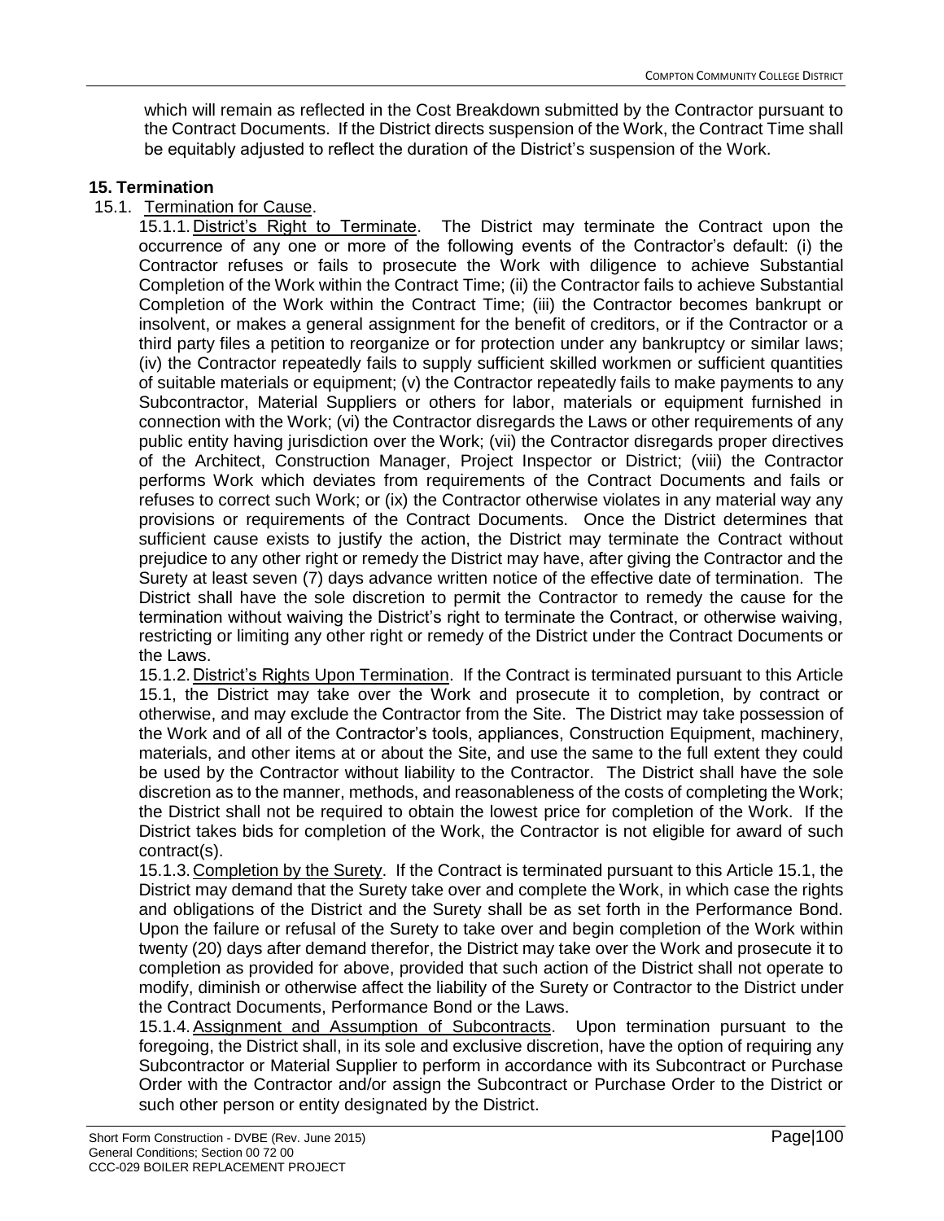which will remain as reflected in the Cost Breakdown submitted by the Contractor pursuant to the Contract Documents. If the District directs suspension of the Work, the Contract Time shall be equitably adjusted to reflect the duration of the District's suspension of the Work.

## 15. Termination

15.1. Termination for Cause.

15.1.1. District's Right to Terminate. The District may terminate the Contract upon the occurrence of any one or more of the following events of the Contractor's default: (i) the Contractor refuses or fails to prosecute the Work with diligence to achieve Substantial Completion of the Work within the Contract Time; (ii) the Contractor fails to achieve Substantial Completion of the Work within the Contract Time; (iii) the Contractor becomes bankrupt or insolvent, or makes a general assignment for the benefit of creditors, or if the Contractor or a third party files a petition to reorganize or for protection under any bankruptcy or similar laws; (iv) the Contractor repeatedly fails to supply sufficient skilled workmen or sufficient quantities of suitable materials or equipment; (v) the Contractor repeatedly fails to make payments to any Subcontractor, Material Suppliers or others for labor, materials or equipment furnished in connection with the Work; (vi) the Contractor disregards the Laws or other requirements of any public entity having jurisdiction over the Work; (vii) the Contractor disregards proper directives of the Architect, Construction Manager, Project Inspector or District; (viii) the Contractor performs Work which deviates from requirements of the Contract Documents and fails or refuses to correct such Work; or (ix) the Contractor otherwise violates in any material way any provisions or requirements of the Contract Documents. Once the District determines that sufficient cause exists to justify the action, the District may terminate the Contract without prejudice to any other right or remedy the District may have, after giving the Contractor and the Surety at least seven (7) days advance written notice of the effective date of termination. The District shall have the sole discretion to permit the Contractor to remedy the cause for the termination without waiving the District's right to terminate the Contract, or otherwise waiving, restricting or limiting any other right or remedy of the District under the Contract Documents or the Laws.

15.1.2. District's Rights Upon Termination. If the Contract is terminated pursuant to this Article 15.1, the District may take over the Work and prosecute it to completion, by contract or otherwise, and may exclude the Contractor from the Site. The District may take possession of the Work and of all of the Contractor's tools, appliances, Construction Equipment, machinery, materials, and other items at or about the Site, and use the same to the full extent they could be used by the Contractor without liability to the Contractor. The District shall have the sole discretion as to the manner, methods, and reasonableness of the costs of completing the Work; the District shall not be required to obtain the lowest price for completion of the Work. If the District takes bids for completion of the Work, the Contractor is not eligible for award of such contract(s).

15.1.3. Completion by the Surety. If the Contract is terminated pursuant to this Article 15.1, the District may demand that the Surety take over and complete the Work, in which case the rights and obligations of the District and the Surety shall be as set forth in the Performance Bond. Upon the failure or refusal of the Surety to take over and begin completion of the Work within twenty (20) days after demand therefor, the District may take over the Work and prosecute it to completion as provided for above, provided that such action of the District shall not operate to modify, diminish or otherwise affect the liability of the Surety or Contractor to the District under the Contract Documents, Performance Bond or the Laws.

15.1.4. Assignment and Assumption of Subcontracts. Upon termination pursuant to the foregoing, the District shall, in its sole and exclusive discretion, have the option of requiring any Subcontractor or Material Supplier to perform in accordance with its Subcontract or Purchase Order with the Contractor and/or assign the Subcontract or Purchase Order to the District or such other person or entity designated by the District.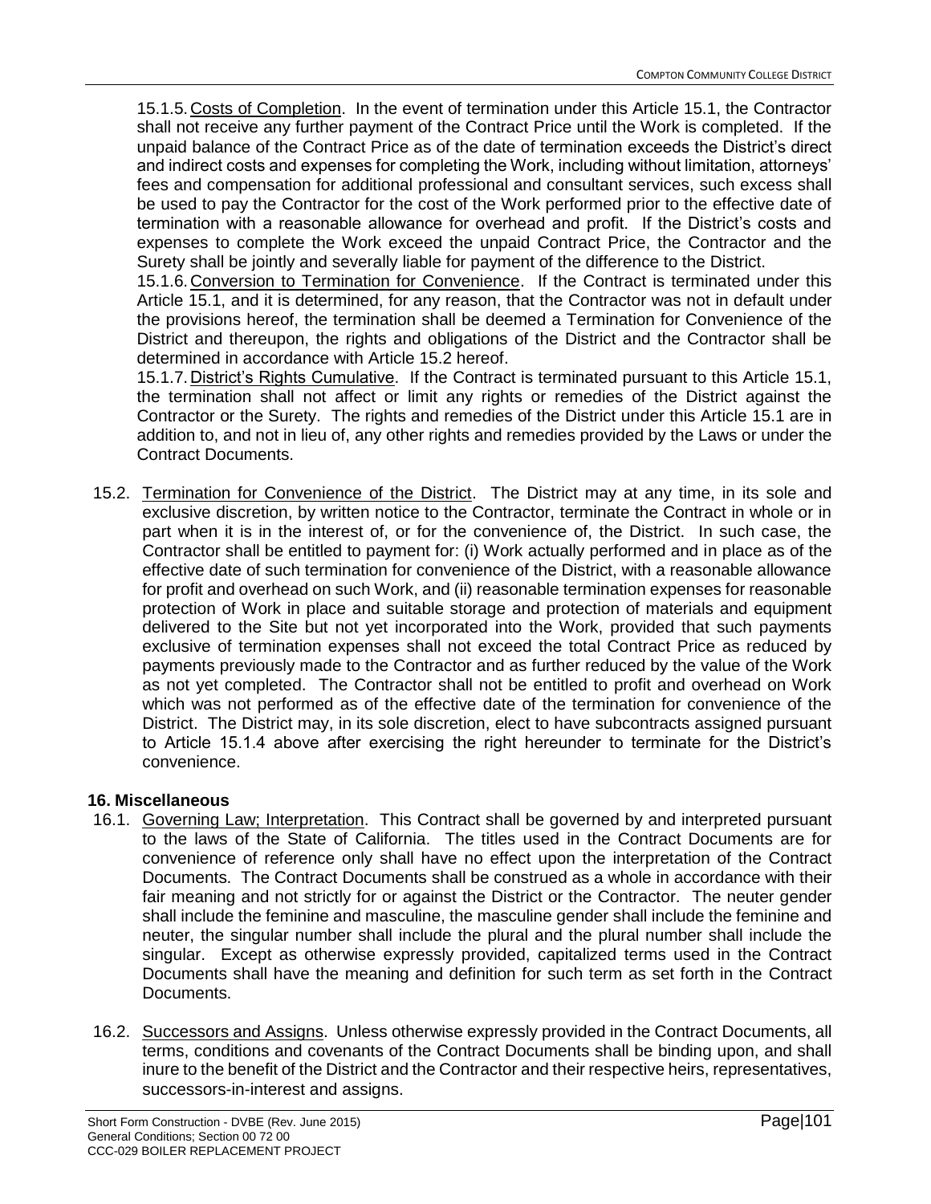15.1.5. Costs of Completion. In the event of termination under this Article 15.1, the Contractor shall not receive any further payment of the Contract Price until the Work is completed. If the unpaid balance of the Contract Price as of the date of termination exceeds the District's direct and indirect costs and expenses for completing the Work, including without limitation, attorneys' fees and compensation for additional professional and consultant services, such excess shall be used to pay the Contractor for the cost of the Work performed prior to the effective date of termination with a reasonable allowance for overhead and profit. If the District's costs and expenses to complete the Work exceed the unpaid Contract Price, the Contractor and the Surety shall be jointly and severally liable for payment of the difference to the District.

15.1.6. Conversion to Termination for Convenience. If the Contract is terminated under this Article 15.1, and it is determined, for any reason, that the Contractor was not in default under the provisions hereof, the termination shall be deemed a Termination for Convenience of the District and thereupon, the rights and obligations of the District and the Contractor shall be determined in accordance with Article 15.2 hereof.

15.1.7. District's Rights Cumulative. If the Contract is terminated pursuant to this Article 15.1, the termination shall not affect or limit any rights or remedies of the District against the Contractor or the Surety. The rights and remedies of the District under this Article 15.1 are in addition to, and not in lieu of, any other rights and remedies provided by the Laws or under the Contract Documents.

15.2. Termination for Convenience of the District. The District may at any time, in its sole and exclusive discretion, by written notice to the Contractor, terminate the Contract in whole or in part when it is in the interest of, or for the convenience of, the District. In such case, the Contractor shall be entitled to payment for: (i) Work actually performed and in place as of the effective date of such termination for convenience of the District, with a reasonable allowance for profit and overhead on such Work, and (ii) reasonable termination expenses for reasonable protection of Work in place and suitable storage and protection of materials and equipment delivered to the Site but not yet incorporated into the Work, provided that such payments exclusive of termination expenses shall not exceed the total Contract Price as reduced by payments previously made to the Contractor and as further reduced by the value of the Work as not yet completed. The Contractor shall not be entitled to profit and overhead on Work which was not performed as of the effective date of the termination for convenience of the District. The District may, in its sole discretion, elect to have subcontracts assigned pursuant to Article 15.1.4 above after exercising the right hereunder to terminate for the District's convenience.

## 16. Miscellaneous

16.1. Governing Law; Interpretation. This Contract shall be governed by and interpreted pursuant to the laws of the State of California. The titles used in the Contract Documents are for convenience of reference only shall have no effect upon the interpretation of the Contract Documents. The Contract Documents shall be construed as a whole in accordance with their fair meaning and not strictly for or against the District or the Contractor. The neuter gender shall include the feminine and masculine, the masculine gender shall include the feminine and neuter, the singular number shall include the plural and the plural number shall include the singular. Except as otherwise expressly provided, capitalized terms used in the Contract Documents shall have the meaning and definition for such term as set forth in the Contract Documents.

16.2. Successors and Assigns. Unless otherwise expressly provided in the Contract Documents, all terms, conditions and covenants of the Contract Documents shall be binding upon, and shall inure to the benefit of the District and the Contractor and their respective heirs, representatives, successors-in-interest and assigns.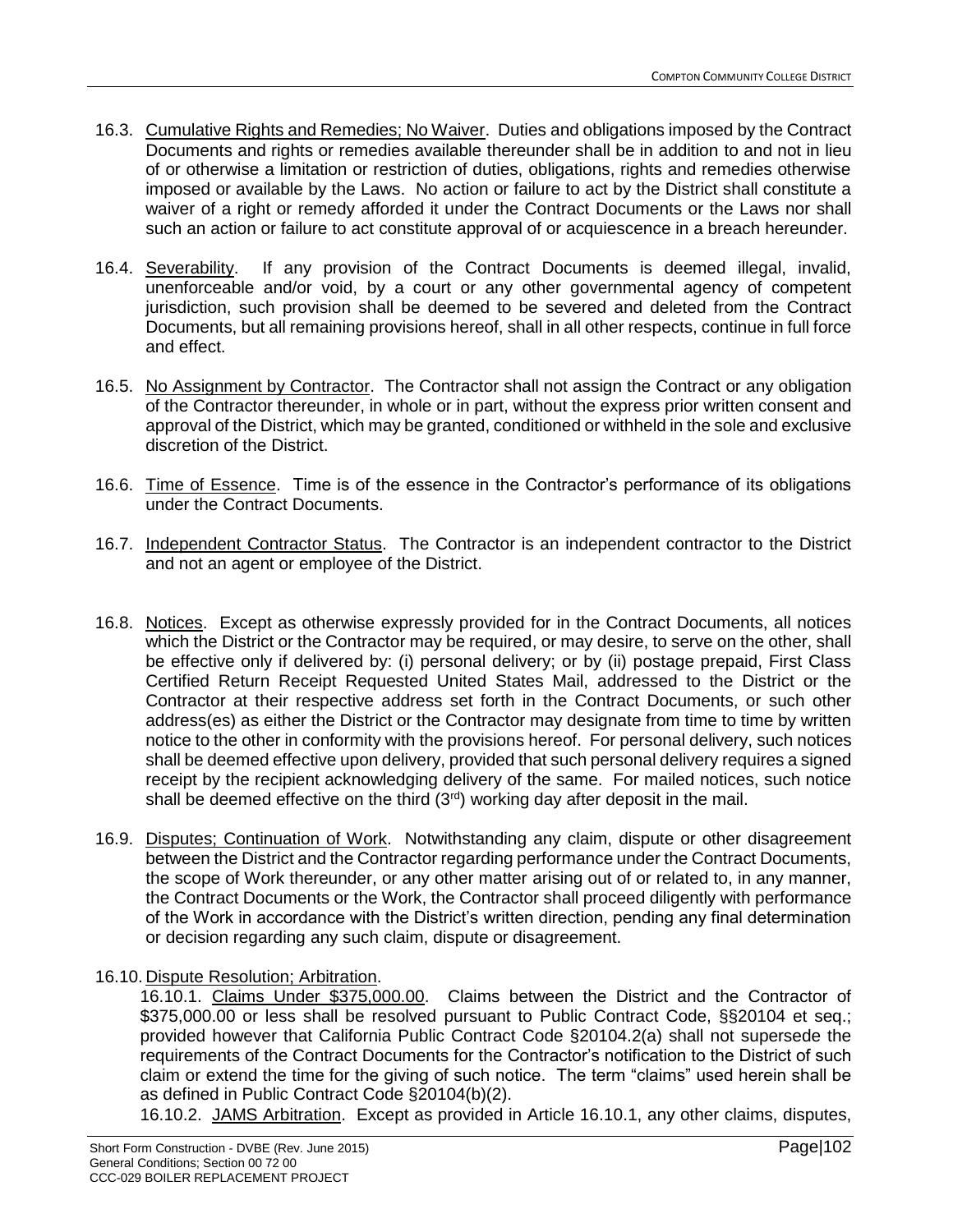16.3. Cumulative Rights and Remedies; No Waiver. Duties and obligations imposed by the Contract Documents and rights or remedies available thereunder shall be in addition to and not in lieu of or otherwise a limitation or restriction of duties, obligations, rights and remedies otherwise imposed or available by the Laws. No action or failure to act by the District shall constitute a waiver of a right or remedy afforded it under the Contract Documents or the Laws nor shall such an action or failure to act constitute approval of or acquiescence in a breach hereunder.

16.4. Severability. If any provision of the Contract Documents is deemed illegal, invalid, unenforceable and/or void, by a court or any other governmental agency of competent jurisdiction, such provision shall be deemed to be severed and deleted from the Contract Documents, but all remaining provisions hereof, shall in all other respects, continue in full force and effect.

16.5. No Assignment by Contractor. The Contractor shall not assign the Contract or any obligation of the Contractor thereunder, in whole or in part, without the express prior written consent and approval of the District, which may be granted, conditioned or withheld in the sole and exclusive discretion of the District.

16.6. Time of Essence. Time is of the essence in the Contractor's performance of its obligations under the Contract Documents.

16.7. Independent Contractor Status. The Contractor is an independent contractor to the District and not an agent or employee of the District.

16.8. Notices. Except as otherwise expressly provided for in the Contract Documents, all notices which the District or the Contractor may be required, or may desire, to serve on the other, shall be effective only if delivered by: (i) personal delivery; or by (ii) postage prepaid, First Class Certified Return Receipt Requested United States Mail, addressed to the District or the Contractor at their respective address set forth in the Contract Documents, or such other address(es) as either the District or the Contractor may designate from time to time by written notice to the other in conformity with the provisions hereof. For personal delivery, such notices shall be deemed effective upon delivery, provided that such personal delivery requires a signed receipt by the recipient acknowledging delivery of the same. For mailed notices, such notice shall be deemed effective on the third (3rd) working day after deposit in the mail.

16.9. Disputes; Continuation of Work. Notwithstanding any claim, dispute or other disagreement between the District and the Contractor regarding performance under the Contract Documents, the scope of Work thereunder, or any other matter arising out of or related to, in any manner, the Contract Documents or the Work, the Contractor shall proceed diligently with performance of the Work in accordance with the District's written direction, pending any final determination or decision regarding any such claim, dispute or disagreement.

16.10. Dispute Resolution; Arbitration.

16.10.1. Claims Under $375,000.00. Claims between the District and the Contractor of $375,000.00 or less shall be resolved pursuant to Public Contract Code, §§20104 et seq.; provided however that California Public Contract Code §20104.2(a) shall not supersede the requirements of the Contract Documents for the Contractor's notification to the District of such claim or extend the time for the giving of such notice. The term "claims" used herein shall be as defined in Public Contract Code §20104(b)(2).

16.10.2. JAMS Arbitration. Except as provided in Article 16.10.1, any other claims, disputes,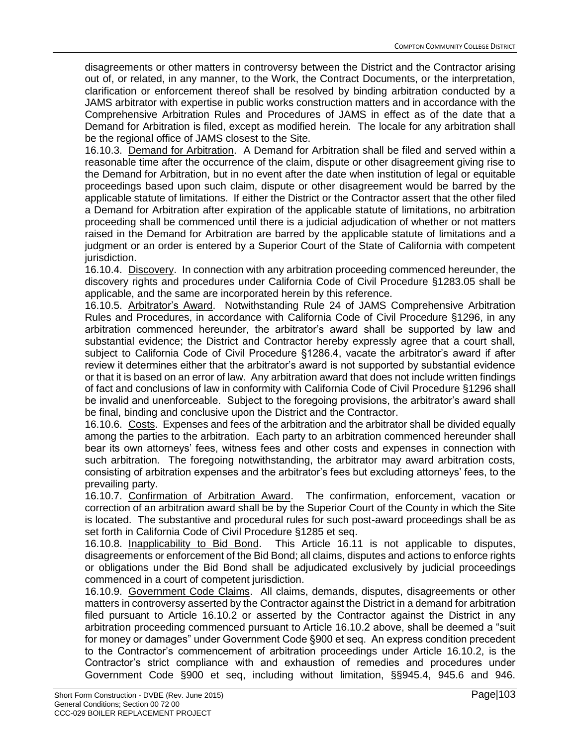disagreements or other matters in controversy between the District and the Contractor arising out of, or related, in any manner, to the Work, the Contract Documents, or the interpretation, clarification or enforcement thereof shall be resolved by binding arbitration conducted by a JAMS arbitrator with expertise in public works construction matters and in accordance with the Comprehensive Arbitration Rules and Procedures of JAMS in effect as of the date that a Demand for Arbitration is filed, except as modified herein. The locale for any arbitration shall be the regional office of JAMS closest to the Site.

16.10.3. Demand for Arbitration. A Demand for Arbitration shall be filed and served within a reasonable time after the occurrence of the claim, dispute or other disagreement giving rise to the Demand for Arbitration, but in no event after the date when institution of legal or equitable proceedings based upon such claim, dispute or other disagreement would be barred by the applicable statute of limitations. If either the District or the Contractor assert that the other filed a Demand for Arbitration after expiration of the applicable statute of limitations, no arbitration proceeding shall be commenced until there is a judicial adjudication of whether or not matters raised in the Demand for Arbitration are barred by the applicable statute of limitations and a judgment or an order is entered by a Superior Court of the State of California with competent jurisdiction.

16.10.4. Discovery. In connection with any arbitration proceeding commenced hereunder, the discovery rights and procedures under California Code of Civil Procedure §1283.05 shall be applicable, and the same are incorporated herein by this reference.

16.10.5. Arbitrator's Award. Notwithstanding Rule 24 of JAMS Comprehensive Arbitration Rules and Procedures, in accordance with California Code of Civil Procedure §1296, in any arbitration commenced hereunder, the arbitrator's award shall be supported by law and substantial evidence; the District and Contractor hereby expressly agree that a court shall, subject to California Code of Civil Procedure §1286.4, vacate the arbitrator's award if after review it determines either that the arbitrator's award is not supported by substantial evidence or that it is based on an error of law. Any arbitration award that does not include written findings of fact and conclusions of law in conformity with California Code of Civil Procedure §1296 shall be invalid and unenforceable. Subject to the foregoing provisions, the arbitrator's award shall be final, binding and conclusive upon the District and the Contractor.

16.10.6. Costs. Expenses and fees of the arbitration and the arbitrator shall be divided equally among the parties to the arbitration. Each party to an arbitration commenced hereunder shall bear its own attorneys' fees, witness fees and other costs and expenses in connection with such arbitration. The foregoing notwithstanding, the arbitrator may award arbitration costs, consisting of arbitration expenses and the arbitrator's fees but excluding attorneys' fees, to the prevailing party.

16.10.7. Confirmation of Arbitration Award. The confirmation, enforcement, vacation or correction of an arbitration award shall be by the Superior Court of the County in which the Site is located. The substantive and procedural rules for such post-award proceedings shall be as set forth in California Code of Civil Procedure §1285 et seq.

16.10.8. Inapplicability to Bid Bond. This Article 16.11 is not applicable to disputes, disagreements or enforcement of the Bid Bond; all claims, disputes and actions to enforce rights or obligations under the Bid Bond shall be adjudicated exclusively by judicial proceedings commenced in a court of competent jurisdiction.

16.10.9. Government Code Claims. All claims, demands, disputes, disagreements or other matters in controversy asserted by the Contractor against the District in a demand for arbitration filed pursuant to Article 16.10.2 or asserted by the Contractor against the District in any arbitration proceeding commenced pursuant to Article 16.10.2 above, shall be deemed a "suit for money or damages" under Government Code §900 et seq. An express condition precedent to the Contractor's commencement of arbitration proceedings under Article 16.10.2, is the Contractor's strict compliance with and exhaustion of remedies and procedures under Government Code §900 et seq, including without limitation, §§945.4, 945.6 and 946.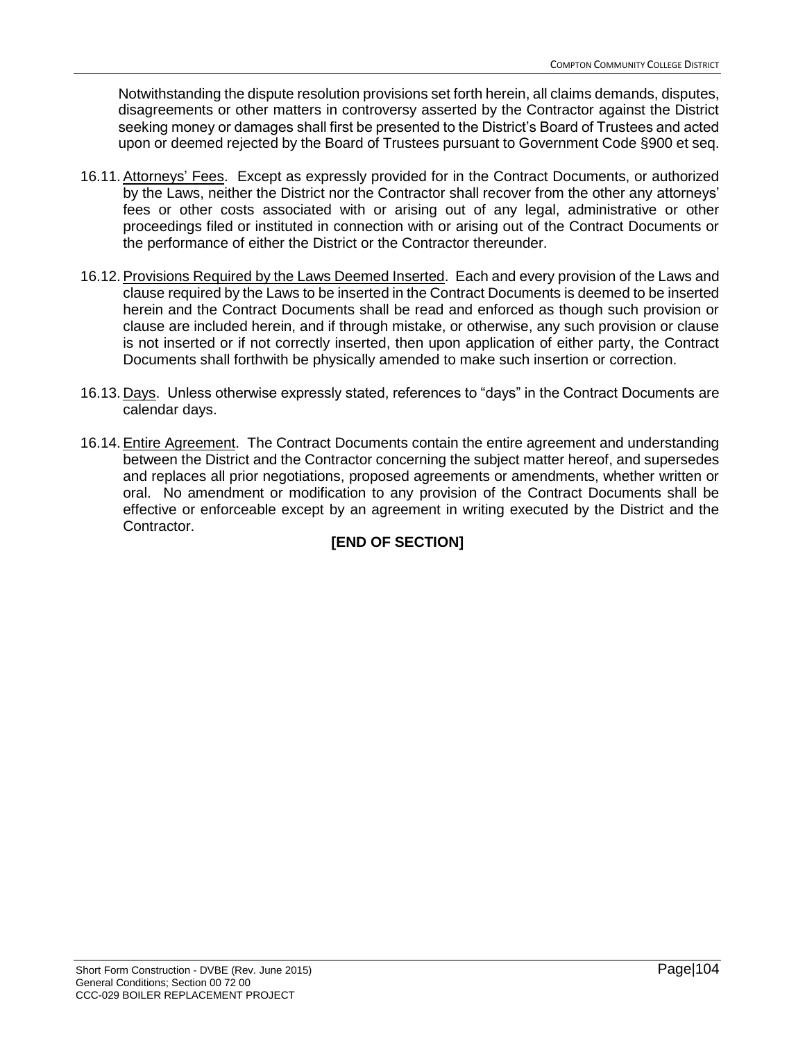Notwithstanding the dispute resolution provisions set forth herein, all claims demands, disputes, disagreements or other matters in controversy asserted by the Contractor against the District seeking money or damages shall first be presented to the District's Board of Trustees and acted upon or deemed rejected by the Board of Trustees pursuant to Government Code §900 et seq.

16.11. Attorneys' Fees. Except as expressly provided for in the Contract Documents, or authorized by the Laws, neither the District nor the Contractor shall recover from the other any attorneys' fees or other costs associated with or arising out of any legal, administrative or other proceedings filed or instituted in connection with or arising out of the Contract Documents or the performance of either the District or the Contractor thereunder.

16.12. Provisions Required by the Laws Deemed Inserted. Each and every provision of the Laws and clause required by the Laws to be inserted in the Contract Documents is deemed to be inserted herein and the Contract Documents shall be read and enforced as though such provision or clause are included herein, and if through mistake, or otherwise, any such provision or clause is not inserted or if not correctly inserted, then upon application of either party, the Contract Documents shall forthwith be physically amended to make such insertion or correction.

16.13. Days. Unless otherwise expressly stated, references to "days" in the Contract Documents are calendar days.

16.14. Entire Agreement. The Contract Documents contain the entire agreement and understanding between the District and the Contractor concerning the subject matter hereof, and supersedes and replaces all prior negotiations, proposed agreements or amendments, whether written or oral. No amendment or modification to any provision of the Contract Documents shall be effective or enforceable except by an agreement in writing executed by the District and the Contractor.

**[END OF SECTION]**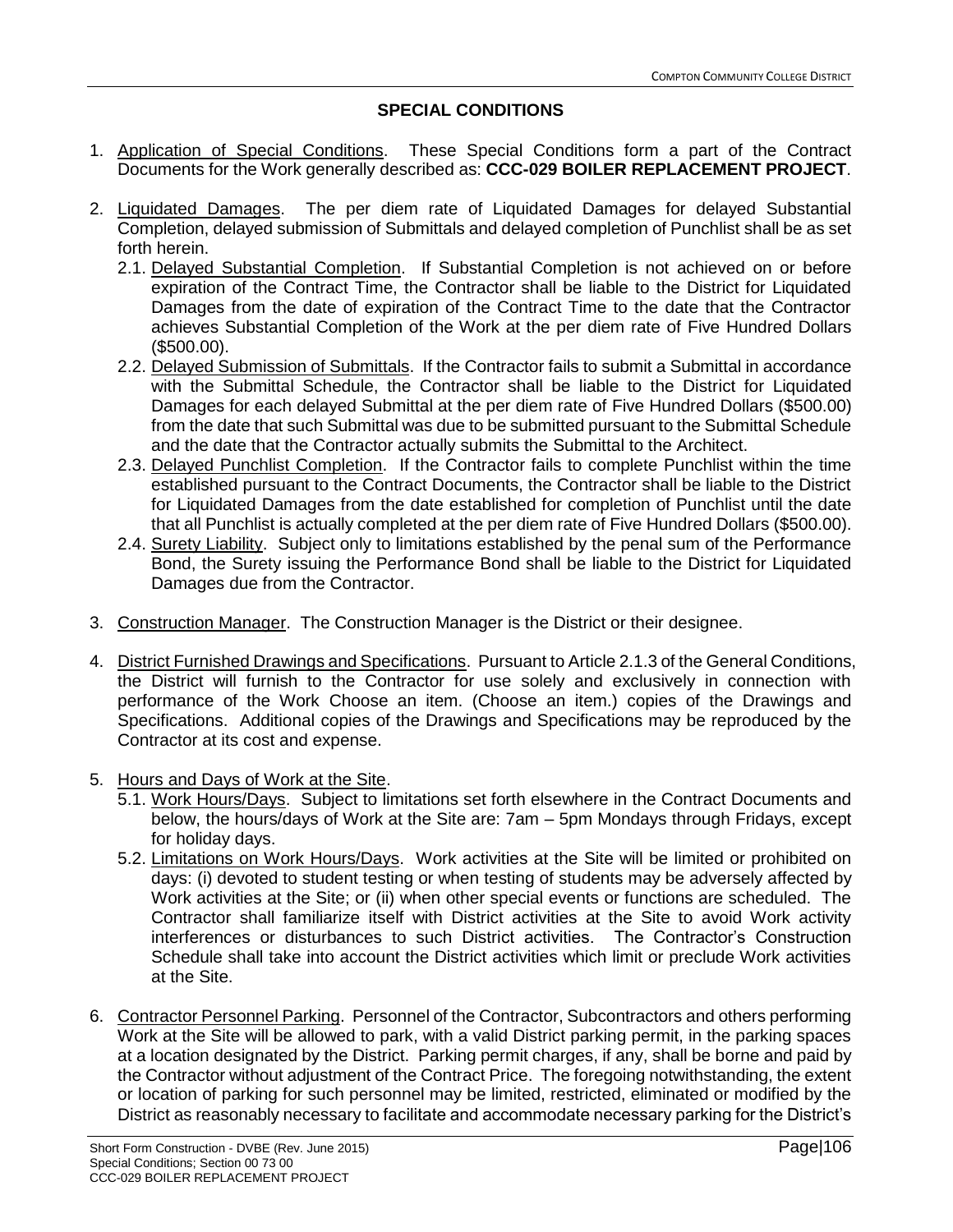## SPECIAL CONDITIONS

1. Application of Special Conditions. These Special Conditions form a part of the Contract Documents for the Work generally described as: **CCC-029 BOILER REPLACEMENT PROJECT**.

2. Liquidated Damages. The per diem rate of Liquidated Damages for delayed Substantial Completion, delayed submission of Submittals and delayed completion of Punchlist shall be as set forth herein.
   - 2.1. Delayed Substantial Completion. If Substantial Completion is not achieved on or before expiration of the Contract Time, the Contractor shall be liable to the District for Liquidated Damages from the date of expiration of the Contract Time to the date that the Contractor achieves Substantial Completion of the Work at the per diem rate of Five Hundred Dollars ($500.00).
   - 2.2. Delayed Submission of Submittals. If the Contractor fails to submit a Submittal in accordance with the Submittal Schedule, the Contractor shall be liable to the District for Liquidated Damages for each delayed Submittal at the per diem rate of Five Hundred Dollars ($500.00) from the date that such Submittal was due to be submitted pursuant to the Submittal Schedule and the date that the Contractor actually submits the Submittal to the Architect.
   - 2.3. Delayed Punchlist Completion. If the Contractor fails to complete Punchlist within the time established pursuant to the Contract Documents, the Contractor shall be liable to the District for Liquidated Damages from the date established for completion of Punchlist until the date that all Punchlist is actually completed at the per diem rate of Five Hundred Dollars ($500.00).
   - 2.4. Surety Liability. Subject only to limitations established by the penal sum of the Performance Bond, the Surety issuing the Performance Bond shall be liable to the District for Liquidated Damages due from the Contractor.

3. Construction Manager. The Construction Manager is the District or their designee.

4. District Furnished Drawings and Specifications. Pursuant to Article 2.1.3 of the General Conditions, the District will furnish to the Contractor for use solely and exclusively in connection with performance of the Work Choose an item. (Choose an item.) copies of the Drawings and Specifications. Additional copies of the Drawings and Specifications may be reproduced by the Contractor at its cost and expense.

5. Hours and Days of Work at the Site.
   - 5.1. Work Hours/Days. Subject to limitations set forth elsewhere in the Contract Documents and below, the hours/days of Work at the Site are: 7am – 5pm Mondays through Fridays, except for holiday days.
   - 5.2. Limitations on Work Hours/Days. Work activities at the Site will be limited or prohibited on days: (i) devoted to student testing or when testing of students may be adversely affected by Work activities at the Site; or (ii) when other special events or functions are scheduled. The Contractor shall familiarize itself with District activities at the Site to avoid Work activity interferences or disturbances to such District activities. The Contractor's Construction Schedule shall take into account the District activities which limit or preclude Work activities at the Site.

6. Contractor Personnel Parking. Personnel of the Contractor, Subcontractors and others performing Work at the Site will be allowed to park, with a valid District parking permit, in the parking spaces at a location designated by the District. Parking permit charges, if any, shall be borne and paid by the Contractor without adjustment of the Contract Price. The foregoing notwithstanding, the extent or location of parking for such personnel may be limited, restricted, eliminated or modified by the District as reasonably necessary to facilitate and accommodate necessary parking for the District's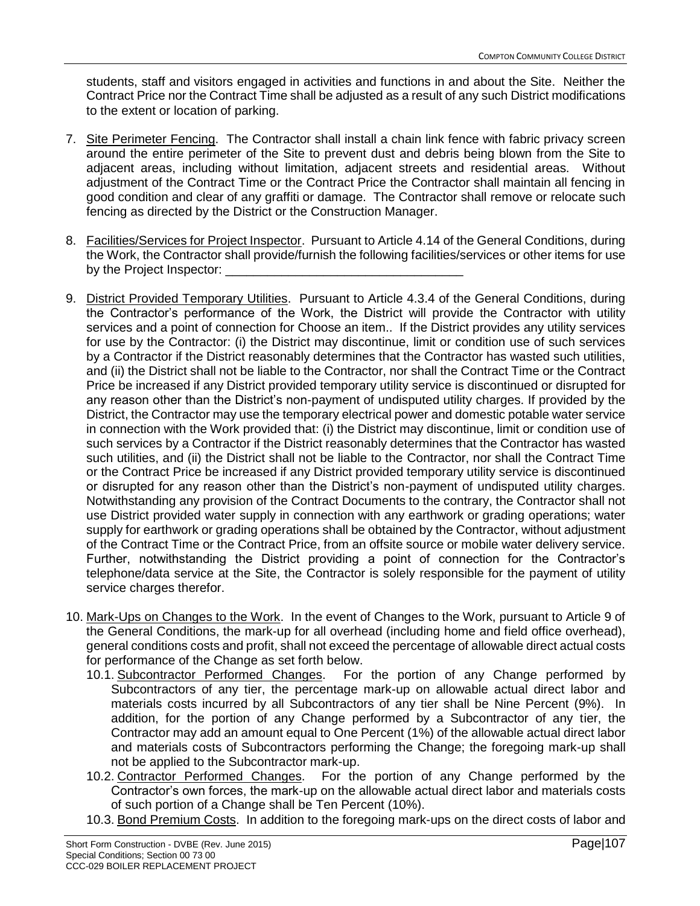students, staff and visitors engaged in activities and functions in and about the Site. Neither the Contract Price nor the Contract Time shall be adjusted as a result of any such District modifications to the extent or location of parking.

7. Site Perimeter Fencing. The Contractor shall install a chain link fence with fabric privacy screen around the entire perimeter of the Site to prevent dust and debris being blown from the Site to adjacent areas, including without limitation, adjacent streets and residential areas. Without adjustment of the Contract Time or the Contract Price the Contractor shall maintain all fencing in good condition and clear of any graffiti or damage. The Contractor shall remove or relocate such fencing as directed by the District or the Construction Manager.

8. Facilities/Services for Project Inspector. Pursuant to Article 4.14 of the General Conditions, during the Work, the Contractor shall provide/furnish the following facilities/services or other items for use by the Project Inspector: ___________________________________

9. District Provided Temporary Utilities. Pursuant to Article 4.3.4 of the General Conditions, during the Contractor's performance of the Work, the District will provide the Contractor with utility services and a point of connection for Choose an item.. If the District provides any utility services for use by the Contractor: (i) the District may discontinue, limit or condition use of such services by a Contractor if the District reasonably determines that the Contractor has wasted such utilities, and (ii) the District shall not be liable to the Contractor, nor shall the Contract Time or the Contract Price be increased if any District provided temporary utility service is discontinued or disrupted for any reason other than the District's non-payment of undisputed utility charges. If provided by the District, the Contractor may use the temporary electrical power and domestic potable water service in connection with the Work provided that: (i) the District may discontinue, limit or condition use of such services by a Contractor if the District reasonably determines that the Contractor has wasted such utilities, and (ii) the District shall not be liable to the Contractor, nor shall the Contract Time or the Contract Price be increased if any District provided temporary utility service is discontinued or disrupted for any reason other than the District's non-payment of undisputed utility charges. Notwithstanding any provision of the Contract Documents to the contrary, the Contractor shall not use District provided water supply in connection with any earthwork or grading operations; water supply for earthwork or grading operations shall be obtained by the Contractor, without adjustment of the Contract Time or the Contract Price, from an offsite source or mobile water delivery service. Further, notwithstanding the District providing a point of connection for the Contractor's telephone/data service at the Site, the Contractor is solely responsible for the payment of utility service charges therefor.

10. Mark-Ups on Changes to the Work. In the event of Changes to the Work, pursuant to Article 9 of the General Conditions, the mark-up for all overhead (including home and field office overhead), general conditions costs and profit, shall not exceed the percentage of allowable direct actual costs for performance of the Change as set forth below.
    - 10.1. Subcontractor Performed Changes. For the portion of any Change performed by Subcontractors of any tier, the percentage mark-up on allowable actual direct labor and materials costs incurred by all Subcontractors of any tier shall be Nine Percent (9%). In addition, for the portion of any Change performed by a Subcontractor of any tier, the Contractor may add an amount equal to One Percent (1%) of the allowable actual direct labor and materials costs of Subcontractors performing the Change; the foregoing mark-up shall not be applied to the Subcontractor mark-up.
    - 10.2. Contractor Performed Changes. For the portion of any Change performed by the Contractor's own forces, the mark-up on the allowable actual direct labor and materials costs of such portion of a Change shall be Ten Percent (10%).
    - 10.3. Bond Premium Costs. In addition to the foregoing mark-ups on the direct costs of labor and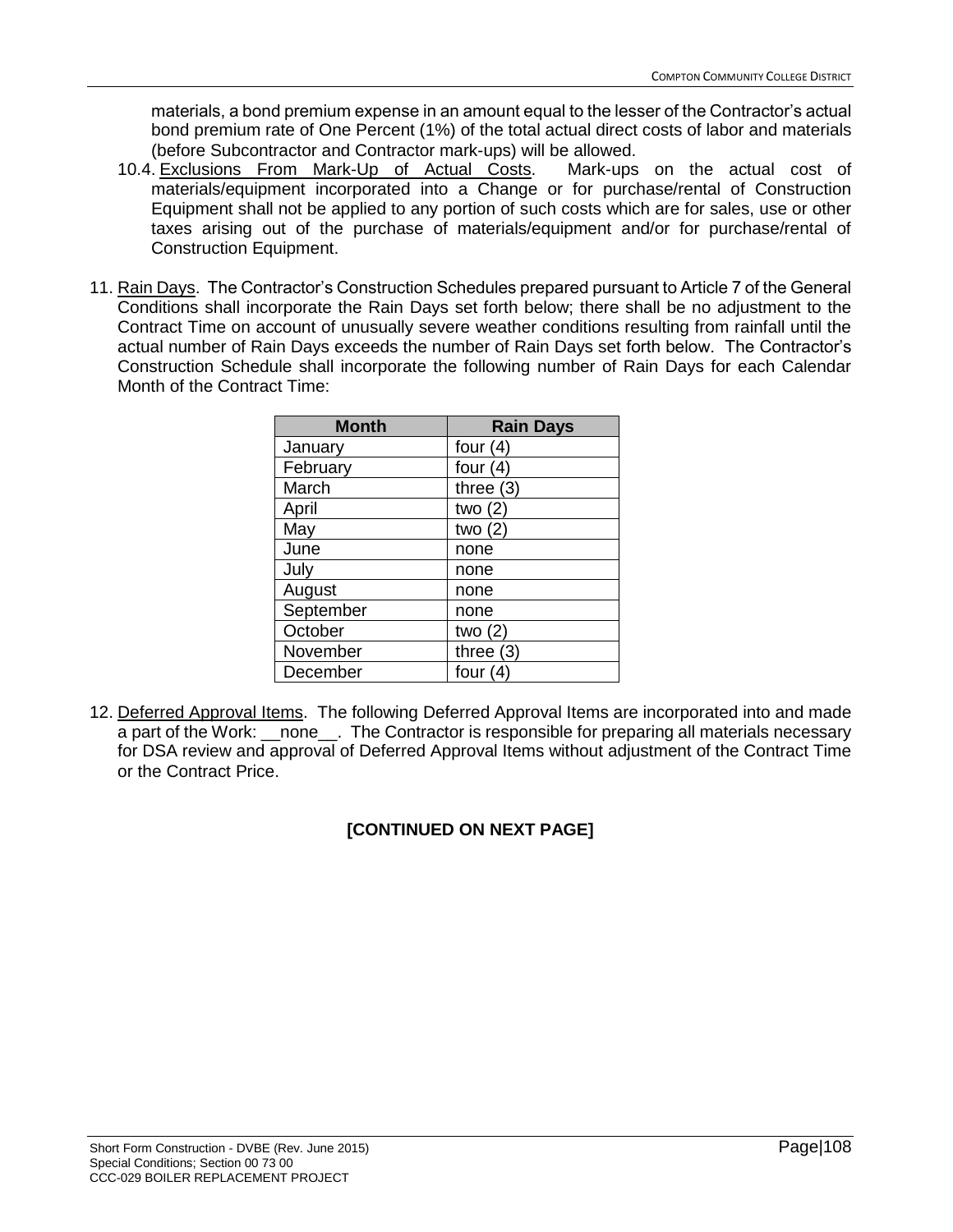materials, a bond premium expense in an amount equal to the lesser of the Contractor's actual bond premium rate of One Percent (1%) of the total actual direct costs of labor and materials (before Subcontractor and Contractor mark-ups) will be allowed.

10.4. Exclusions From Mark-Up of Actual Costs. Mark-ups on the actual cost of materials/equipment incorporated into a Change or for purchase/rental of Construction Equipment shall not be applied to any portion of such costs which are for sales, use or other taxes arising out of the purchase of materials/equipment and/or for purchase/rental of Construction Equipment.

11. Rain Days. The Contractor's Construction Schedules prepared pursuant to Article 7 of the General Conditions shall incorporate the Rain Days set forth below; there shall be no adjustment to the Contract Time on account of unusually severe weather conditions resulting from rainfall until the actual number of Rain Days exceeds the number of Rain Days set forth below. The Contractor's Construction Schedule shall incorporate the following number of Rain Days for each Calendar Month of the Contract Time:

| Month | Rain Days |
|---|---|
| January | four (4) |
| February | four (4) |
| March | three (3) |
| April | two (2) |
| May | two (2) |
| June | none |
| July | none |
| August | none |
| September | none |
| October | two (2) |
| November | three (3) |
| December | four (4) |

12. Deferred Approval Items. The following Deferred Approval Items are incorporated into and made a part of the Work: __none__. The Contractor is responsible for preparing all materials necessary for DSA review and approval of Deferred Approval Items without adjustment of the Contract Time or the Contract Price.

**[CONTINUED ON NEXT PAGE]**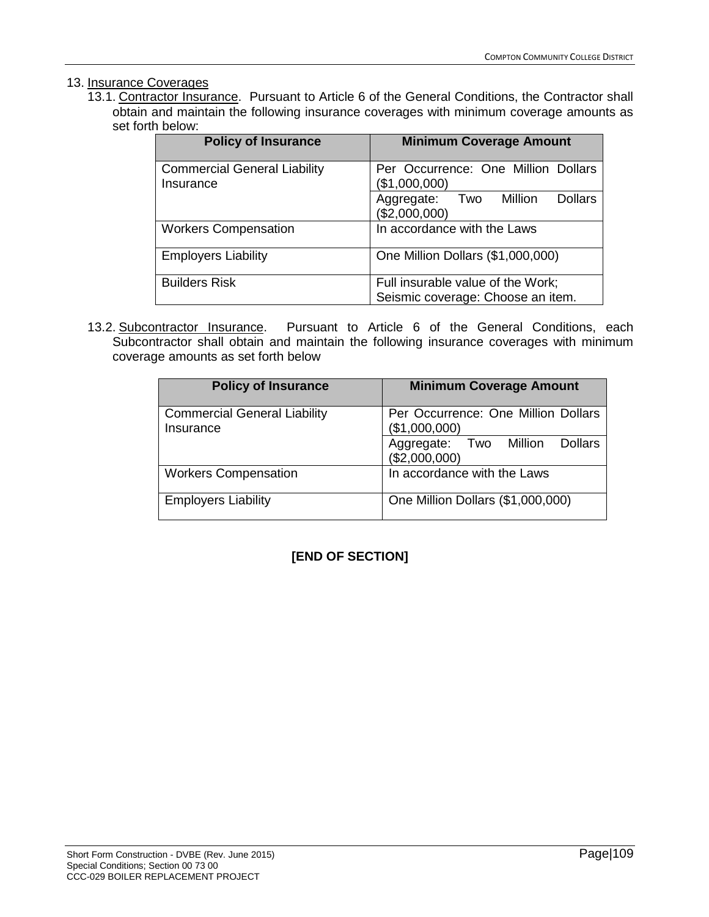13. Insurance Coverages

13.1. Contractor Insurance. Pursuant to Article 6 of the General Conditions, the Contractor shall obtain and maintain the following insurance coverages with minimum coverage amounts as set forth below:

| Policy of Insurance | Minimum Coverage Amount |
|---|---|
| Commercial General Liability Insurance | Per Occurrence: One Million Dollars ($1,000,000) |
| | Aggregate: Two Million Dollars ($2,000,000) |
| Workers Compensation | In accordance with the Laws |
| Employers Liability | One Million Dollars ($1,000,000) |
| Builders Risk | Full insurable value of the Work; Seismic coverage: Choose an item. |

13.2. Subcontractor Insurance. Pursuant to Article 6 of the General Conditions, each Subcontractor shall obtain and maintain the following insurance coverages with minimum coverage amounts as set forth below

| Policy of Insurance | Minimum Coverage Amount |
|---|---|
| Commercial General Liability Insurance | Per Occurrence: One Million Dollars ($1,000,000) |
| | Aggregate: Two Million Dollars ($2,000,000) |
| Workers Compensation | In accordance with the Laws |
| Employers Liability | One Million Dollars ($1,000,000) |

**[END OF SECTION]**